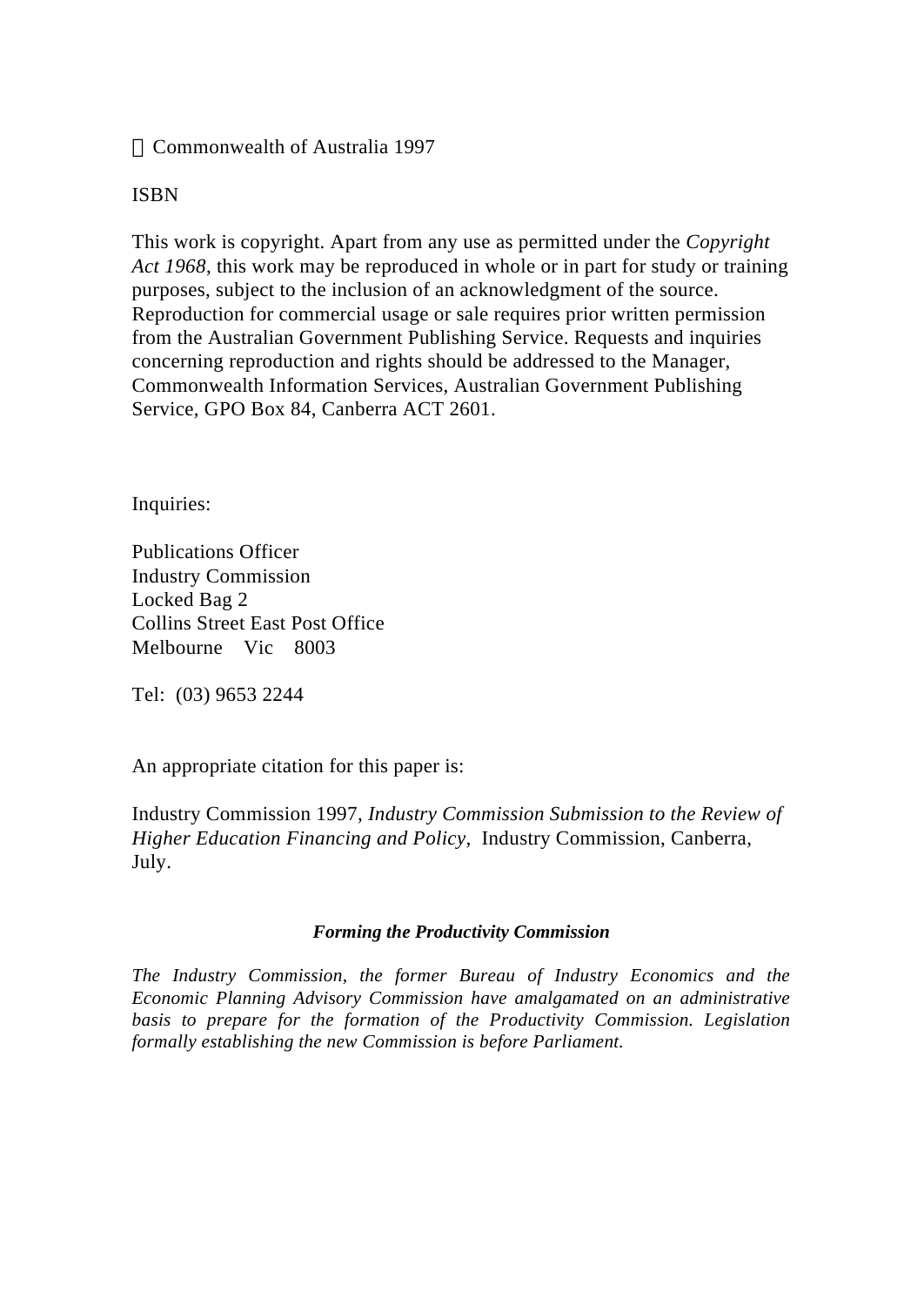Commonwealth of Australia 1997

ISBN

This work is copyright. Apart from any use as permitted under the *Copyright Act 1968*, this work may be reproduced in whole or in part for study or training purposes, subject to the inclusion of an acknowledgment of the source. Reproduction for commercial usage or sale requires prior written permission from the Australian Government Publishing Service. Requests and inquiries concerning reproduction and rights should be addressed to the Manager, Commonwealth Information Services, Australian Government Publishing Service, GPO Box 84, Canberra ACT 2601.

Inquiries:

Publications Officer
Industry Commission
Locked Bag 2
Collins Street East Post Office
Melbourne Vic 8003

Tel: (03) 9653 2244

An appropriate citation for this paper is:

Industry Commission 1997, *Industry Commission Submission to the Review of Higher Education Financing and Policy,* Industry Commission, Canberra, July.

***Forming the Productivity Commission***

*The Industry Commission, the former Bureau of Industry Economics and the Economic Planning Advisory Commission have amalgamated on an administrative basis to prepare for the formation of the Productivity Commission. Legislation formally establishing the new Commission is before Parliament.*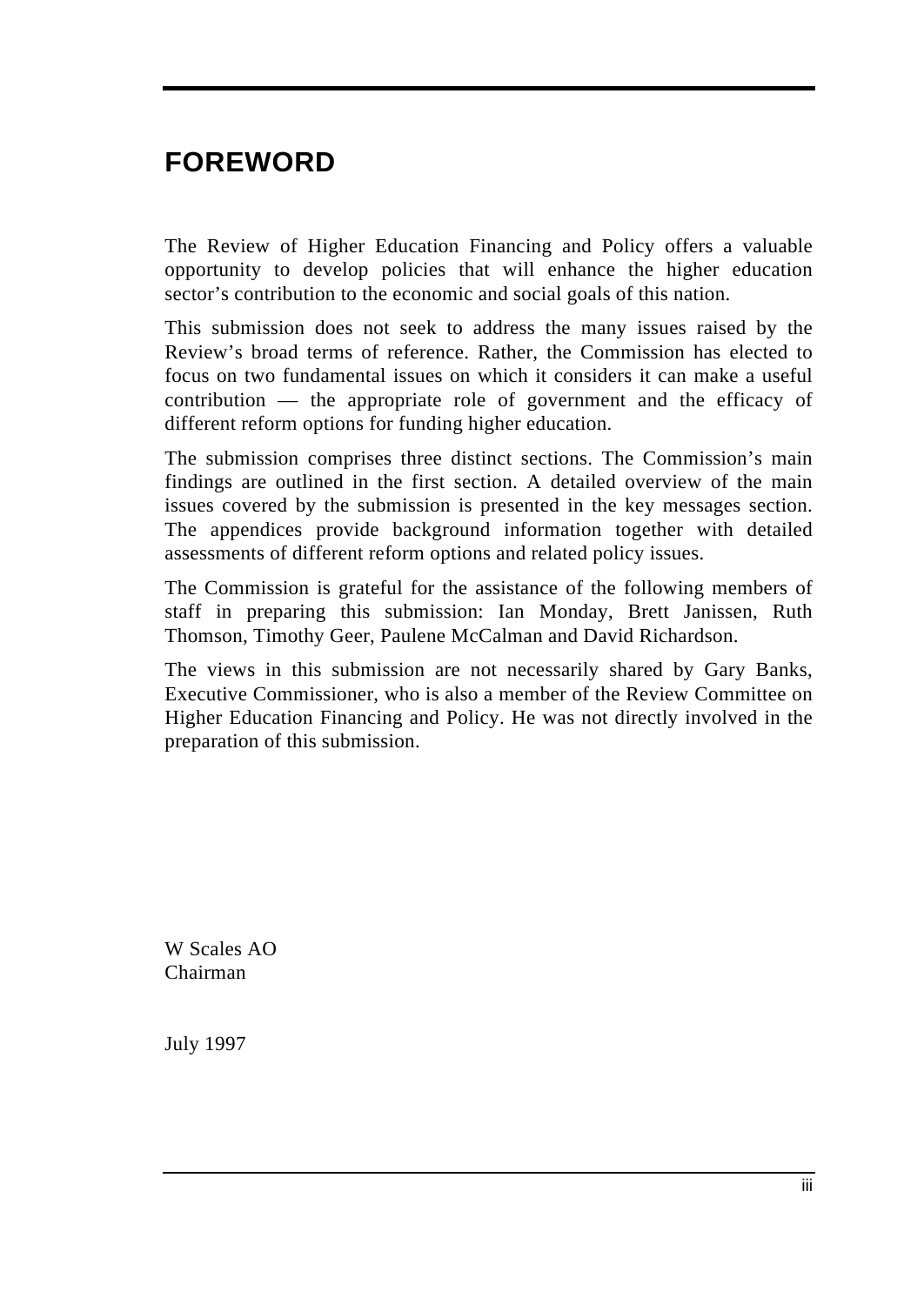# FOREWORD

The Review of Higher Education Financing and Policy offers a valuable opportunity to develop policies that will enhance the higher education sector's contribution to the economic and social goals of this nation.

This submission does not seek to address the many issues raised by the Review's broad terms of reference. Rather, the Commission has elected to focus on two fundamental issues on which it considers it can make a useful contribution — the appropriate role of government and the efficacy of different reform options for funding higher education.

The submission comprises three distinct sections. The Commission's main findings are outlined in the first section. A detailed overview of the main issues covered by the submission is presented in the key messages section. The appendices provide background information together with detailed assessments of different reform options and related policy issues.

The Commission is grateful for the assistance of the following members of staff in preparing this submission: Ian Monday, Brett Janissen, Ruth Thomson, Timothy Geer, Paulene McCalman and David Richardson.

The views in this submission are not necessarily shared by Gary Banks, Executive Commissioner, who is also a member of the Review Committee on Higher Education Financing and Policy. He was not directly involved in the preparation of this submission.

W Scales AO
Chairman

July 1997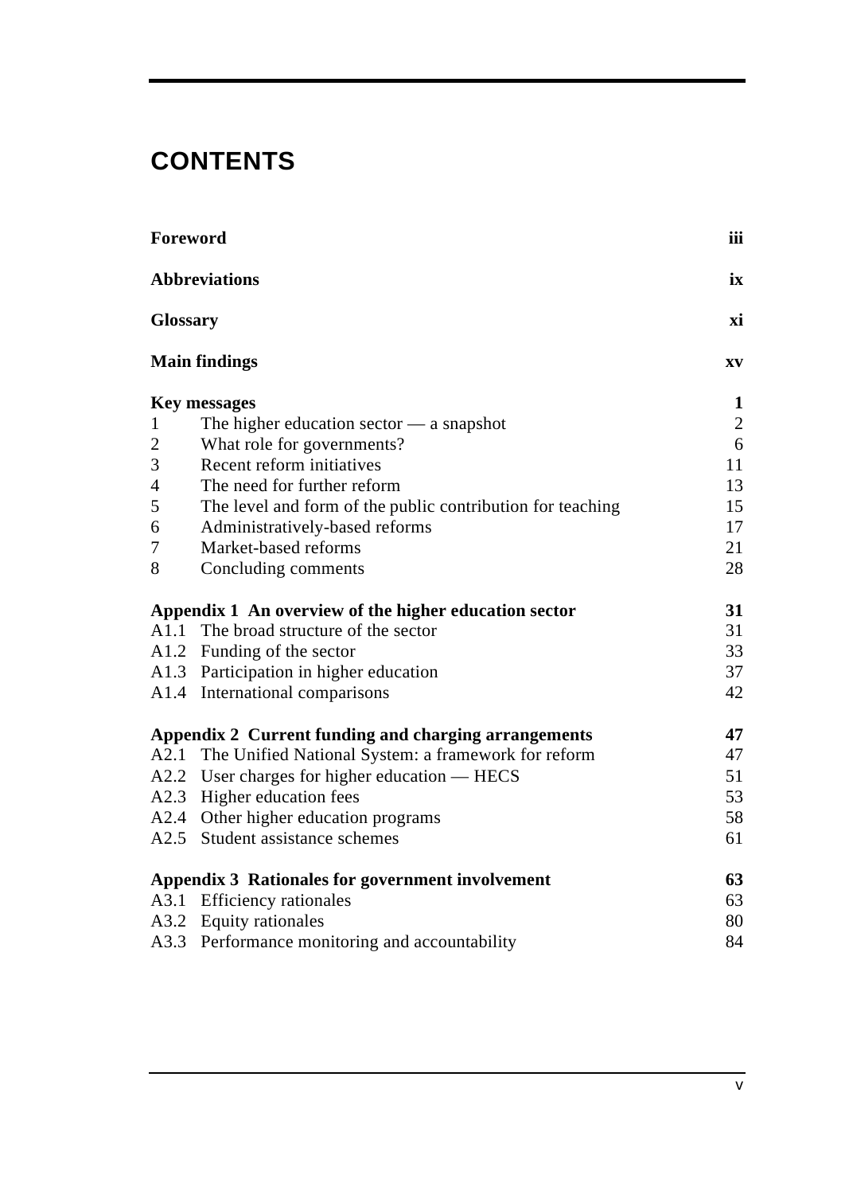# CONTENTS

| | | |
|---|---|---|
| **Foreword** | | **iii** |
| **Abbreviations** | | **ix** |
| **Glossary** | | **xi** |
| **Main findings** | | **xv** |
| **Key messages** | | **1** |
| 1 | The higher education sector — a snapshot | 2 |
| 2 | What role for governments? | 6 |
| 3 | Recent reform initiatives | 11 |
| 4 | The need for further reform | 13 |
| 5 | The level and form of the public contribution for teaching | 15 |
| 6 | Administratively-based reforms | 17 |
| 7 | Market-based reforms | 21 |
| 8 | Concluding comments | 28 |
| **Appendix 1 An overview of the higher education sector** | | **31** |
| A1.1 | The broad structure of the sector | 31 |
| A1.2 | Funding of the sector | 33 |
| A1.3 | Participation in higher education | 37 |
| A1.4 | International comparisons | 42 |
| **Appendix 2 Current funding and charging arrangements** | | **47** |
| A2.1 | The Unified National System: a framework for reform | 47 |
| A2.2 | User charges for higher education — HECS | 51 |
| A2.3 | Higher education fees | 53 |
| A2.4 | Other higher education programs | 58 |
| A2.5 | Student assistance schemes | 61 |
| **Appendix 3 Rationales for government involvement** | | **63** |
| A3.1 | Efficiency rationales | 63 |
| A3.2 | Equity rationales | 80 |
| A3.3 | Performance monitoring and accountability | 84 |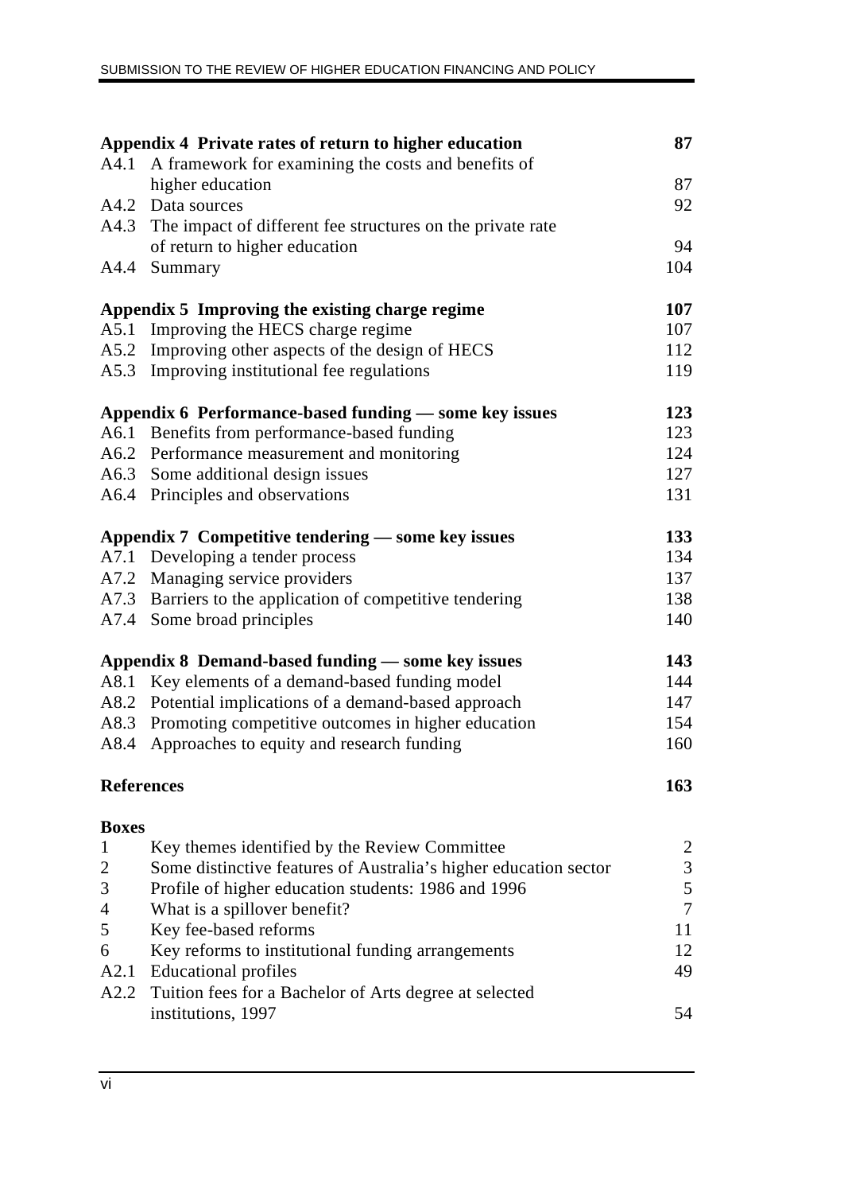| | | |
|---|---|---|
| **Appendix 4 Private rates of return to higher education** | | **87** |
| A4.1 | A framework for examining the costs and benefits of higher education | 87 |
| A4.2 | Data sources | 92 |
| A4.3 | The impact of different fee structures on the private rate of return to higher education | 94 |
| A4.4 | Summary | 104 |
| **Appendix 5 Improving the existing charge regime** | | **107** |
| A5.1 | Improving the HECS charge regime | 107 |
| A5.2 | Improving other aspects of the design of HECS | 112 |
| A5.3 | Improving institutional fee regulations | 119 |
| **Appendix 6 Performance-based funding — some key issues** | | **123** |
| A6.1 | Benefits from performance-based funding | 123 |
| A6.2 | Performance measurement and monitoring | 124 |
| A6.3 | Some additional design issues | 127 |
| A6.4 | Principles and observations | 131 |
| **Appendix 7 Competitive tendering — some key issues** | | **133** |
| A7.1 | Developing a tender process | 134 |
| A7.2 | Managing service providers | 137 |
| A7.3 | Barriers to the application of competitive tendering | 138 |
| A7.4 | Some broad principles | 140 |
| **Appendix 8 Demand-based funding — some key issues** | | **143** |
| A8.1 | Key elements of a demand-based funding model | 144 |
| A8.2 | Potential implications of a demand-based approach | 147 |
| A8.3 | Promoting competitive outcomes in higher education | 154 |
| A8.4 | Approaches to equity and research funding | 160 |
| **References** | | **163** |

**Boxes**

| | | |
|---|---|---|
| 1 | Key themes identified by the Review Committee | 2 |
| 2 | Some distinctive features of Australia's higher education sector | 3 |
| 3 | Profile of higher education students: 1986 and 1996 | 5 |
| 4 | What is a spillover benefit? | 7 |
| 5 | Key fee-based reforms | 11 |
| 6 | Key reforms to institutional funding arrangements | 12 |
| A2.1 | Educational profiles | 49 |
| A2.2 | Tuition fees for a Bachelor of Arts degree at selected institutions, 1997 | 54 |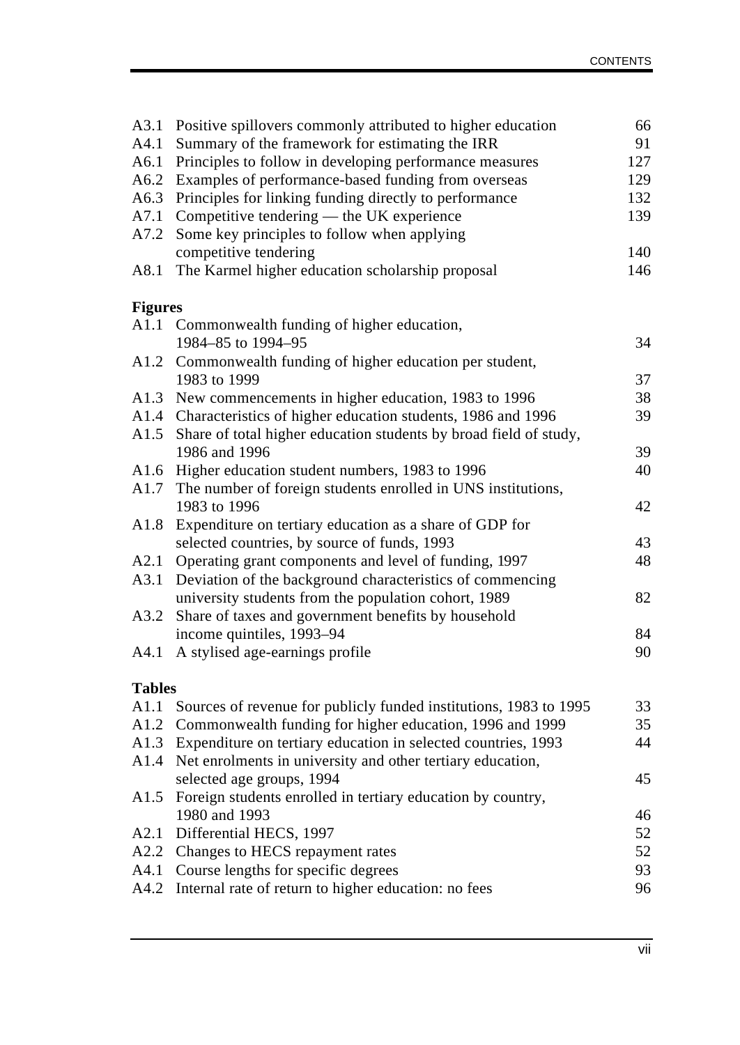| | | |
|---|---|---|
| A3.1 | Positive spillovers commonly attributed to higher education | 66 |
| A4.1 | Summary of the framework for estimating the IRR | 91 |
| A6.1 | Principles to follow in developing performance measures | 127 |
| A6.2 | Examples of performance-based funding from overseas | 129 |
| A6.3 | Principles for linking funding directly to performance | 132 |
| A7.1 | Competitive tendering — the UK experience | 139 |
| A7.2 | Some key principles to follow when applying competitive tendering | 140 |
| A8.1 | The Karmel higher education scholarship proposal | 146 |

**Figures**

| | | |
|---|---|---|
| A1.1 | Commonwealth funding of higher education, 1984–85 to 1994–95 | 34 |
| A1.2 | Commonwealth funding of higher education per student, 1983 to 1999 | 37 |
| A1.3 | New commencements in higher education, 1983 to 1996 | 38 |
| A1.4 | Characteristics of higher education students, 1986 and 1996 | 39 |
| A1.5 | Share of total higher education students by broad field of study, 1986 and 1996 | 39 |
| A1.6 | Higher education student numbers, 1983 to 1996 | 40 |
| A1.7 | The number of foreign students enrolled in UNS institutions, 1983 to 1996 | 42 |
| A1.8 | Expenditure on tertiary education as a share of GDP for selected countries, by source of funds, 1993 | 43 |
| A2.1 | Operating grant components and level of funding, 1997 | 48 |
| A3.1 | Deviation of the background characteristics of commencing university students from the population cohort, 1989 | 82 |
| A3.2 | Share of taxes and government benefits by household income quintiles, 1993–94 | 84 |
| A4.1 | A stylised age-earnings profile | 90 |

**Tables**

| | | |
|---|---|---|
| A1.1 | Sources of revenue for publicly funded institutions, 1983 to 1995 | 33 |
| A1.2 | Commonwealth funding for higher education, 1996 and 1999 | 35 |
| A1.3 | Expenditure on tertiary education in selected countries, 1993 | 44 |
| A1.4 | Net enrolments in university and other tertiary education, selected age groups, 1994 | 45 |
| A1.5 | Foreign students enrolled in tertiary education by country, 1980 and 1993 | 46 |
| A2.1 | Differential HECS, 1997 | 52 |
| A2.2 | Changes to HECS repayment rates | 52 |
| A4.1 | Course lengths for specific degrees | 93 |
| A4.2 | Internal rate of return to higher education: no fees | 96 |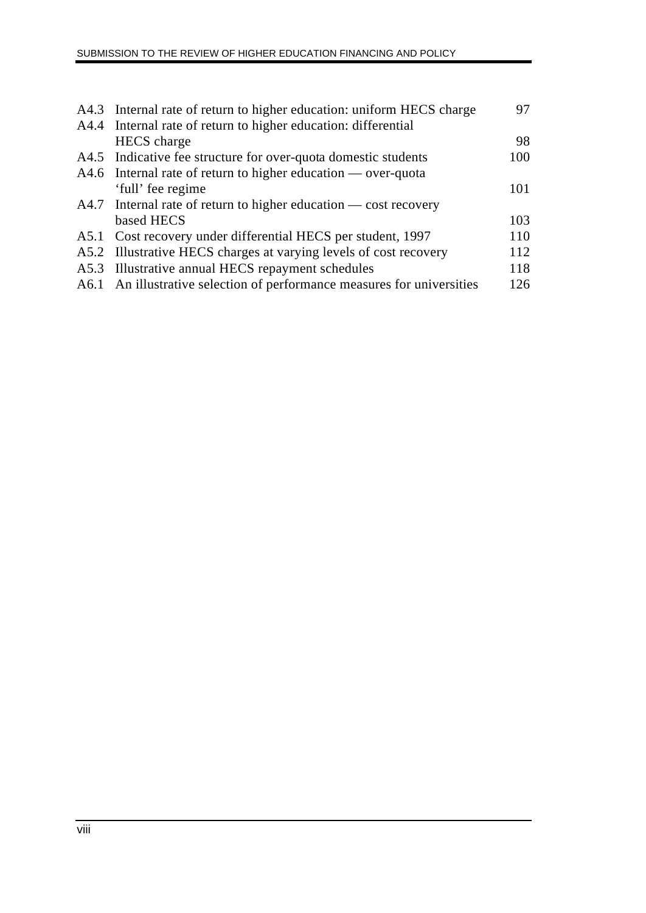| | | |
|---|---|---|
| A4.3 | Internal rate of return to higher education: uniform HECS charge | 97 |
| A4.4 | Internal rate of return to higher education: differential HECS charge | 98 |
| A4.5 | Indicative fee structure for over-quota domestic students | 100 |
| A4.6 | Internal rate of return to higher education — over-quota 'full' fee regime | 101 |
| A4.7 | Internal rate of return to higher education — cost recovery based HECS | 103 |
| A5.1 | Cost recovery under differential HECS per student, 1997 | 110 |
| A5.2 | Illustrative HECS charges at varying levels of cost recovery | 112 |
| A5.3 | Illustrative annual HECS repayment schedules | 118 |
| A6.1 | An illustrative selection of performance measures for universities | 126 |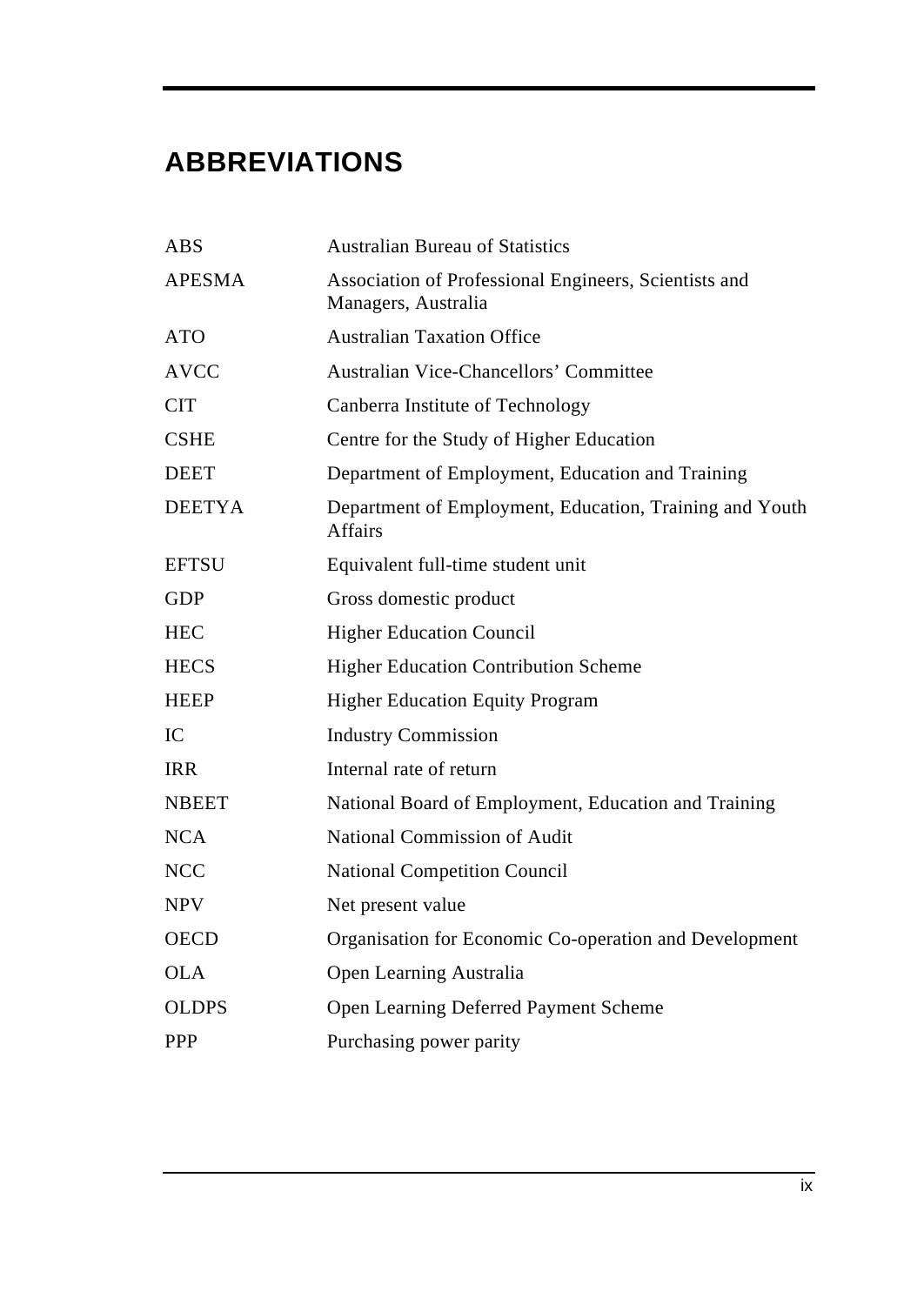# ABBREVIATIONS

| | |
|---|---|
| ABS | Australian Bureau of Statistics |
| APESMA | Association of Professional Engineers, Scientists and Managers, Australia |
| ATO | Australian Taxation Office |
| AVCC | Australian Vice-Chancellors' Committee |
| CIT | Canberra Institute of Technology |
| CSHE | Centre for the Study of Higher Education |
| DEET | Department of Employment, Education and Training |
| DEETYA | Department of Employment, Education, Training and Youth Affairs |
| EFTSU | Equivalent full-time student unit |
| GDP | Gross domestic product |
| HEC | Higher Education Council |
| HECS | Higher Education Contribution Scheme |
| HEEP | Higher Education Equity Program |
| IC | Industry Commission |
| IRR | Internal rate of return |
| NBEET | National Board of Employment, Education and Training |
| NCA | National Commission of Audit |
| NCC | National Competition Council |
| NPV | Net present value |
| OECD | Organisation for Economic Co-operation and Development |
| OLA | Open Learning Australia |
| OLDPS | Open Learning Deferred Payment Scheme |
| PPP | Purchasing power parity |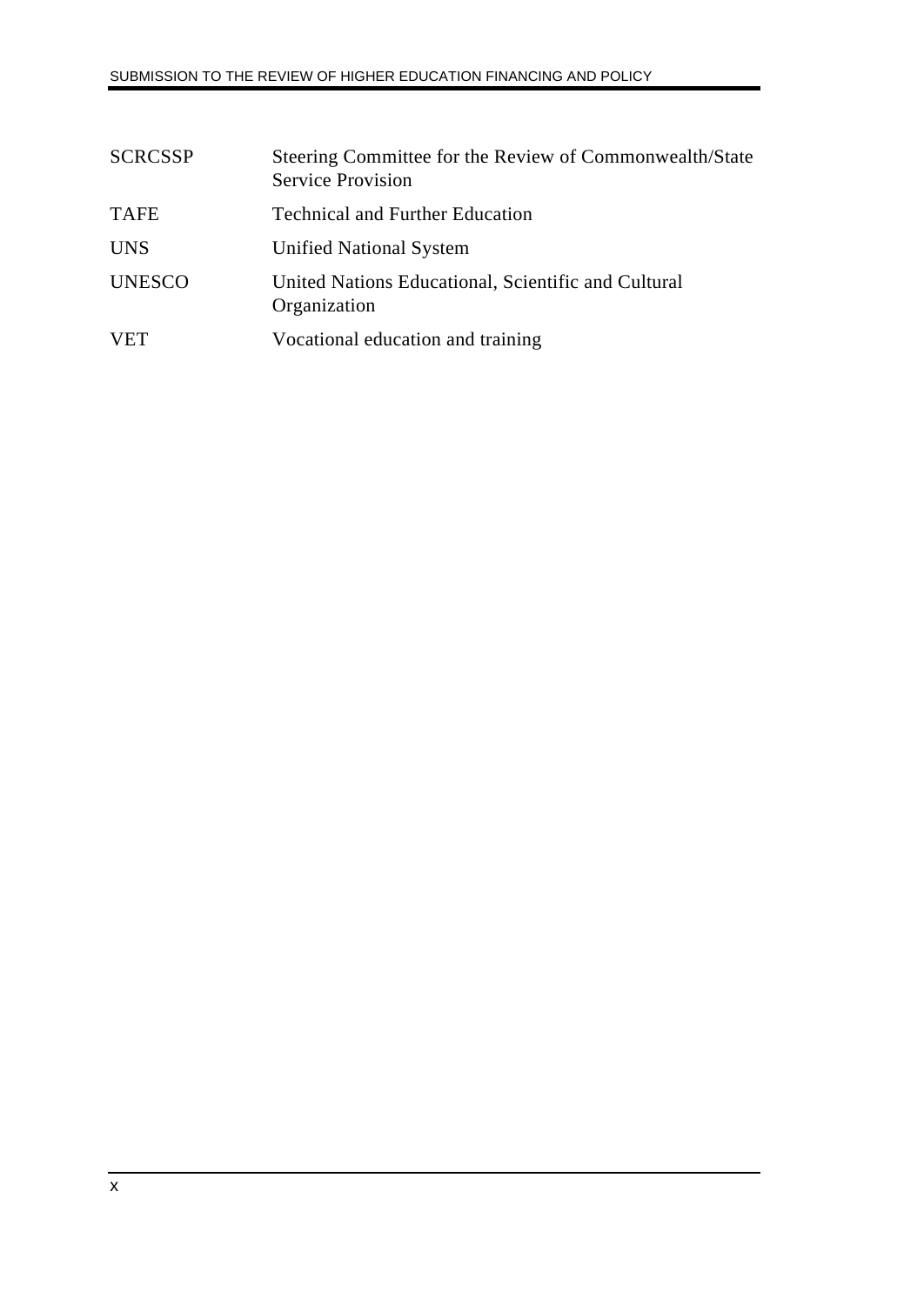| | |
|---|---|
| SCRCSSP | Steering Committee for the Review of Commonwealth/State Service Provision |
| TAFE | Technical and Further Education |
| UNS | Unified National System |
| UNESCO | United Nations Educational, Scientific and Cultural Organization |
| VET | Vocational education and training |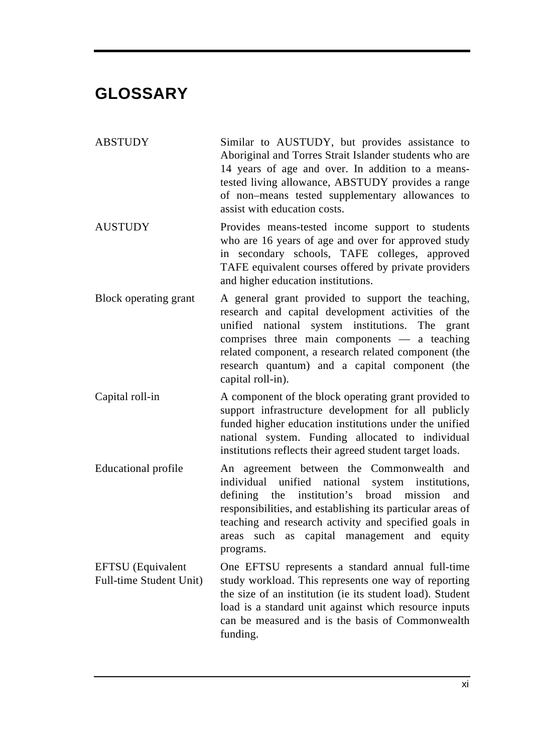# GLOSSARY

| | |
|---|---|
| ABSTUDY | Similar to AUSTUDY, but provides assistance to Aboriginal and Torres Strait Islander students who are 14 years of age and over. In addition to a means-tested living allowance, ABSTUDY provides a range of non–means tested supplementary allowances to assist with education costs. |
| AUSTUDY | Provides means-tested income support to students who are 16 years of age and over for approved study in secondary schools, TAFE colleges, approved TAFE equivalent courses offered by private providers and higher education institutions. |
| Block operating grant | A general grant provided to support the teaching, research and capital development activities of the unified national system institutions. The grant comprises three main components — a teaching related component, a research related component (the research quantum) and a capital component (the capital roll-in). |
| Capital roll-in | A component of the block operating grant provided to support infrastructure development for all publicly funded higher education institutions under the unified national system. Funding allocated to individual institutions reflects their agreed student target loads. |
| Educational profile | An agreement between the Commonwealth and individual unified national system institutions, defining the institution's broad mission and responsibilities, and establishing its particular areas of teaching and research activity and specified goals in areas such as capital management and equity programs. |
| EFTSU (Equivalent Full-time Student Unit) | One EFTSU represents a standard annual full-time study workload. This represents one way of reporting the size of an institution (ie its student load). Student load is a standard unit against which resource inputs can be measured and is the basis of Commonwealth funding. |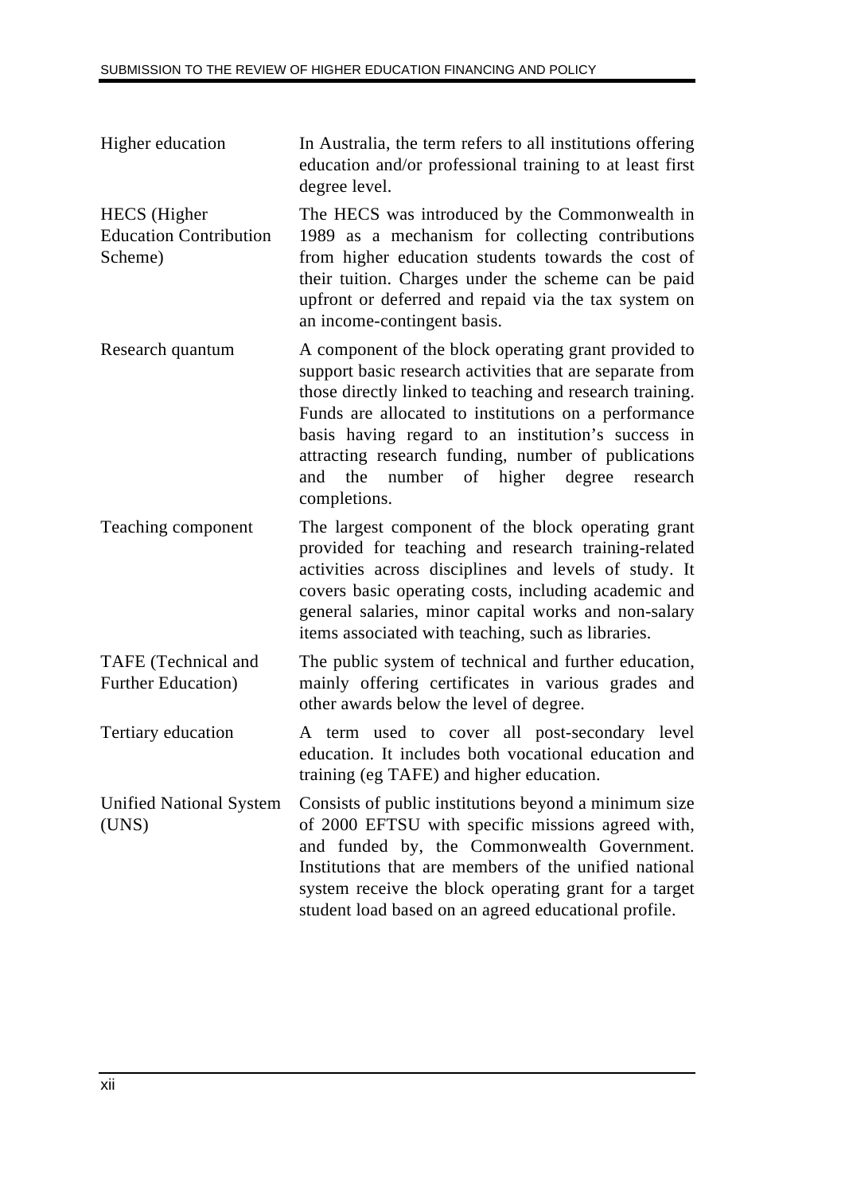| | |
|---|---|
| Higher education | In Australia, the term refers to all institutions offering education and/or professional training to at least first degree level. |
| HECS (Higher Education Contribution Scheme) | The HECS was introduced by the Commonwealth in 1989 as a mechanism for collecting contributions from higher education students towards the cost of their tuition. Charges under the scheme can be paid upfront or deferred and repaid via the tax system on an income-contingent basis. |
| Research quantum | A component of the block operating grant provided to support basic research activities that are separate from those directly linked to teaching and research training. Funds are allocated to institutions on a performance basis having regard to an institution's success in attracting research funding, number of publications and the number of higher degree research completions. |
| Teaching component | The largest component of the block operating grant provided for teaching and research training-related activities across disciplines and levels of study. It covers basic operating costs, including academic and general salaries, minor capital works and non-salary items associated with teaching, such as libraries. |
| TAFE (Technical and Further Education) | The public system of technical and further education, mainly offering certificates in various grades and other awards below the level of degree. |
| Tertiary education | A term used to cover all post-secondary level education. It includes both vocational education and training (eg TAFE) and higher education. |
| Unified National System (UNS) | Consists of public institutions beyond a minimum size of 2000 EFTSU with specific missions agreed with, and funded by, the Commonwealth Government. Institutions that are members of the unified national system receive the block operating grant for a target student load based on an agreed educational profile. |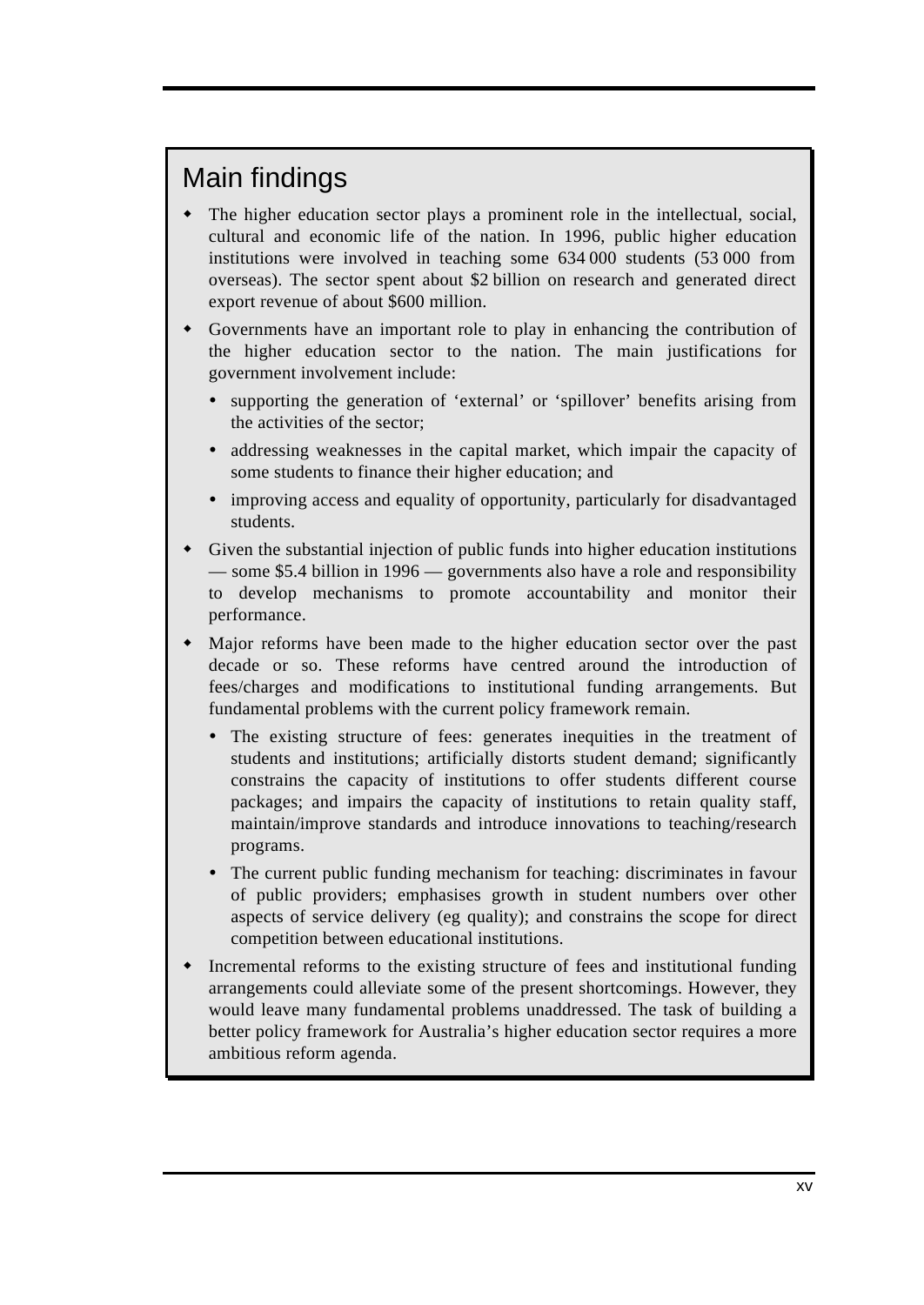# Main findings

- The higher education sector plays a prominent role in the intellectual, social, cultural and economic life of the nation. In 1996, public higher education institutions were involved in teaching some 634 000 students (53 000 from overseas). The sector spent about $2 billion on research and generated direct export revenue of about $600 million.
- Governments have an important role to play in enhancing the contribution of the higher education sector to the nation. The main justifications for government involvement include:
  - supporting the generation of 'external' or 'spillover' benefits arising from the activities of the sector;
  - addressing weaknesses in the capital market, which impair the capacity of some students to finance their higher education; and
  - improving access and equality of opportunity, particularly for disadvantaged students.
- Given the substantial injection of public funds into higher education institutions — some $5.4 billion in 1996 — governments also have a role and responsibility to develop mechanisms to promote accountability and monitor their performance.
- Major reforms have been made to the higher education sector over the past decade or so. These reforms have centred around the introduction of fees/charges and modifications to institutional funding arrangements. But fundamental problems with the current policy framework remain.
  - The existing structure of fees: generates inequities in the treatment of students and institutions; artificially distorts student demand; significantly constrains the capacity of institutions to offer students different course packages; and impairs the capacity of institutions to retain quality staff, maintain/improve standards and introduce innovations to teaching/research programs.
  - The current public funding mechanism for teaching: discriminates in favour of public providers; emphasises growth in student numbers over other aspects of service delivery (eg quality); and constrains the scope for direct competition between educational institutions.
- Incremental reforms to the existing structure of fees and institutional funding arrangements could alleviate some of the present shortcomings. However, they would leave many fundamental problems unaddressed. The task of building a better policy framework for Australia's higher education sector requires a more ambitious reform agenda.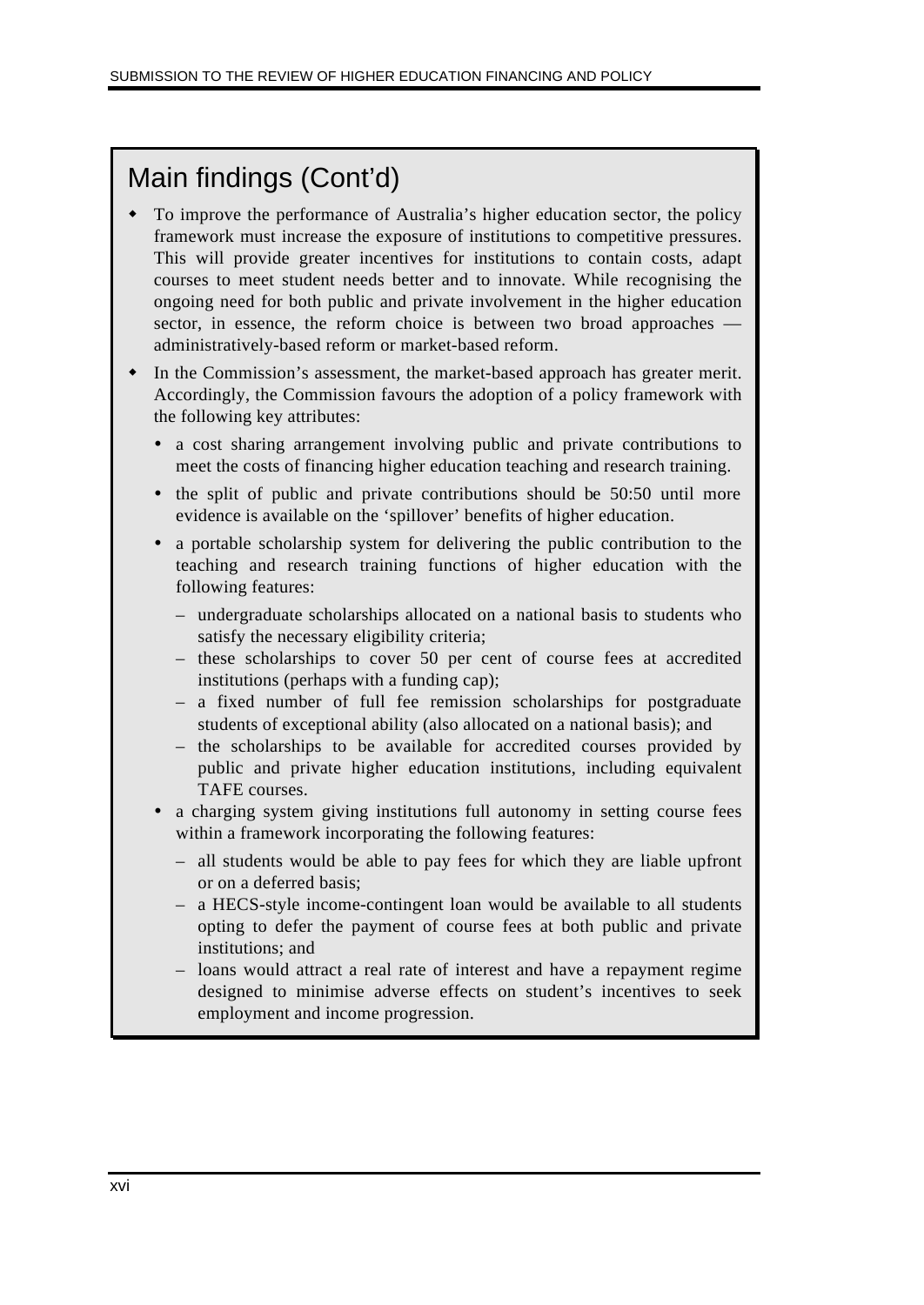## Main findings (Cont'd)

- To improve the performance of Australia's higher education sector, the policy framework must increase the exposure of institutions to competitive pressures. This will provide greater incentives for institutions to contain costs, adapt courses to meet student needs better and to innovate. While recognising the ongoing need for both public and private involvement in the higher education sector, in essence, the reform choice is between two broad approaches — administratively-based reform or market-based reform.
- In the Commission's assessment, the market-based approach has greater merit. Accordingly, the Commission favours the adoption of a policy framework with the following key attributes:
  - a cost sharing arrangement involving public and private contributions to meet the costs of financing higher education teaching and research training.
  - the split of public and private contributions should be 50:50 until more evidence is available on the 'spillover' benefits of higher education.
  - a portable scholarship system for delivering the public contribution to the teaching and research training functions of higher education with the following features:
    - undergraduate scholarships allocated on a national basis to students who satisfy the necessary eligibility criteria;
    - these scholarships to cover 50 per cent of course fees at accredited institutions (perhaps with a funding cap);
    - a fixed number of full fee remission scholarships for postgraduate students of exceptional ability (also allocated on a national basis); and
    - the scholarships to be available for accredited courses provided by public and private higher education institutions, including equivalent TAFE courses.
  - a charging system giving institutions full autonomy in setting course fees within a framework incorporating the following features:
    - all students would be able to pay fees for which they are liable upfront or on a deferred basis;
    - a HECS-style income-contingent loan would be available to all students opting to defer the payment of course fees at both public and private institutions; and
    - loans would attract a real rate of interest and have a repayment regime designed to minimise adverse effects on student's incentives to seek employment and income progression.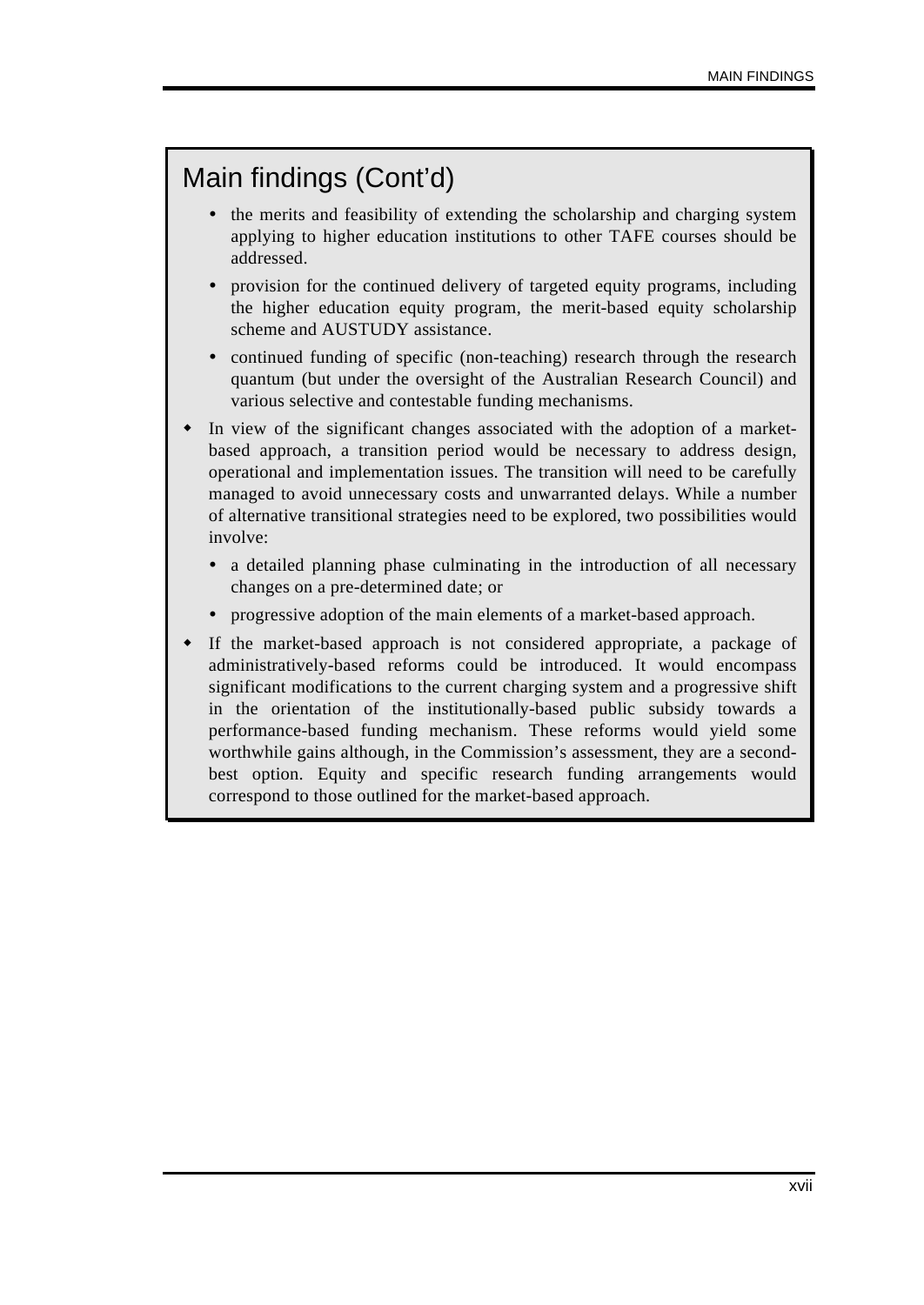## Main findings (Cont'd)

  - the merits and feasibility of extending the scholarship and charging system applying to higher education institutions to other TAFE courses should be addressed.
  - provision for the continued delivery of targeted equity programs, including the higher education equity program, the merit-based equity scholarship scheme and AUSTUDY assistance.
  - continued funding of specific (non-teaching) research through the research quantum (but under the oversight of the Australian Research Council) and various selective and contestable funding mechanisms.

- In view of the significant changes associated with the adoption of a market-based approach, a transition period would be necessary to address design, operational and implementation issues. The transition will need to be carefully managed to avoid unnecessary costs and unwarranted delays. While a number of alternative transitional strategies need to be explored, two possibilities would involve:
  - a detailed planning phase culminating in the introduction of all necessary changes on a pre-determined date; or
  - progressive adoption of the main elements of a market-based approach.
- If the market-based approach is not considered appropriate, a package of administratively-based reforms could be introduced. It would encompass significant modifications to the current charging system and a progressive shift in the orientation of the institutionally-based public subsidy towards a performance-based funding mechanism. These reforms would yield some worthwhile gains although, in the Commission's assessment, they are a second-best option. Equity and specific research funding arrangements would correspond to those outlined for the market-based approach.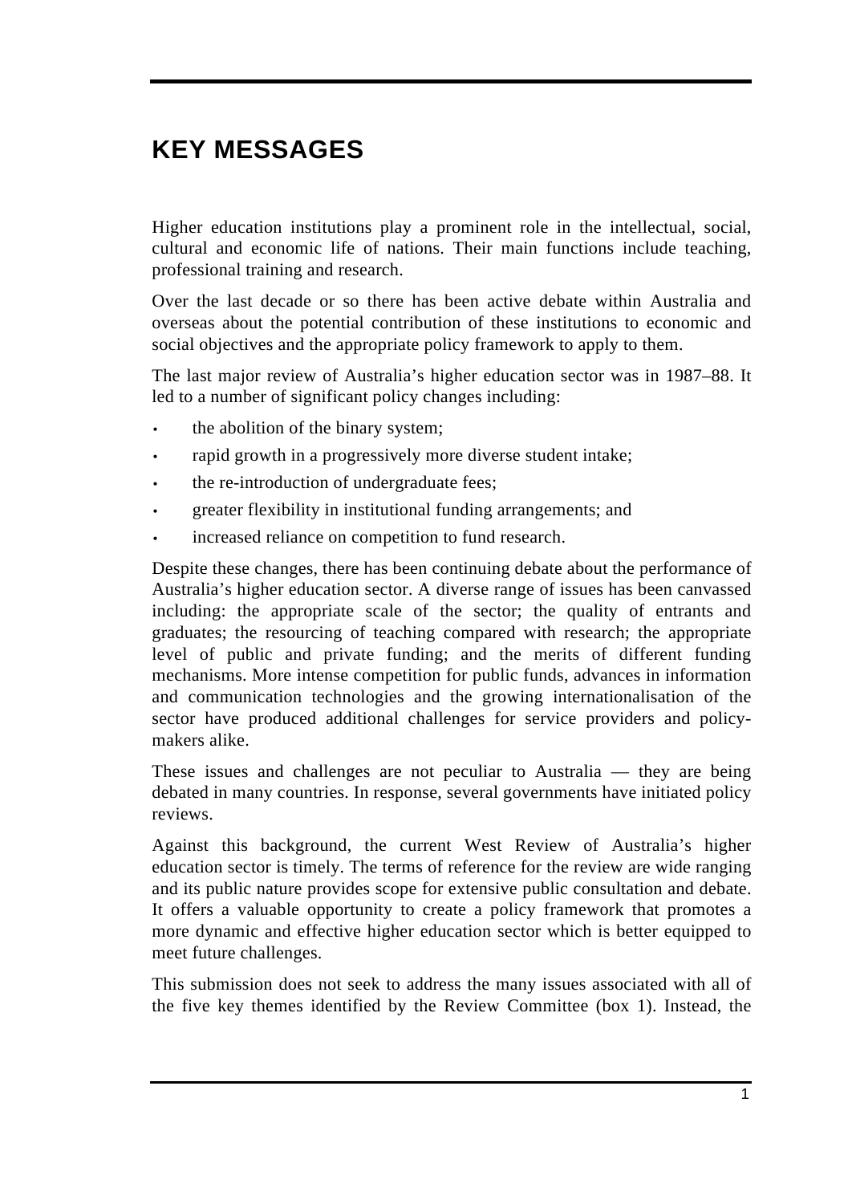# KEY MESSAGES

Higher education institutions play a prominent role in the intellectual, social, cultural and economic life of nations. Their main functions include teaching, professional training and research.

Over the last decade or so there has been active debate within Australia and overseas about the potential contribution of these institutions to economic and social objectives and the appropriate policy framework to apply to them.

The last major review of Australia's higher education sector was in 1987–88. It led to a number of significant policy changes including:

- the abolition of the binary system;
- rapid growth in a progressively more diverse student intake;
- the re-introduction of undergraduate fees;
- greater flexibility in institutional funding arrangements; and
- increased reliance on competition to fund research.

Despite these changes, there has been continuing debate about the performance of Australia's higher education sector. A diverse range of issues has been canvassed including: the appropriate scale of the sector; the quality of entrants and graduates; the resourcing of teaching compared with research; the appropriate level of public and private funding; and the merits of different funding mechanisms. More intense competition for public funds, advances in information and communication technologies and the growing internationalisation of the sector have produced additional challenges for service providers and policy-makers alike.

These issues and challenges are not peculiar to Australia — they are being debated in many countries. In response, several governments have initiated policy reviews.

Against this background, the current West Review of Australia's higher education sector is timely. The terms of reference for the review are wide ranging and its public nature provides scope for extensive public consultation and debate. It offers a valuable opportunity to create a policy framework that promotes a more dynamic and effective higher education sector which is better equipped to meet future challenges.

This submission does not seek to address the many issues associated with all of the five key themes identified by the Review Committee (box 1). Instead, the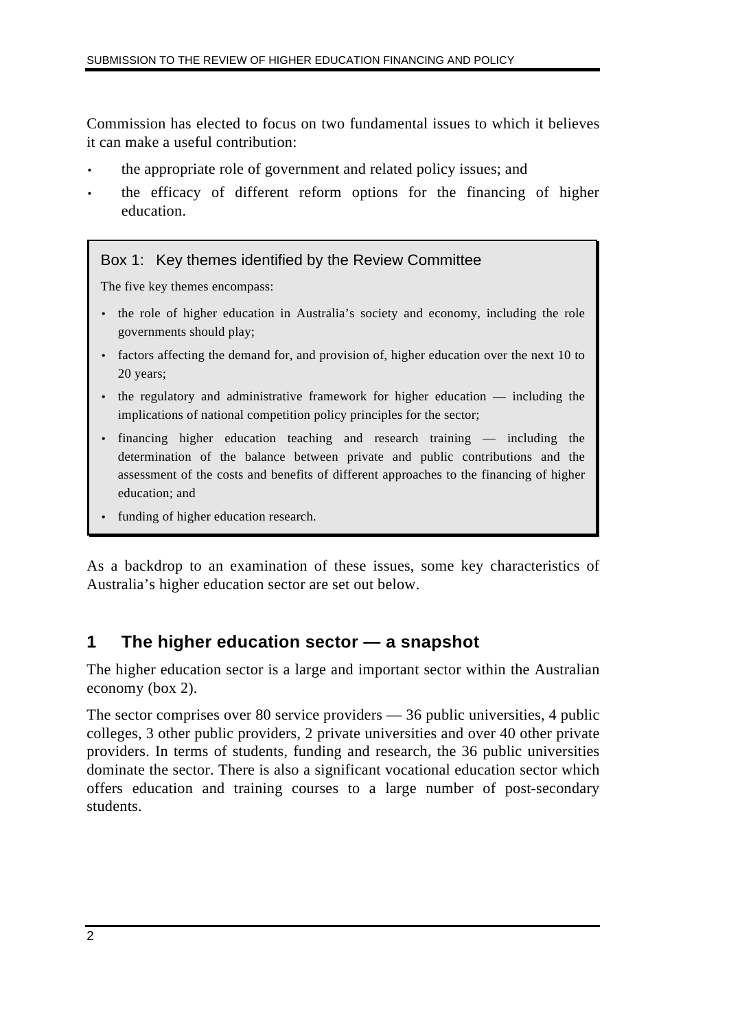Commission has elected to focus on two fundamental issues to which it believes it can make a useful contribution:

- the appropriate role of government and related policy issues; and
- the efficacy of different reform options for the financing of higher education.

> **Box 1: Key themes identified by the Review Committee**
>
> The five key themes encompass:
>
> - the role of higher education in Australia's society and economy, including the role governments should play;
> - factors affecting the demand for, and provision of, higher education over the next 10 to 20 years;
> - the regulatory and administrative framework for higher education — including the implications of national competition policy principles for the sector;
> - financing higher education teaching and research training — including the determination of the balance between private and public contributions and the assessment of the costs and benefits of different approaches to the financing of higher education; and
> - funding of higher education research.

As a backdrop to an examination of these issues, some key characteristics of Australia's higher education sector are set out below.

## 1 The higher education sector — a snapshot

The higher education sector is a large and important sector within the Australian economy (box 2).

The sector comprises over 80 service providers — 36 public universities, 4 public colleges, 3 other public providers, 2 private universities and over 40 other private providers. In terms of students, funding and research, the 36 public universities dominate the sector. There is also a significant vocational education sector which offers education and training courses to a large number of post-secondary students.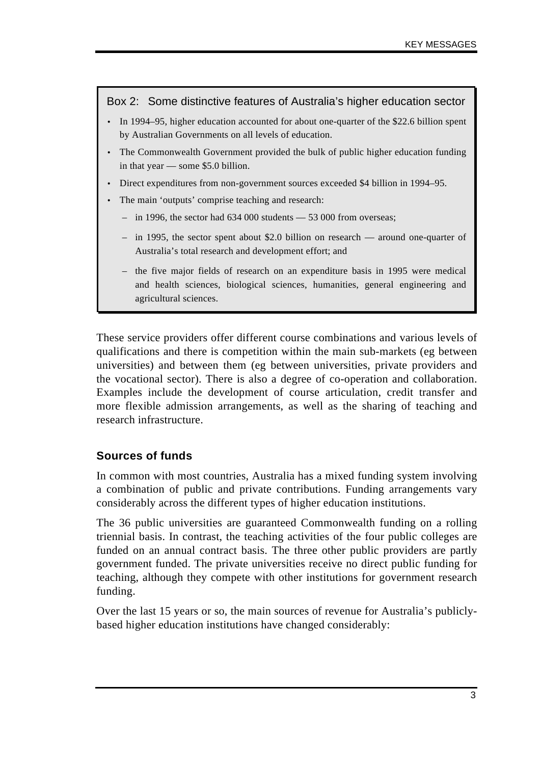**Box 2: Some distinctive features of Australia's higher education sector**

- In 1994–95, higher education accounted for about one-quarter of the $22.6 billion spent by Australian Governments on all levels of education.
- The Commonwealth Government provided the bulk of public higher education funding in that year — some $5.0 billion.
- Direct expenditures from non-government sources exceeded $4 billion in 1994–95.
- The main 'outputs' comprise teaching and research:
  - in 1996, the sector had 634 000 students — 53 000 from overseas;
  - in 1995, the sector spent about $2.0 billion on research — around one-quarter of Australia's total research and development effort; and
  - the five major fields of research on an expenditure basis in 1995 were medical and health sciences, biological sciences, humanities, general engineering and agricultural sciences.

These service providers offer different course combinations and various levels of qualifications and there is competition within the main sub-markets (eg between universities) and between them (eg between universities, private providers and the vocational sector). There is also a degree of co-operation and collaboration. Examples include the development of course articulation, credit transfer and more flexible admission arrangements, as well as the sharing of teaching and research infrastructure.

### Sources of funds

In common with most countries, Australia has a mixed funding system involving a combination of public and private contributions. Funding arrangements vary considerably across the different types of higher education institutions.

The 36 public universities are guaranteed Commonwealth funding on a rolling triennial basis. In contrast, the teaching activities of the four public colleges are funded on an annual contract basis. The three other public providers are partly government funded. The private universities receive no direct public funding for teaching, although they compete with other institutions for government research funding.

Over the last 15 years or so, the main sources of revenue for Australia's publicly-based higher education institutions have changed considerably: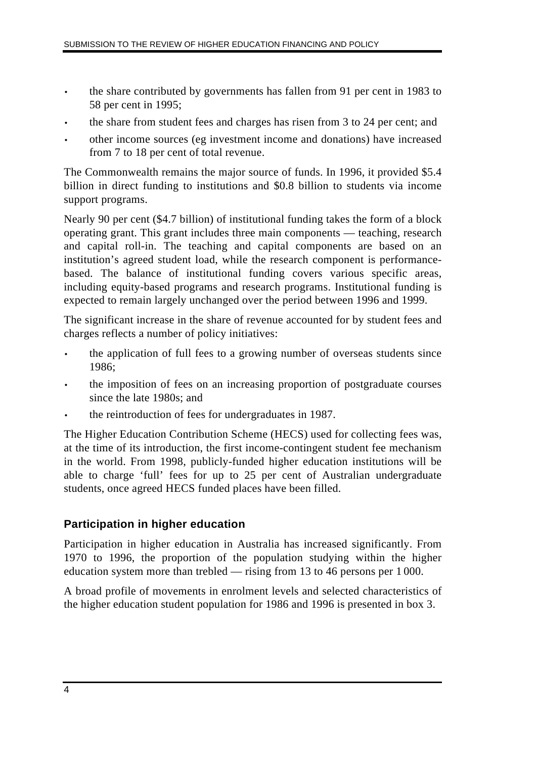- the share contributed by governments has fallen from 91 per cent in 1983 to 58 per cent in 1995;
- the share from student fees and charges has risen from 3 to 24 per cent; and
- other income sources (eg investment income and donations) have increased from 7 to 18 per cent of total revenue.

The Commonwealth remains the major source of funds. In 1996, it provided $5.4 billion in direct funding to institutions and $0.8 billion to students via income support programs.

Nearly 90 per cent ($4.7 billion) of institutional funding takes the form of a block operating grant. This grant includes three main components — teaching, research and capital roll-in. The teaching and capital components are based on an institution's agreed student load, while the research component is performance-based. The balance of institutional funding covers various specific areas, including equity-based programs and research programs. Institutional funding is expected to remain largely unchanged over the period between 1996 and 1999.

The significant increase in the share of revenue accounted for by student fees and charges reflects a number of policy initiatives:

- the application of full fees to a growing number of overseas students since 1986;
- the imposition of fees on an increasing proportion of postgraduate courses since the late 1980s; and
- the reintroduction of fees for undergraduates in 1987.

The Higher Education Contribution Scheme (HECS) used for collecting fees was, at the time of its introduction, the first income-contingent student fee mechanism in the world. From 1998, publicly-funded higher education institutions will be able to charge 'full' fees for up to 25 per cent of Australian undergraduate students, once agreed HECS funded places have been filled.

## Participation in higher education

Participation in higher education in Australia has increased significantly. From 1970 to 1996, the proportion of the population studying within the higher education system more than trebled — rising from 13 to 46 persons per 1 000.

A broad profile of movements in enrolment levels and selected characteristics of the higher education student population for 1986 and 1996 is presented in box 3.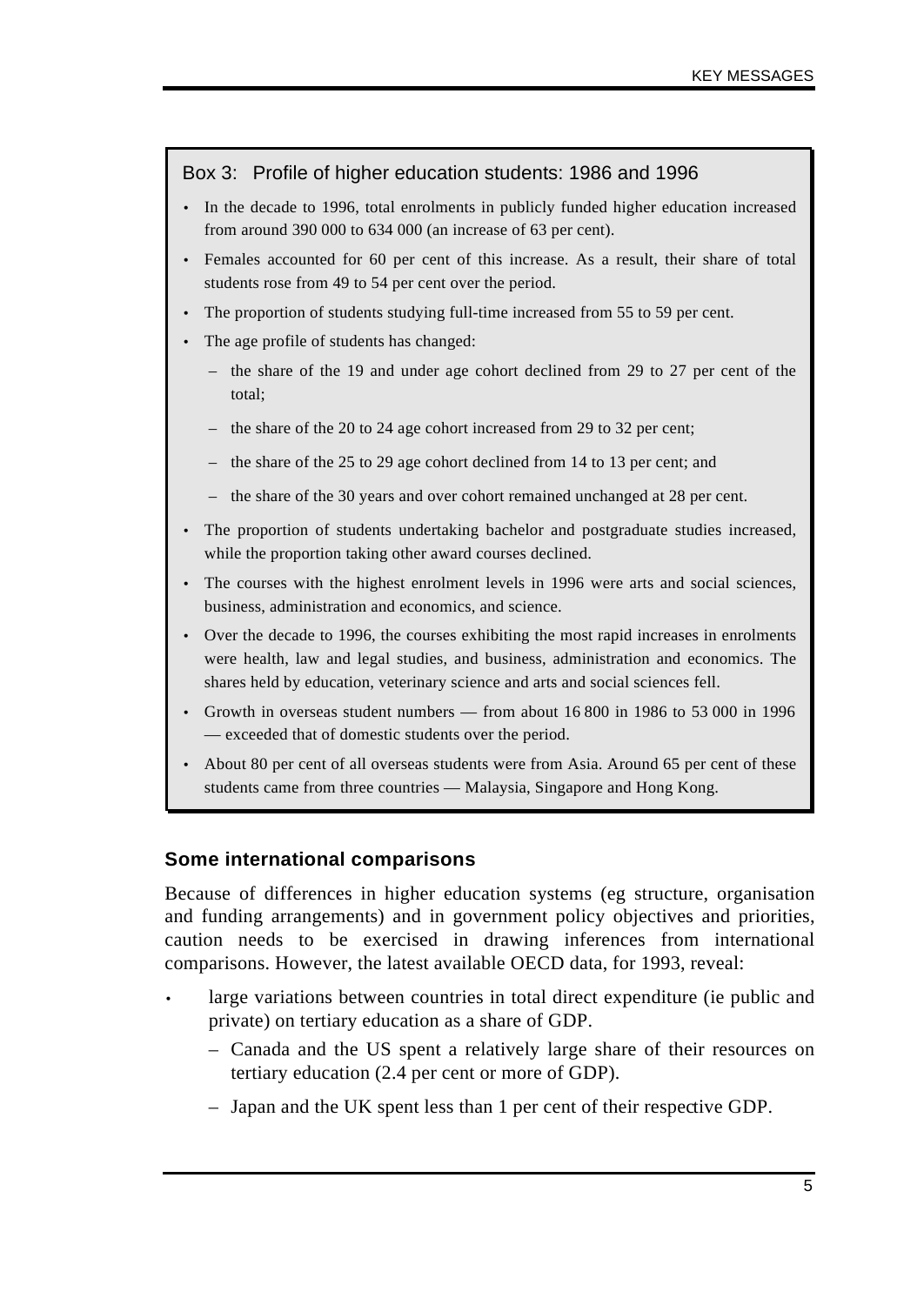### Box 3: Profile of higher education students: 1986 and 1996

- In the decade to 1996, total enrolments in publicly funded higher education increased from around 390 000 to 634 000 (an increase of 63 per cent).
- Females accounted for 60 per cent of this increase. As a result, their share of total students rose from 49 to 54 per cent over the period.
- The proportion of students studying full-time increased from 55 to 59 per cent.
- The age profile of students has changed:
  - the share of the 19 and under age cohort declined from 29 to 27 per cent of the total;
  - the share of the 20 to 24 age cohort increased from 29 to 32 per cent;
  - the share of the 25 to 29 age cohort declined from 14 to 13 per cent; and
  - the share of the 30 years and over cohort remained unchanged at 28 per cent.
- The proportion of students undertaking bachelor and postgraduate studies increased, while the proportion taking other award courses declined.
- The courses with the highest enrolment levels in 1996 were arts and social sciences, business, administration and economics, and science.
- Over the decade to 1996, the courses exhibiting the most rapid increases in enrolments were health, law and legal studies, and business, administration and economics. The shares held by education, veterinary science and arts and social sciences fell.
- Growth in overseas student numbers — from about 16 800 in 1986 to 53 000 in 1996 — exceeded that of domestic students over the period.
- About 80 per cent of all overseas students were from Asia. Around 65 per cent of these students came from three countries — Malaysia, Singapore and Hong Kong.

## Some international comparisons

Because of differences in higher education systems (eg structure, organisation and funding arrangements) and in government policy objectives and priorities, caution needs to be exercised in drawing inferences from international comparisons. However, the latest available OECD data, for 1993, reveal:

- large variations between countries in total direct expenditure (ie public and private) on tertiary education as a share of GDP.
  - Canada and the US spent a relatively large share of their resources on tertiary education (2.4 per cent or more of GDP).
  - Japan and the UK spent less than 1 per cent of their respective GDP.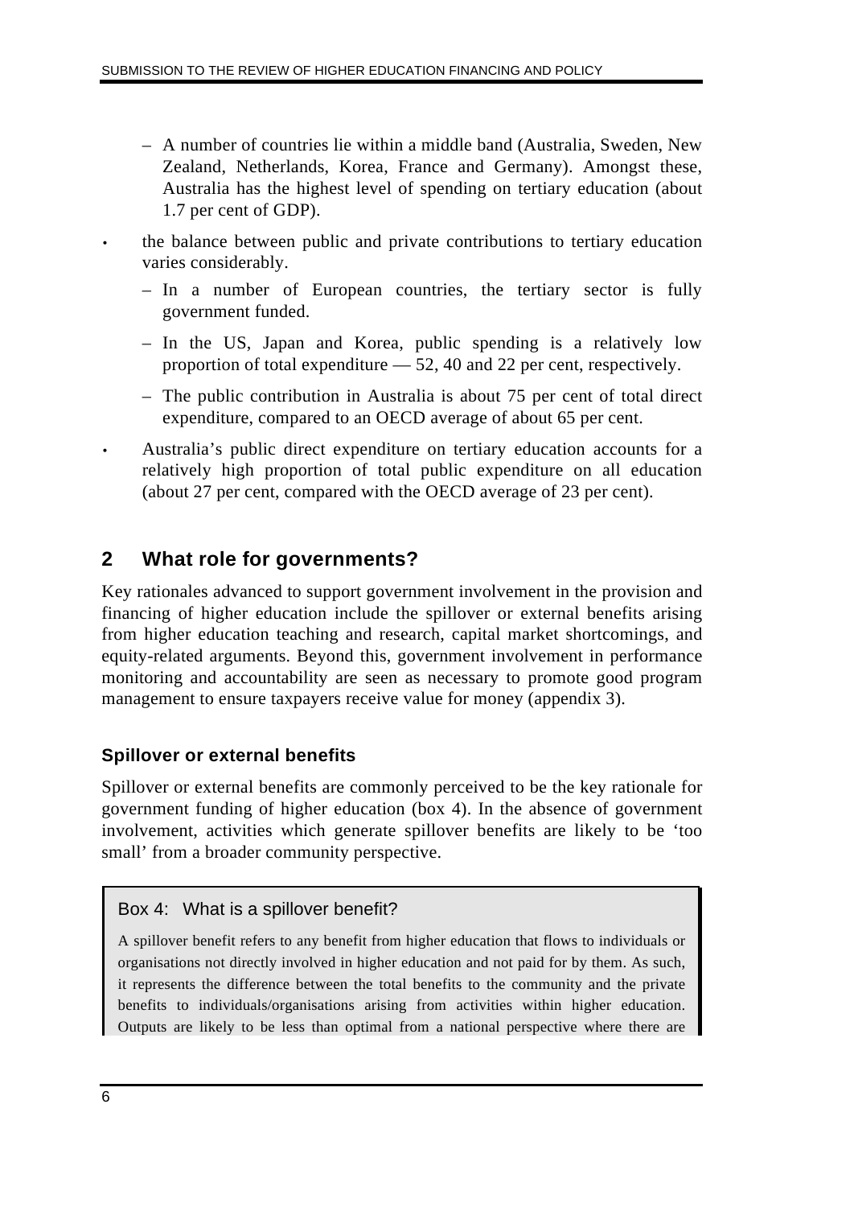- A number of countries lie within a middle band (Australia, Sweden, New Zealand, Netherlands, Korea, France and Germany). Amongst these, Australia has the highest level of spending on tertiary education (about 1.7 per cent of GDP).
- the balance between public and private contributions to tertiary education varies considerably.
  - In a number of European countries, the tertiary sector is fully government funded.
  - In the US, Japan and Korea, public spending is a relatively low proportion of total expenditure — 52, 40 and 22 per cent, respectively.
  - The public contribution in Australia is about 75 per cent of total direct expenditure, compared to an OECD average of about 65 per cent.
- Australia's public direct expenditure on tertiary education accounts for a relatively high proportion of total public expenditure on all education (about 27 per cent, compared with the OECD average of 23 per cent).

## 2 What role for governments?

Key rationales advanced to support government involvement in the provision and financing of higher education include the spillover or external benefits arising from higher education teaching and research, capital market shortcomings, and equity-related arguments. Beyond this, government involvement in performance monitoring and accountability are seen as necessary to promote good program management to ensure taxpayers receive value for money (appendix 3).

### Spillover or external benefits

Spillover or external benefits are commonly perceived to be the key rationale for government funding of higher education (box 4). In the absence of government involvement, activities which generate spillover benefits are likely to be 'too small' from a broader community perspective.

> **Box 4: What is a spillover benefit?**
>
> A spillover benefit refers to any benefit from higher education that flows to individuals or organisations not directly involved in higher education and not paid for by them. As such, it represents the difference between the total benefits to the community and the private benefits to individuals/organisations arising from activities within higher education. Outputs are likely to be less than optimal from a national perspective where there are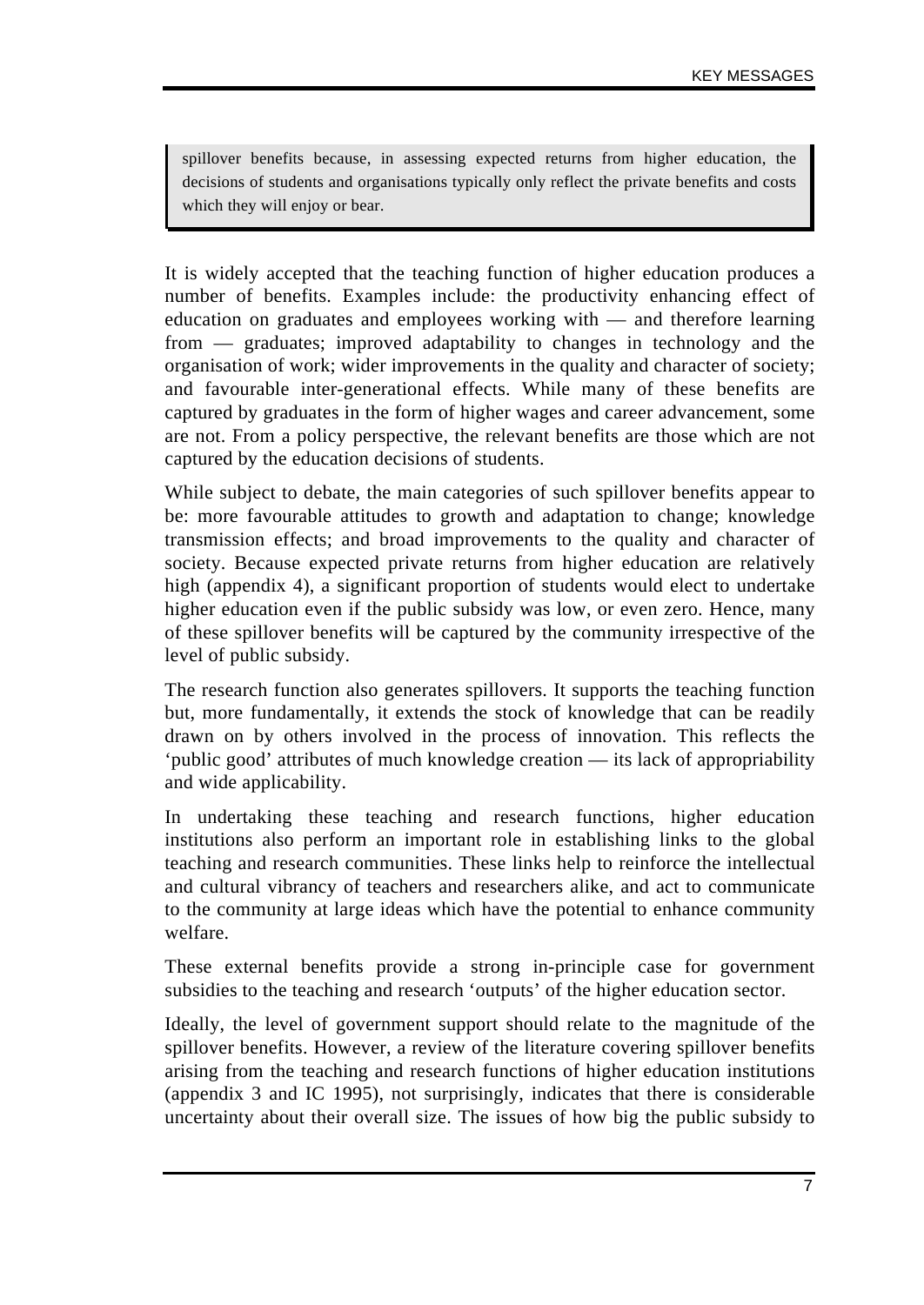> spillover benefits because, in assessing expected returns from higher education, the decisions of students and organisations typically only reflect the private benefits and costs which they will enjoy or bear.

It is widely accepted that the teaching function of higher education produces a number of benefits. Examples include: the productivity enhancing effect of education on graduates and employees working with — and therefore learning from — graduates; improved adaptability to changes in technology and the organisation of work; wider improvements in the quality and character of society; and favourable inter-generational effects. While many of these benefits are captured by graduates in the form of higher wages and career advancement, some are not. From a policy perspective, the relevant benefits are those which are not captured by the education decisions of students.

While subject to debate, the main categories of such spillover benefits appear to be: more favourable attitudes to growth and adaptation to change; knowledge transmission effects; and broad improvements to the quality and character of society. Because expected private returns from higher education are relatively high (appendix 4), a significant proportion of students would elect to undertake higher education even if the public subsidy was low, or even zero. Hence, many of these spillover benefits will be captured by the community irrespective of the level of public subsidy.

The research function also generates spillovers. It supports the teaching function but, more fundamentally, it extends the stock of knowledge that can be readily drawn on by others involved in the process of innovation. This reflects the 'public good' attributes of much knowledge creation — its lack of appropriability and wide applicability.

In undertaking these teaching and research functions, higher education institutions also perform an important role in establishing links to the global teaching and research communities. These links help to reinforce the intellectual and cultural vibrancy of teachers and researchers alike, and act to communicate to the community at large ideas which have the potential to enhance community welfare.

These external benefits provide a strong in-principle case for government subsidies to the teaching and research 'outputs' of the higher education sector.

Ideally, the level of government support should relate to the magnitude of the spillover benefits. However, a review of the literature covering spillover benefits arising from the teaching and research functions of higher education institutions (appendix 3 and IC 1995), not surprisingly, indicates that there is considerable uncertainty about their overall size. The issues of how big the public subsidy to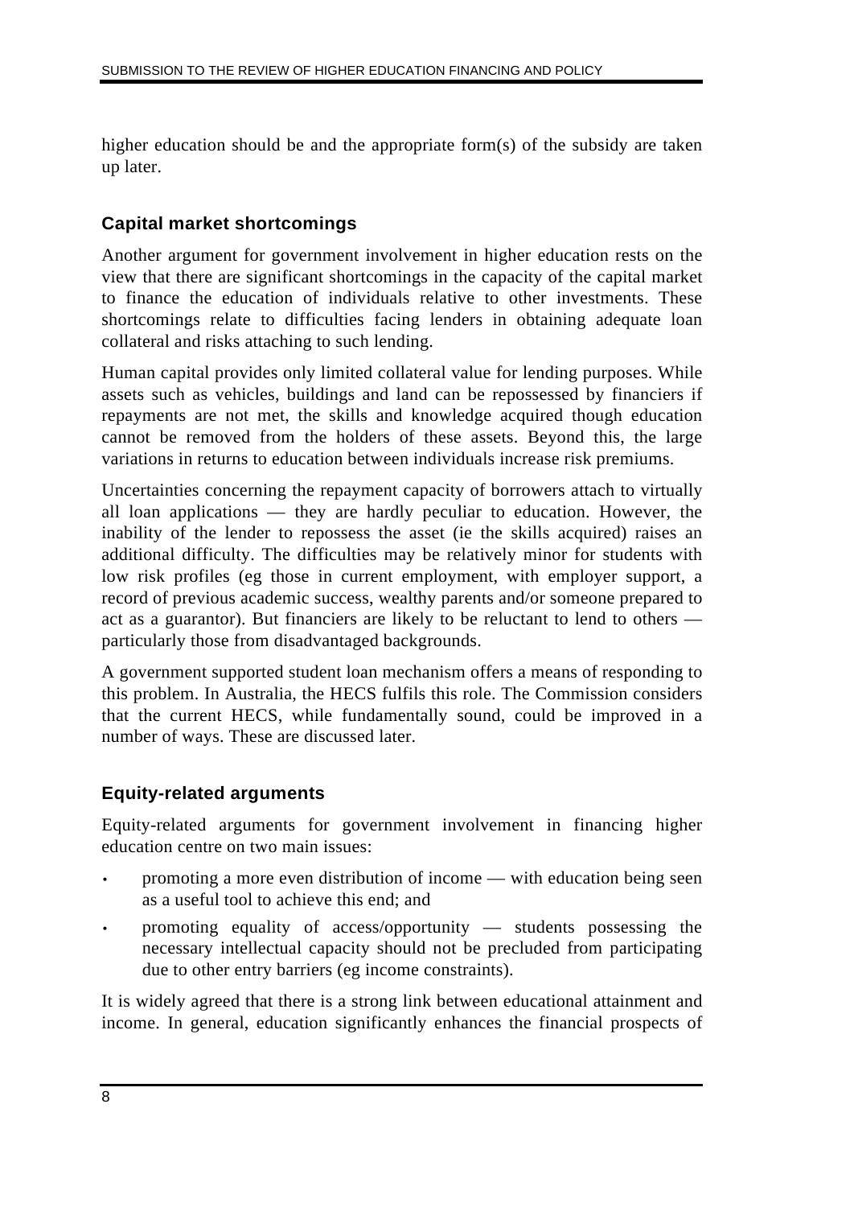higher education should be and the appropriate form(s) of the subsidy are taken up later.

### Capital market shortcomings

Another argument for government involvement in higher education rests on the view that there are significant shortcomings in the capacity of the capital market to finance the education of individuals relative to other investments. These shortcomings relate to difficulties facing lenders in obtaining adequate loan collateral and risks attaching to such lending.

Human capital provides only limited collateral value for lending purposes. While assets such as vehicles, buildings and land can be repossessed by financiers if repayments are not met, the skills and knowledge acquired though education cannot be removed from the holders of these assets. Beyond this, the large variations in returns to education between individuals increase risk premiums.

Uncertainties concerning the repayment capacity of borrowers attach to virtually all loan applications — they are hardly peculiar to education. However, the inability of the lender to repossess the asset (ie the skills acquired) raises an additional difficulty. The difficulties may be relatively minor for students with low risk profiles (eg those in current employment, with employer support, a record of previous academic success, wealthy parents and/or someone prepared to act as a guarantor). But financiers are likely to be reluctant to lend to others — particularly those from disadvantaged backgrounds.

A government supported student loan mechanism offers a means of responding to this problem. In Australia, the HECS fulfils this role. The Commission considers that the current HECS, while fundamentally sound, could be improved in a number of ways. These are discussed later.

### Equity-related arguments

Equity-related arguments for government involvement in financing higher education centre on two main issues:

- promoting a more even distribution of income — with education being seen as a useful tool to achieve this end; and
- promoting equality of access/opportunity — students possessing the necessary intellectual capacity should not be precluded from participating due to other entry barriers (eg income constraints).

It is widely agreed that there is a strong link between educational attainment and income. In general, education significantly enhances the financial prospects of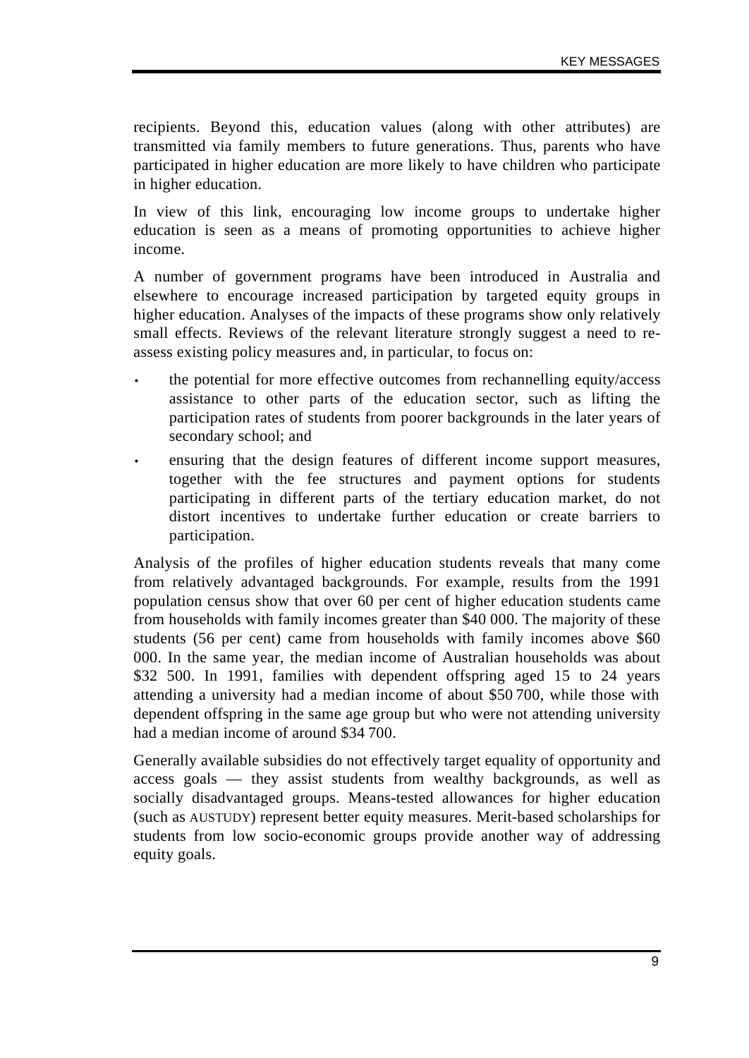recipients. Beyond this, education values (along with other attributes) are transmitted via family members to future generations. Thus, parents who have participated in higher education are more likely to have children who participate in higher education.

In view of this link, encouraging low income groups to undertake higher education is seen as a means of promoting opportunities to achieve higher income.

A number of government programs have been introduced in Australia and elsewhere to encourage increased participation by targeted equity groups in higher education. Analyses of the impacts of these programs show only relatively small effects. Reviews of the relevant literature strongly suggest a need to re-assess existing policy measures and, in particular, to focus on:

- the potential for more effective outcomes from rechannelling equity/access assistance to other parts of the education sector, such as lifting the participation rates of students from poorer backgrounds in the later years of secondary school; and
- ensuring that the design features of different income support measures, together with the fee structures and payment options for students participating in different parts of the tertiary education market, do not distort incentives to undertake further education or create barriers to participation.

Analysis of the profiles of higher education students reveals that many come from relatively advantaged backgrounds. For example, results from the 1991 population census show that over 60 per cent of higher education students came from households with family incomes greater than $40 000. The majority of these students (56 per cent) came from households with family incomes above $60 000. In the same year, the median income of Australian households was about $32 500. In 1991, families with dependent offspring aged 15 to 24 years attending a university had a median income of about $50 700, while those with dependent offspring in the same age group but who were not attending university had a median income of around $34 700.

Generally available subsidies do not effectively target equality of opportunity and access goals — they assist students from wealthy backgrounds, as well as socially disadvantaged groups. Means-tested allowances for higher education (such as AUSTUDY) represent better equity measures. Merit-based scholarships for students from low socio-economic groups provide another way of addressing equity goals.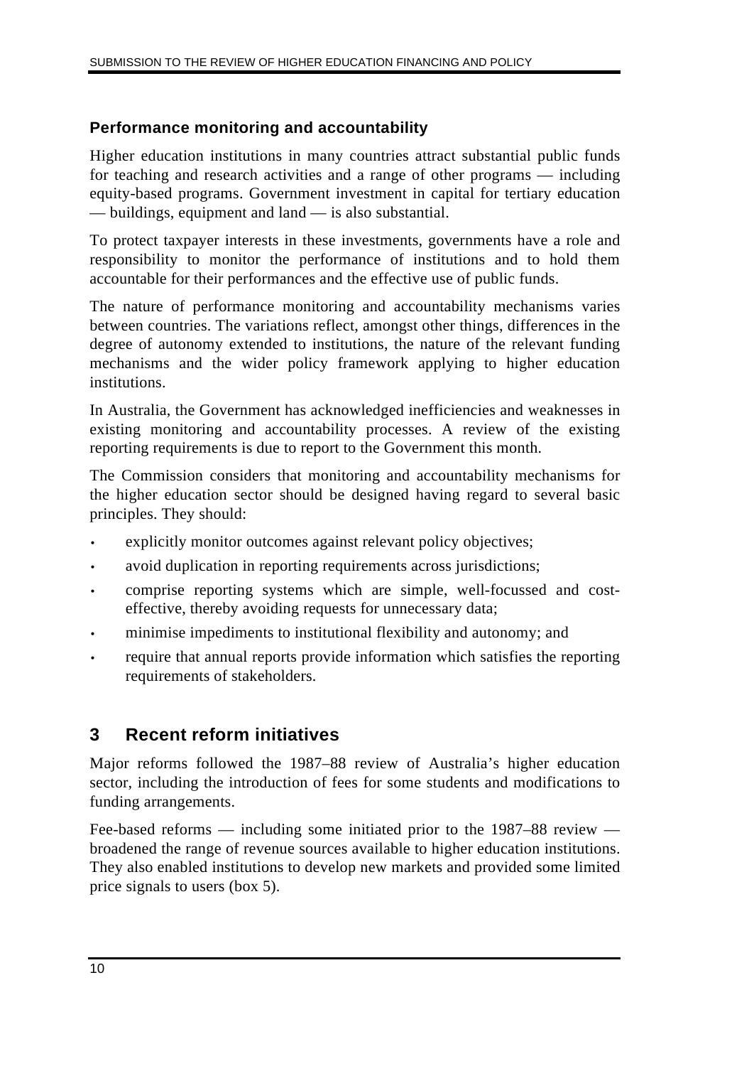### Performance monitoring and accountability

Higher education institutions in many countries attract substantial public funds for teaching and research activities and a range of other programs — including equity-based programs. Government investment in capital for tertiary education — buildings, equipment and land — is also substantial.

To protect taxpayer interests in these investments, governments have a role and responsibility to monitor the performance of institutions and to hold them accountable for their performances and the effective use of public funds.

The nature of performance monitoring and accountability mechanisms varies between countries. The variations reflect, amongst other things, differences in the degree of autonomy extended to institutions, the nature of the relevant funding mechanisms and the wider policy framework applying to higher education institutions.

In Australia, the Government has acknowledged inefficiencies and weaknesses in existing monitoring and accountability processes. A review of the existing reporting requirements is due to report to the Government this month.

The Commission considers that monitoring and accountability mechanisms for the higher education sector should be designed having regard to several basic principles. They should:

- explicitly monitor outcomes against relevant policy objectives;
- avoid duplication in reporting requirements across jurisdictions;
- comprise reporting systems which are simple, well-focussed and cost-effective, thereby avoiding requests for unnecessary data;
- minimise impediments to institutional flexibility and autonomy; and
- require that annual reports provide information which satisfies the reporting requirements of stakeholders.

## 3 Recent reform initiatives

Major reforms followed the 1987–88 review of Australia's higher education sector, including the introduction of fees for some students and modifications to funding arrangements.

Fee-based reforms — including some initiated prior to the 1987–88 review — broadened the range of revenue sources available to higher education institutions. They also enabled institutions to develop new markets and provided some limited price signals to users (box 5).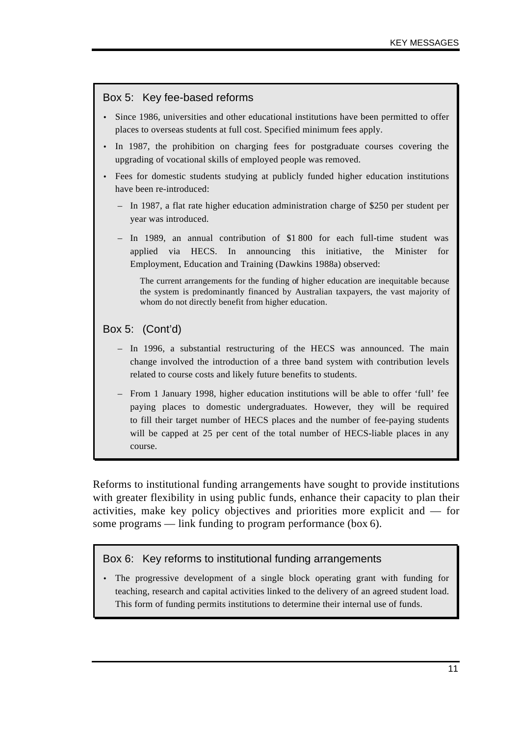### Box 5: Key fee-based reforms

- Since 1986, universities and other educational institutions have been permitted to offer places to overseas students at full cost. Specified minimum fees apply.
- In 1987, the prohibition on charging fees for postgraduate courses covering the upgrading of vocational skills of employed people was removed.
- Fees for domestic students studying at publicly funded higher education institutions have been re-introduced:
  - In 1987, a flat rate higher education administration charge of $250 per student per year was introduced.
  - In 1989, an annual contribution of $1 800 for each full-time student was applied via HECS. In announcing this initiative, the Minister for Employment, Education and Training (Dawkins 1988a) observed:

    > The current arrangements for the funding of higher education are inequitable because the system is predominantly financed by Australian taxpayers, the vast majority of whom do not directly benefit from higher education.

### Box 5: (Cont'd)

  - In 1996, a substantial restructuring of the HECS was announced. The main change involved the introduction of a three band system with contribution levels related to course costs and likely future benefits to students.
  - From 1 January 1998, higher education institutions will be able to offer 'full' fee paying places to domestic undergraduates. However, they will be required to fill their target number of HECS places and the number of fee-paying students will be capped at 25 per cent of the total number of HECS-liable places in any course.

Reforms to institutional funding arrangements have sought to provide institutions with greater flexibility in using public funds, enhance their capacity to plan their activities, make key policy objectives and priorities more explicit and — for some programs — link funding to program performance (box 6).

### Box 6: Key reforms to institutional funding arrangements

- The progressive development of a single block operating grant with funding for teaching, research and capital activities linked to the delivery of an agreed student load. This form of funding permits institutions to determine their internal use of funds.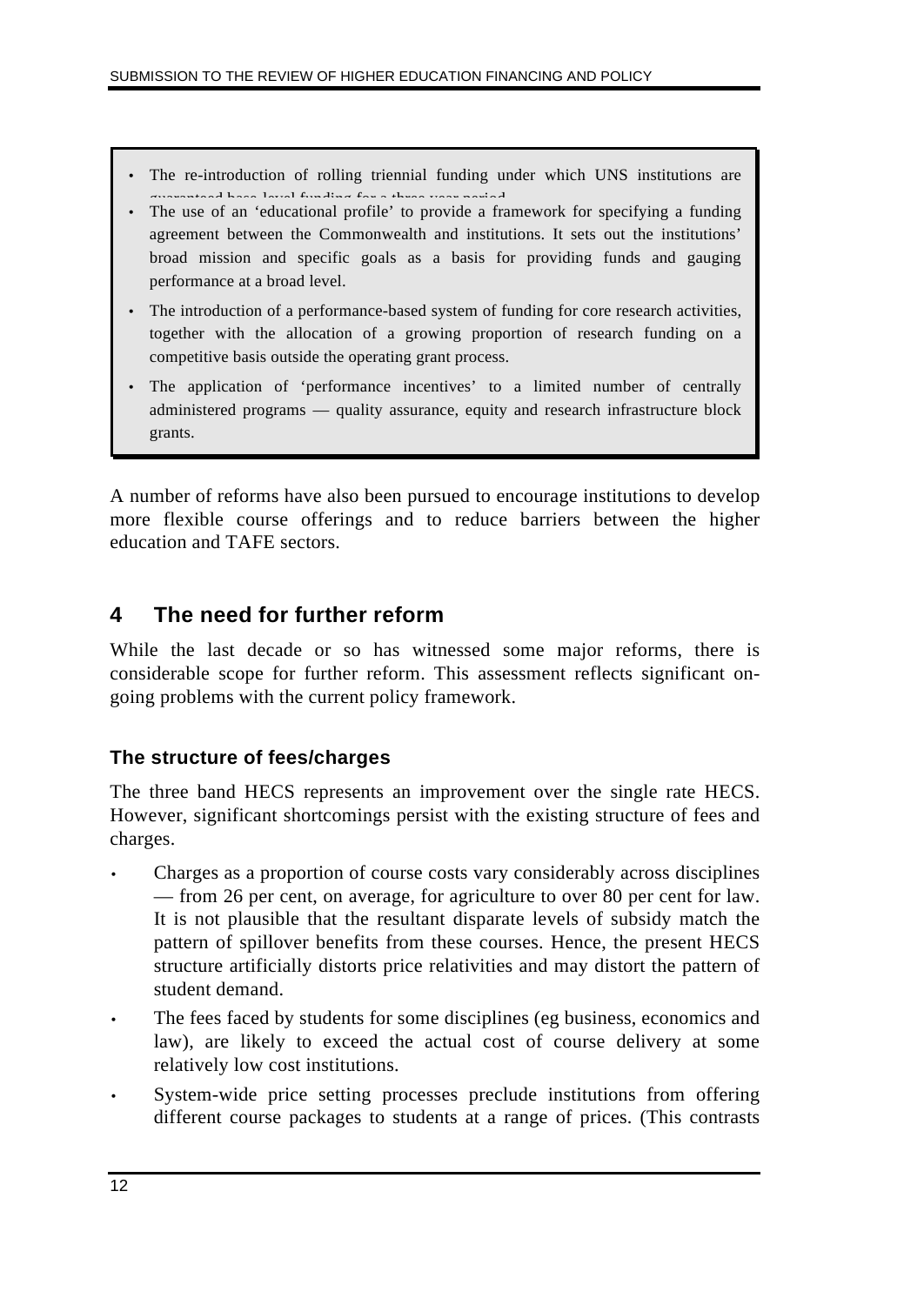- The re-introduction of rolling triennial funding under which UNS institutions are guaranteed base-level funding for a three year period.
- The use of an 'educational profile' to provide a framework for specifying a funding agreement between the Commonwealth and institutions. It sets out the institutions' broad mission and specific goals as a basis for providing funds and gauging performance at a broad level.
- The introduction of a performance-based system of funding for core research activities, together with the allocation of a growing proportion of research funding on a competitive basis outside the operating grant process.
- The application of 'performance incentives' to a limited number of centrally administered programs — quality assurance, equity and research infrastructure block grants.

A number of reforms have also been pursued to encourage institutions to develop more flexible course offerings and to reduce barriers between the higher education and TAFE sectors.

## 4 The need for further reform

While the last decade or so has witnessed some major reforms, there is considerable scope for further reform. This assessment reflects significant on-going problems with the current policy framework.

### The structure of fees/charges

The three band HECS represents an improvement over the single rate HECS. However, significant shortcomings persist with the existing structure of fees and charges.

- Charges as a proportion of course costs vary considerably across disciplines — from 26 per cent, on average, for agriculture to over 80 per cent for law. It is not plausible that the resultant disparate levels of subsidy match the pattern of spillover benefits from these courses. Hence, the present HECS structure artificially distorts price relativities and may distort the pattern of student demand.
- The fees faced by students for some disciplines (eg business, economics and law), are likely to exceed the actual cost of course delivery at some relatively low cost institutions.
- System-wide price setting processes preclude institutions from offering different course packages to students at a range of prices. (This contrasts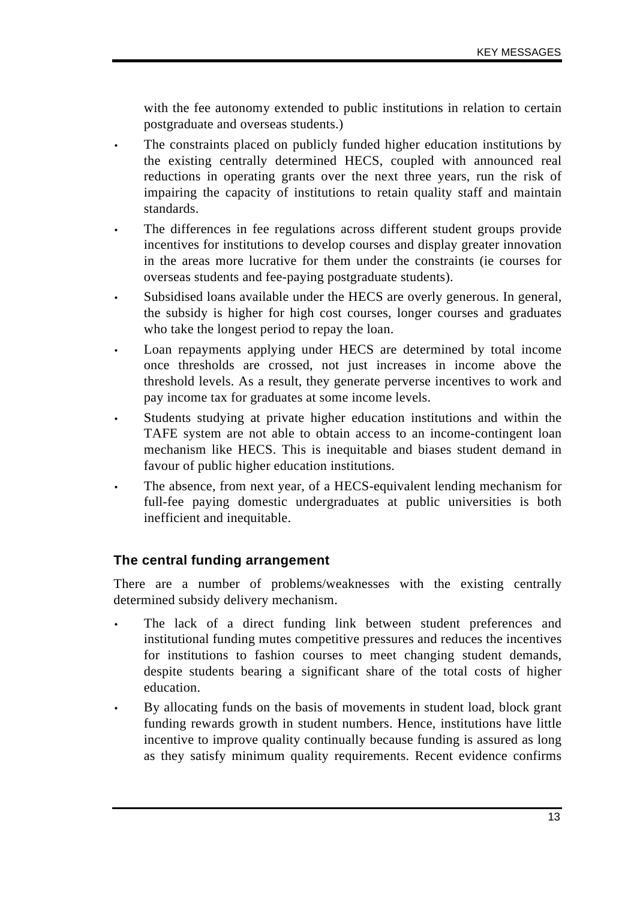with the fee autonomy extended to public institutions in relation to certain postgraduate and overseas students.)

- The constraints placed on publicly funded higher education institutions by the existing centrally determined HECS, coupled with announced real reductions in operating grants over the next three years, run the risk of impairing the capacity of institutions to retain quality staff and maintain standards.
- The differences in fee regulations across different student groups provide incentives for institutions to develop courses and display greater innovation in the areas more lucrative for them under the constraints (ie courses for overseas students and fee-paying postgraduate students).
- Subsidised loans available under the HECS are overly generous. In general, the subsidy is higher for high cost courses, longer courses and graduates who take the longest period to repay the loan.
- Loan repayments applying under HECS are determined by total income once thresholds are crossed, not just increases in income above the threshold levels. As a result, they generate perverse incentives to work and pay income tax for graduates at some income levels.
- Students studying at private higher education institutions and within the TAFE system are not able to obtain access to an income-contingent loan mechanism like HECS. This is inequitable and biases student demand in favour of public higher education institutions.
- The absence, from next year, of a HECS-equivalent lending mechanism for full-fee paying domestic undergraduates at public universities is both inefficient and inequitable.

### The central funding arrangement

There are a number of problems/weaknesses with the existing centrally determined subsidy delivery mechanism.

- The lack of a direct funding link between student preferences and institutional funding mutes competitive pressures and reduces the incentives for institutions to fashion courses to meet changing student demands, despite students bearing a significant share of the total costs of higher education.
- By allocating funds on the basis of movements in student load, block grant funding rewards growth in student numbers. Hence, institutions have little incentive to improve quality continually because funding is assured as long as they satisfy minimum quality requirements. Recent evidence confirms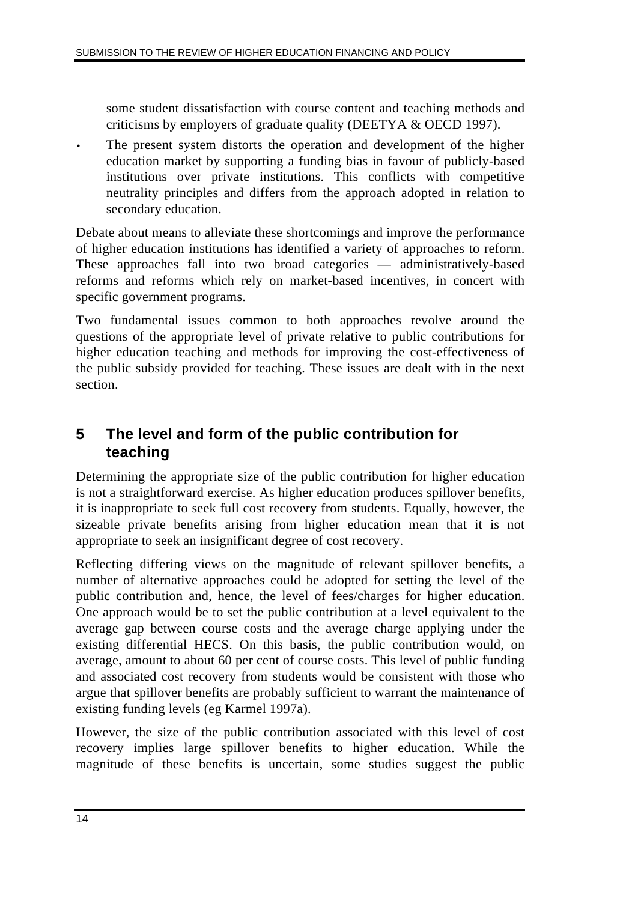some student dissatisfaction with course content and teaching methods and criticisms by employers of graduate quality (DEETYA & OECD 1997).

- The present system distorts the operation and development of the higher education market by supporting a funding bias in favour of publicly-based institutions over private institutions. This conflicts with competitive neutrality principles and differs from the approach adopted in relation to secondary education.

Debate about means to alleviate these shortcomings and improve the performance of higher education institutions has identified a variety of approaches to reform. These approaches fall into two broad categories — administratively-based reforms and reforms which rely on market-based incentives, in concert with specific government programs.

Two fundamental issues common to both approaches revolve around the questions of the appropriate level of private relative to public contributions for higher education teaching and methods for improving the cost-effectiveness of the public subsidy provided for teaching. These issues are dealt with in the next section.

## 5 The level and form of the public contribution for teaching

Determining the appropriate size of the public contribution for higher education is not a straightforward exercise. As higher education produces spillover benefits, it is inappropriate to seek full cost recovery from students. Equally, however, the sizeable private benefits arising from higher education mean that it is not appropriate to seek an insignificant degree of cost recovery.

Reflecting differing views on the magnitude of relevant spillover benefits, a number of alternative approaches could be adopted for setting the level of the public contribution and, hence, the level of fees/charges for higher education. One approach would be to set the public contribution at a level equivalent to the average gap between course costs and the average charge applying under the existing differential HECS. On this basis, the public contribution would, on average, amount to about 60 per cent of course costs. This level of public funding and associated cost recovery from students would be consistent with those who argue that spillover benefits are probably sufficient to warrant the maintenance of existing funding levels (eg Karmel 1997a).

However, the size of the public contribution associated with this level of cost recovery implies large spillover benefits to higher education. While the magnitude of these benefits is uncertain, some studies suggest the public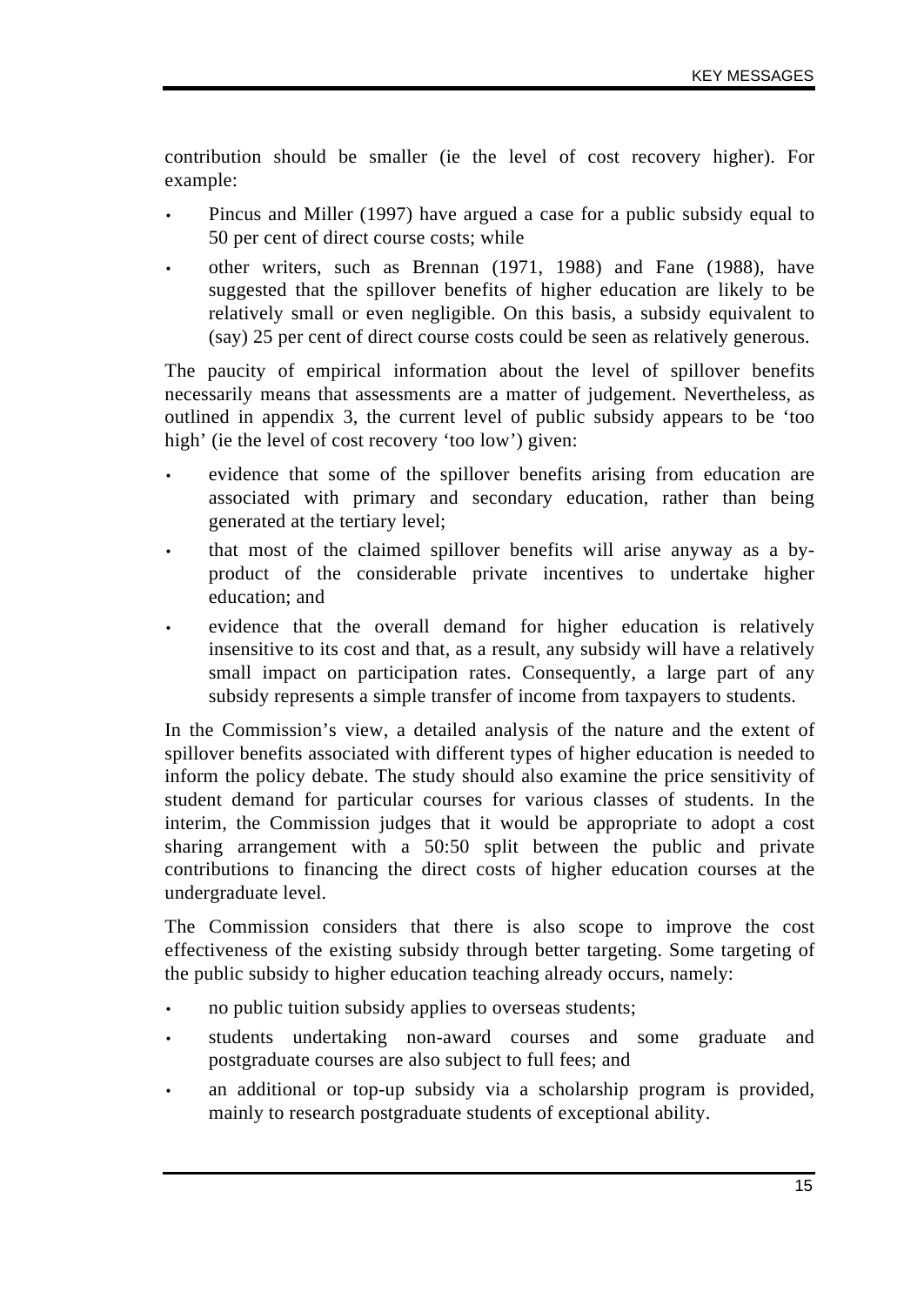contribution should be smaller (ie the level of cost recovery higher). For example:

- Pincus and Miller (1997) have argued a case for a public subsidy equal to 50 per cent of direct course costs; while
- other writers, such as Brennan (1971, 1988) and Fane (1988), have suggested that the spillover benefits of higher education are likely to be relatively small or even negligible. On this basis, a subsidy equivalent to (say) 25 per cent of direct course costs could be seen as relatively generous.

The paucity of empirical information about the level of spillover benefits necessarily means that assessments are a matter of judgement. Nevertheless, as outlined in appendix 3, the current level of public subsidy appears to be 'too high' (ie the level of cost recovery 'too low') given:

- evidence that some of the spillover benefits arising from education are associated with primary and secondary education, rather than being generated at the tertiary level;
- that most of the claimed spillover benefits will arise anyway as a by-product of the considerable private incentives to undertake higher education; and
- evidence that the overall demand for higher education is relatively insensitive to its cost and that, as a result, any subsidy will have a relatively small impact on participation rates. Consequently, a large part of any subsidy represents a simple transfer of income from taxpayers to students.

In the Commission's view, a detailed analysis of the nature and the extent of spillover benefits associated with different types of higher education is needed to inform the policy debate. The study should also examine the price sensitivity of student demand for particular courses for various classes of students. In the interim, the Commission judges that it would be appropriate to adopt a cost sharing arrangement with a 50:50 split between the public and private contributions to financing the direct costs of higher education courses at the undergraduate level.

The Commission considers that there is also scope to improve the cost effectiveness of the existing subsidy through better targeting. Some targeting of the public subsidy to higher education teaching already occurs, namely:

- no public tuition subsidy applies to overseas students;
- students undertaking non-award courses and some graduate and postgraduate courses are also subject to full fees; and
- an additional or top-up subsidy via a scholarship program is provided, mainly to research postgraduate students of exceptional ability.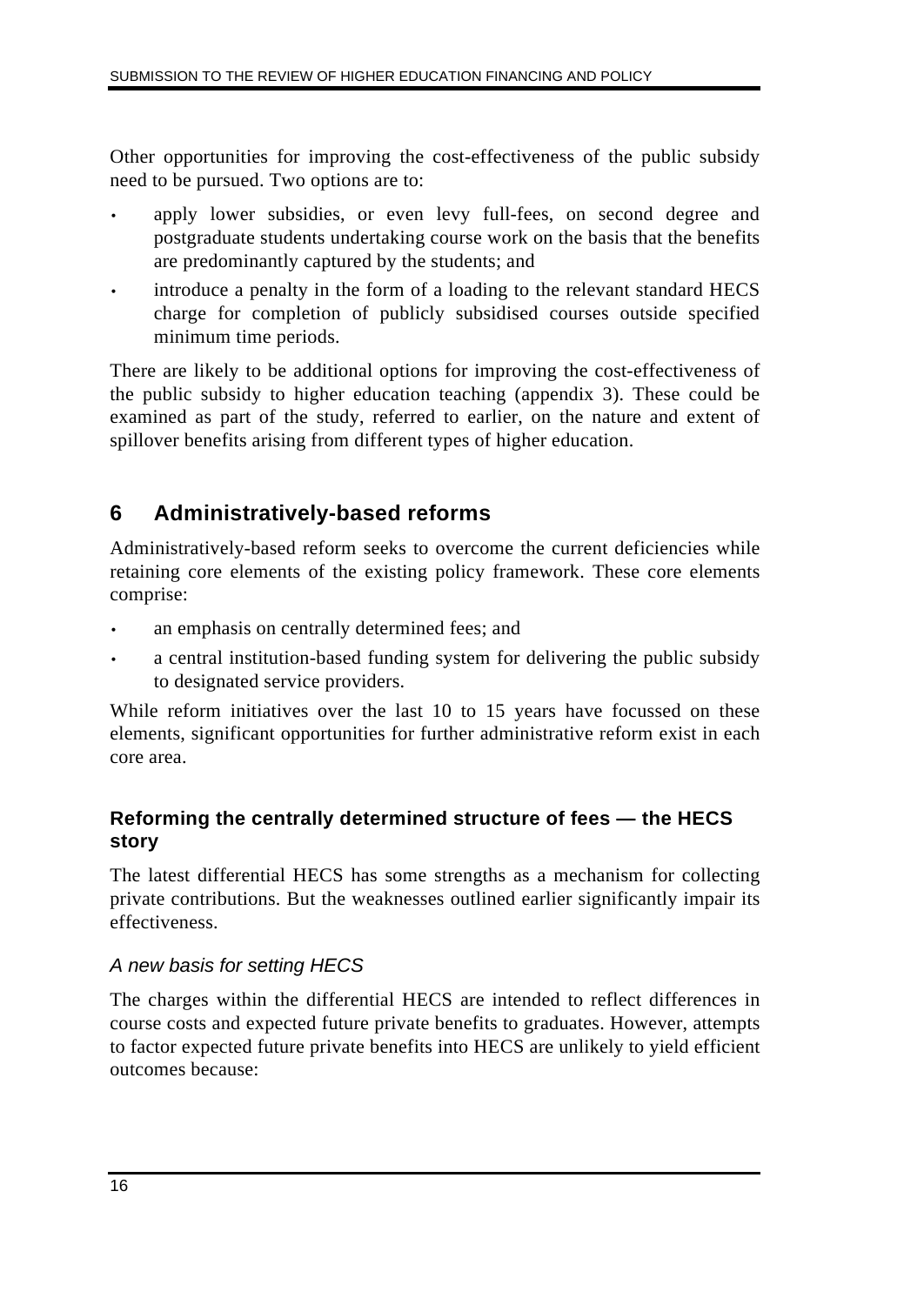Other opportunities for improving the cost-effectiveness of the public subsidy need to be pursued. Two options are to:

- apply lower subsidies, or even levy full-fees, on second degree and postgraduate students undertaking course work on the basis that the benefits are predominantly captured by the students; and
- introduce a penalty in the form of a loading to the relevant standard HECS charge for completion of publicly subsidised courses outside specified minimum time periods.

There are likely to be additional options for improving the cost-effectiveness of the public subsidy to higher education teaching (appendix 3). These could be examined as part of the study, referred to earlier, on the nature and extent of spillover benefits arising from different types of higher education.

## 6 Administratively-based reforms

Administratively-based reform seeks to overcome the current deficiencies while retaining core elements of the existing policy framework. These core elements comprise:

- an emphasis on centrally determined fees; and
- a central institution-based funding system for delivering the public subsidy to designated service providers.

While reform initiatives over the last 10 to 15 years have focussed on these elements, significant opportunities for further administrative reform exist in each core area.

### Reforming the centrally determined structure of fees — the HECS story

The latest differential HECS has some strengths as a mechanism for collecting private contributions. But the weaknesses outlined earlier significantly impair its effectiveness.

#### *A new basis for setting HECS*

The charges within the differential HECS are intended to reflect differences in course costs and expected future private benefits to graduates. However, attempts to factor expected future private benefits into HECS are unlikely to yield efficient outcomes because: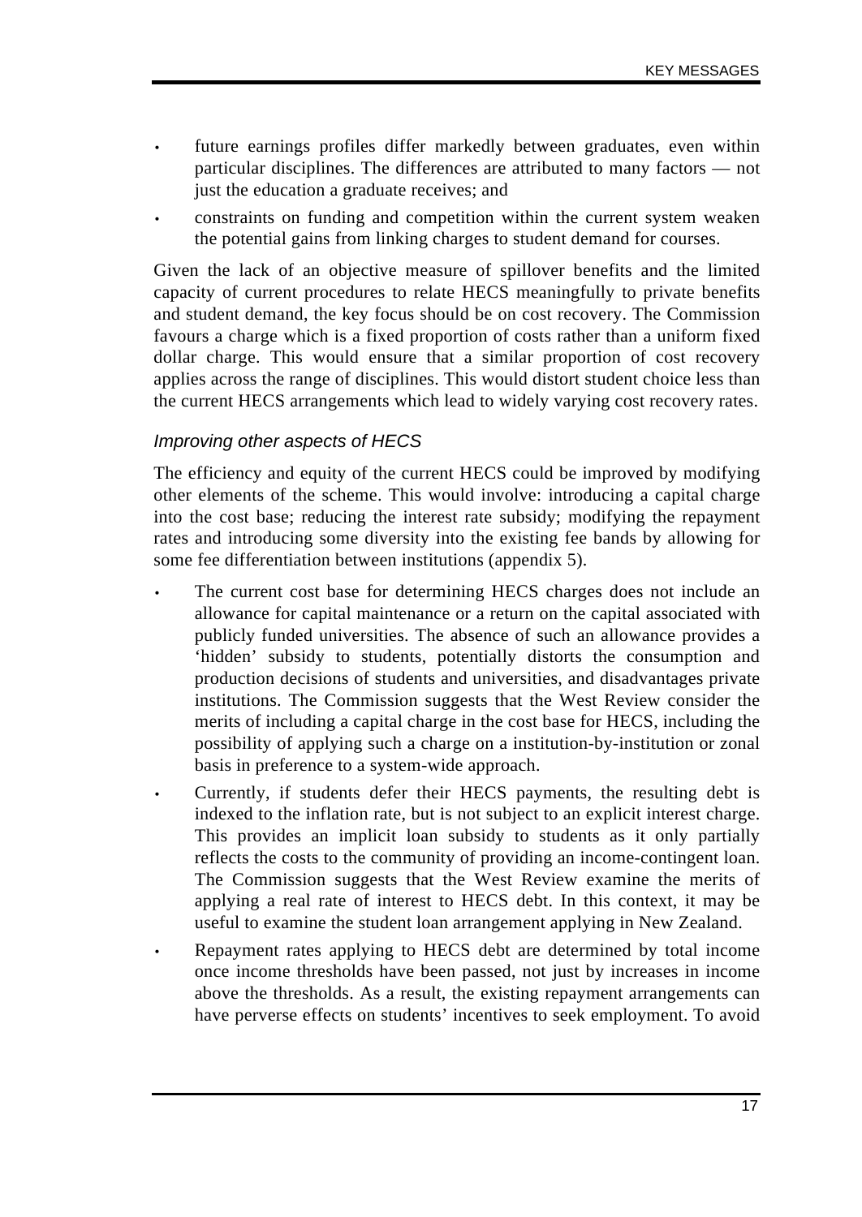- future earnings profiles differ markedly between graduates, even within particular disciplines. The differences are attributed to many factors — not just the education a graduate receives; and
- constraints on funding and competition within the current system weaken the potential gains from linking charges to student demand for courses.

Given the lack of an objective measure of spillover benefits and the limited capacity of current procedures to relate HECS meaningfully to private benefits and student demand, the key focus should be on cost recovery. The Commission favours a charge which is a fixed proportion of costs rather than a uniform fixed dollar charge. This would ensure that a similar proportion of cost recovery applies across the range of disciplines. This would distort student choice less than the current HECS arrangements which lead to widely varying cost recovery rates.

### *Improving other aspects of HECS*

The efficiency and equity of the current HECS could be improved by modifying other elements of the scheme. This would involve: introducing a capital charge into the cost base; reducing the interest rate subsidy; modifying the repayment rates and introducing some diversity into the existing fee bands by allowing for some fee differentiation between institutions (appendix 5).

- The current cost base for determining HECS charges does not include an allowance for capital maintenance or a return on the capital associated with publicly funded universities. The absence of such an allowance provides a 'hidden' subsidy to students, potentially distorts the consumption and production decisions of students and universities, and disadvantages private institutions. The Commission suggests that the West Review consider the merits of including a capital charge in the cost base for HECS, including the possibility of applying such a charge on a institution-by-institution or zonal basis in preference to a system-wide approach.
- Currently, if students defer their HECS payments, the resulting debt is indexed to the inflation rate, but is not subject to an explicit interest charge. This provides an implicit loan subsidy to students as it only partially reflects the costs to the community of providing an income-contingent loan. The Commission suggests that the West Review examine the merits of applying a real rate of interest to HECS debt. In this context, it may be useful to examine the student loan arrangement applying in New Zealand.
- Repayment rates applying to HECS debt are determined by total income once income thresholds have been passed, not just by increases in income above the thresholds. As a result, the existing repayment arrangements can have perverse effects on students' incentives to seek employment. To avoid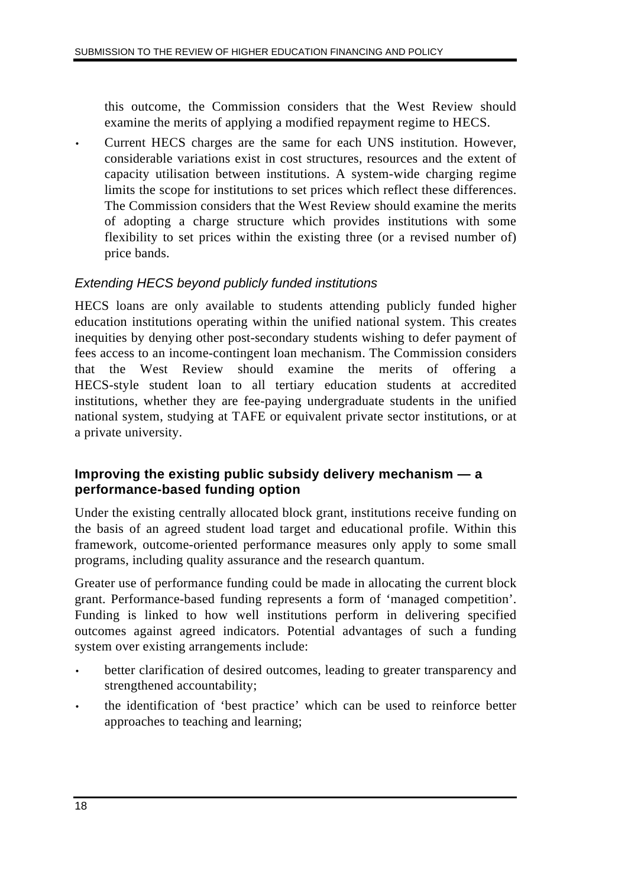this outcome, the Commission considers that the West Review should examine the merits of applying a modified repayment regime to HECS.

- Current HECS charges are the same for each UNS institution. However, considerable variations exist in cost structures, resources and the extent of capacity utilisation between institutions. A system-wide charging regime limits the scope for institutions to set prices which reflect these differences. The Commission considers that the West Review should examine the merits of adopting a charge structure which provides institutions with some flexibility to set prices within the existing three (or a revised number of) price bands.

### *Extending HECS beyond publicly funded institutions*

HECS loans are only available to students attending publicly funded higher education institutions operating within the unified national system. This creates inequities by denying other post-secondary students wishing to defer payment of fees access to an income-contingent loan mechanism. The Commission considers that the West Review should examine the merits of offering a HECS-style student loan to all tertiary education students at accredited institutions, whether they are fee-paying undergraduate students in the unified national system, studying at TAFE or equivalent private sector institutions, or at a private university.

## **Improving the existing public subsidy delivery mechanism — a performance-based funding option**

Under the existing centrally allocated block grant, institutions receive funding on the basis of an agreed student load target and educational profile. Within this framework, outcome-oriented performance measures only apply to some small programs, including quality assurance and the research quantum.

Greater use of performance funding could be made in allocating the current block grant. Performance-based funding represents a form of 'managed competition'. Funding is linked to how well institutions perform in delivering specified outcomes against agreed indicators. Potential advantages of such a funding system over existing arrangements include:

- better clarification of desired outcomes, leading to greater transparency and strengthened accountability;
- the identification of 'best practice' which can be used to reinforce better approaches to teaching and learning;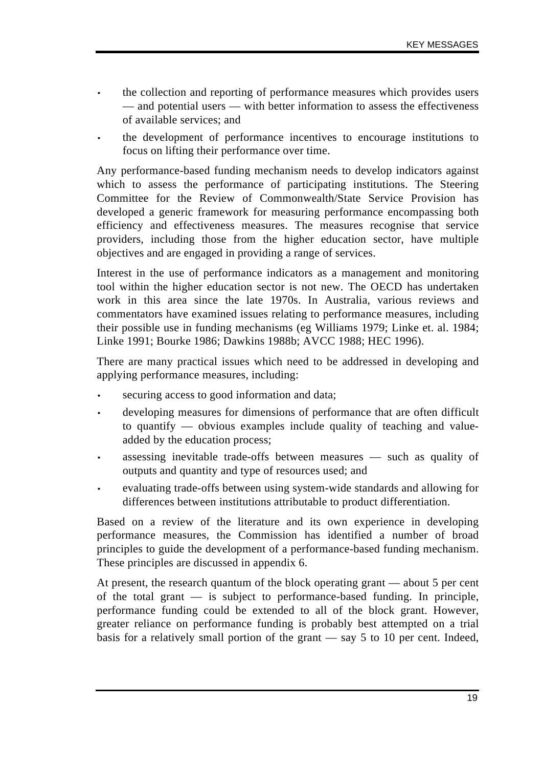- the collection and reporting of performance measures which provides users — and potential users — with better information to assess the effectiveness of available services; and
- the development of performance incentives to encourage institutions to focus on lifting their performance over time.

Any performance-based funding mechanism needs to develop indicators against which to assess the performance of participating institutions. The Steering Committee for the Review of Commonwealth/State Service Provision has developed a generic framework for measuring performance encompassing both efficiency and effectiveness measures. The measures recognise that service providers, including those from the higher education sector, have multiple objectives and are engaged in providing a range of services.

Interest in the use of performance indicators as a management and monitoring tool within the higher education sector is not new. The OECD has undertaken work in this area since the late 1970s. In Australia, various reviews and commentators have examined issues relating to performance measures, including their possible use in funding mechanisms (eg Williams 1979; Linke et. al. 1984; Linke 1991; Bourke 1986; Dawkins 1988b; AVCC 1988; HEC 1996).

There are many practical issues which need to be addressed in developing and applying performance measures, including:

- securing access to good information and data;
- developing measures for dimensions of performance that are often difficult to quantify — obvious examples include quality of teaching and value-added by the education process;
- assessing inevitable trade-offs between measures — such as quality of outputs and quantity and type of resources used; and
- evaluating trade-offs between using system-wide standards and allowing for differences between institutions attributable to product differentiation.

Based on a review of the literature and its own experience in developing performance measures, the Commission has identified a number of broad principles to guide the development of a performance-based funding mechanism. These principles are discussed in appendix 6.

At present, the research quantum of the block operating grant — about 5 per cent of the total grant — is subject to performance-based funding. In principle, performance funding could be extended to all of the block grant. However, greater reliance on performance funding is probably best attempted on a trial basis for a relatively small portion of the grant — say 5 to 10 per cent. Indeed,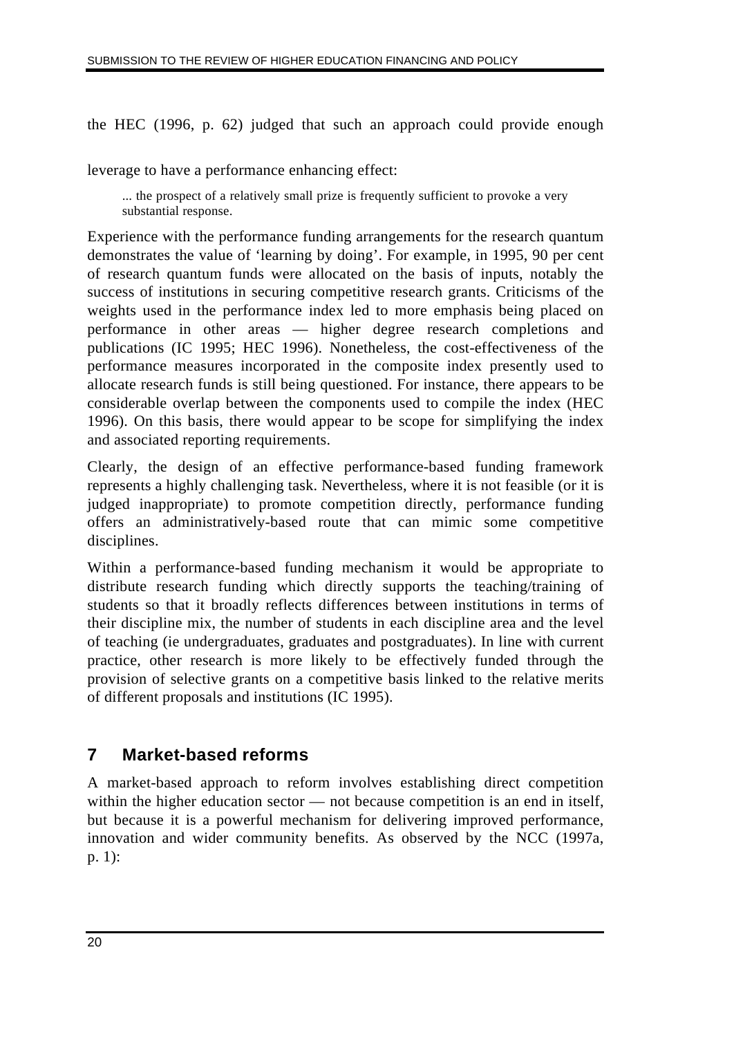the HEC (1996, p. 62) judged that such an approach could provide enough leverage to have a performance enhancing effect:

> ... the prospect of a relatively small prize is frequently sufficient to provoke a very substantial response.

Experience with the performance funding arrangements for the research quantum demonstrates the value of 'learning by doing'. For example, in 1995, 90 per cent of research quantum funds were allocated on the basis of inputs, notably the success of institutions in securing competitive research grants. Criticisms of the weights used in the performance index led to more emphasis being placed on performance in other areas — higher degree research completions and publications (IC 1995; HEC 1996). Nonetheless, the cost-effectiveness of the performance measures incorporated in the composite index presently used to allocate research funds is still being questioned. For instance, there appears to be considerable overlap between the components used to compile the index (HEC 1996). On this basis, there would appear to be scope for simplifying the index and associated reporting requirements.

Clearly, the design of an effective performance-based funding framework represents a highly challenging task. Nevertheless, where it is not feasible (or it is judged inappropriate) to promote competition directly, performance funding offers an administratively-based route that can mimic some competitive disciplines.

Within a performance-based funding mechanism it would be appropriate to distribute research funding which directly supports the teaching/training of students so that it broadly reflects differences between institutions in terms of their discipline mix, the number of students in each discipline area and the level of teaching (ie undergraduates, graduates and postgraduates). In line with current practice, other research is more likely to be effectively funded through the provision of selective grants on a competitive basis linked to the relative merits of different proposals and institutions (IC 1995).

## 7 Market-based reforms

A market-based approach to reform involves establishing direct competition within the higher education sector — not because competition is an end in itself, but because it is a powerful mechanism for delivering improved performance, innovation and wider community benefits. As observed by the NCC (1997a, p. 1):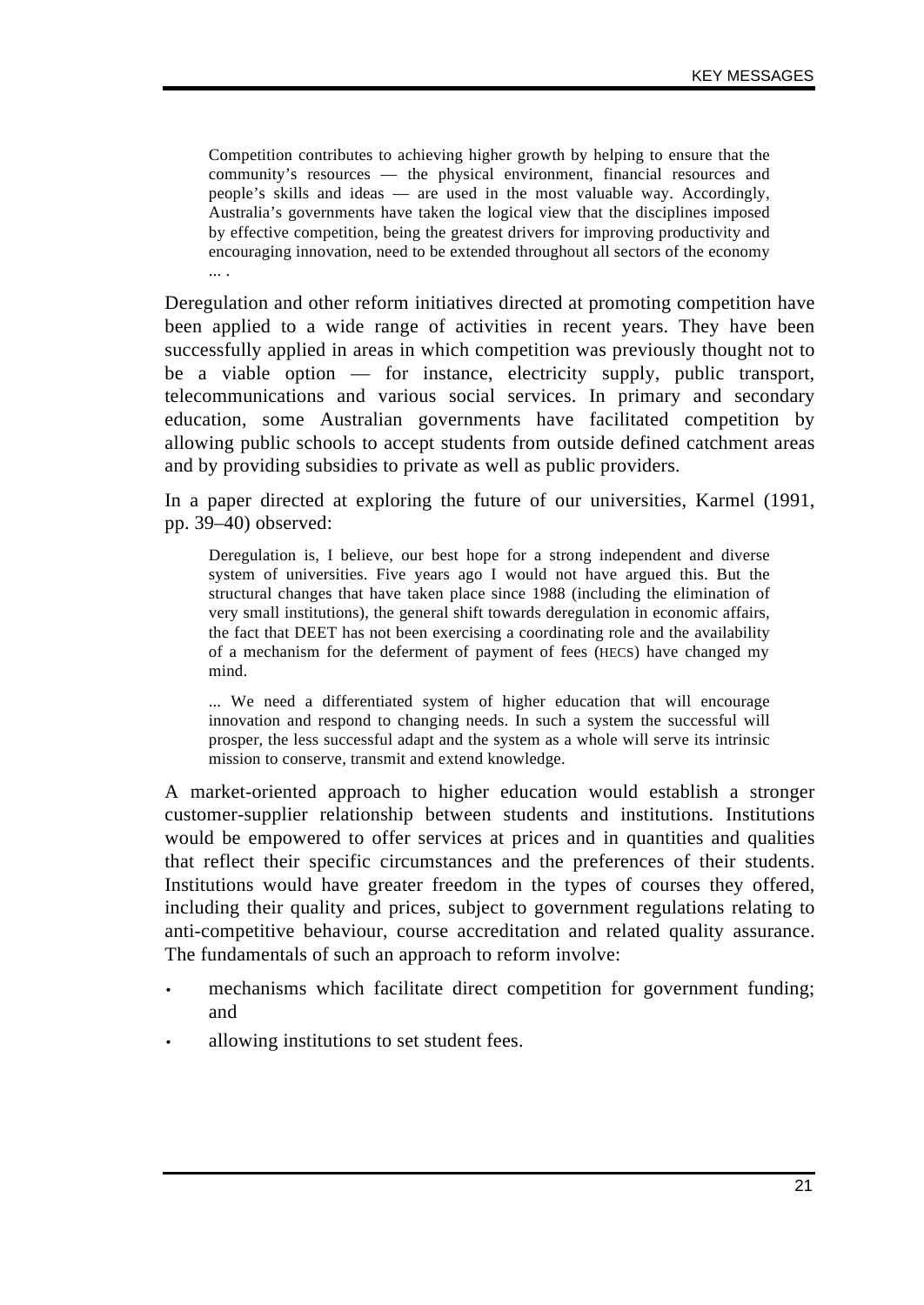> Competition contributes to achieving higher growth by helping to ensure that the community's resources — the physical environment, financial resources and people's skills and ideas — are used in the most valuable way. Accordingly, Australia's governments have taken the logical view that the disciplines imposed by effective competition, being the greatest drivers for improving productivity and encouraging innovation, need to be extended throughout all sectors of the economy ... .

Deregulation and other reform initiatives directed at promoting competition have been applied to a wide range of activities in recent years. They have been successfully applied in areas in which competition was previously thought not to be a viable option — for instance, electricity supply, public transport, telecommunications and various social services. In primary and secondary education, some Australian governments have facilitated competition by allowing public schools to accept students from outside defined catchment areas and by providing subsidies to private as well as public providers.

In a paper directed at exploring the future of our universities, Karmel (1991, pp. 39–40) observed:

> Deregulation is, I believe, our best hope for a strong independent and diverse system of universities. Five years ago I would not have argued this. But the structural changes that have taken place since 1988 (including the elimination of very small institutions), the general shift towards deregulation in economic affairs, the fact that DEET has not been exercising a coordinating role and the availability of a mechanism for the deferment of payment of fees (HECS) have changed my mind.
>
> ... We need a differentiated system of higher education that will encourage innovation and respond to changing needs. In such a system the successful will prosper, the less successful adapt and the system as a whole will serve its intrinsic mission to conserve, transmit and extend knowledge.

A market-oriented approach to higher education would establish a stronger customer-supplier relationship between students and institutions. Institutions would be empowered to offer services at prices and in quantities and qualities that reflect their specific circumstances and the preferences of their students. Institutions would have greater freedom in the types of courses they offered, including their quality and prices, subject to government regulations relating to anti-competitive behaviour, course accreditation and related quality assurance. The fundamentals of such an approach to reform involve:

- mechanisms which facilitate direct competition for government funding; and
- allowing institutions to set student fees.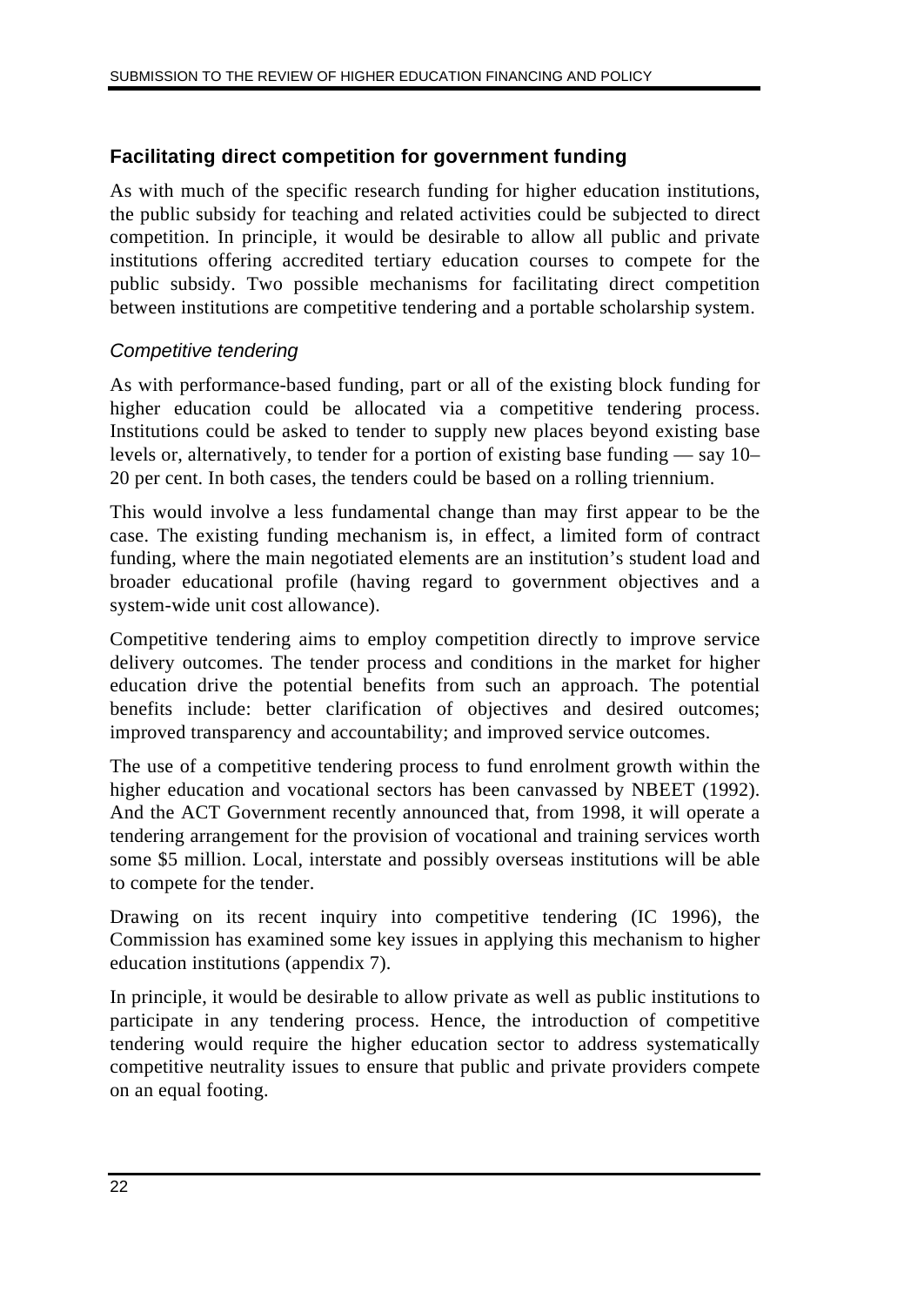## Facilitating direct competition for government funding

As with much of the specific research funding for higher education institutions, the public subsidy for teaching and related activities could be subjected to direct competition. In principle, it would be desirable to allow all public and private institutions offering accredited tertiary education courses to compete for the public subsidy. Two possible mechanisms for facilitating direct competition between institutions are competitive tendering and a portable scholarship system.

### *Competitive tendering*

As with performance-based funding, part or all of the existing block funding for higher education could be allocated via a competitive tendering process. Institutions could be asked to tender to supply new places beyond existing base levels or, alternatively, to tender for a portion of existing base funding — say 10–20 per cent. In both cases, the tenders could be based on a rolling triennium.

This would involve a less fundamental change than may first appear to be the case. The existing funding mechanism is, in effect, a limited form of contract funding, where the main negotiated elements are an institution's student load and broader educational profile (having regard to government objectives and a system-wide unit cost allowance).

Competitive tendering aims to employ competition directly to improve service delivery outcomes. The tender process and conditions in the market for higher education drive the potential benefits from such an approach. The potential benefits include: better clarification of objectives and desired outcomes; improved transparency and accountability; and improved service outcomes.

The use of a competitive tendering process to fund enrolment growth within the higher education and vocational sectors has been canvassed by NBEET (1992). And the ACT Government recently announced that, from 1998, it will operate a tendering arrangement for the provision of vocational and training services worth some $5 million. Local, interstate and possibly overseas institutions will be able to compete for the tender.

Drawing on its recent inquiry into competitive tendering (IC 1996), the Commission has examined some key issues in applying this mechanism to higher education institutions (appendix 7).

In principle, it would be desirable to allow private as well as public institutions to participate in any tendering process. Hence, the introduction of competitive tendering would require the higher education sector to address systematically competitive neutrality issues to ensure that public and private providers compete on an equal footing.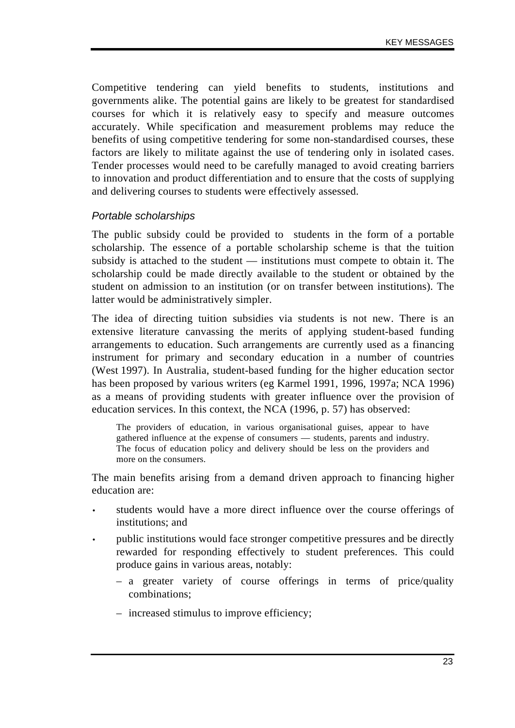Competitive tendering can yield benefits to students, institutions and governments alike. The potential gains are likely to be greatest for standardised courses for which it is relatively easy to specify and measure outcomes accurately. While specification and measurement problems may reduce the benefits of using competitive tendering for some non-standardised courses, these factors are likely to militate against the use of tendering only in isolated cases. Tender processes would need to be carefully managed to avoid creating barriers to innovation and product differentiation and to ensure that the costs of supplying and delivering courses to students were effectively assessed.

### *Portable scholarships*

The public subsidy could be provided to students in the form of a portable scholarship. The essence of a portable scholarship scheme is that the tuition subsidy is attached to the student — institutions must compete to obtain it. The scholarship could be made directly available to the student or obtained by the student on admission to an institution (or on transfer between institutions). The latter would be administratively simpler.

The idea of directing tuition subsidies via students is not new. There is an extensive literature canvassing the merits of applying student-based funding arrangements to education. Such arrangements are currently used as a financing instrument for primary and secondary education in a number of countries (West 1997). In Australia, student-based funding for the higher education sector has been proposed by various writers (eg Karmel 1991, 1996, 1997a; NCA 1996) as a means of providing students with greater influence over the provision of education services. In this context, the NCA (1996, p. 57) has observed:

> The providers of education, in various organisational guises, appear to have gathered influence at the expense of consumers — students, parents and industry. The focus of education policy and delivery should be less on the providers and more on the consumers.

The main benefits arising from a demand driven approach to financing higher education are:

- students would have a more direct influence over the course offerings of institutions; and
- public institutions would face stronger competitive pressures and be directly rewarded for responding effectively to student preferences. This could produce gains in various areas, notably:
  - a greater variety of course offerings in terms of price/quality combinations;
  - increased stimulus to improve efficiency;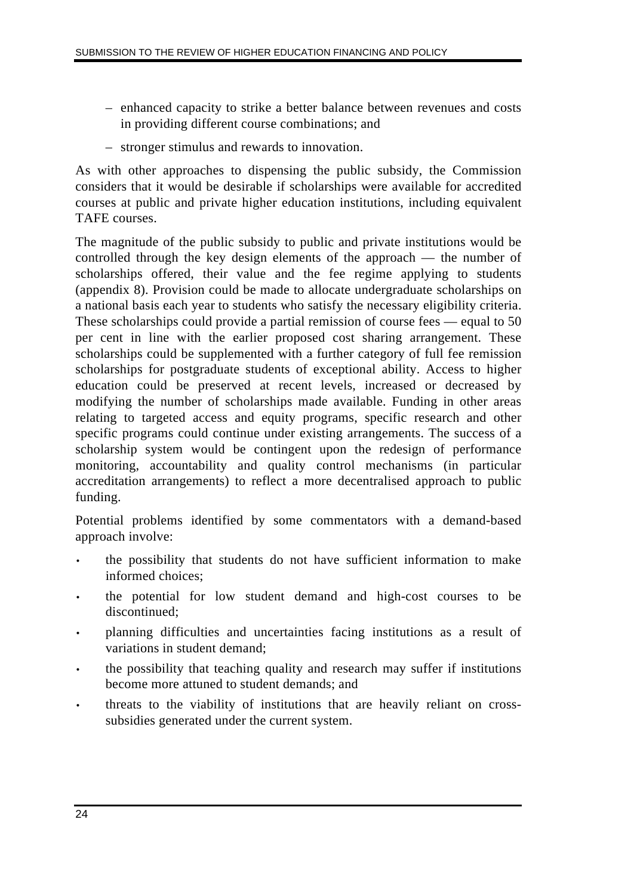- enhanced capacity to strike a better balance between revenues and costs in providing different course combinations; and
  - stronger stimulus and rewards to innovation.

As with other approaches to dispensing the public subsidy, the Commission considers that it would be desirable if scholarships were available for accredited courses at public and private higher education institutions, including equivalent TAFE courses.

The magnitude of the public subsidy to public and private institutions would be controlled through the key design elements of the approach — the number of scholarships offered, their value and the fee regime applying to students (appendix 8). Provision could be made to allocate undergraduate scholarships on a national basis each year to students who satisfy the necessary eligibility criteria. These scholarships could provide a partial remission of course fees — equal to 50 per cent in line with the earlier proposed cost sharing arrangement. These scholarships could be supplemented with a further category of full fee remission scholarships for postgraduate students of exceptional ability. Access to higher education could be preserved at recent levels, increased or decreased by modifying the number of scholarships made available. Funding in other areas relating to targeted access and equity programs, specific research and other specific programs could continue under existing arrangements. The success of a scholarship system would be contingent upon the redesign of performance monitoring, accountability and quality control mechanisms (in particular accreditation arrangements) to reflect a more decentralised approach to public funding.

Potential problems identified by some commentators with a demand-based approach involve:

- the possibility that students do not have sufficient information to make informed choices;
- the potential for low student demand and high-cost courses to be discontinued;
- planning difficulties and uncertainties facing institutions as a result of variations in student demand;
- the possibility that teaching quality and research may suffer if institutions become more attuned to student demands; and
- threats to the viability of institutions that are heavily reliant on cross-subsidies generated under the current system.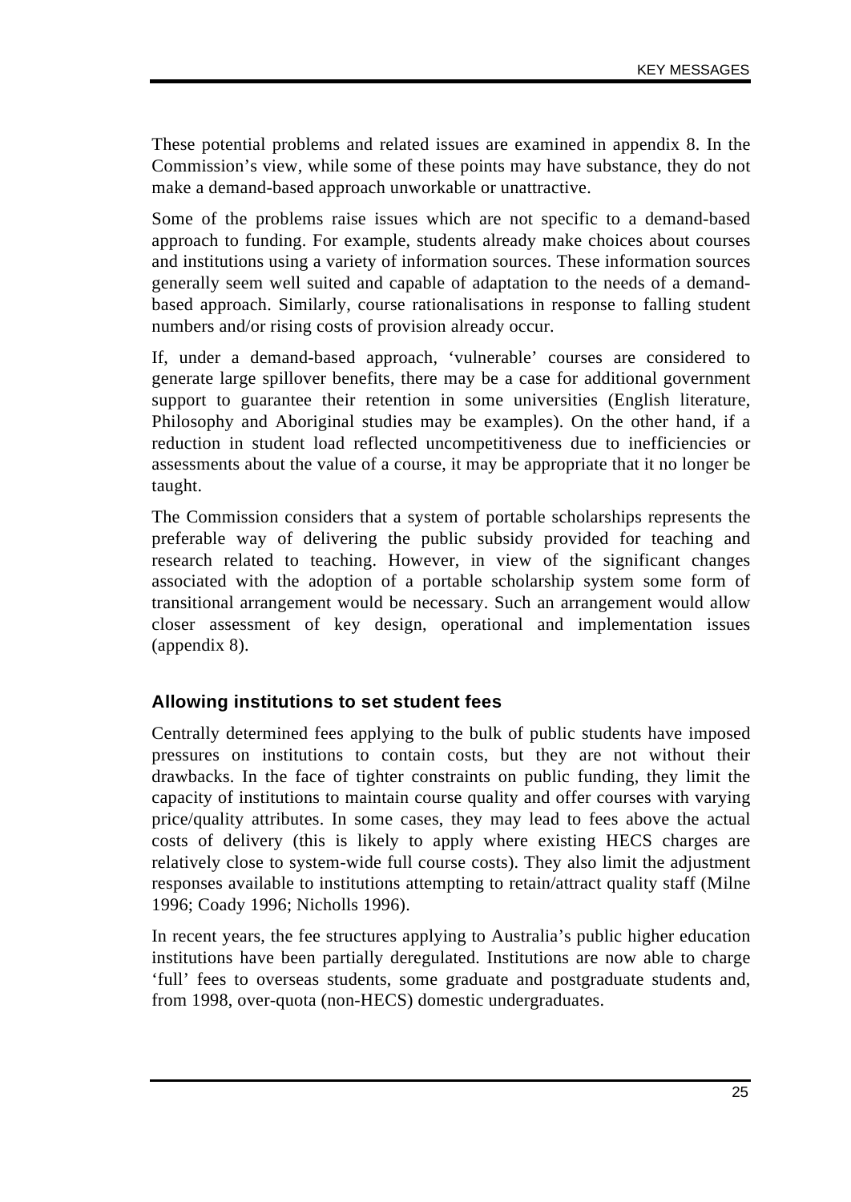These potential problems and related issues are examined in appendix 8. In the Commission’s view, while some of these points may have substance, they do not make a demand-based approach unworkable or unattractive.

Some of the problems raise issues which are not specific to a demand-based approach to funding. For example, students already make choices about courses and institutions using a variety of information sources. These information sources generally seem well suited and capable of adaptation to the needs of a demand-based approach. Similarly, course rationalisations in response to falling student numbers and/or rising costs of provision already occur.

If, under a demand-based approach, ‘vulnerable’ courses are considered to generate large spillover benefits, there may be a case for additional government support to guarantee their retention in some universities (English literature, Philosophy and Aboriginal studies may be examples). On the other hand, if a reduction in student load reflected uncompetitiveness due to inefficiencies or assessments about the value of a course, it may be appropriate that it no longer be taught.

The Commission considers that a system of portable scholarships represents the preferable way of delivering the public subsidy provided for teaching and research related to teaching. However, in view of the significant changes associated with the adoption of a portable scholarship system some form of transitional arrangement would be necessary. Such an arrangement would allow closer assessment of key design, operational and implementation issues (appendix 8).

### Allowing institutions to set student fees

Centrally determined fees applying to the bulk of public students have imposed pressures on institutions to contain costs, but they are not without their drawbacks. In the face of tighter constraints on public funding, they limit the capacity of institutions to maintain course quality and offer courses with varying price/quality attributes. In some cases, they may lead to fees above the actual costs of delivery (this is likely to apply where existing HECS charges are relatively close to system-wide full course costs). They also limit the adjustment responses available to institutions attempting to retain/attract quality staff (Milne 1996; Coady 1996; Nicholls 1996).

In recent years, the fee structures applying to Australia’s public higher education institutions have been partially deregulated. Institutions are now able to charge ‘full’ fees to overseas students, some graduate and postgraduate students and, from 1998, over-quota (non-HECS) domestic undergraduates.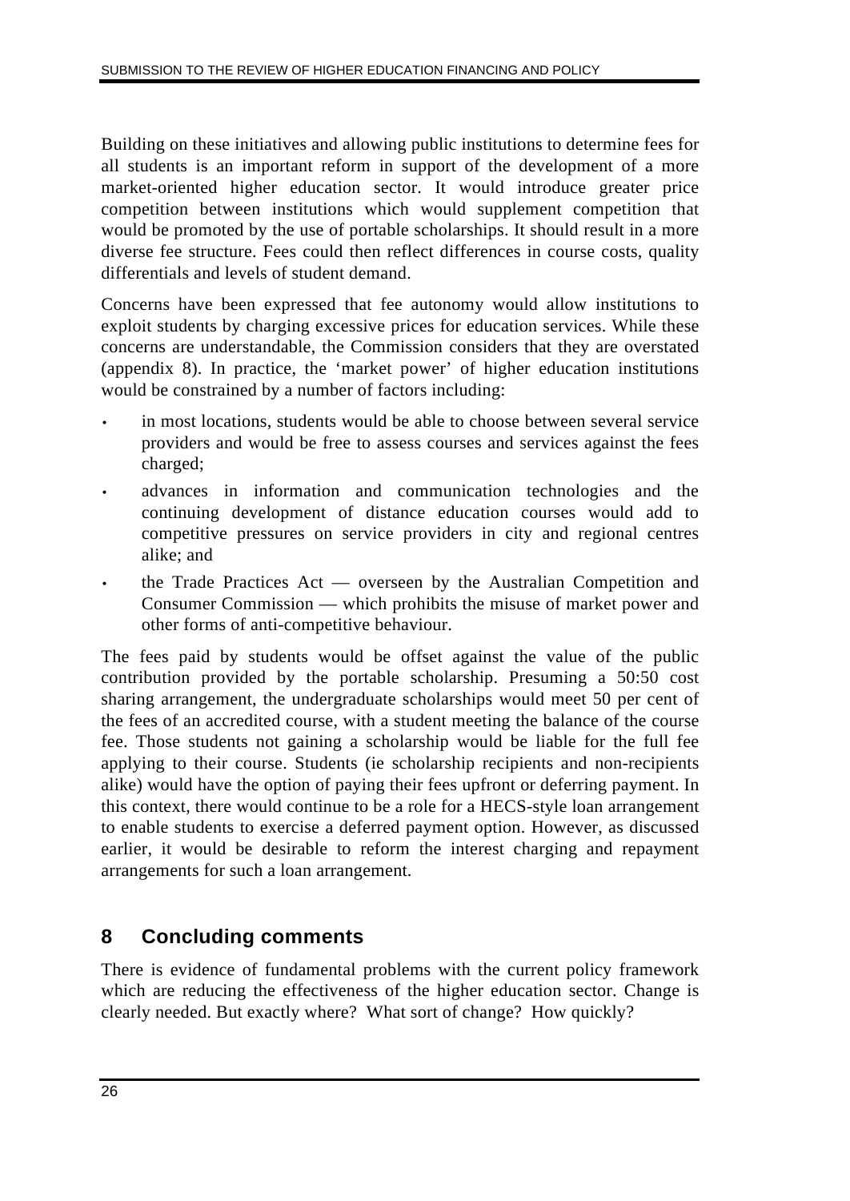Building on these initiatives and allowing public institutions to determine fees for all students is an important reform in support of the development of a more market-oriented higher education sector. It would introduce greater price competition between institutions which would supplement competition that would be promoted by the use of portable scholarships. It should result in a more diverse fee structure. Fees could then reflect differences in course costs, quality differentials and levels of student demand.

Concerns have been expressed that fee autonomy would allow institutions to exploit students by charging excessive prices for education services. While these concerns are understandable, the Commission considers that they are overstated (appendix 8). In practice, the 'market power' of higher education institutions would be constrained by a number of factors including:

- in most locations, students would be able to choose between several service providers and would be free to assess courses and services against the fees charged;
- advances in information and communication technologies and the continuing development of distance education courses would add to competitive pressures on service providers in city and regional centres alike; and
- the Trade Practices Act — overseen by the Australian Competition and Consumer Commission — which prohibits the misuse of market power and other forms of anti-competitive behaviour.

The fees paid by students would be offset against the value of the public contribution provided by the portable scholarship. Presuming a 50:50 cost sharing arrangement, the undergraduate scholarships would meet 50 per cent of the fees of an accredited course, with a student meeting the balance of the course fee. Those students not gaining a scholarship would be liable for the full fee applying to their course. Students (ie scholarship recipients and non-recipients alike) would have the option of paying their fees upfront or deferring payment. In this context, there would continue to be a role for a HECS-style loan arrangement to enable students to exercise a deferred payment option. However, as discussed earlier, it would be desirable to reform the interest charging and repayment arrangements for such a loan arrangement.

## 8 Concluding comments

There is evidence of fundamental problems with the current policy framework which are reducing the effectiveness of the higher education sector. Change is clearly needed. But exactly where? What sort of change? How quickly?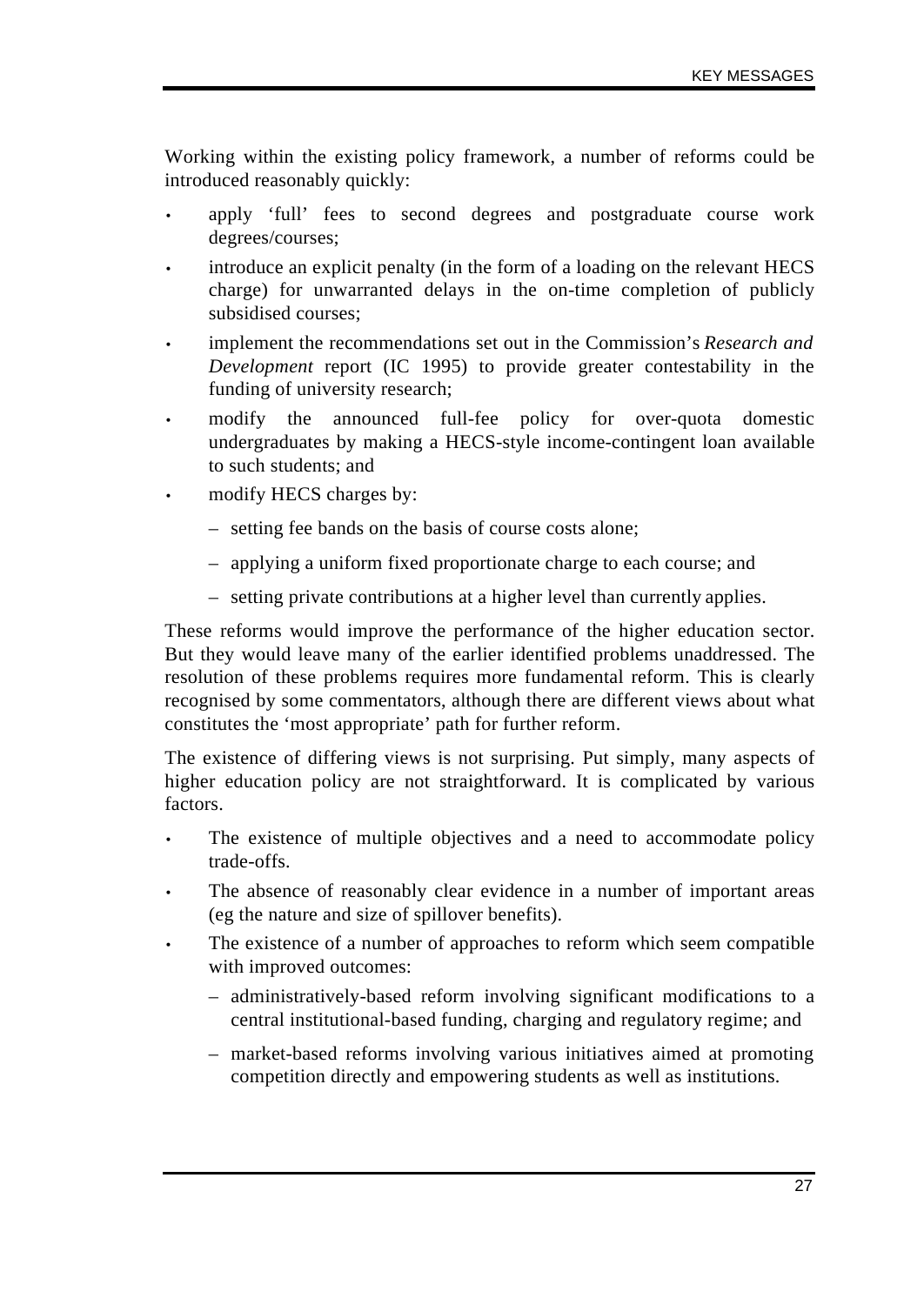Working within the existing policy framework, a number of reforms could be introduced reasonably quickly:

- apply 'full' fees to second degrees and postgraduate course work degrees/courses;
- introduce an explicit penalty (in the form of a loading on the relevant HECS charge) for unwarranted delays in the on-time completion of publicly subsidised courses;
- implement the recommendations set out in the Commission's *Research and Development* report (IC 1995) to provide greater contestability in the funding of university research;
- modify the announced full-fee policy for over-quota domestic undergraduates by making a HECS-style income-contingent loan available to such students; and
- modify HECS charges by:
  - setting fee bands on the basis of course costs alone;
  - applying a uniform fixed proportionate charge to each course; and
  - setting private contributions at a higher level than currently applies.

These reforms would improve the performance of the higher education sector. But they would leave many of the earlier identified problems unaddressed. The resolution of these problems requires more fundamental reform. This is clearly recognised by some commentators, although there are different views about what constitutes the 'most appropriate' path for further reform.

The existence of differing views is not surprising. Put simply, many aspects of higher education policy are not straightforward. It is complicated by various factors.

- The existence of multiple objectives and a need to accommodate policy trade-offs.
- The absence of reasonably clear evidence in a number of important areas (eg the nature and size of spillover benefits).
- The existence of a number of approaches to reform which seem compatible with improved outcomes:
  - administratively-based reform involving significant modifications to a central institutional-based funding, charging and regulatory regime; and
  - market-based reforms involving various initiatives aimed at promoting competition directly and empowering students as well as institutions.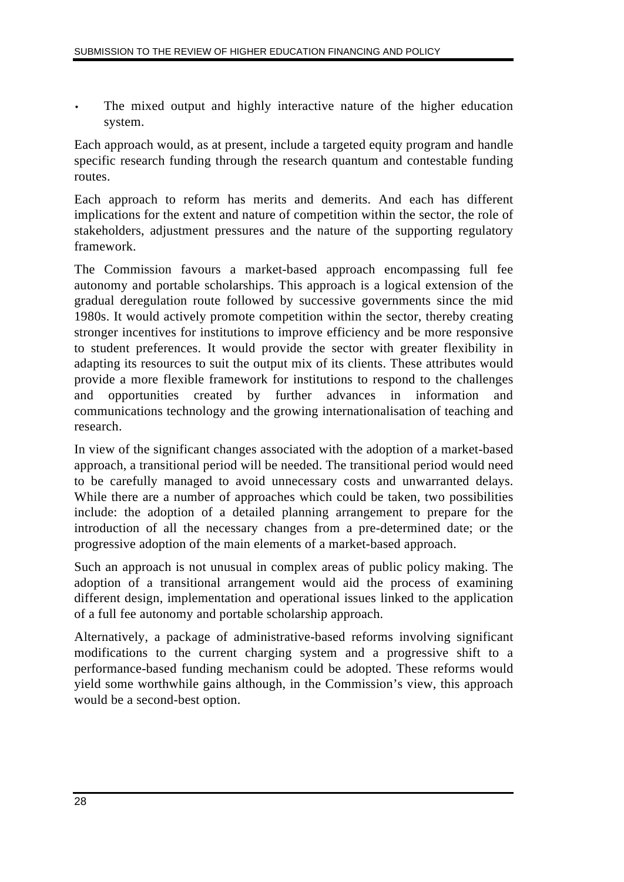- The mixed output and highly interactive nature of the higher education system.

Each approach would, as at present, include a targeted equity program and handle specific research funding through the research quantum and contestable funding routes.

Each approach to reform has merits and demerits. And each has different implications for the extent and nature of competition within the sector, the role of stakeholders, adjustment pressures and the nature of the supporting regulatory framework.

The Commission favours a market-based approach encompassing full fee autonomy and portable scholarships. This approach is a logical extension of the gradual deregulation route followed by successive governments since the mid 1980s. It would actively promote competition within the sector, thereby creating stronger incentives for institutions to improve efficiency and be more responsive to student preferences. It would provide the sector with greater flexibility in adapting its resources to suit the output mix of its clients. These attributes would provide a more flexible framework for institutions to respond to the challenges and opportunities created by further advances in information and communications technology and the growing internationalisation of teaching and research.

In view of the significant changes associated with the adoption of a market-based approach, a transitional period will be needed. The transitional period would need to be carefully managed to avoid unnecessary costs and unwarranted delays. While there are a number of approaches which could be taken, two possibilities include: the adoption of a detailed planning arrangement to prepare for the introduction of all the necessary changes from a pre-determined date; or the progressive adoption of the main elements of a market-based approach.

Such an approach is not unusual in complex areas of public policy making. The adoption of a transitional arrangement would aid the process of examining different design, implementation and operational issues linked to the application of a full fee autonomy and portable scholarship approach.

Alternatively, a package of administrative-based reforms involving significant modifications to the current charging system and a progressive shift to a performance-based funding mechanism could be adopted. These reforms would yield some worthwhile gains although, in the Commission's view, this approach would be a second-best option.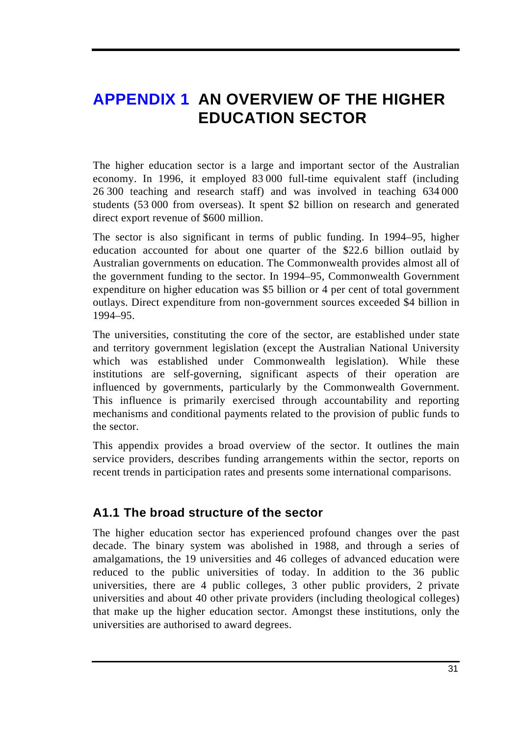# APPENDIX 1 AN OVERVIEW OF THE HIGHER EDUCATION SECTOR

The higher education sector is a large and important sector of the Australian economy. In 1996, it employed 83 000 full-time equivalent staff (including 26 300 teaching and research staff) and was involved in teaching 634 000 students (53 000 from overseas). It spent $2 billion on research and generated direct export revenue of $600 million.

The sector is also significant in terms of public funding. In 1994–95, higher education accounted for about one quarter of the $22.6 billion outlaid by Australian governments on education. The Commonwealth provides almost all of the government funding to the sector. In 1994–95, Commonwealth Government expenditure on higher education was $5 billion or 4 per cent of total government outlays. Direct expenditure from non-government sources exceeded $4 billion in 1994–95.

The universities, constituting the core of the sector, are established under state and territory government legislation (except the Australian National University which was established under Commonwealth legislation). While these institutions are self-governing, significant aspects of their operation are influenced by governments, particularly by the Commonwealth Government. This influence is primarily exercised through accountability and reporting mechanisms and conditional payments related to the provision of public funds to the sector.

This appendix provides a broad overview of the sector. It outlines the main service providers, describes funding arrangements within the sector, reports on recent trends in participation rates and presents some international comparisons.

## A1.1 The broad structure of the sector

The higher education sector has experienced profound changes over the past decade. The binary system was abolished in 1988, and through a series of amalgamations, the 19 universities and 46 colleges of advanced education were reduced to the public universities of today. In addition to the 36 public universities, there are 4 public colleges, 3 other public providers, 2 private universities and about 40 other private providers (including theological colleges) that make up the higher education sector. Amongst these institutions, only the universities are authorised to award degrees.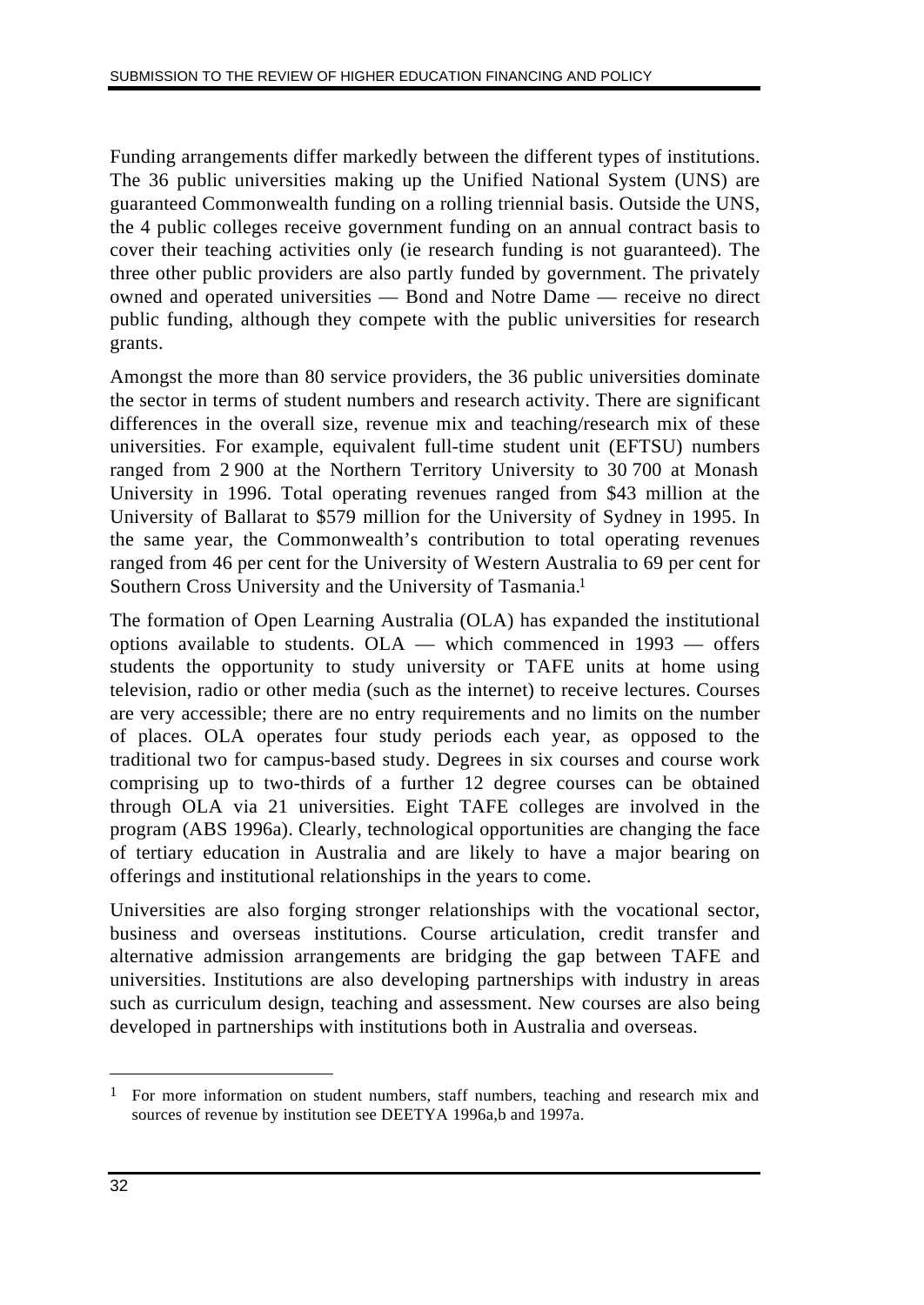Funding arrangements differ markedly between the different types of institutions. The 36 public universities making up the Unified National System (UNS) are guaranteed Commonwealth funding on a rolling triennial basis. Outside the UNS, the 4 public colleges receive government funding on an annual contract basis to cover their teaching activities only (ie research funding is not guaranteed). The three other public providers are also partly funded by government. The privately owned and operated universities — Bond and Notre Dame — receive no direct public funding, although they compete with the public universities for research grants.

Amongst the more than 80 service providers, the 36 public universities dominate the sector in terms of student numbers and research activity. There are significant differences in the overall size, revenue mix and teaching/research mix of these universities. For example, equivalent full-time student unit (EFTSU) numbers ranged from 2 900 at the Northern Territory University to 30 700 at Monash University in 1996. Total operating revenues ranged from $43 million at the University of Ballarat to $579 million for the University of Sydney in 1995. In the same year, the Commonwealth's contribution to total operating revenues ranged from 46 per cent for the University of Western Australia to 69 per cent for Southern Cross University and the University of Tasmania.[1]

The formation of Open Learning Australia (OLA) has expanded the institutional options available to students. OLA — which commenced in 1993 — offers students the opportunity to study university or TAFE units at home using television, radio or other media (such as the internet) to receive lectures. Courses are very accessible; there are no entry requirements and no limits on the number of places. OLA operates four study periods each year, as opposed to the traditional two for campus-based study. Degrees in six courses and course work comprising up to two-thirds of a further 12 degree courses can be obtained through OLA via 21 universities. Eight TAFE colleges are involved in the program (ABS 1996a). Clearly, technological opportunities are changing the face of tertiary education in Australia and are likely to have a major bearing on offerings and institutional relationships in the years to come.

Universities are also forging stronger relationships with the vocational sector, business and overseas institutions. Course articulation, credit transfer and alternative admission arrangements are bridging the gap between TAFE and universities. Institutions are also developing partnerships with industry in areas such as curriculum design, teaching and assessment. New courses are also being developed in partnerships with institutions both in Australia and overseas.

---

[1] For more information on student numbers, staff numbers, teaching and research mix and sources of revenue by institution see DEETYA 1996a,b and 1997a.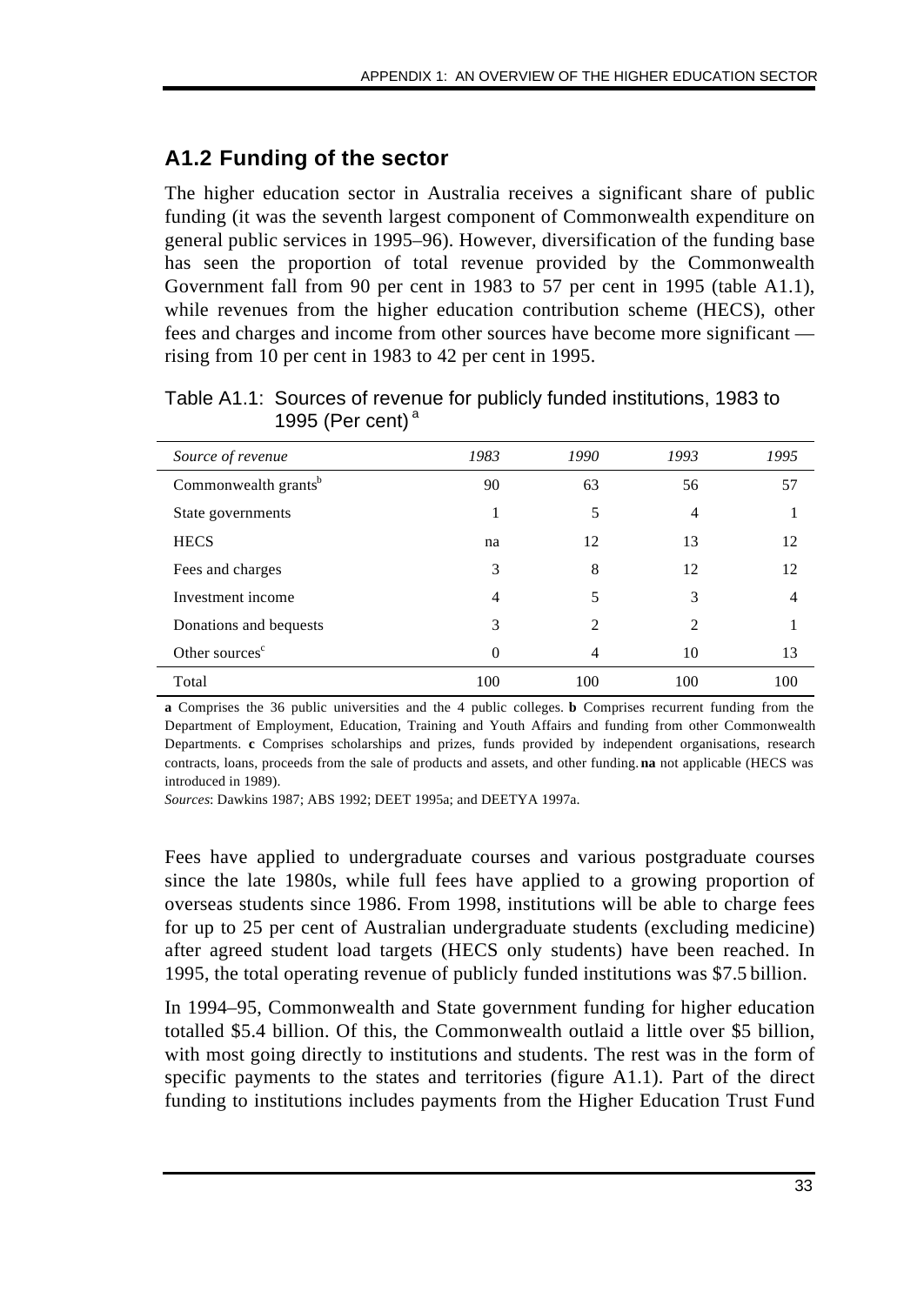## A1.2 Funding of the sector

The higher education sector in Australia receives a significant share of public funding (it was the seventh largest component of Commonwealth expenditure on general public services in 1995–96). However, diversification of the funding base has seen the proportion of total revenue provided by the Commonwealth Government fall from 90 per cent in 1983 to 57 per cent in 1995 (table A1.1), while revenues from the higher education contribution scheme (HECS), other fees and charges and income from other sources have become more significant — rising from 10 per cent in 1983 to 42 per cent in 1995.

Table A1.1: Sources of revenue for publicly funded institutions, 1983 to 1995 (Per cent) [a]

| *Source of revenue* | *1983* | *1990* | *1993* | *1995* |
|---|---|---|---|---|
| Commonwealth grants[b] | 90 | 63 | 56 | 57 |
| State governments | 1 | 5 | 4 | 1 |
| HECS | na | 12 | 13 | 12 |
| Fees and charges | 3 | 8 | 12 | 12 |
| Investment income | 4 | 5 | 3 | 4 |
| Donations and bequests | 3 | 2 | 2 | 1 |
| Other sources[c] | 0 | 4 | 10 | 13 |
| Total | 100 | 100 | 100 | 100 |

**a** Comprises the 36 public universities and the 4 public colleges. **b** Comprises recurrent funding from the Department of Employment, Education, Training and Youth Affairs and funding from other Commonwealth Departments. **c** Comprises scholarships and prizes, funds provided by independent organisations, research contracts, loans, proceeds from the sale of products and assets, and other funding. **na** not applicable (HECS was introduced in 1989).

*Sources*: Dawkins 1987; ABS 1992; DEET 1995a; and DEETYA 1997a.

Fees have applied to undergraduate courses and various postgraduate courses since the late 1980s, while full fees have applied to a growing proportion of overseas students since 1986. From 1998, institutions will be able to charge fees for up to 25 per cent of Australian undergraduate students (excluding medicine) after agreed student load targets (HECS only students) have been reached. In 1995, the total operating revenue of publicly funded institutions was $7.5 billion.

In 1994–95, Commonwealth and State government funding for higher education totalled $5.4 billion. Of this, the Commonwealth outlaid a little over $5 billion, with most going directly to institutions and students. The rest was in the form of specific payments to the states and territories (figure A1.1). Part of the direct funding to institutions includes payments from the Higher Education Trust Fund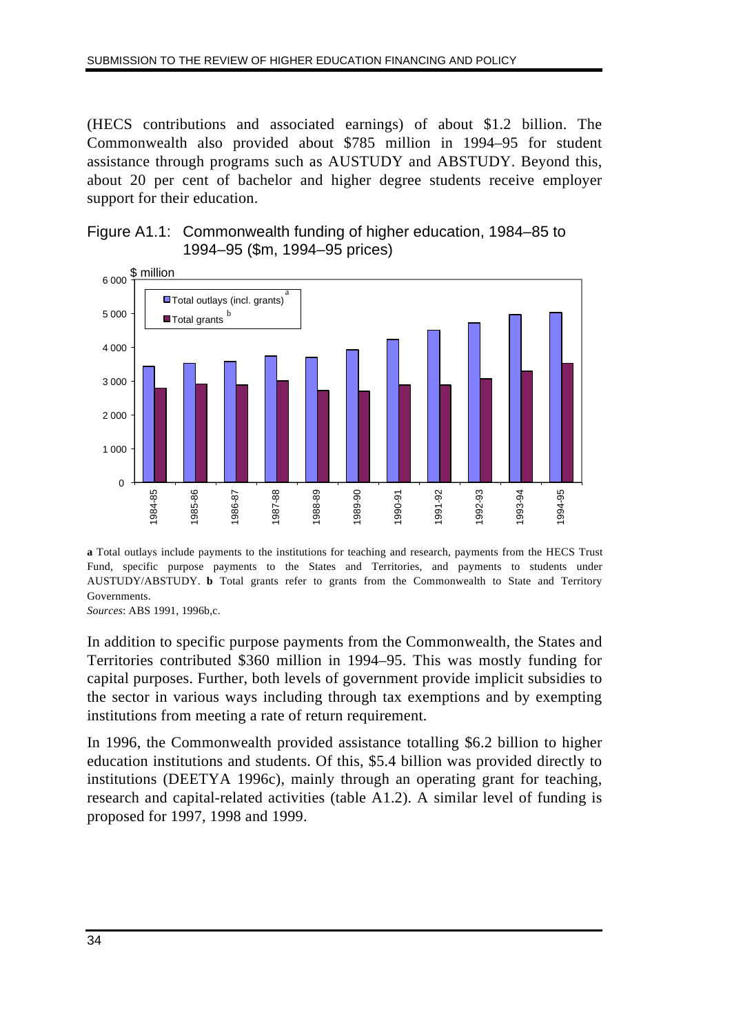(HECS contributions and associated earnings) of about $1.2 billion. The Commonwealth also provided about $785 million in 1994–95 for student assistance through programs such as AUSTUDY and ABSTUDY. Beyond this, about 20 per cent of bachelor and higher degree students receive employer support for their education.

Figure A1.1: Commonwealth funding of higher education, 1984–85 to 1994–95 ($m, 1994–95 prices)

**a** Total outlays include payments to the institutions for teaching and research, payments from the HECS Trust Fund, specific purpose payments to the States and Territories, and payments to students under AUSTUDY/ABSTUDY. **b** Total grants refer to grants from the Commonwealth to State and Territory Governments.

*Sources*: ABS 1991, 1996b,c.

In addition to specific purpose payments from the Commonwealth, the States and Territories contributed $360 million in 1994–95. This was mostly funding for capital purposes. Further, both levels of government provide implicit subsidies to the sector in various ways including through tax exemptions and by exempting institutions from meeting a rate of return requirement.

In 1996, the Commonwealth provided assistance totalling $6.2 billion to higher education institutions and students. Of this, $5.4 billion was provided directly to institutions (DEETYA 1996c), mainly through an operating grant for teaching, research and capital-related activities (table A1.2). A similar level of funding is proposed for 1997, 1998 and 1999.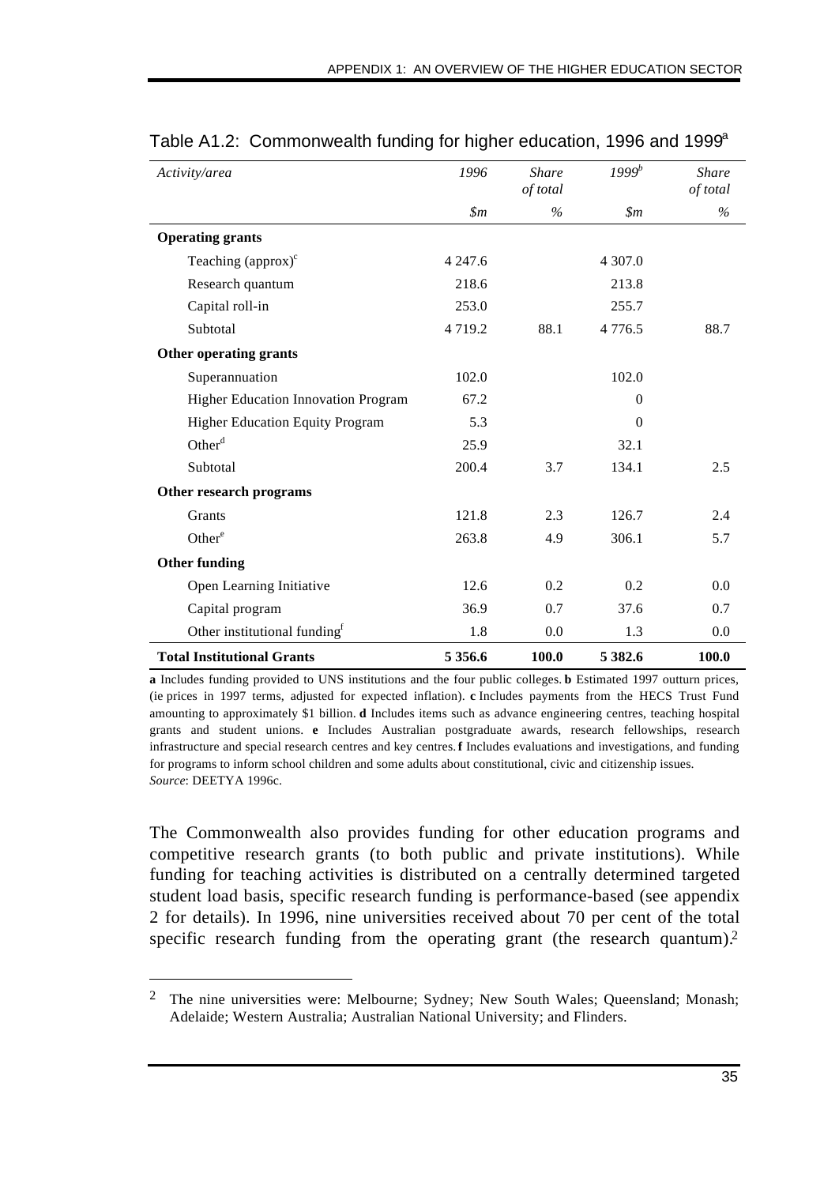Table A1.2: Commonwealth funding for higher education, 1996 and 1999[a]

| *Activity/area* | *1996* | *Share of total* | *1999[b]* | *Share of total* |
|---|---|---|---|---|
| | *$m* | *%* | *$m* | *%* |
| **Operating grants** | | | | |
| Teaching (approx)[c] | 4 247.6 | | 4 307.0 | |
| Research quantum | 218.6 | | 213.8 | |
| Capital roll-in | 253.0 | | 255.7 | |
| Subtotal | 4 719.2 | 88.1 | 4 776.5 | 88.7 |
| **Other operating grants** | | | | |
| Superannuation | 102.0 | | 102.0 | |
| Higher Education Innovation Program | 67.2 | | 0 | |
| Higher Education Equity Program | 5.3 | | 0 | |
| Other[d] | 25.9 | | 32.1 | |
| Subtotal | 200.4 | 3.7 | 134.1 | 2.5 |
| **Other research programs** | | | | |
| Grants | 121.8 | 2.3 | 126.7 | 2.4 |
| Other[e] | 263.8 | 4.9 | 306.1 | 5.7 |
| **Other funding** | | | | |
| Open Learning Initiative | 12.6 | 0.2 | 0.2 | 0.0 |
| Capital program | 36.9 | 0.7 | 37.6 | 0.7 |
| Other institutional funding[f] | 1.8 | 0.0 | 1.3 | 0.0 |
| **Total Institutional Grants** | **5 356.6** | **100.0** | **5 382.6** | **100.0** |

**a** Includes funding provided to UNS institutions and the four public colleges. **b** Estimated 1997 outturn prices, (ie prices in 1997 terms, adjusted for expected inflation). **c** Includes payments from the HECS Trust Fund amounting to approximately $1 billion. **d** Includes items such as advance engineering centres, teaching hospital grants and student unions. **e** Includes Australian postgraduate awards, research fellowships, research infrastructure and special research centres and key centres. **f** Includes evaluations and investigations, and funding for programs to inform school children and some adults about constitutional, civic and citizenship issues.
*Source*: DEETYA 1996c.

The Commonwealth also provides funding for other education programs and competitive research grants (to both public and private institutions). While funding for teaching activities is distributed on a centrally determined targeted student load basis, specific research funding is performance-based (see appendix 2 for details). In 1996, nine universities received about 70 per cent of the total specific research funding from the operating grant (the research quantum).[2]

[2] The nine universities were: Melbourne; Sydney; New South Wales; Queensland; Monash; Adelaide; Western Australia; Australian National University; and Flinders.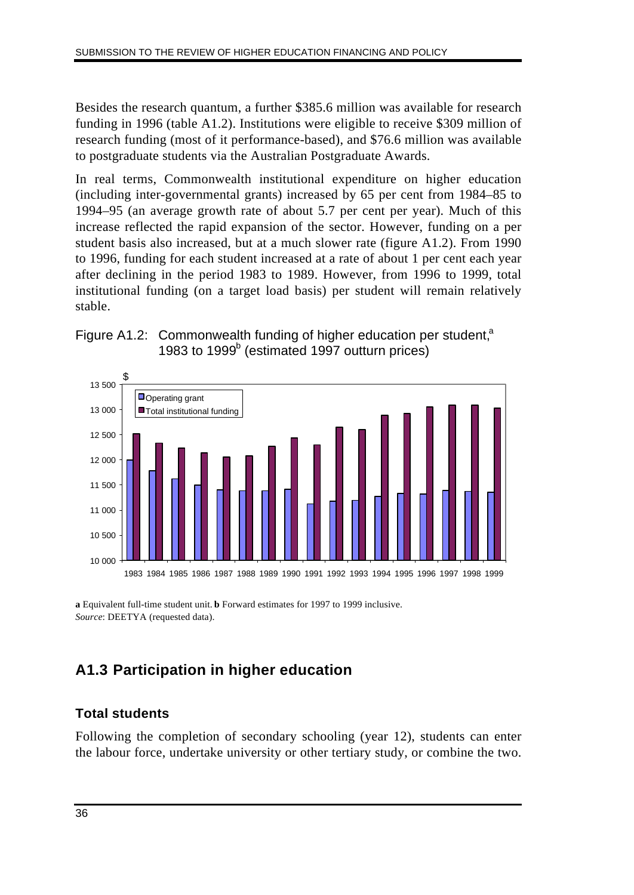Besides the research quantum, a further $385.6 million was available for research funding in 1996 (table A1.2). Institutions were eligible to receive $309 million of research funding (most of it performance-based), and $76.6 million was available to postgraduate students via the Australian Postgraduate Awards.

In real terms, Commonwealth institutional expenditure on higher education (including inter-governmental grants) increased by 65 per cent from 1984–85 to 1994–95 (an average growth rate of about 5.7 per cent per year). Much of this increase reflected the rapid expansion of the sector. However, funding on a per student basis also increased, but at a much slower rate (figure A1.2). From 1990 to 1996, funding for each student increased at a rate of about 1 per cent each year after declining in the period 1983 to 1989. However, from 1996 to 1999, total institutional funding (on a target load basis) per student will remain relatively stable.

Figure A1.2: Commonwealth funding of higher education per student,[a] 1983 to 1999[b] (estimated 1997 outturn prices)

**a** Equivalent full-time student unit. **b** Forward estimates for 1997 to 1999 inclusive.
*Source*: DEETYA (requested data).

## A1.3 Participation in higher education

### Total students

Following the completion of secondary schooling (year 12), students can enter the labour force, undertake university or other tertiary study, or combine the two.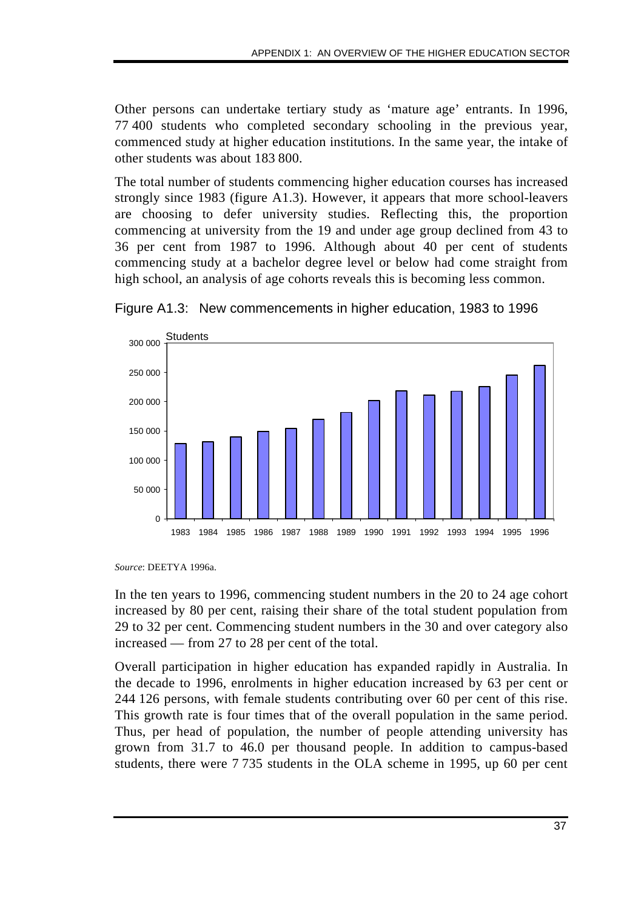Other persons can undertake tertiary study as 'mature age' entrants. In 1996, 77 400 students who completed secondary schooling in the previous year, commenced study at higher education institutions. In the same year, the intake of other students was about 183 800.

The total number of students commencing higher education courses has increased strongly since 1983 (figure A1.3). However, it appears that more school-leavers are choosing to defer university studies. Reflecting this, the proportion commencing at university from the 19 and under age group declined from 43 to 36 per cent from 1987 to 1996. Although about 40 per cent of students commencing study at a bachelor degree level or below had come straight from high school, an analysis of age cohorts reveals this is becoming less common.

Figure A1.3: New commencements in higher education, 1983 to 1996

*Source*: DEETYA 1996a.

In the ten years to 1996, commencing student numbers in the 20 to 24 age cohort increased by 80 per cent, raising their share of the total student population from 29 to 32 per cent. Commencing student numbers in the 30 and over category also increased — from 27 to 28 per cent of the total.

Overall participation in higher education has expanded rapidly in Australia. In the decade to 1996, enrolments in higher education increased by 63 per cent or 244 126 persons, with female students contributing over 60 per cent of this rise. This growth rate is four times that of the overall population in the same period. Thus, per head of population, the number of people attending university has grown from 31.7 to 46.0 per thousand people. In addition to campus-based students, there were 7 735 students in the OLA scheme in 1995, up 60 per cent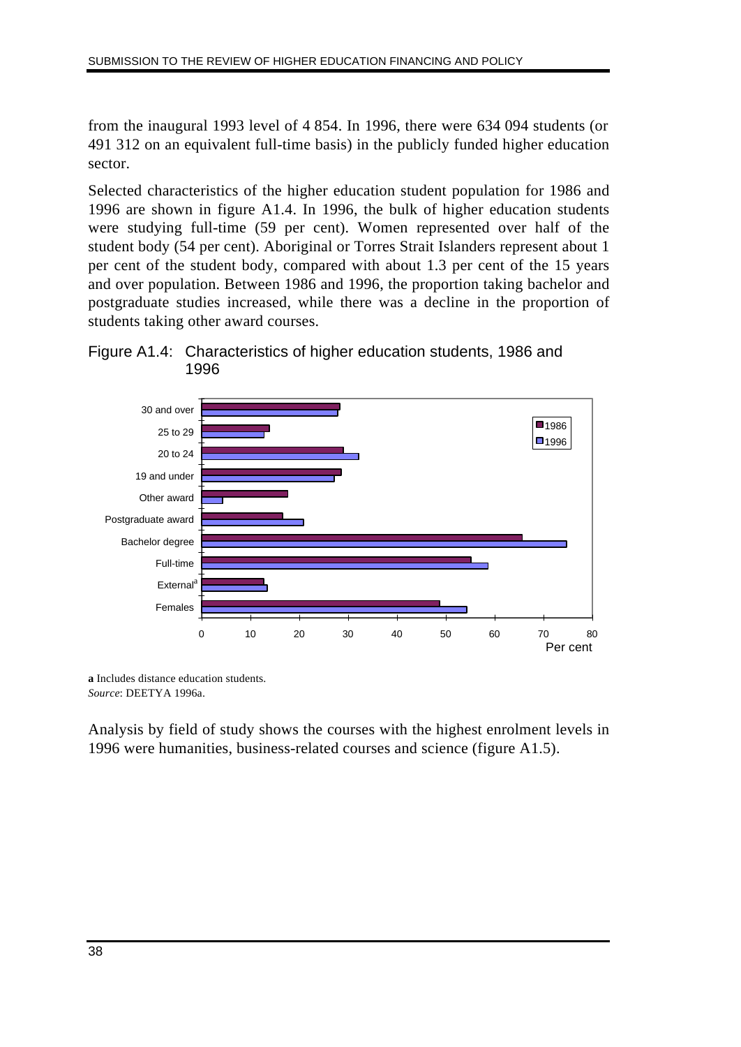from the inaugural 1993 level of 4 854. In 1996, there were 634 094 students (or 491 312 on an equivalent full-time basis) in the publicly funded higher education sector.

Selected characteristics of the higher education student population for 1986 and 1996 are shown in figure A1.4. In 1996, the bulk of higher education students were studying full-time (59 per cent). Women represented over half of the student body (54 per cent). Aboriginal or Torres Strait Islanders represent about 1 per cent of the student body, compared with about 1.3 per cent of the 15 years and over population. Between 1986 and 1996, the proportion taking bachelor and postgraduate studies increased, while there was a decline in the proportion of students taking other award courses.

Figure A1.4: Characteristics of higher education students, 1986 and 1996

**a** Includes distance education students.
*Source*: DEETYA 1996a.

Analysis by field of study shows the courses with the highest enrolment levels in 1996 were humanities, business-related courses and science (figure A1.5).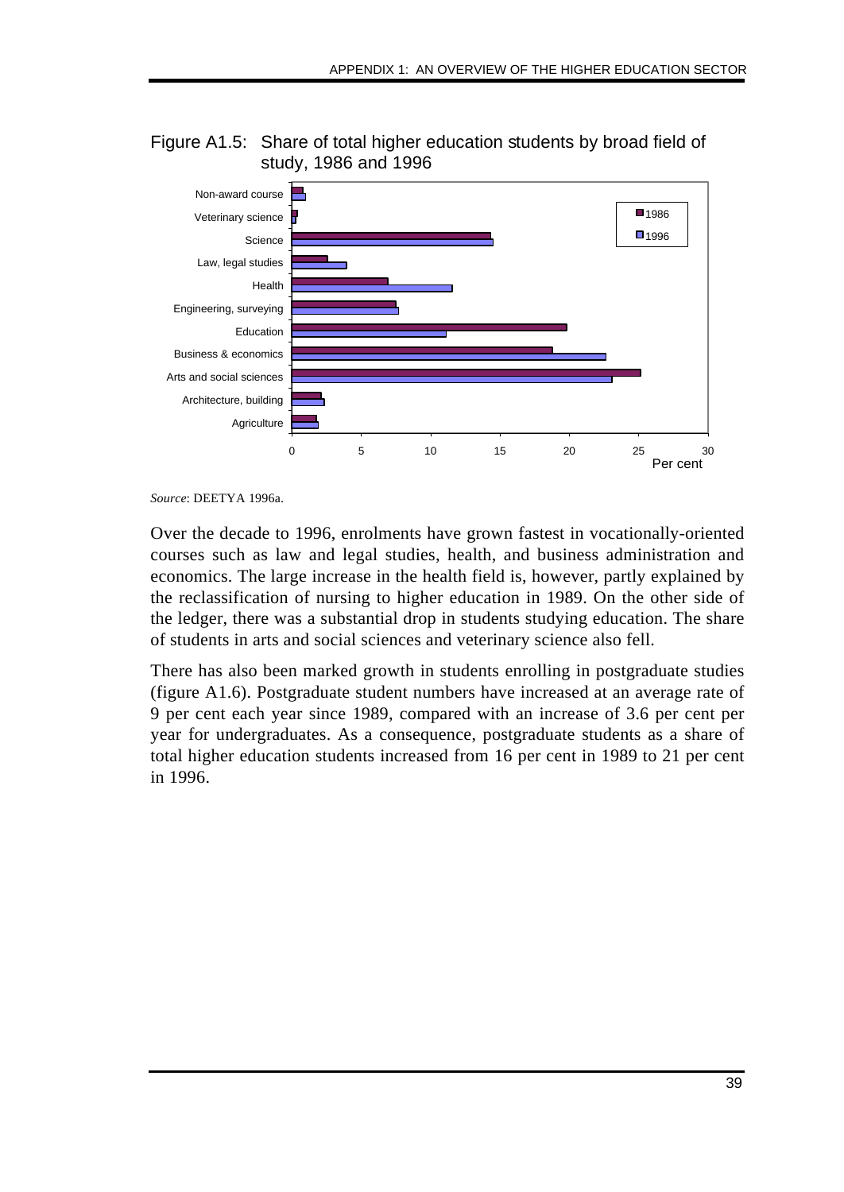Figure A1.5: Share of total higher education students by broad field of study, 1986 and 1996

*Source*: DEETYA 1996a.

Over the decade to 1996, enrolments have grown fastest in vocationally-oriented courses such as law and legal studies, health, and business administration and economics. The large increase in the health field is, however, partly explained by the reclassification of nursing to higher education in 1989. On the other side of the ledger, there was a substantial drop in students studying education. The share of students in arts and social sciences and veterinary science also fell.

There has also been marked growth in students enrolling in postgraduate studies (figure A1.6). Postgraduate student numbers have increased at an average rate of 9 per cent each year since 1989, compared with an increase of 3.6 per cent per year for undergraduates. As a consequence, postgraduate students as a share of total higher education students increased from 16 per cent in 1989 to 21 per cent in 1996.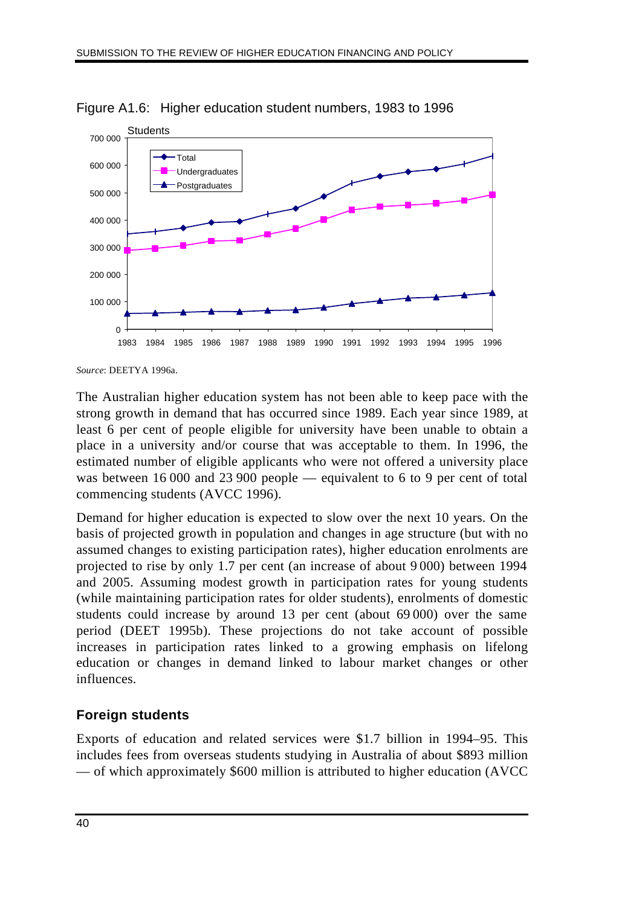Figure A1.6: Higher education student numbers, 1983 to 1996

*Source*: DEETYA 1996a.

The Australian higher education system has not been able to keep pace with the strong growth in demand that has occurred since 1989. Each year since 1989, at least 6 per cent of people eligible for university have been unable to obtain a place in a university and/or course that was acceptable to them. In 1996, the estimated number of eligible applicants who were not offered a university place was between 16 000 and 23 900 people — equivalent to 6 to 9 per cent of total commencing students (AVCC 1996).

Demand for higher education is expected to slow over the next 10 years. On the basis of projected growth in population and changes in age structure (but with no assumed changes to existing participation rates), higher education enrolments are projected to rise by only 1.7 per cent (an increase of about 9 000) between 1994 and 2005. Assuming modest growth in participation rates for young students (while maintaining participation rates for older students), enrolments of domestic students could increase by around 13 per cent (about 69 000) over the same period (DEET 1995b). These projections do not take account of possible increases in participation rates linked to a growing emphasis on lifelong education or changes in demand linked to labour market changes or other influences.

## Foreign students

Exports of education and related services were $1.7 billion in 1994–95. This includes fees from overseas students studying in Australia of about $893 million — of which approximately $600 million is attributed to higher education (AVCC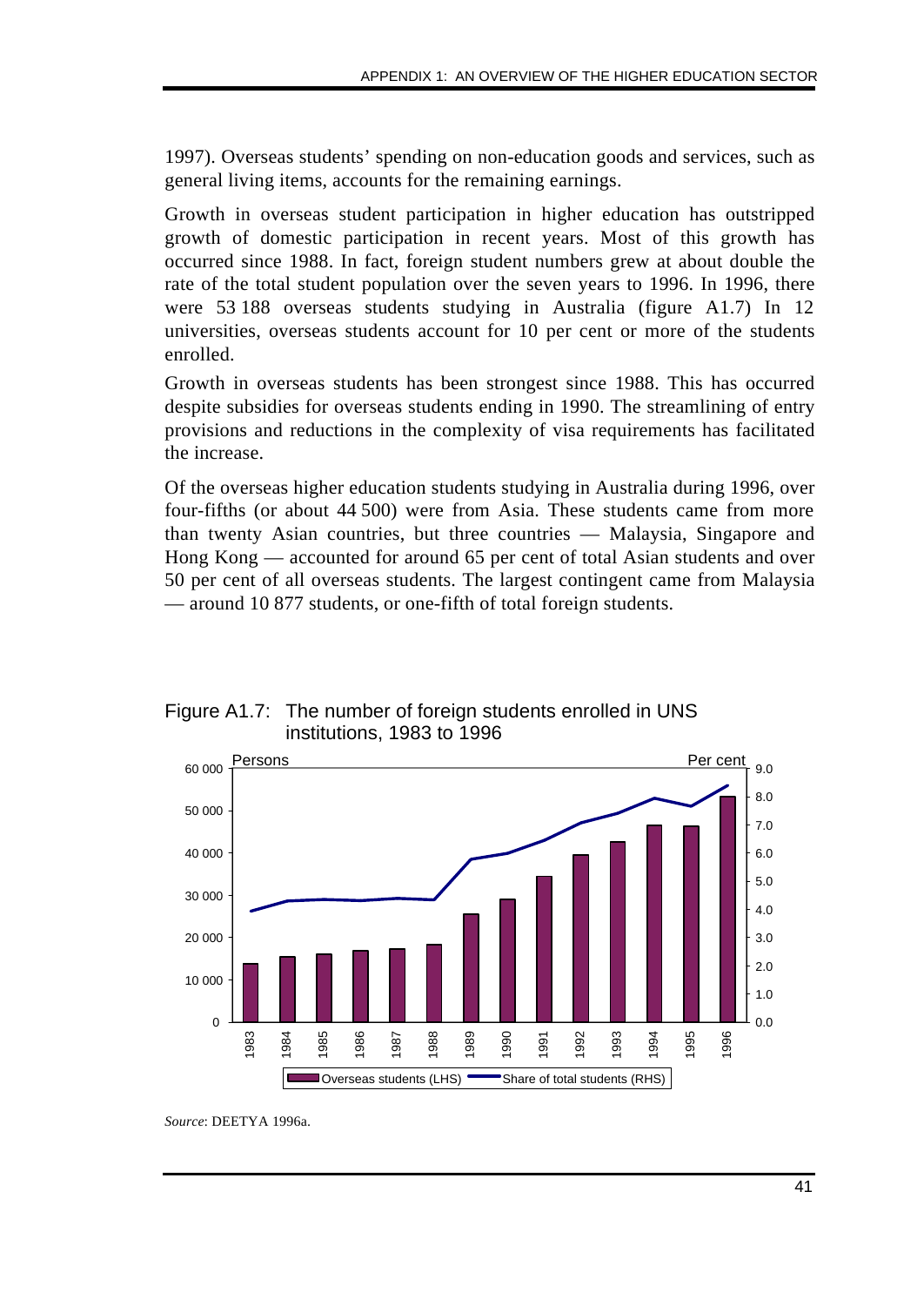1997). Overseas students' spending on non-education goods and services, such as general living items, accounts for the remaining earnings.

Growth in overseas student participation in higher education has outstripped growth of domestic participation in recent years. Most of this growth has occurred since 1988. In fact, foreign student numbers grew at about double the rate of the total student population over the seven years to 1996. In 1996, there were 53 188 overseas students studying in Australia (figure A1.7) In 12 universities, overseas students account for 10 per cent or more of the students enrolled.

Growth in overseas students has been strongest since 1988. This has occurred despite subsidies for overseas students ending in 1990. The streamlining of entry provisions and reductions in the complexity of visa requirements has facilitated the increase.

Of the overseas higher education students studying in Australia during 1996, over four-fifths (or about 44 500) were from Asia. These students came from more than twenty Asian countries, but three countries — Malaysia, Singapore and Hong Kong — accounted for around 65 per cent of total Asian students and over 50 per cent of all overseas students. The largest contingent came from Malaysia — around 10 877 students, or one-fifth of total foreign students.

Figure A1.7: The number of foreign students enrolled in UNS institutions, 1983 to 1996

*Source*: DEETYA 1996a.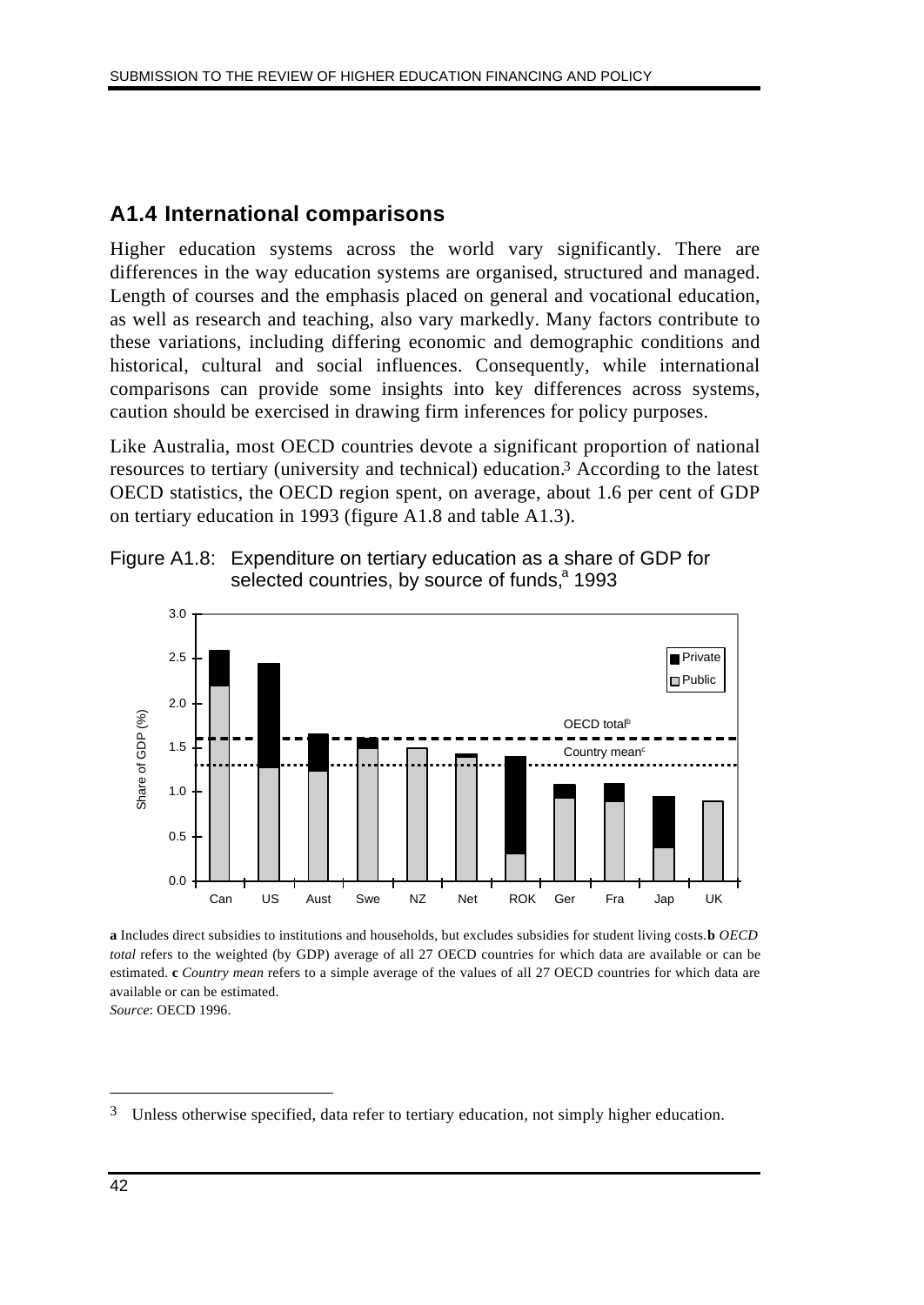## A1.4 International comparisons

Higher education systems across the world vary significantly. There are differences in the way education systems are organised, structured and managed. Length of courses and the emphasis placed on general and vocational education, as well as research and teaching, also vary markedly. Many factors contribute to these variations, including differing economic and demographic conditions and historical, cultural and social influences. Consequently, while international comparisons can provide some insights into key differences across systems, caution should be exercised in drawing firm inferences for policy purposes.

Like Australia, most OECD countries devote a significant proportion of national resources to tertiary (university and technical) education.[3] According to the latest OECD statistics, the OECD region spent, on average, about 1.6 per cent of GDP on tertiary education in 1993 (figure A1.8 and table A1.3).

Figure A1.8: Expenditure on tertiary education as a share of GDP for selected countries, by source of funds,[a] 1993

**a** Includes direct subsidies to institutions and households, but excludes subsidies for student living costs. **b** *OECD total* refers to the weighted (by GDP) average of all 27 OECD countries for which data are available or can be estimated. **c** *Country mean* refers to a simple average of the values of all 27 OECD countries for which data are available or can be estimated.

*Source*: OECD 1996.

---

[3] Unless otherwise specified, data refer to tertiary education, not simply higher education.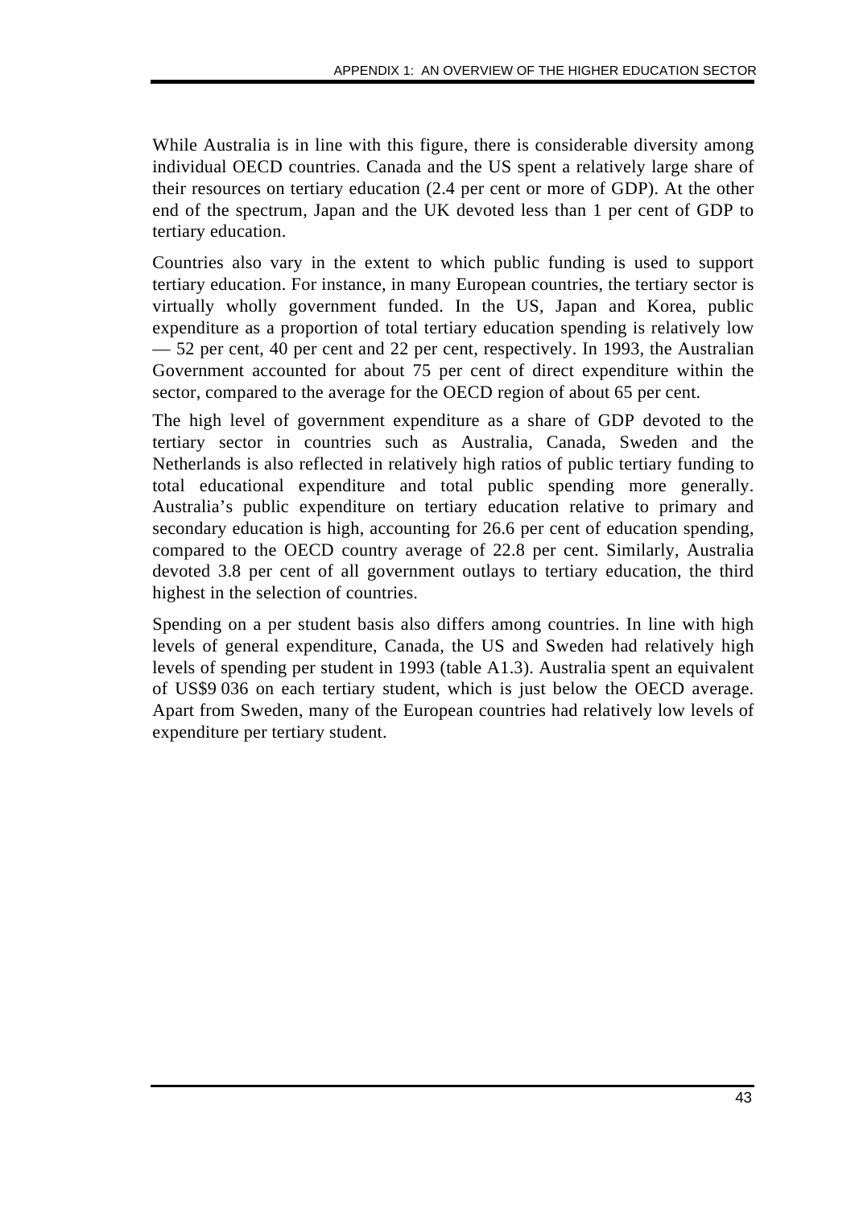While Australia is in line with this figure, there is considerable diversity among individual OECD countries. Canada and the US spent a relatively large share of their resources on tertiary education (2.4 per cent or more of GDP). At the other end of the spectrum, Japan and the UK devoted less than 1 per cent of GDP to tertiary education.

Countries also vary in the extent to which public funding is used to support tertiary education. For instance, in many European countries, the tertiary sector is virtually wholly government funded. In the US, Japan and Korea, public expenditure as a proportion of total tertiary education spending is relatively low — 52 per cent, 40 per cent and 22 per cent, respectively. In 1993, the Australian Government accounted for about 75 per cent of direct expenditure within the sector, compared to the average for the OECD region of about 65 per cent.

The high level of government expenditure as a share of GDP devoted to the tertiary sector in countries such as Australia, Canada, Sweden and the Netherlands is also reflected in relatively high ratios of public tertiary funding to total educational expenditure and total public spending more generally. Australia's public expenditure on tertiary education relative to primary and secondary education is high, accounting for 26.6 per cent of education spending, compared to the OECD country average of 22.8 per cent. Similarly, Australia devoted 3.8 per cent of all government outlays to tertiary education, the third highest in the selection of countries.

Spending on a per student basis also differs among countries. In line with high levels of general expenditure, Canada, the US and Sweden had relatively high levels of spending per student in 1993 (table A1.3). Australia spent an equivalent of US$9 036 on each tertiary student, which is just below the OECD average. Apart from Sweden, many of the European countries had relatively low levels of expenditure per tertiary student.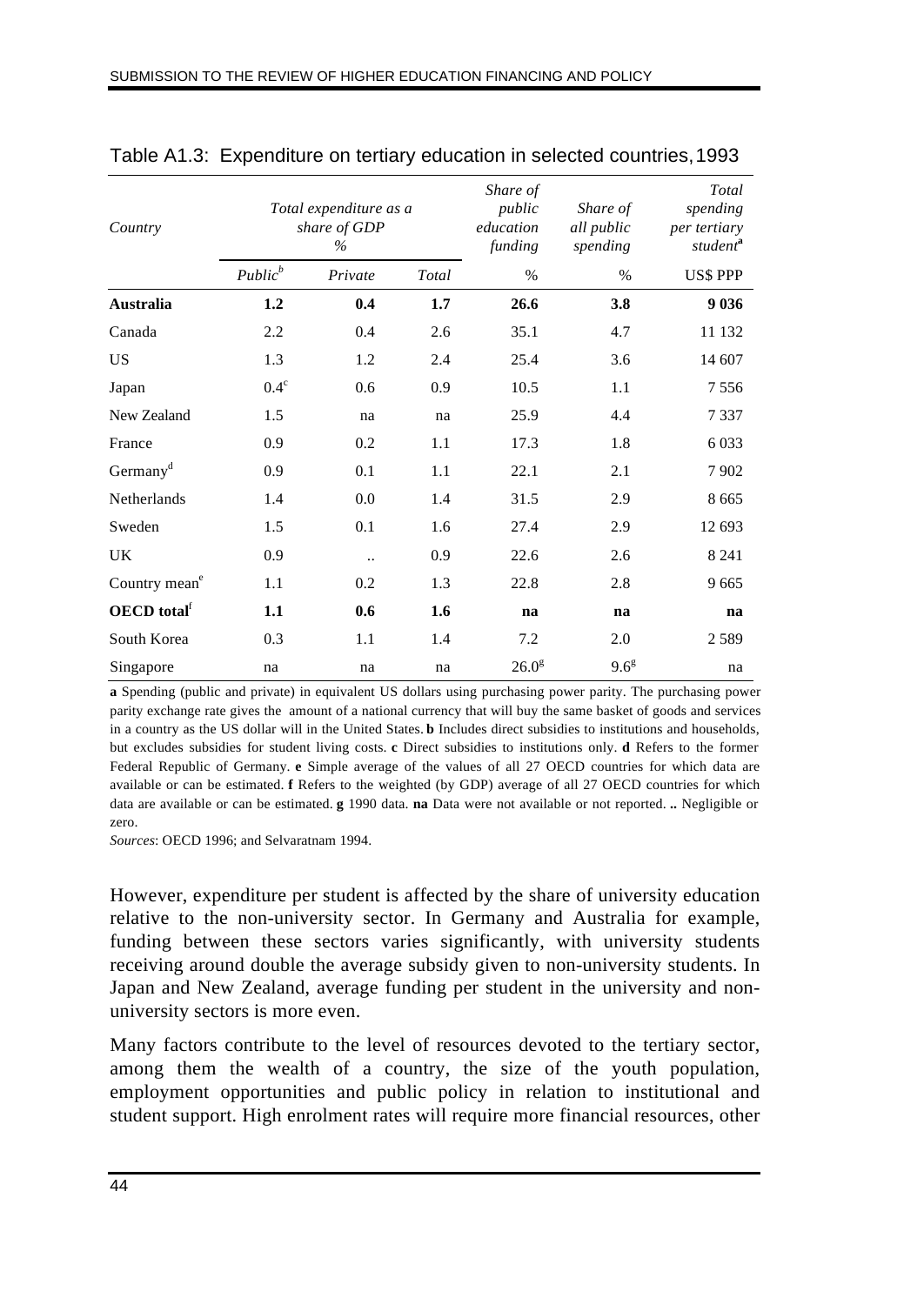Table A1.3: Expenditure on tertiary education in selected countries, 1993

| Country | Total expenditure as a share of GDP % | | | Share of public education funding | Share of all public spending | Total spending per tertiary student[a] |
|---|---|---|---|---|---|---|
| | *Public*[b] | *Private* | *Total* | % | % | US$ PPP |
| **Australia** | **1.2** | **0.4** | **1.7** | **26.6** | **3.8** | **9 036** |
| Canada | 2.2 | 0.4 | 2.6 | 35.1 | 4.7 | 11 132 |
| US | 1.3 | 1.2 | 2.4 | 25.4 | 3.6 | 14 607 |
| Japan | 0.4[c] | 0.6 | 0.9 | 10.5 | 1.1 | 7 556 |
| New Zealand | 1.5 | na | na | 25.9 | 4.4 | 7 337 |
| France | 0.9 | 0.2 | 1.1 | 17.3 | 1.8 | 6 033 |
| Germany[d] | 0.9 | 0.1 | 1.1 | 22.1 | 2.1 | 7 902 |
| Netherlands | 1.4 | 0.0 | 1.4 | 31.5 | 2.9 | 8 665 |
| Sweden | 1.5 | 0.1 | 1.6 | 27.4 | 2.9 | 12 693 |
| UK | 0.9 | .. | 0.9 | 22.6 | 2.6 | 8 241 |
| Country mean[e] | 1.1 | 0.2 | 1.3 | 22.8 | 2.8 | 9 665 |
| **OECD total**[f] | **1.1** | **0.6** | **1.6** | **na** | **na** | **na** |
| South Korea | 0.3 | 1.1 | 1.4 | 7.2 | 2.0 | 2 589 |
| Singapore | na | na | na | 26.0[g] | 9.6[g] | na |

**a** Spending (public and private) in equivalent US dollars using purchasing power parity. The purchasing power parity exchange rate gives the amount of a national currency that will buy the same basket of goods and services in a country as the US dollar will in the United States. **b** Includes direct subsidies to institutions and households, but excludes subsidies for student living costs. **c** Direct subsidies to institutions only. **d** Refers to the former Federal Republic of Germany. **e** Simple average of the values of all 27 OECD countries for which data are available or can be estimated. **f** Refers to the weighted (by GDP) average of all 27 OECD countries for which data are available or can be estimated. **g** 1990 data. **na** Data were not available or not reported. **..** Negligible or zero.

*Sources*: OECD 1996; and Selvaratnam 1994.

However, expenditure per student is affected by the share of university education relative to the non-university sector. In Germany and Australia for example, funding between these sectors varies significantly, with university students receiving around double the average subsidy given to non-university students. In Japan and New Zealand, average funding per student in the university and non-university sectors is more even.

Many factors contribute to the level of resources devoted to the tertiary sector, among them the wealth of a country, the size of the youth population, employment opportunities and public policy in relation to institutional and student support. High enrolment rates will require more financial resources, other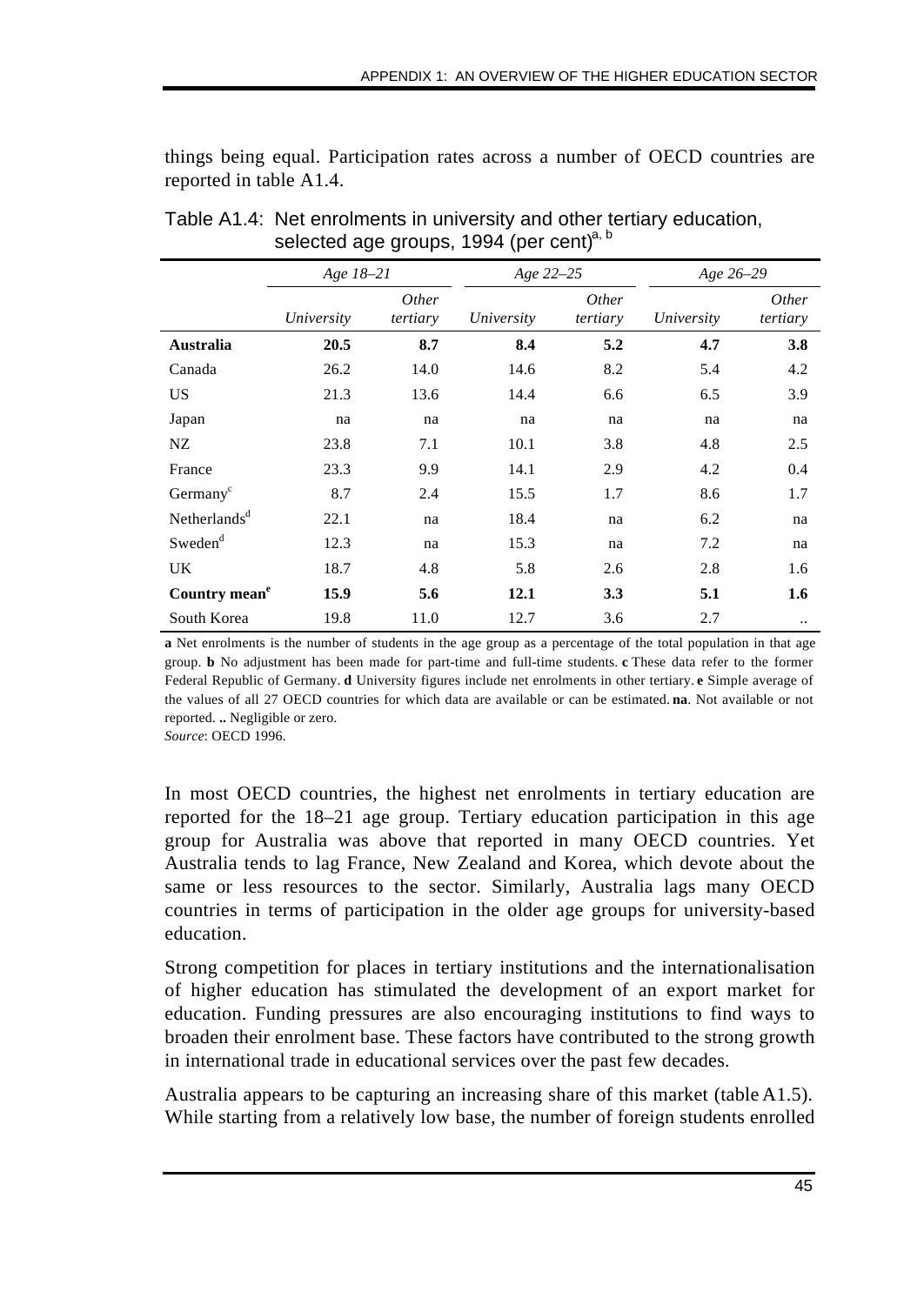things being equal. Participation rates across a number of OECD countries are reported in table A1.4.

Table A1.4: Net enrolments in university and other tertiary education, selected age groups, 1994 (per cent)[a, b]

| | *Age 18–21* | | *Age 22–25* | | *Age 26–29* | |
|---|---|---|---|---|---|---|
| | *University* | *Other tertiary* | *University* | *Other tertiary* | *University* | *Other tertiary* |
| **Australia** | **20.5** | **8.7** | **8.4** | **5.2** | **4.7** | **3.8** |
| Canada | 26.2 | 14.0 | 14.6 | 8.2 | 5.4 | 4.2 |
| US | 21.3 | 13.6 | 14.4 | 6.6 | 6.5 | 3.9 |
| Japan | na | na | na | na | na | na |
| NZ | 23.8 | 7.1 | 10.1 | 3.8 | 4.8 | 2.5 |
| France | 23.3 | 9.9 | 14.1 | 2.9 | 4.2 | 0.4 |
| Germany[c] | 8.7 | 2.4 | 15.5 | 1.7 | 8.6 | 1.7 |
| Netherlands[d] | 22.1 | na | 18.4 | na | 6.2 | na |
| Sweden[d] | 12.3 | na | 15.3 | na | 7.2 | na |
| UK | 18.7 | 4.8 | 5.8 | 2.6 | 2.8 | 1.6 |
| **Country mean[e]** | **15.9** | **5.6** | **12.1** | **3.3** | **5.1** | **1.6** |
| South Korea | 19.8 | 11.0 | 12.7 | 3.6 | 2.7 | .. |

**a** Net enrolments is the number of students in the age group as a percentage of the total population in that age group. **b** No adjustment has been made for part-time and full-time students. **c** These data refer to the former Federal Republic of Germany. **d** University figures include net enrolments in other tertiary. **e** Simple average of the values of all 27 OECD countries for which data are available or can be estimated. **na**. Not available or not reported. **..** Negligible or zero.

*Source*: OECD 1996.

In most OECD countries, the highest net enrolments in tertiary education are reported for the 18–21 age group. Tertiary education participation in this age group for Australia was above that reported in many OECD countries. Yet Australia tends to lag France, New Zealand and Korea, which devote about the same or less resources to the sector. Similarly, Australia lags many OECD countries in terms of participation in the older age groups for university-based education.

Strong competition for places in tertiary institutions and the internationalisation of higher education has stimulated the development of an export market for education. Funding pressures are also encouraging institutions to find ways to broaden their enrolment base. These factors have contributed to the strong growth in international trade in educational services over the past few decades.

Australia appears to be capturing an increasing share of this market (table A1.5). While starting from a relatively low base, the number of foreign students enrolled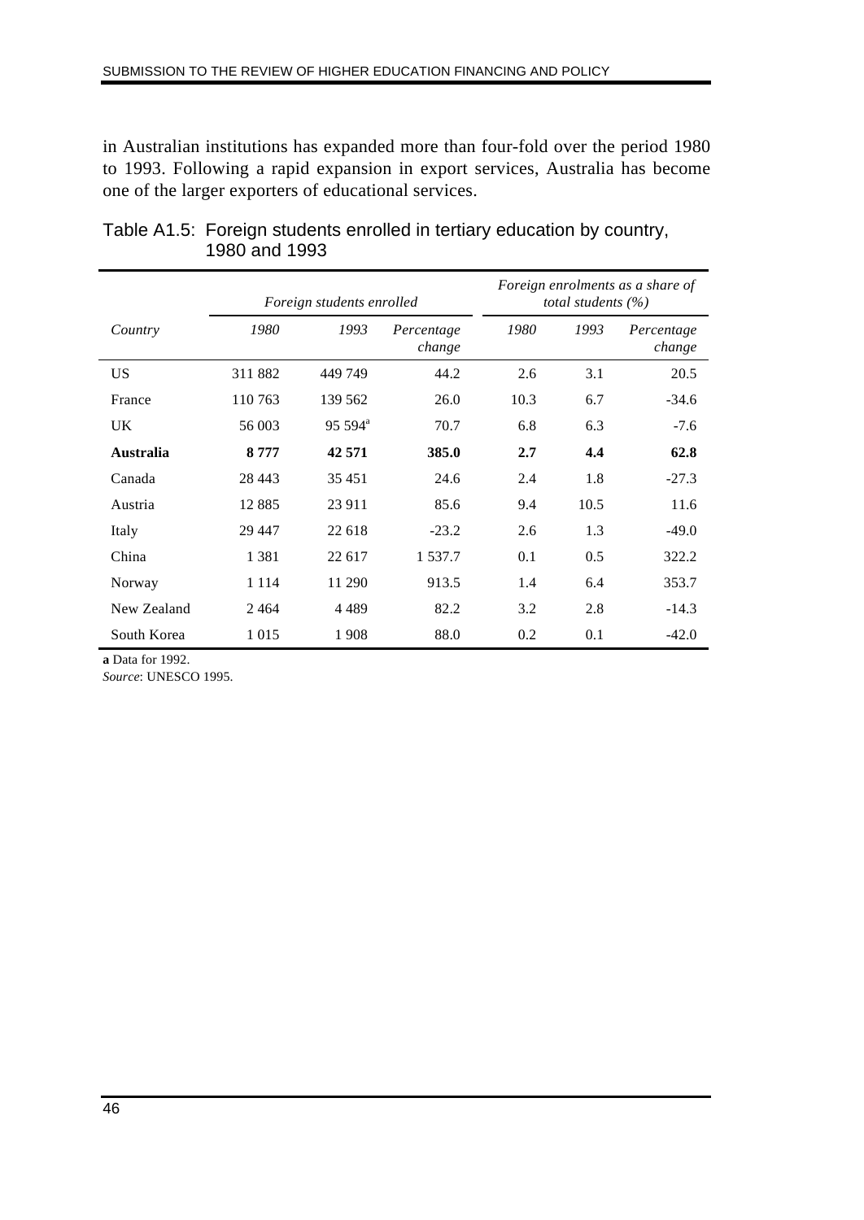in Australian institutions has expanded more than four-fold over the period 1980 to 1993. Following a rapid expansion in export services, Australia has become one of the larger exporters of educational services.

Table A1.5: Foreign students enrolled in tertiary education by country, 1980 and 1993

| | *Foreign students enrolled* | | | *Foreign enrolments as a share of total students (%)* | | |
|---|---|---|---|---|---|---|
| *Country* | *1980* | *1993* | *Percentage change* | *1980* | *1993* | *Percentage change* |
| US | 311 882 | 449 749 | 44.2 | 2.6 | 3.1 | 20.5 |
| France | 110 763 | 139 562 | 26.0 | 10.3 | 6.7 | -34.6 |
| UK | 56 003 | 95 594[a] | 70.7 | 6.8 | 6.3 | -7.6 |
| **Australia** | **8 777** | **42 571** | **385.0** | **2.7** | **4.4** | **62.8** |
| Canada | 28 443 | 35 451 | 24.6 | 2.4 | 1.8 | -27.3 |
| Austria | 12 885 | 23 911 | 85.6 | 9.4 | 10.5 | 11.6 |
| Italy | 29 447 | 22 618 | -23.2 | 2.6 | 1.3 | -49.0 |
| China | 1 381 | 22 617 | 1 537.7 | 0.1 | 0.5 | 322.2 |
| Norway | 1 114 | 11 290 | 913.5 | 1.4 | 6.4 | 353.7 |
| New Zealand | 2 464 | 4 489 | 82.2 | 3.2 | 2.8 | -14.3 |
| South Korea | 1 015 | 1 908 | 88.0 | 0.2 | 0.1 | -42.0 |

**a** Data for 1992.
*Source*: UNESCO 1995.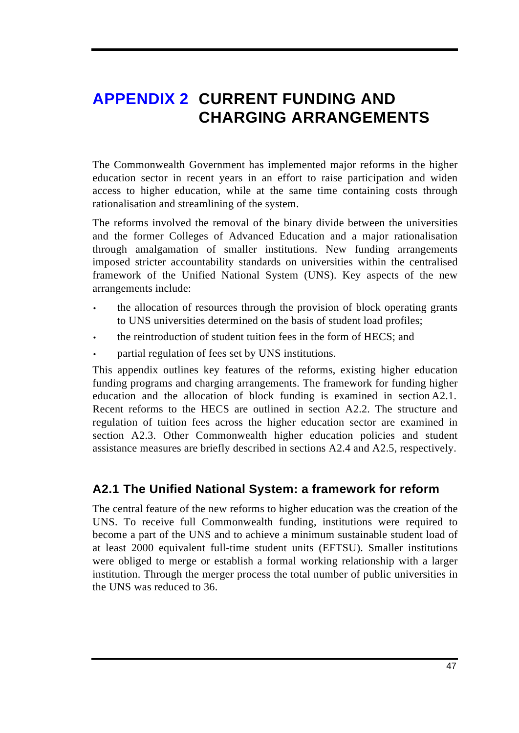# APPENDIX 2 CURRENT FUNDING AND CHARGING ARRANGEMENTS

The Commonwealth Government has implemented major reforms in the higher education sector in recent years in an effort to raise participation and widen access to higher education, while at the same time containing costs through rationalisation and streamlining of the system.

The reforms involved the removal of the binary divide between the universities and the former Colleges of Advanced Education and a major rationalisation through amalgamation of smaller institutions. New funding arrangements imposed stricter accountability standards on universities within the centralised framework of the Unified National System (UNS). Key aspects of the new arrangements include:

- the allocation of resources through the provision of block operating grants to UNS universities determined on the basis of student load profiles;
- the reintroduction of student tuition fees in the form of HECS; and
- partial regulation of fees set by UNS institutions.

This appendix outlines key features of the reforms, existing higher education funding programs and charging arrangements. The framework for funding higher education and the allocation of block funding is examined in section A2.1. Recent reforms to the HECS are outlined in section A2.2. The structure and regulation of tuition fees across the higher education sector are examined in section A2.3. Other Commonwealth higher education policies and student assistance measures are briefly described in sections A2.4 and A2.5, respectively.

## A2.1 The Unified National System: a framework for reform

The central feature of the new reforms to higher education was the creation of the UNS. To receive full Commonwealth funding, institutions were required to become a part of the UNS and to achieve a minimum sustainable student load of at least 2000 equivalent full-time student units (EFTSU). Smaller institutions were obliged to merge or establish a formal working relationship with a larger institution. Through the merger process the total number of public universities in the UNS was reduced to 36.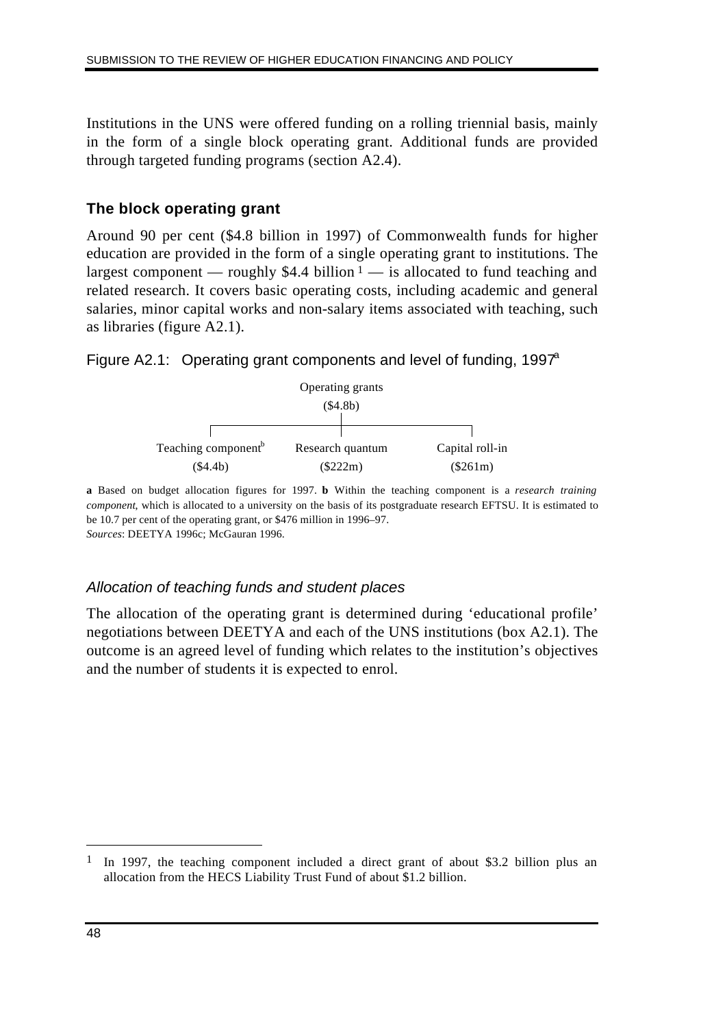Institutions in the UNS were offered funding on a rolling triennial basis, mainly in the form of a single block operating grant. Additional funds are provided through targeted funding programs (section A2.4).

### The block operating grant

Around 90 per cent ($4.8 billion in 1997) of Commonwealth funds for higher education are provided in the form of a single operating grant to institutions. The largest component — roughly $4.4 billion [1] — is allocated to fund teaching and related research. It covers basic operating costs, including academic and general salaries, minor capital works and non-salary items associated with teaching, such as libraries (figure A2.1).

Figure A2.1: Operating grant components and level of funding, 1997[a]

Operating grants ($4.8b)

- Teaching component[b] ($4.4b)
- Research quantum ($222m)
- Capital roll-in ($261m)

**a** Based on budget allocation figures for 1997. **b** Within the teaching component is a *research training component*, which is allocated to a university on the basis of its postgraduate research EFTSU. It is estimated to be 10.7 per cent of the operating grant, or $476 million in 1996–97.
*Sources*: DEETYA 1996c; McGauran 1996.

#### *Allocation of teaching funds and student places*

The allocation of the operating grant is determined during 'educational profile' negotiations between DEETYA and each of the UNS institutions (box A2.1). The outcome is an agreed level of funding which relates to the institution's objectives and the number of students it is expected to enrol.

[1] In 1997, the teaching component included a direct grant of about $3.2 billion plus an allocation from the HECS Liability Trust Fund of about $1.2 billion.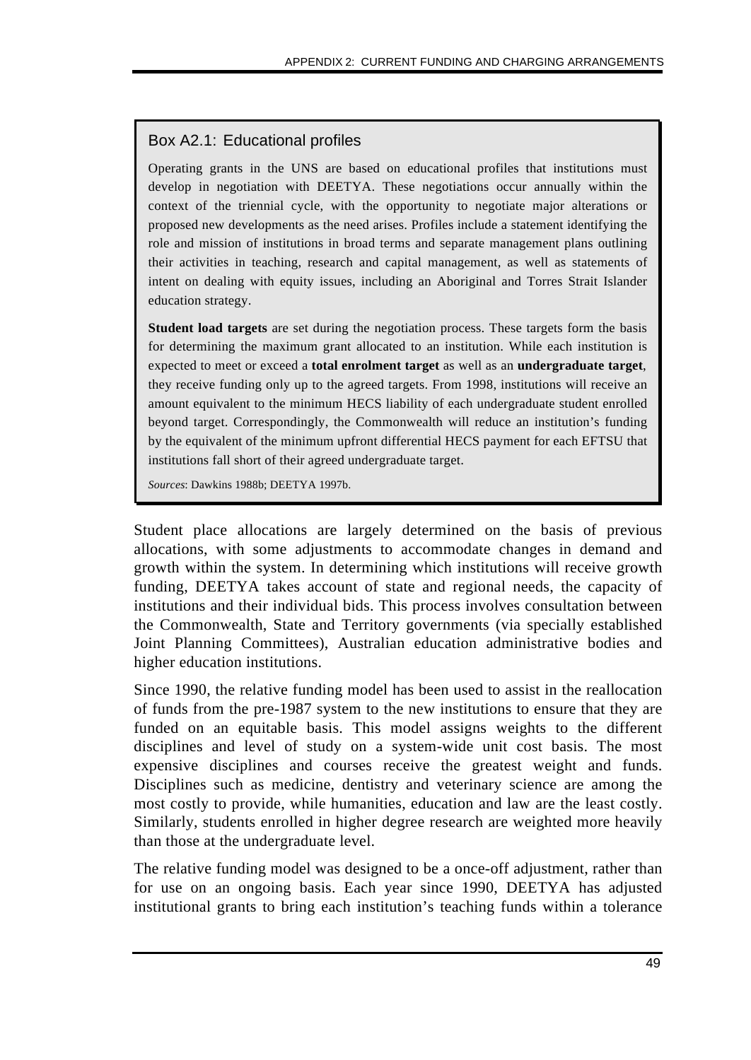### Box A2.1: Educational profiles

Operating grants in the UNS are based on educational profiles that institutions must develop in negotiation with DEETYA. These negotiations occur annually within the context of the triennial cycle, with the opportunity to negotiate major alterations or proposed new developments as the need arises. Profiles include a statement identifying the role and mission of institutions in broad terms and separate management plans outlining their activities in teaching, research and capital management, as well as statements of intent on dealing with equity issues, including an Aboriginal and Torres Strait Islander education strategy.

**Student load targets** are set during the negotiation process. These targets form the basis for determining the maximum grant allocated to an institution. While each institution is expected to meet or exceed a **total enrolment target** as well as an **undergraduate target**, they receive funding only up to the agreed targets. From 1998, institutions will receive an amount equivalent to the minimum HECS liability of each undergraduate student enrolled beyond target. Correspondingly, the Commonwealth will reduce an institution's funding by the equivalent of the minimum upfront differential HECS payment for each EFTSU that institutions fall short of their agreed undergraduate target.

*Sources*: Dawkins 1988b; DEETYA 1997b.

Student place allocations are largely determined on the basis of previous allocations, with some adjustments to accommodate changes in demand and growth within the system. In determining which institutions will receive growth funding, DEETYA takes account of state and regional needs, the capacity of institutions and their individual bids. This process involves consultation between the Commonwealth, State and Territory governments (via specially established Joint Planning Committees), Australian education administrative bodies and higher education institutions.

Since 1990, the relative funding model has been used to assist in the reallocation of funds from the pre-1987 system to the new institutions to ensure that they are funded on an equitable basis. This model assigns weights to the different disciplines and level of study on a system-wide unit cost basis. The most expensive disciplines and courses receive the greatest weight and funds. Disciplines such as medicine, dentistry and veterinary science are among the most costly to provide, while humanities, education and law are the least costly. Similarly, students enrolled in higher degree research are weighted more heavily than those at the undergraduate level.

The relative funding model was designed to be a once-off adjustment, rather than for use on an ongoing basis. Each year since 1990, DEETYA has adjusted institutional grants to bring each institution's teaching funds within a tolerance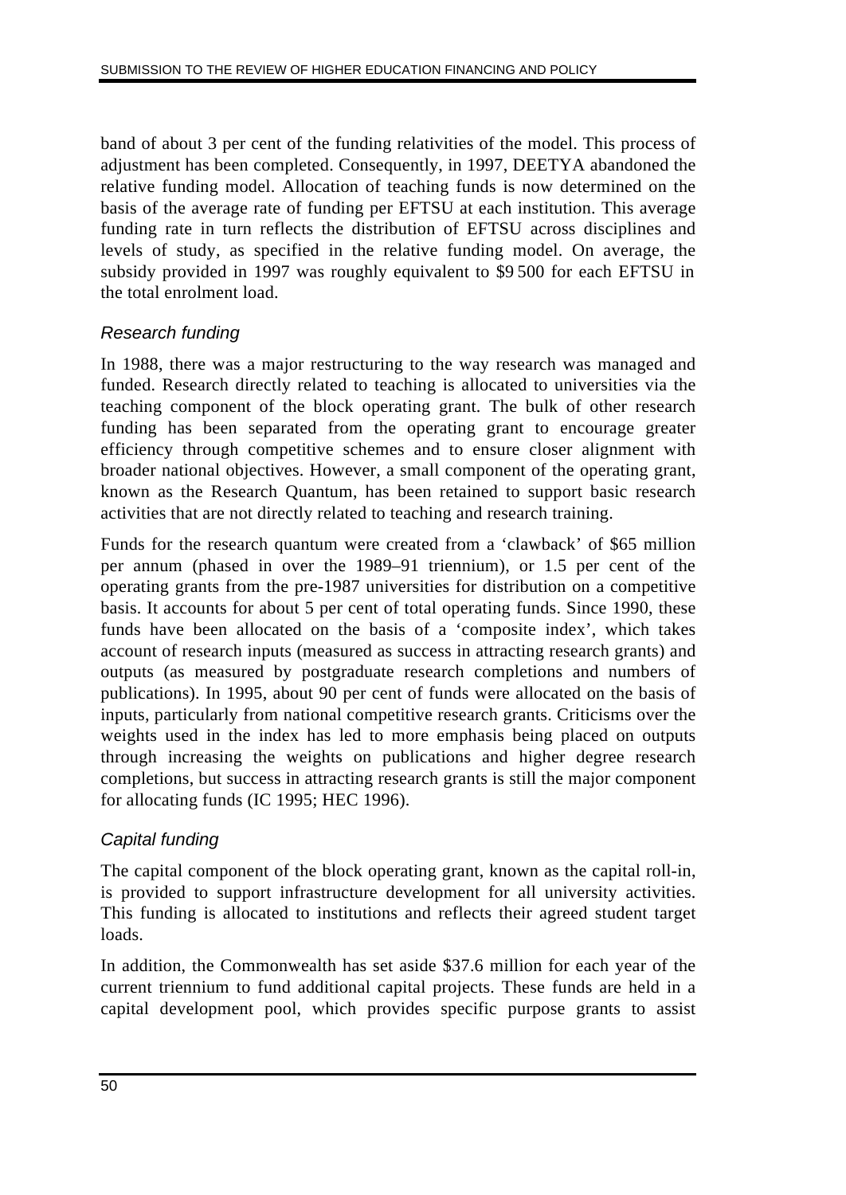band of about 3 per cent of the funding relativities of the model. This process of adjustment has been completed. Consequently, in 1997, DEETYA abandoned the relative funding model. Allocation of teaching funds is now determined on the basis of the average rate of funding per EFTSU at each institution. This average funding rate in turn reflects the distribution of EFTSU across disciplines and levels of study, as specified in the relative funding model. On average, the subsidy provided in 1997 was roughly equivalent to $9 500 for each EFTSU in the total enrolment load.

### *Research funding*

In 1988, there was a major restructuring to the way research was managed and funded. Research directly related to teaching is allocated to universities via the teaching component of the block operating grant. The bulk of other research funding has been separated from the operating grant to encourage greater efficiency through competitive schemes and to ensure closer alignment with broader national objectives. However, a small component of the operating grant, known as the Research Quantum, has been retained to support basic research activities that are not directly related to teaching and research training.

Funds for the research quantum were created from a 'clawback' of $65 million per annum (phased in over the 1989–91 triennium), or 1.5 per cent of the operating grants from the pre-1987 universities for distribution on a competitive basis. It accounts for about 5 per cent of total operating funds. Since 1990, these funds have been allocated on the basis of a 'composite index', which takes account of research inputs (measured as success in attracting research grants) and outputs (as measured by postgraduate research completions and numbers of publications). In 1995, about 90 per cent of funds were allocated on the basis of inputs, particularly from national competitive research grants. Criticisms over the weights used in the index has led to more emphasis being placed on outputs through increasing the weights on publications and higher degree research completions, but success in attracting research grants is still the major component for allocating funds (IC 1995; HEC 1996).

### *Capital funding*

The capital component of the block operating grant, known as the capital roll-in, is provided to support infrastructure development for all university activities. This funding is allocated to institutions and reflects their agreed student target loads.

In addition, the Commonwealth has set aside $37.6 million for each year of the current triennium to fund additional capital projects. These funds are held in a capital development pool, which provides specific purpose grants to assist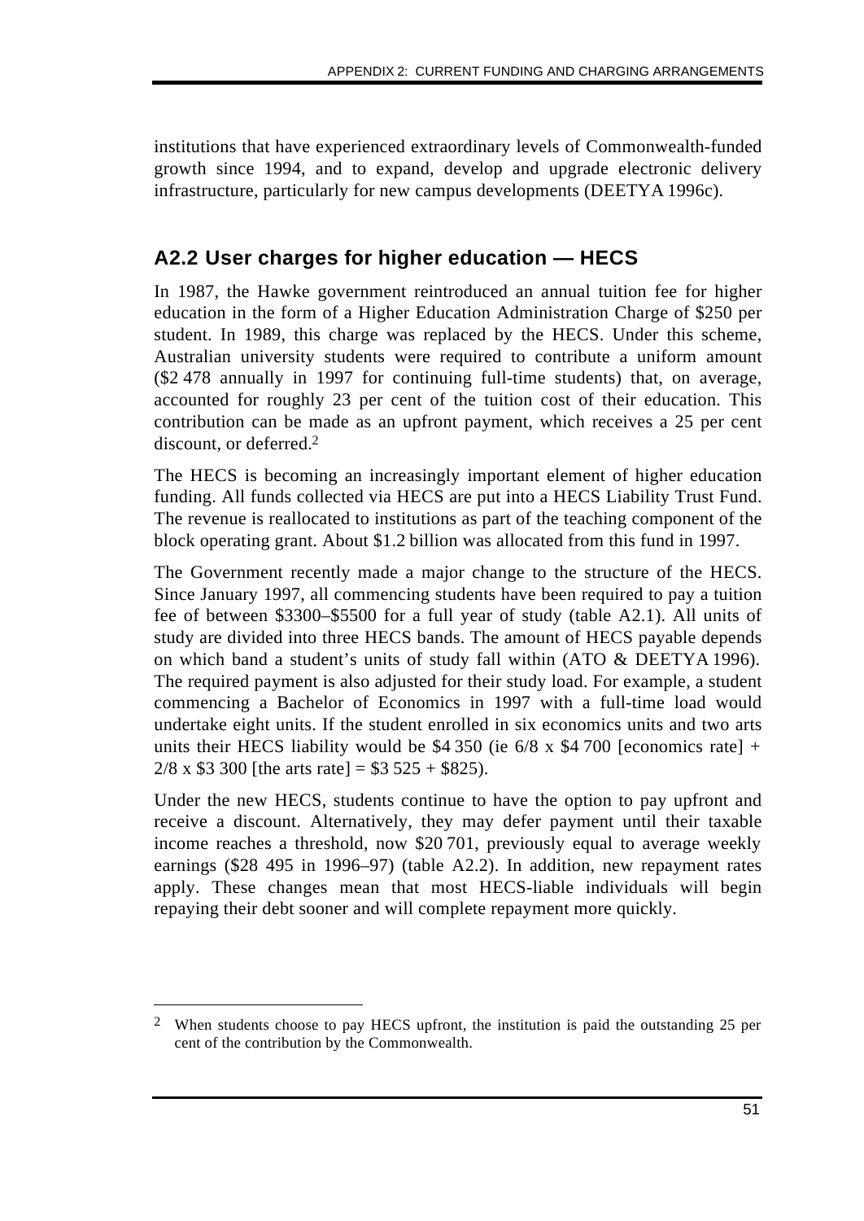institutions that have experienced extraordinary levels of Commonwealth-funded growth since 1994, and to expand, develop and upgrade electronic delivery infrastructure, particularly for new campus developments (DEETYA 1996c).

## A2.2 User charges for higher education — HECS

In 1987, the Hawke government reintroduced an annual tuition fee for higher education in the form of a Higher Education Administration Charge of $250 per student. In 1989, this charge was replaced by the HECS. Under this scheme, Australian university students were required to contribute a uniform amount ($2 478 annually in 1997 for continuing full-time students) that, on average, accounted for roughly 23 per cent of the tuition cost of their education. This contribution can be made as an upfront payment, which receives a 25 per cent discount, or deferred.[2]

The HECS is becoming an increasingly important element of higher education funding. All funds collected via HECS are put into a HECS Liability Trust Fund. The revenue is reallocated to institutions as part of the teaching component of the block operating grant. About $1.2 billion was allocated from this fund in 1997.

The Government recently made a major change to the structure of the HECS. Since January 1997, all commencing students have been required to pay a tuition fee of between $3300–$5500 for a full year of study (table A2.1). All units of study are divided into three HECS bands. The amount of HECS payable depends on which band a student's units of study fall within (ATO & DEETYA 1996). The required payment is also adjusted for their study load. For example, a student commencing a Bachelor of Economics in 1997 with a full-time load would undertake eight units. If the student enrolled in six economics units and two arts units their HECS liability would be $4 350 (ie 6/8 x $4 700 [economics rate] + 2/8 x $3 300 [the arts rate] = $3 525 + $825).

Under the new HECS, students continue to have the option to pay upfront and receive a discount. Alternatively, they may defer payment until their taxable income reaches a threshold, now $20 701, previously equal to average weekly earnings ($28 495 in 1996–97) (table A2.2). In addition, new repayment rates apply. These changes mean that most HECS-liable individuals will begin repaying their debt sooner and will complete repayment more quickly.

---

[2] When students choose to pay HECS upfront, the institution is paid the outstanding 25 per cent of the contribution by the Commonwealth.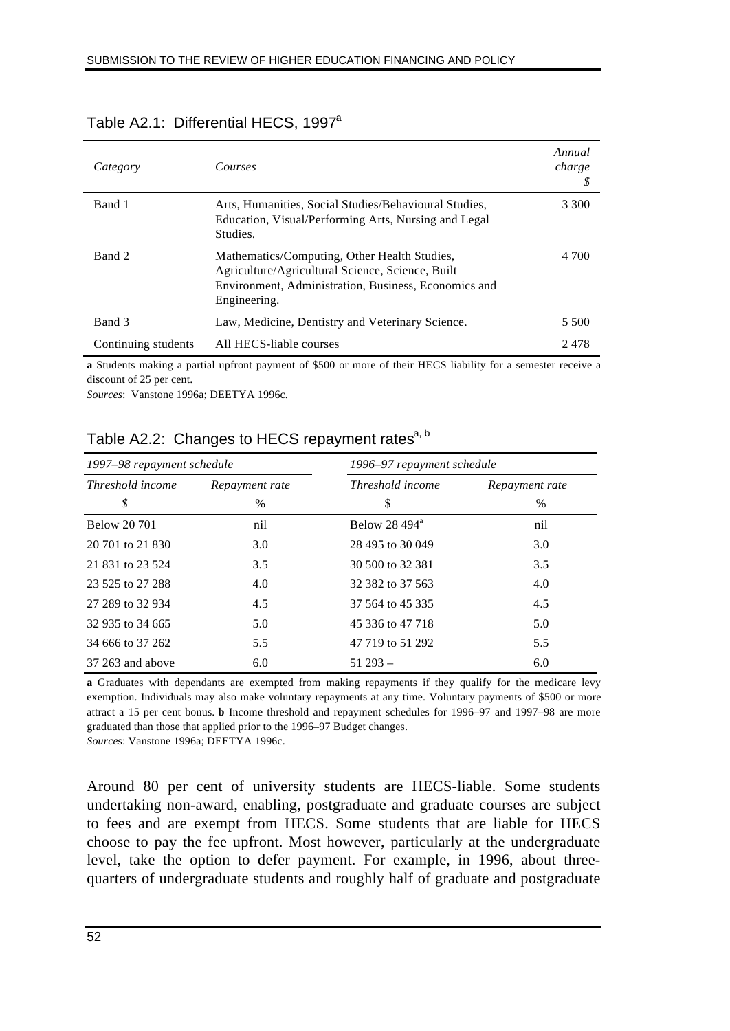Table A2.1: Differential HECS, 1997[a]

| *Category* | *Courses* | *Annual charge* *$* |
|---|---|---|
| Band 1 | Arts, Humanities, Social Studies/Behavioural Studies, Education, Visual/Performing Arts, Nursing and Legal Studies. | 3 300 |
| Band 2 | Mathematics/Computing, Other Health Studies, Agriculture/Agricultural Science, Science, Built Environment, Administration, Business, Economics and Engineering. | 4 700 |
| Band 3 | Law, Medicine, Dentistry and Veterinary Science. | 5 500 |
| Continuing students | All HECS-liable courses | 2 478 |

**a** Students making a partial upfront payment of $500 or more of their HECS liability for a semester receive a discount of 25 per cent.

*Sources*: Vanstone 1996a; DEETYA 1996c.

Table A2.2: Changes to HECS repayment rates[a, b]

| *1997–98 repayment schedule* | | *1996–97 repayment schedule* | |
|---|---|---|---|
| *Threshold income* | *Repayment rate* | *Threshold income* | *Repayment rate* |
| *$* | % | $ | % |
| Below 20 701 | nil | Below 28 494[a] | nil |
| 20 701 to 21 830 | 3.0 | 28 495 to 30 049 | 3.0 |
| 21 831 to 23 524 | 3.5 | 30 500 to 32 381 | 3.5 |
| 23 525 to 27 288 | 4.0 | 32 382 to 37 563 | 4.0 |
| 27 289 to 32 934 | 4.5 | 37 564 to 45 335 | 4.5 |
| 32 935 to 34 665 | 5.0 | 45 336 to 47 718 | 5.0 |
| 34 666 to 37 262 | 5.5 | 47 719 to 51 292 | 5.5 |
| 37 263 and above | 6.0 | 51 293 – | 6.0 |

**a** Graduates with dependants are exempted from making repayments if they qualify for the medicare levy exemption. Individuals may also make voluntary repayments at any time. Voluntary payments of $500 or more attract a 15 per cent bonus. **b** Income threshold and repayment schedules for 1996–97 and 1997–98 are more graduated than those that applied prior to the 1996–97 Budget changes.

*Sources*: Vanstone 1996a; DEETYA 1996c.

Around 80 per cent of university students are HECS-liable. Some students undertaking non-award, enabling, postgraduate and graduate courses are subject to fees and are exempt from HECS. Some students that are liable for HECS choose to pay the fee upfront. Most however, particularly at the undergraduate level, take the option to defer payment. For example, in 1996, about three-quarters of undergraduate students and roughly half of graduate and postgraduate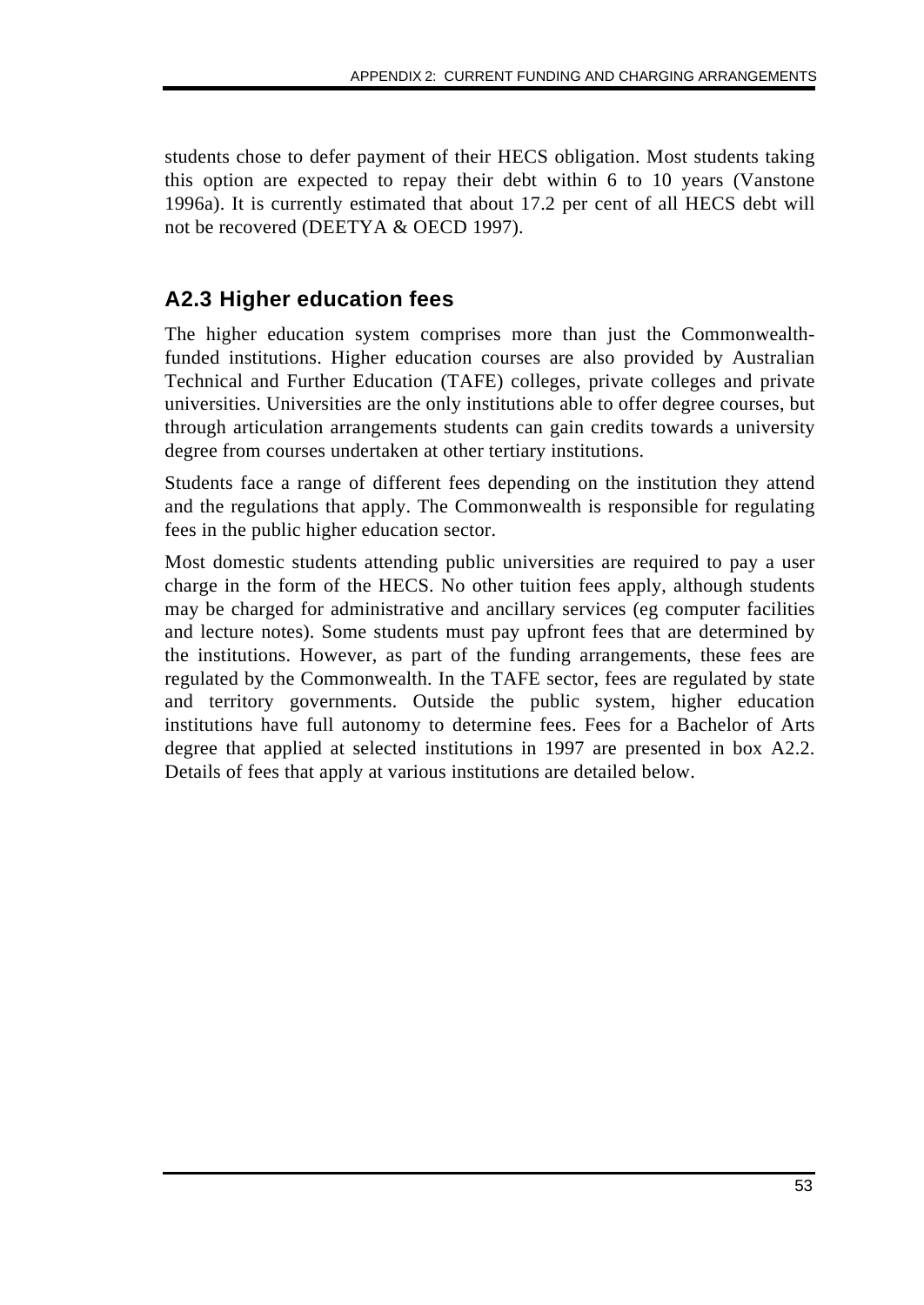students chose to defer payment of their HECS obligation. Most students taking this option are expected to repay their debt within 6 to 10 years (Vanstone 1996a). It is currently estimated that about 17.2 per cent of all HECS debt will not be recovered (DEETYA & OECD 1997).

## A2.3 Higher education fees

The higher education system comprises more than just the Commonwealth-funded institutions. Higher education courses are also provided by Australian Technical and Further Education (TAFE) colleges, private colleges and private universities. Universities are the only institutions able to offer degree courses, but through articulation arrangements students can gain credits towards a university degree from courses undertaken at other tertiary institutions.

Students face a range of different fees depending on the institution they attend and the regulations that apply. The Commonwealth is responsible for regulating fees in the public higher education sector.

Most domestic students attending public universities are required to pay a user charge in the form of the HECS. No other tuition fees apply, although students may be charged for administrative and ancillary services (eg computer facilities and lecture notes). Some students must pay upfront fees that are determined by the institutions. However, as part of the funding arrangements, these fees are regulated by the Commonwealth. In the TAFE sector, fees are regulated by state and territory governments. Outside the public system, higher education institutions have full autonomy to determine fees. Fees for a Bachelor of Arts degree that applied at selected institutions in 1997 are presented in box A2.2. Details of fees that apply at various institutions are detailed below.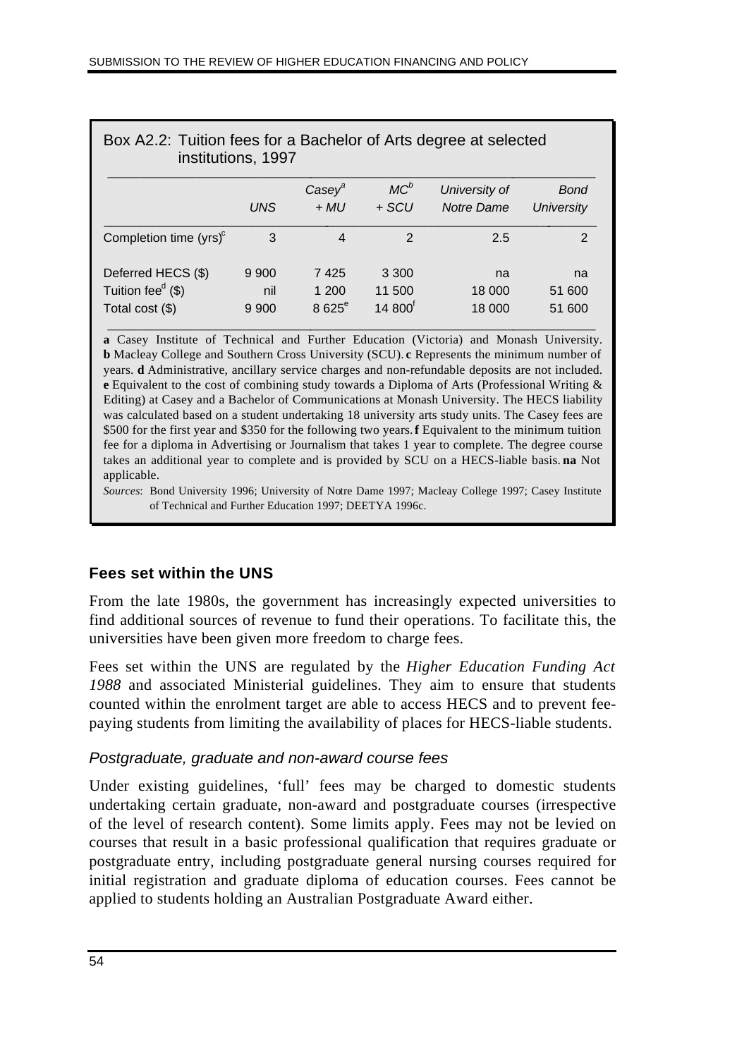Box A2.2: Tuition fees for a Bachelor of Arts degree at selected institutions, 1997

| | *UNS* | *Casey*[a] *+ MU* | *MC*[b] *+ SCU* | *University of Notre Dame* | *Bond University* |
|---|---|---|---|---|---|
| Completion time (yrs)[c] | 3 | 4 | 2 | 2.5 | 2 |
| Deferred HECS ($) | 9 900 | 7 425 | 3 300 | na | na |
| Tuition fee[d] ($) | nil | 1 200 | 11 500 | 18 000 | 51 600 |
| Total cost ($) | 9 900 | 8 625[e] | 14 800[f] | 18 000 | 51 600 |

**a** Casey Institute of Technical and Further Education (Victoria) and Monash University. **b** Macleay College and Southern Cross University (SCU). **c** Represents the minimum number of years. **d** Administrative, ancillary service charges and non-refundable deposits are not included. **e** Equivalent to the cost of combining study towards a Diploma of Arts (Professional Writing & Editing) at Casey and a Bachelor of Communications at Monash University. The HECS liability was calculated based on a student undertaking 18 university arts study units. The Casey fees are $500 for the first year and $350 for the following two years. **f** Equivalent to the minimum tuition fee for a diploma in Advertising or Journalism that takes 1 year to complete. The degree course takes an additional year to complete and is provided by SCU on a HECS-liable basis. **na** Not applicable.

*Sources*: Bond University 1996; University of Notre Dame 1997; Macleay College 1997; Casey Institute of Technical and Further Education 1997; DEETYA 1996c.

### Fees set within the UNS

From the late 1980s, the government has increasingly expected universities to find additional sources of revenue to fund their operations. To facilitate this, the universities have been given more freedom to charge fees.

Fees set within the UNS are regulated by the *Higher Education Funding Act 1988* and associated Ministerial guidelines. They aim to ensure that students counted within the enrolment target are able to access HECS and to prevent fee-paying students from limiting the availability of places for HECS-liable students.

#### *Postgraduate, graduate and non-award course fees*

Under existing guidelines, 'full' fees may be charged to domestic students undertaking certain graduate, non-award and postgraduate courses (irrespective of the level of research content). Some limits apply. Fees may not be levied on courses that result in a basic professional qualification that requires graduate or postgraduate entry, including postgraduate general nursing courses required for initial registration and graduate diploma of education courses. Fees cannot be applied to students holding an Australian Postgraduate Award either.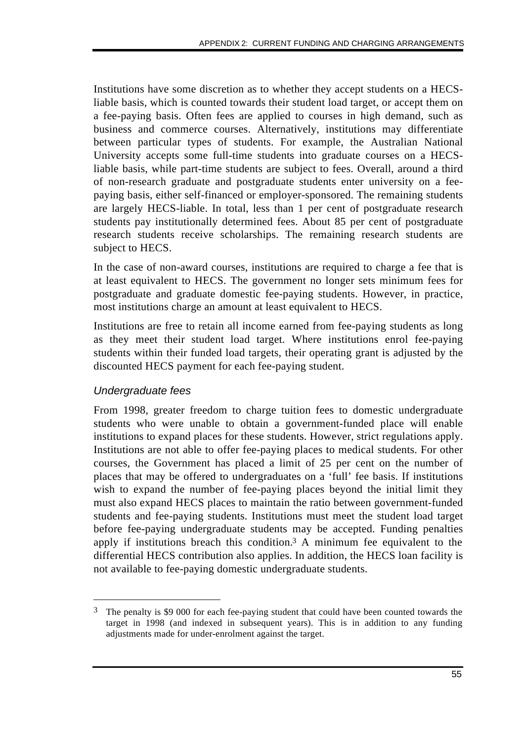Institutions have some discretion as to whether they accept students on a HECS-liable basis, which is counted towards their student load target, or accept them on a fee-paying basis. Often fees are applied to courses in high demand, such as business and commerce courses. Alternatively, institutions may differentiate between particular types of students. For example, the Australian National University accepts some full-time students into graduate courses on a HECS-liable basis, while part-time students are subject to fees. Overall, around a third of non-research graduate and postgraduate students enter university on a fee-paying basis, either self-financed or employer-sponsored. The remaining students are largely HECS-liable. In total, less than 1 per cent of postgraduate research students pay institutionally determined fees. About 85 per cent of postgraduate research students receive scholarships. The remaining research students are subject to HECS.

In the case of non-award courses, institutions are required to charge a fee that is at least equivalent to HECS. The government no longer sets minimum fees for postgraduate and graduate domestic fee-paying students. However, in practice, most institutions charge an amount at least equivalent to HECS.

Institutions are free to retain all income earned from fee-paying students as long as they meet their student load target. Where institutions enrol fee-paying students within their funded load targets, their operating grant is adjusted by the discounted HECS payment for each fee-paying student.

### *Undergraduate fees*

From 1998, greater freedom to charge tuition fees to domestic undergraduate students who were unable to obtain a government-funded place will enable institutions to expand places for these students. However, strict regulations apply. Institutions are not able to offer fee-paying places to medical students. For other courses, the Government has placed a limit of 25 per cent on the number of places that may be offered to undergraduates on a 'full' fee basis. If institutions wish to expand the number of fee-paying places beyond the initial limit they must also expand HECS places to maintain the ratio between government-funded students and fee-paying students. Institutions must meet the student load target before fee-paying undergraduate students may be accepted. Funding penalties apply if institutions breach this condition.[3] A minimum fee equivalent to the differential HECS contribution also applies. In addition, the HECS loan facility is not available to fee-paying domestic undergraduate students.

---

[3] The penalty is $9 000 for each fee-paying student that could have been counted towards the target in 1998 (and indexed in subsequent years). This is in addition to any funding adjustments made for under-enrolment against the target.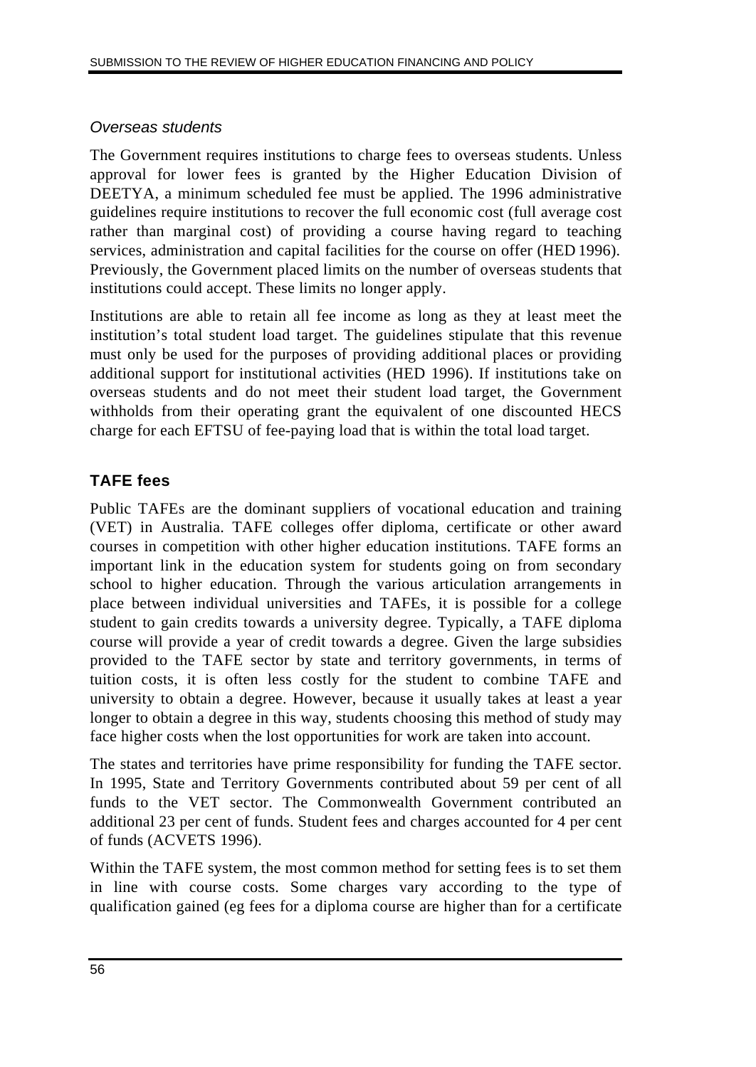*Overseas students*

The Government requires institutions to charge fees to overseas students. Unless approval for lower fees is granted by the Higher Education Division of DEETYA, a minimum scheduled fee must be applied. The 1996 administrative guidelines require institutions to recover the full economic cost (full average cost rather than marginal cost) of providing a course having regard to teaching services, administration and capital facilities for the course on offer (HED 1996). Previously, the Government placed limits on the number of overseas students that institutions could accept. These limits no longer apply.

Institutions are able to retain all fee income as long as they at least meet the institution's total student load target. The guidelines stipulate that this revenue must only be used for the purposes of providing additional places or providing additional support for institutional activities (HED 1996). If institutions take on overseas students and do not meet their student load target, the Government withholds from their operating grant the equivalent of one discounted HECS charge for each EFTSU of fee-paying load that is within the total load target.

## TAFE fees

Public TAFEs are the dominant suppliers of vocational education and training (VET) in Australia. TAFE colleges offer diploma, certificate or other award courses in competition with other higher education institutions. TAFE forms an important link in the education system for students going on from secondary school to higher education. Through the various articulation arrangements in place between individual universities and TAFEs, it is possible for a college student to gain credits towards a university degree. Typically, a TAFE diploma course will provide a year of credit towards a degree. Given the large subsidies provided to the TAFE sector by state and territory governments, in terms of tuition costs, it is often less costly for the student to combine TAFE and university to obtain a degree. However, because it usually takes at least a year longer to obtain a degree in this way, students choosing this method of study may face higher costs when the lost opportunities for work are taken into account.

The states and territories have prime responsibility for funding the TAFE sector. In 1995, State and Territory Governments contributed about 59 per cent of all funds to the VET sector. The Commonwealth Government contributed an additional 23 per cent of funds. Student fees and charges accounted for 4 per cent of funds (ACVETS 1996).

Within the TAFE system, the most common method for setting fees is to set them in line with course costs. Some charges vary according to the type of qualification gained (eg fees for a diploma course are higher than for a certificate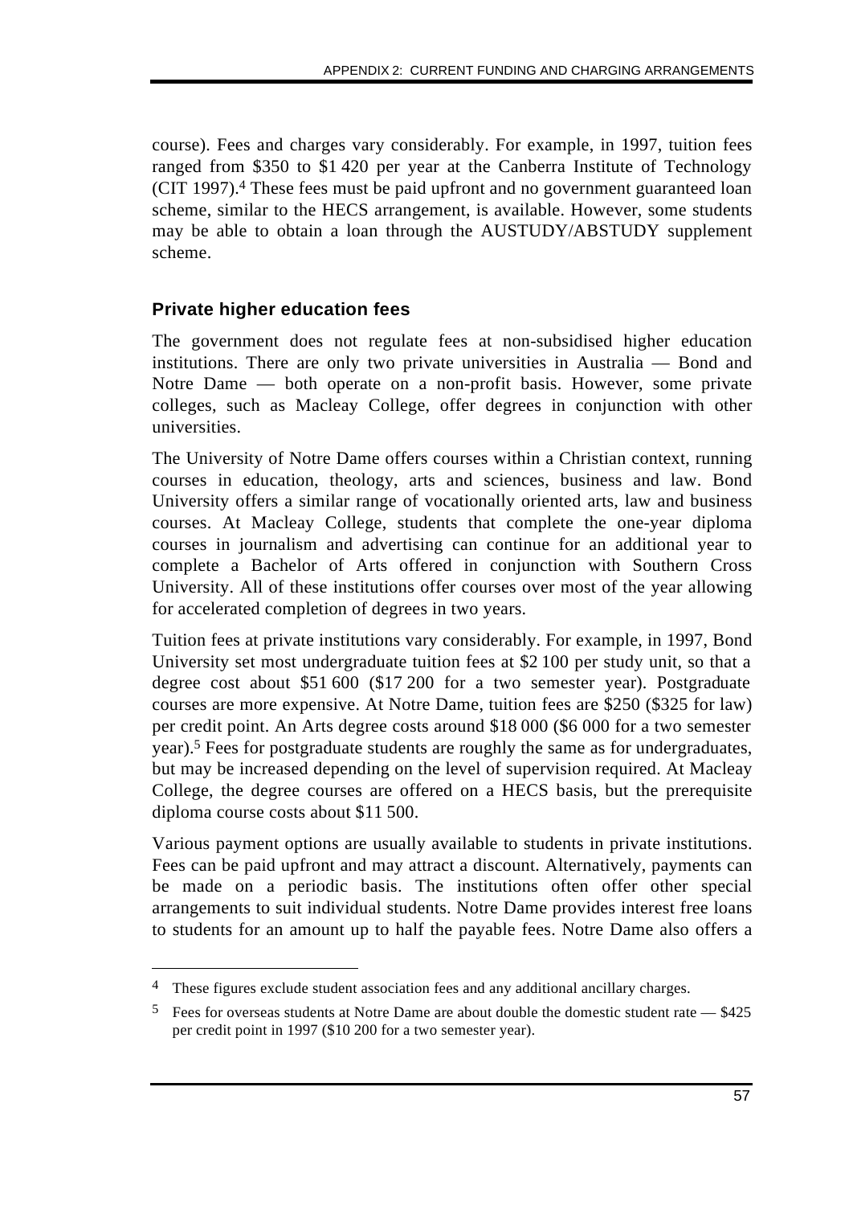course). Fees and charges vary considerably. For example, in 1997, tuition fees ranged from $350 to $1 420 per year at the Canberra Institute of Technology (CIT 1997).[4] These fees must be paid upfront and no government guaranteed loan scheme, similar to the HECS arrangement, is available. However, some students may be able to obtain a loan through the AUSTUDY/ABSTUDY supplement scheme.

### Private higher education fees

The government does not regulate fees at non-subsidised higher education institutions. There are only two private universities in Australia — Bond and Notre Dame — both operate on a non-profit basis. However, some private colleges, such as Macleay College, offer degrees in conjunction with other universities.

The University of Notre Dame offers courses within a Christian context, running courses in education, theology, arts and sciences, business and law. Bond University offers a similar range of vocationally oriented arts, law and business courses. At Macleay College, students that complete the one-year diploma courses in journalism and advertising can continue for an additional year to complete a Bachelor of Arts offered in conjunction with Southern Cross University. All of these institutions offer courses over most of the year allowing for accelerated completion of degrees in two years.

Tuition fees at private institutions vary considerably. For example, in 1997, Bond University set most undergraduate tuition fees at $2 100 per study unit, so that a degree cost about $51 600 ($17 200 for a two semester year). Postgraduate courses are more expensive. At Notre Dame, tuition fees are $250 ($325 for law) per credit point. An Arts degree costs around $18 000 ($6 000 for a two semester year).[5] Fees for postgraduate students are roughly the same as for undergraduates, but may be increased depending on the level of supervision required. At Macleay College, the degree courses are offered on a HECS basis, but the prerequisite diploma course costs about $11 500.

Various payment options are usually available to students in private institutions. Fees can be paid upfront and may attract a discount. Alternatively, payments can be made on a periodic basis. The institutions often offer other special arrangements to suit individual students. Notre Dame provides interest free loans to students for an amount up to half the payable fees. Notre Dame also offers a

---

[4] These figures exclude student association fees and any additional ancillary charges.

[5] Fees for overseas students at Notre Dame are about double the domestic student rate — $425 per credit point in 1997 ($10 200 for a two semester year).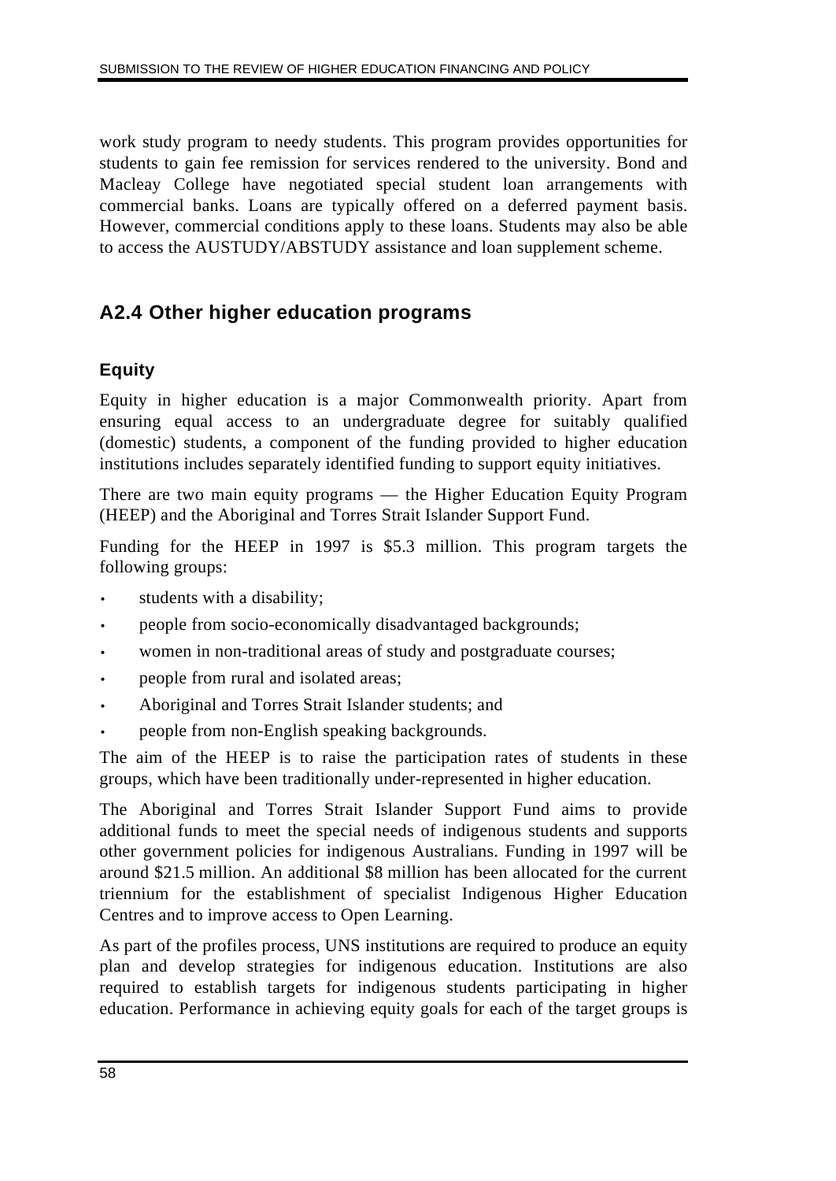work study program to needy students. This program provides opportunities for students to gain fee remission for services rendered to the university. Bond and Macleay College have negotiated special student loan arrangements with commercial banks. Loans are typically offered on a deferred payment basis. However, commercial conditions apply to these loans. Students may also be able to access the AUSTUDY/ABSTUDY assistance and loan supplement scheme.

## A2.4 Other higher education programs

### Equity

Equity in higher education is a major Commonwealth priority. Apart from ensuring equal access to an undergraduate degree for suitably qualified (domestic) students, a component of the funding provided to higher education institutions includes separately identified funding to support equity initiatives.

There are two main equity programs — the Higher Education Equity Program (HEEP) and the Aboriginal and Torres Strait Islander Support Fund.

Funding for the HEEP in 1997 is $5.3 million. This program targets the following groups:

- students with a disability;
- people from socio-economically disadvantaged backgrounds;
- women in non-traditional areas of study and postgraduate courses;
- people from rural and isolated areas;
- Aboriginal and Torres Strait Islander students; and
- people from non-English speaking backgrounds.

The aim of the HEEP is to raise the participation rates of students in these groups, which have been traditionally under-represented in higher education.

The Aboriginal and Torres Strait Islander Support Fund aims to provide additional funds to meet the special needs of indigenous students and supports other government policies for indigenous Australians. Funding in 1997 will be around $21.5 million. An additional $8 million has been allocated for the current triennium for the establishment of specialist Indigenous Higher Education Centres and to improve access to Open Learning.

As part of the profiles process, UNS institutions are required to produce an equity plan and develop strategies for indigenous education. Institutions are also required to establish targets for indigenous students participating in higher education. Performance in achieving equity goals for each of the target groups is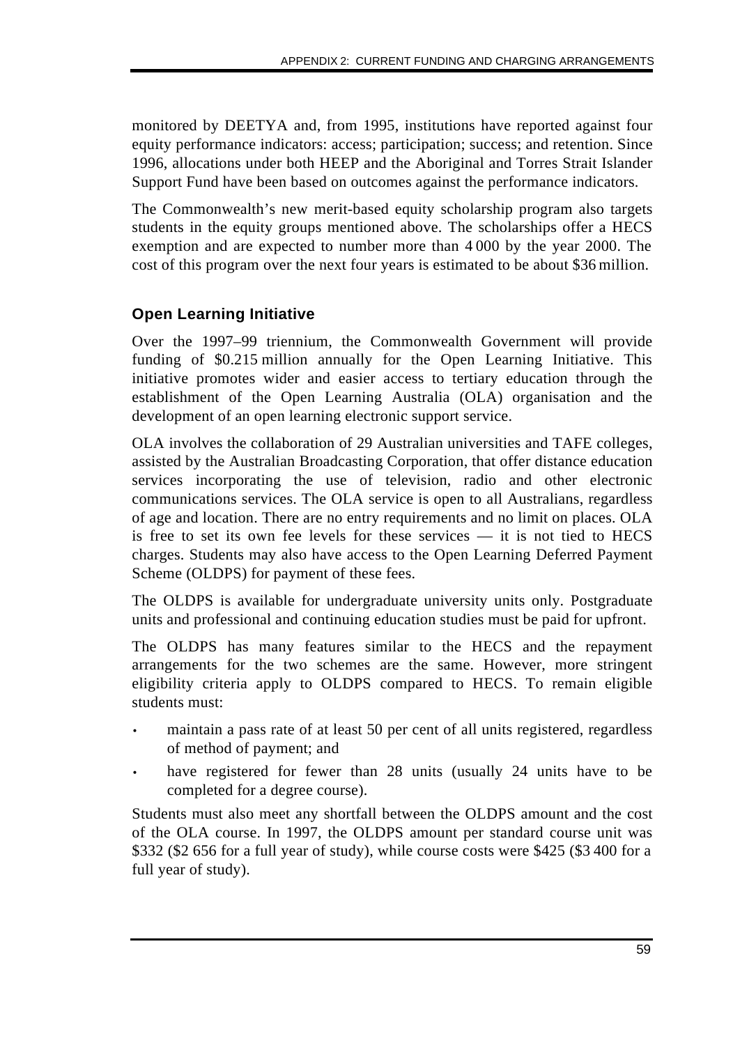monitored by DEETYA and, from 1995, institutions have reported against four equity performance indicators: access; participation; success; and retention. Since 1996, allocations under both HEEP and the Aboriginal and Torres Strait Islander Support Fund have been based on outcomes against the performance indicators.

The Commonwealth's new merit-based equity scholarship program also targets students in the equity groups mentioned above. The scholarships offer a HECS exemption and are expected to number more than 4 000 by the year 2000. The cost of this program over the next four years is estimated to be about $36 million.

### Open Learning Initiative

Over the 1997–99 triennium, the Commonwealth Government will provide funding of $0.215 million annually for the Open Learning Initiative. This initiative promotes wider and easier access to tertiary education through the establishment of the Open Learning Australia (OLA) organisation and the development of an open learning electronic support service.

OLA involves the collaboration of 29 Australian universities and TAFE colleges, assisted by the Australian Broadcasting Corporation, that offer distance education services incorporating the use of television, radio and other electronic communications services. The OLA service is open to all Australians, regardless of age and location. There are no entry requirements and no limit on places. OLA is free to set its own fee levels for these services — it is not tied to HECS charges. Students may also have access to the Open Learning Deferred Payment Scheme (OLDPS) for payment of these fees.

The OLDPS is available for undergraduate university units only. Postgraduate units and professional and continuing education studies must be paid for upfront.

The OLDPS has many features similar to the HECS and the repayment arrangements for the two schemes are the same. However, more stringent eligibility criteria apply to OLDPS compared to HECS. To remain eligible students must:

- maintain a pass rate of at least 50 per cent of all units registered, regardless of method of payment; and
- have registered for fewer than 28 units (usually 24 units have to be completed for a degree course).

Students must also meet any shortfall between the OLDPS amount and the cost of the OLA course. In 1997, the OLDPS amount per standard course unit was $332 ($2 656 for a full year of study), while course costs were $425 ($3 400 for a full year of study).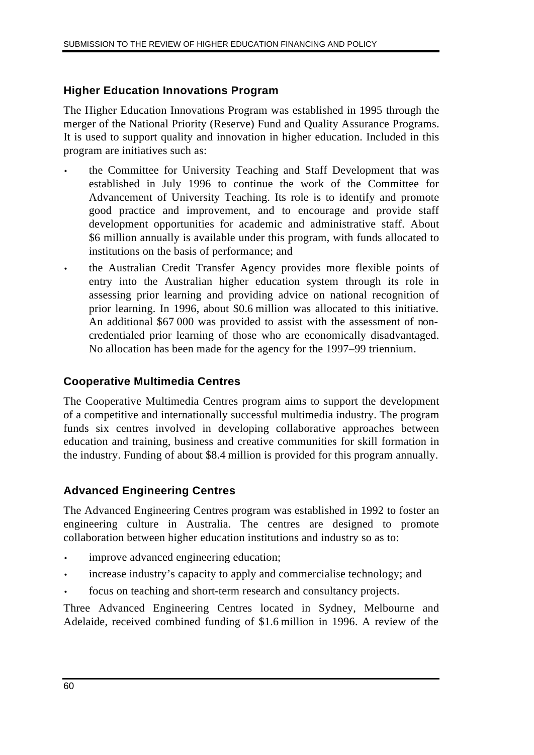### Higher Education Innovations Program

The Higher Education Innovations Program was established in 1995 through the merger of the National Priority (Reserve) Fund and Quality Assurance Programs. It is used to support quality and innovation in higher education. Included in this program are initiatives such as:

- the Committee for University Teaching and Staff Development that was established in July 1996 to continue the work of the Committee for Advancement of University Teaching. Its role is to identify and promote good practice and improvement, and to encourage and provide staff development opportunities for academic and administrative staff. About \$6 million annually is available under this program, with funds allocated to institutions on the basis of performance; and
- the Australian Credit Transfer Agency provides more flexible points of entry into the Australian higher education system through its role in assessing prior learning and providing advice on national recognition of prior learning. In 1996, about \$0.6 million was allocated to this initiative. An additional \$67 000 was provided to assist with the assessment of non-credentialed prior learning of those who are economically disadvantaged. No allocation has been made for the agency for the 1997–99 triennium.

### Cooperative Multimedia Centres

The Cooperative Multimedia Centres program aims to support the development of a competitive and internationally successful multimedia industry. The program funds six centres involved in developing collaborative approaches between education and training, business and creative communities for skill formation in the industry. Funding of about \$8.4 million is provided for this program annually.

### Advanced Engineering Centres

The Advanced Engineering Centres program was established in 1992 to foster an engineering culture in Australia. The centres are designed to promote collaboration between higher education institutions and industry so as to:

- improve advanced engineering education;
- increase industry's capacity to apply and commercialise technology; and
- focus on teaching and short-term research and consultancy projects.

Three Advanced Engineering Centres located in Sydney, Melbourne and Adelaide, received combined funding of \$1.6 million in 1996. A review of the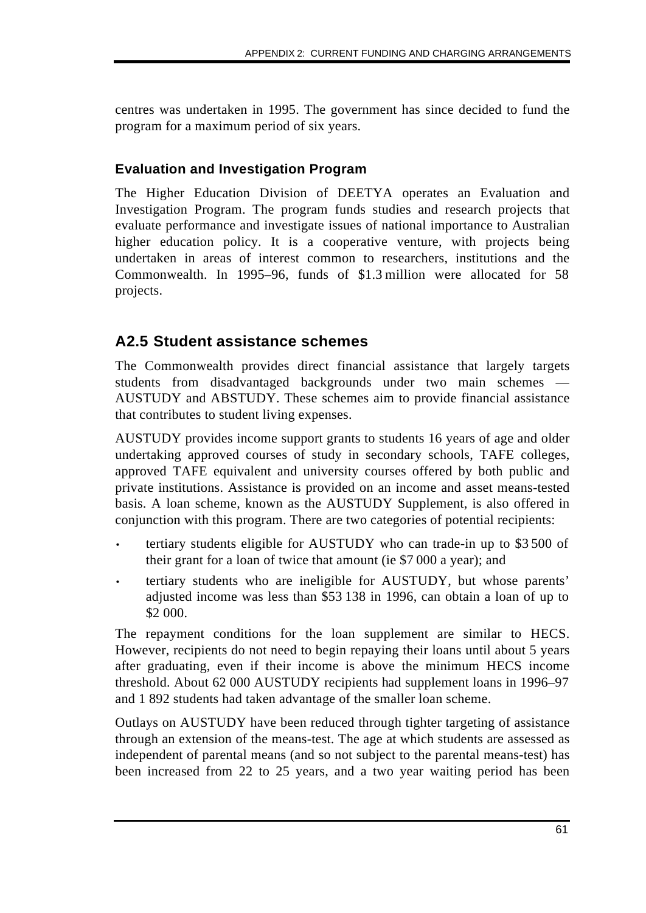centres was undertaken in 1995. The government has since decided to fund the program for a maximum period of six years.

### Evaluation and Investigation Program

The Higher Education Division of DEETYA operates an Evaluation and Investigation Program. The program funds studies and research projects that evaluate performance and investigate issues of national importance to Australian higher education policy. It is a cooperative venture, with projects being undertaken in areas of interest common to researchers, institutions and the Commonwealth. In 1995–96, funds of $1.3 million were allocated for 58 projects.

## A2.5 Student assistance schemes

The Commonwealth provides direct financial assistance that largely targets students from disadvantaged backgrounds under two main schemes — AUSTUDY and ABSTUDY. These schemes aim to provide financial assistance that contributes to student living expenses.

AUSTUDY provides income support grants to students 16 years of age and older undertaking approved courses of study in secondary schools, TAFE colleges, approved TAFE equivalent and university courses offered by both public and private institutions. Assistance is provided on an income and asset means-tested basis. A loan scheme, known as the AUSTUDY Supplement, is also offered in conjunction with this program. There are two categories of potential recipients:

- tertiary students eligible for AUSTUDY who can trade-in up to $3 500 of their grant for a loan of twice that amount (ie $7 000 a year); and
- tertiary students who are ineligible for AUSTUDY, but whose parents' adjusted income was less than $53 138 in 1996, can obtain a loan of up to $2 000.

The repayment conditions for the loan supplement are similar to HECS. However, recipients do not need to begin repaying their loans until about 5 years after graduating, even if their income is above the minimum HECS income threshold. About 62 000 AUSTUDY recipients had supplement loans in 1996–97 and 1 892 students had taken advantage of the smaller loan scheme.

Outlays on AUSTUDY have been reduced through tighter targeting of assistance through an extension of the means-test. The age at which students are assessed as independent of parental means (and so not subject to the parental means-test) has been increased from 22 to 25 years, and a two year waiting period has been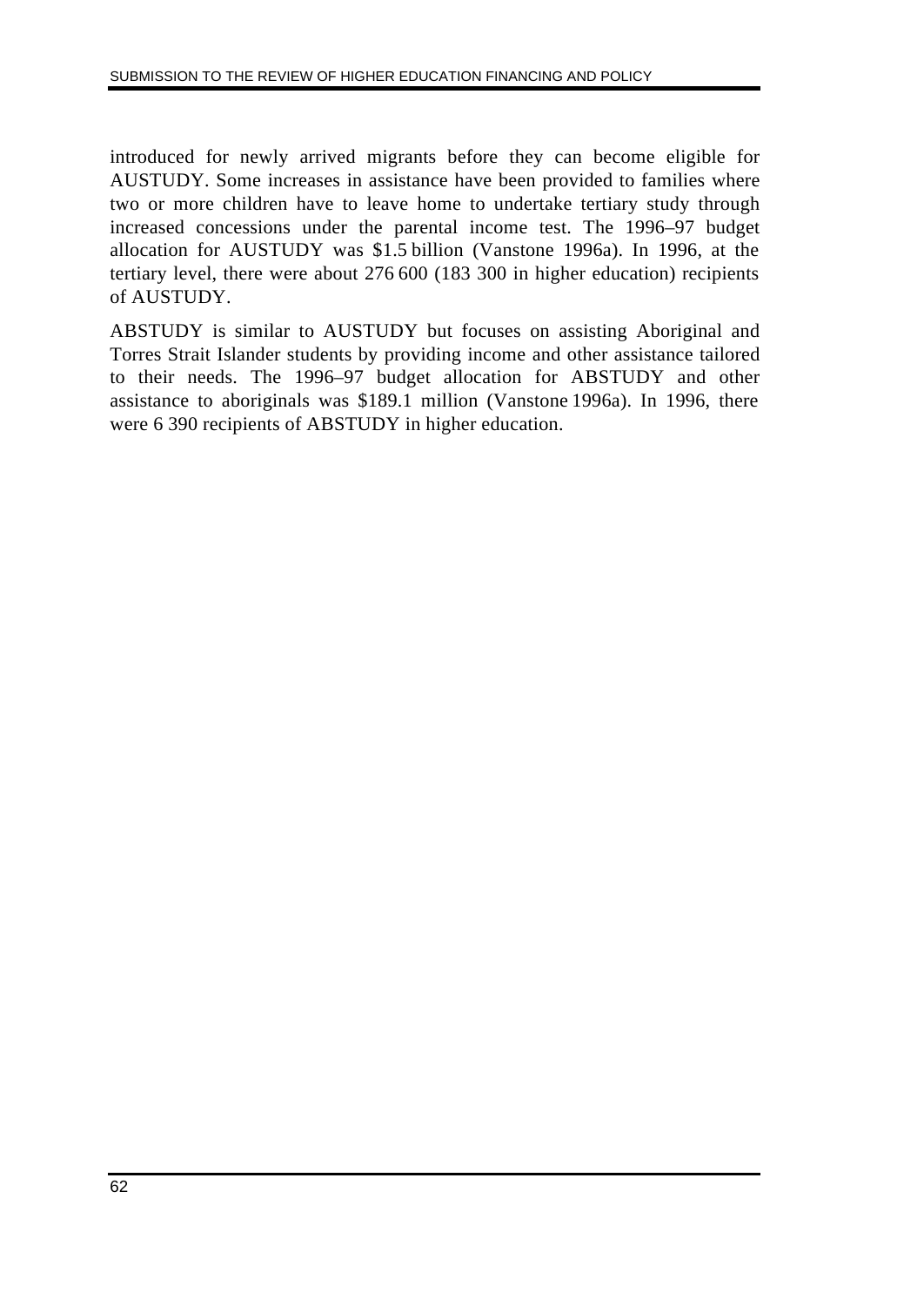introduced for newly arrived migrants before they can become eligible for AUSTUDY. Some increases in assistance have been provided to families where two or more children have to leave home to undertake tertiary study through increased concessions under the parental income test. The 1996–97 budget allocation for AUSTUDY was $1.5 billion (Vanstone 1996a). In 1996, at the tertiary level, there were about 276 600 (183 300 in higher education) recipients of AUSTUDY.

ABSTUDY is similar to AUSTUDY but focuses on assisting Aboriginal and Torres Strait Islander students by providing income and other assistance tailored to their needs. The 1996–97 budget allocation for ABSTUDY and other assistance to aboriginals was $189.1 million (Vanstone 1996a). In 1996, there were 6 390 recipients of ABSTUDY in higher education.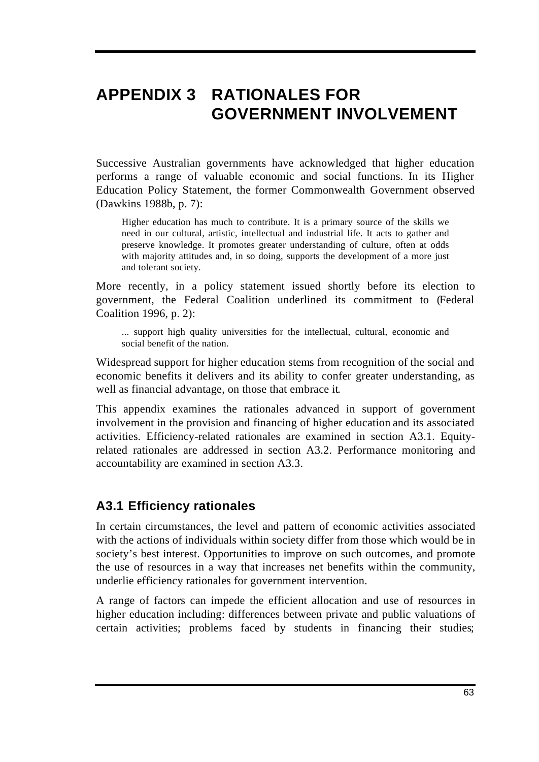# APPENDIX 3 RATIONALES FOR GOVERNMENT INVOLVEMENT

Successive Australian governments have acknowledged that higher education performs a range of valuable economic and social functions. In its Higher Education Policy Statement, the former Commonwealth Government observed (Dawkins 1988b, p. 7):

> Higher education has much to contribute. It is a primary source of the skills we need in our cultural, artistic, intellectual and industrial life. It acts to gather and preserve knowledge. It promotes greater understanding of culture, often at odds with majority attitudes and, in so doing, supports the development of a more just and tolerant society.

More recently, in a policy statement issued shortly before its election to government, the Federal Coalition underlined its commitment to (Federal Coalition 1996, p. 2):

> ... support high quality universities for the intellectual, cultural, economic and social benefit of the nation.

Widespread support for higher education stems from recognition of the social and economic benefits it delivers and its ability to confer greater understanding, as well as financial advantage, on those that embrace it.

This appendix examines the rationales advanced in support of government involvement in the provision and financing of higher education and its associated activities. Efficiency-related rationales are examined in section A3.1. Equity-related rationales are addressed in section A3.2. Performance monitoring and accountability are examined in section A3.3.

## A3.1 Efficiency rationales

In certain circumstances, the level and pattern of economic activities associated with the actions of individuals within society differ from those which would be in society's best interest. Opportunities to improve on such outcomes, and promote the use of resources in a way that increases net benefits within the community, underlie efficiency rationales for government intervention.

A range of factors can impede the efficient allocation and use of resources in higher education including: differences between private and public valuations of certain activities; problems faced by students in financing their studies;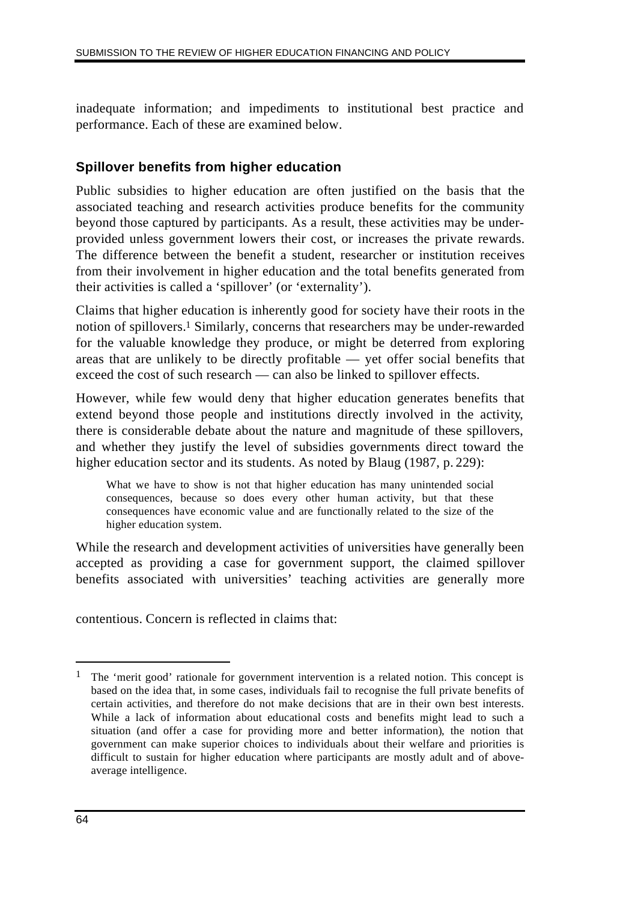inadequate information; and impediments to institutional best practice and performance. Each of these are examined below.

### Spillover benefits from higher education

Public subsidies to higher education are often justified on the basis that the associated teaching and research activities produce benefits for the community beyond those captured by participants. As a result, these activities may be under-provided unless government lowers their cost, or increases the private rewards. The difference between the benefit a student, researcher or institution receives from their involvement in higher education and the total benefits generated from their activities is called a 'spillover' (or 'externality').

Claims that higher education is inherently good for society have their roots in the notion of spillovers.[1] Similarly, concerns that researchers may be under-rewarded for the valuable knowledge they produce, or might be deterred from exploring areas that are unlikely to be directly profitable — yet offer social benefits that exceed the cost of such research — can also be linked to spillover effects.

However, while few would deny that higher education generates benefits that extend beyond those people and institutions directly involved in the activity, there is considerable debate about the nature and magnitude of these spillovers, and whether they justify the level of subsidies governments direct toward the higher education sector and its students. As noted by Blaug (1987, p. 229):

> What we have to show is not that higher education has many unintended social consequences, because so does every other human activity, but that these consequences have economic value and are functionally related to the size of the higher education system.

While the research and development activities of universities have generally been accepted as providing a case for government support, the claimed spillover benefits associated with universities' teaching activities are generally more contentious. Concern is reflected in claims that:

---

[1] The 'merit good' rationale for government intervention is a related notion. This concept is based on the idea that, in some cases, individuals fail to recognise the full private benefits of certain activities, and therefore do not make decisions that are in their own best interests. While a lack of information about educational costs and benefits might lead to such a situation (and offer a case for providing more and better information), the notion that government can make superior choices to individuals about their welfare and priorities is difficult to sustain for higher education where participants are mostly adult and of above-average intelligence.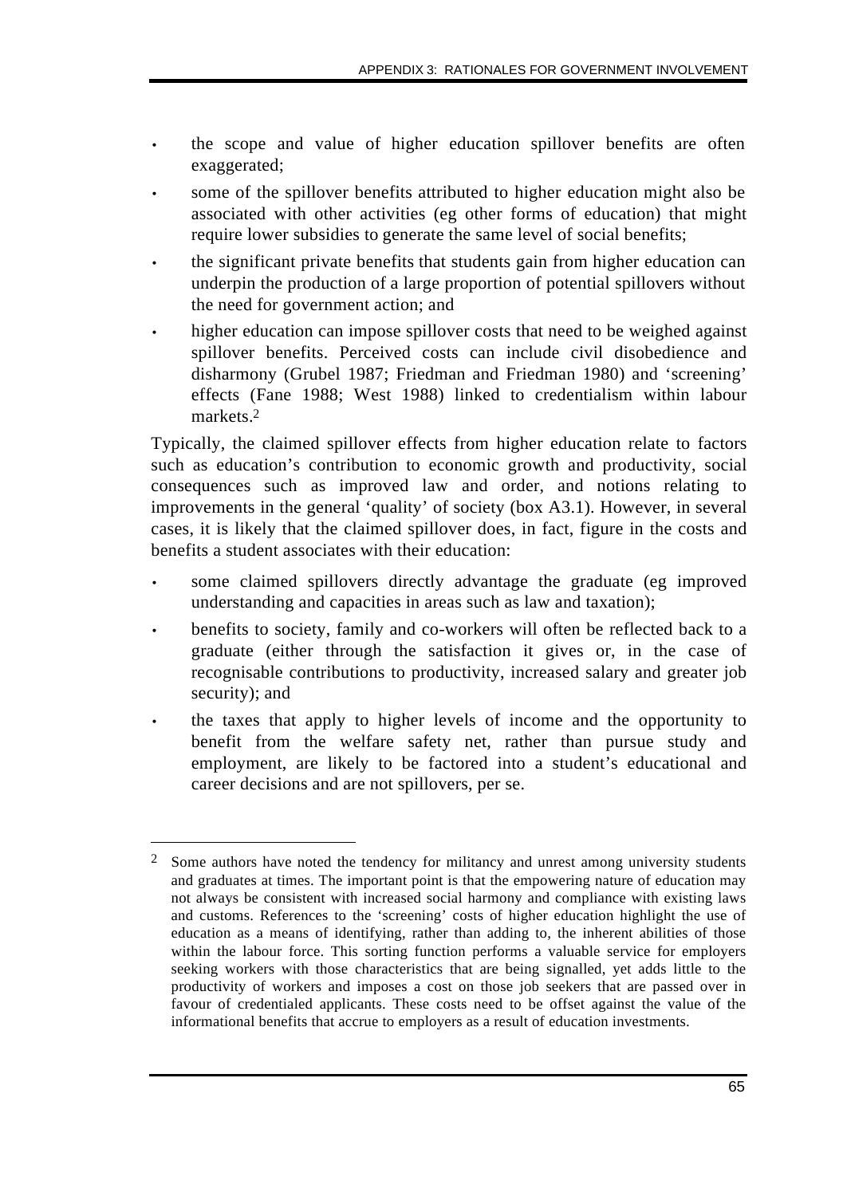- the scope and value of higher education spillover benefits are often exaggerated;
- some of the spillover benefits attributed to higher education might also be associated with other activities (eg other forms of education) that might require lower subsidies to generate the same level of social benefits;
- the significant private benefits that students gain from higher education can underpin the production of a large proportion of potential spillovers without the need for government action; and
- higher education can impose spillover costs that need to be weighed against spillover benefits. Perceived costs can include civil disobedience and disharmony (Grubel 1987; Friedman and Friedman 1980) and 'screening' effects (Fane 1988; West 1988) linked to credentialism within labour markets.[2]

Typically, the claimed spillover effects from higher education relate to factors such as education's contribution to economic growth and productivity, social consequences such as improved law and order, and notions relating to improvements in the general 'quality' of society (box A3.1). However, in several cases, it is likely that the claimed spillover does, in fact, figure in the costs and benefits a student associates with their education:

- some claimed spillovers directly advantage the graduate (eg improved understanding and capacities in areas such as law and taxation);
- benefits to society, family and co-workers will often be reflected back to a graduate (either through the satisfaction it gives or, in the case of recognisable contributions to productivity, increased salary and greater job security); and
- the taxes that apply to higher levels of income and the opportunity to benefit from the welfare safety net, rather than pursue study and employment, are likely to be factored into a student's educational and career decisions and are not spillovers, per se.

---

[2] Some authors have noted the tendency for militancy and unrest among university students and graduates at times. The important point is that the empowering nature of education may not always be consistent with increased social harmony and compliance with existing laws and customs. References to the 'screening' costs of higher education highlight the use of education as a means of identifying, rather than adding to, the inherent abilities of those within the labour force. This sorting function performs a valuable service for employers seeking workers with those characteristics that are being signalled, yet adds little to the productivity of workers and imposes a cost on those job seekers that are passed over in favour of credentialed applicants. These costs need to be offset against the value of the informational benefits that accrue to employers as a result of education investments.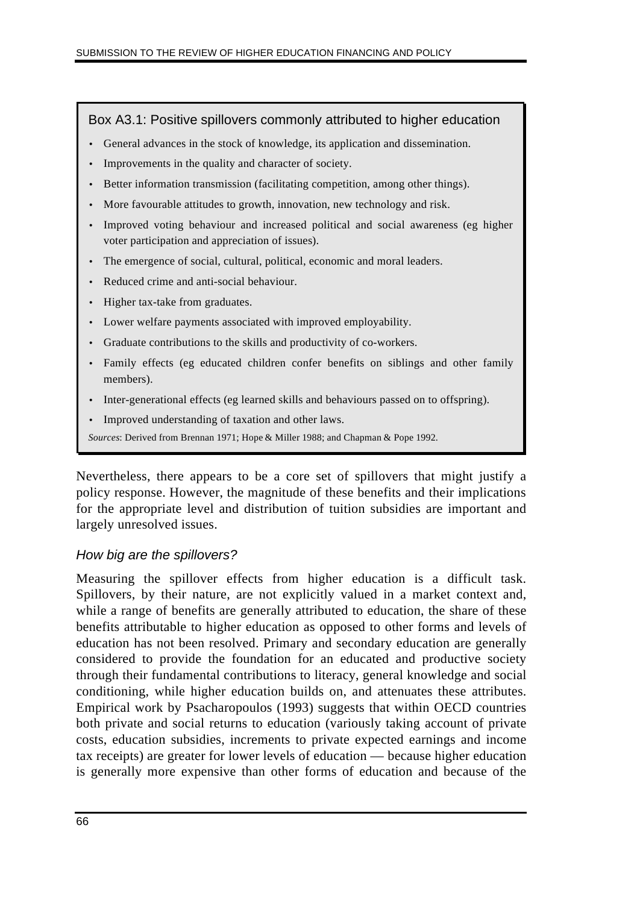**Box A3.1: Positive spillovers commonly attributed to higher education**

- General advances in the stock of knowledge, its application and dissemination.
- Improvements in the quality and character of society.
- Better information transmission (facilitating competition, among other things).
- More favourable attitudes to growth, innovation, new technology and risk.
- Improved voting behaviour and increased political and social awareness (eg higher voter participation and appreciation of issues).
- The emergence of social, cultural, political, economic and moral leaders.
- Reduced crime and anti-social behaviour.
- Higher tax-take from graduates.
- Lower welfare payments associated with improved employability.
- Graduate contributions to the skills and productivity of co-workers.
- Family effects (eg educated children confer benefits on siblings and other family members).
- Inter-generational effects (eg learned skills and behaviours passed on to offspring).
- Improved understanding of taxation and other laws.

*Sources*: Derived from Brennan 1971; Hope & Miller 1988; and Chapman & Pope 1992.

Nevertheless, there appears to be a core set of spillovers that might justify a policy response. However, the magnitude of these benefits and their implications for the appropriate level and distribution of tuition subsidies are important and largely unresolved issues.

### *How big are the spillovers?*

Measuring the spillover effects from higher education is a difficult task. Spillovers, by their nature, are not explicitly valued in a market context and, while a range of benefits are generally attributed to education, the share of these benefits attributable to higher education as opposed to other forms and levels of education has not been resolved. Primary and secondary education are generally considered to provide the foundation for an educated and productive society through their fundamental contributions to literacy, general knowledge and social conditioning, while higher education builds on, and attenuates these attributes. Empirical work by Psacharopoulos (1993) suggests that within OECD countries both private and social returns to education (variously taking account of private costs, education subsidies, increments to private expected earnings and income tax receipts) are greater for lower levels of education — because higher education is generally more expensive than other forms of education and because of the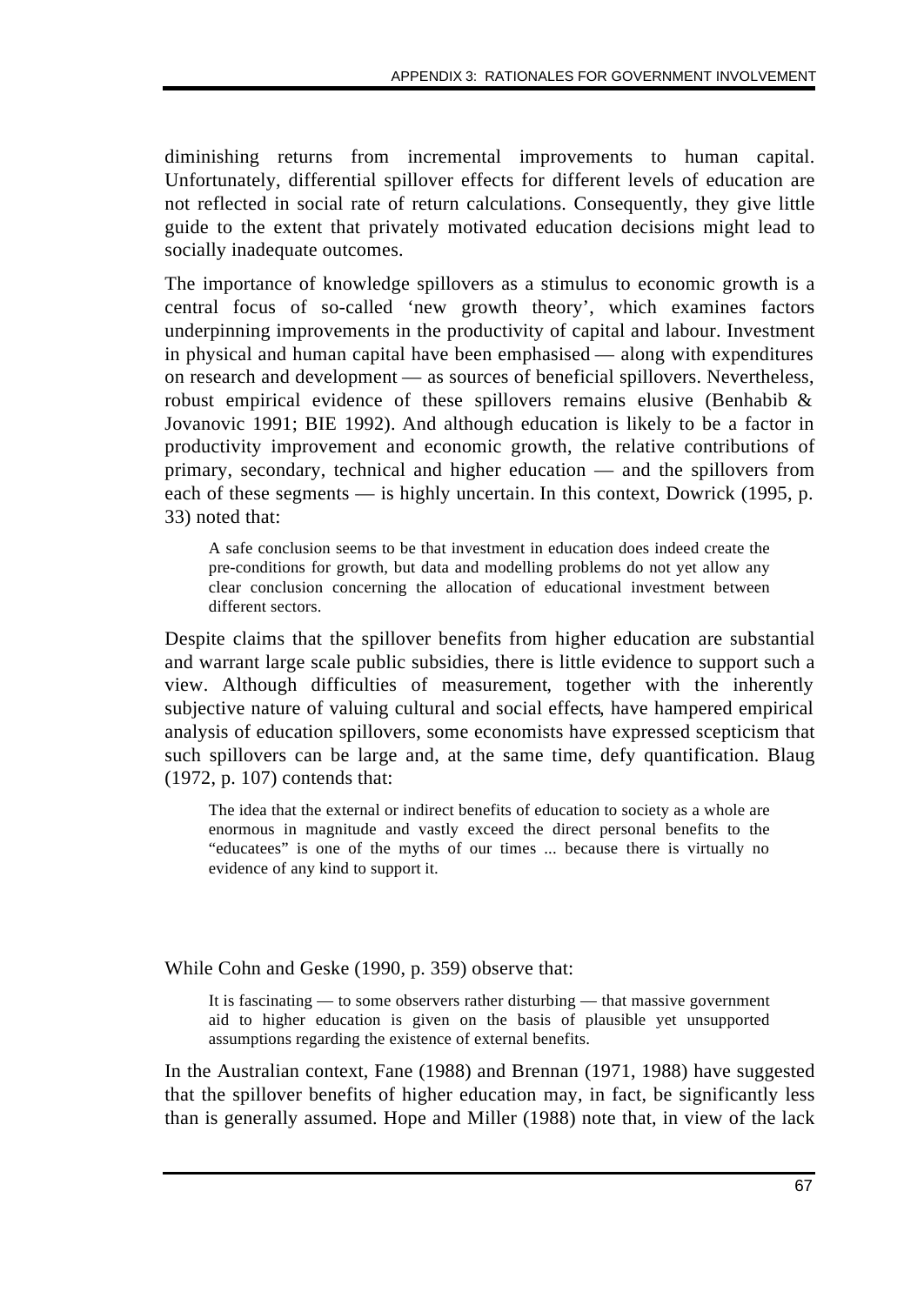diminishing returns from incremental improvements to human capital. Unfortunately, differential spillover effects for different levels of education are not reflected in social rate of return calculations. Consequently, they give little guide to the extent that privately motivated education decisions might lead to socially inadequate outcomes.

The importance of knowledge spillovers as a stimulus to economic growth is a central focus of so-called 'new growth theory', which examines factors underpinning improvements in the productivity of capital and labour. Investment in physical and human capital have been emphasised — along with expenditures on research and development — as sources of beneficial spillovers. Nevertheless, robust empirical evidence of these spillovers remains elusive (Benhabib & Jovanovic 1991; BIE 1992). And although education is likely to be a factor in productivity improvement and economic growth, the relative contributions of primary, secondary, technical and higher education — and the spillovers from each of these segments — is highly uncertain. In this context, Dowrick (1995, p. 33) noted that:

> A safe conclusion seems to be that investment in education does indeed create the pre-conditions for growth, but data and modelling problems do not yet allow any clear conclusion concerning the allocation of educational investment between different sectors.

Despite claims that the spillover benefits from higher education are substantial and warrant large scale public subsidies, there is little evidence to support such a view. Although difficulties of measurement, together with the inherently subjective nature of valuing cultural and social effects, have hampered empirical analysis of education spillovers, some economists have expressed scepticism that such spillovers can be large and, at the same time, defy quantification. Blaug (1972, p. 107) contends that:

> The idea that the external or indirect benefits of education to society as a whole are enormous in magnitude and vastly exceed the direct personal benefits to the "educatees" is one of the myths of our times ... because there is virtually no evidence of any kind to support it.

While Cohn and Geske (1990, p. 359) observe that:

> It is fascinating — to some observers rather disturbing — that massive government aid to higher education is given on the basis of plausible yet unsupported assumptions regarding the existence of external benefits.

In the Australian context, Fane (1988) and Brennan (1971, 1988) have suggested that the spillover benefits of higher education may, in fact, be significantly less than is generally assumed. Hope and Miller (1988) note that, in view of the lack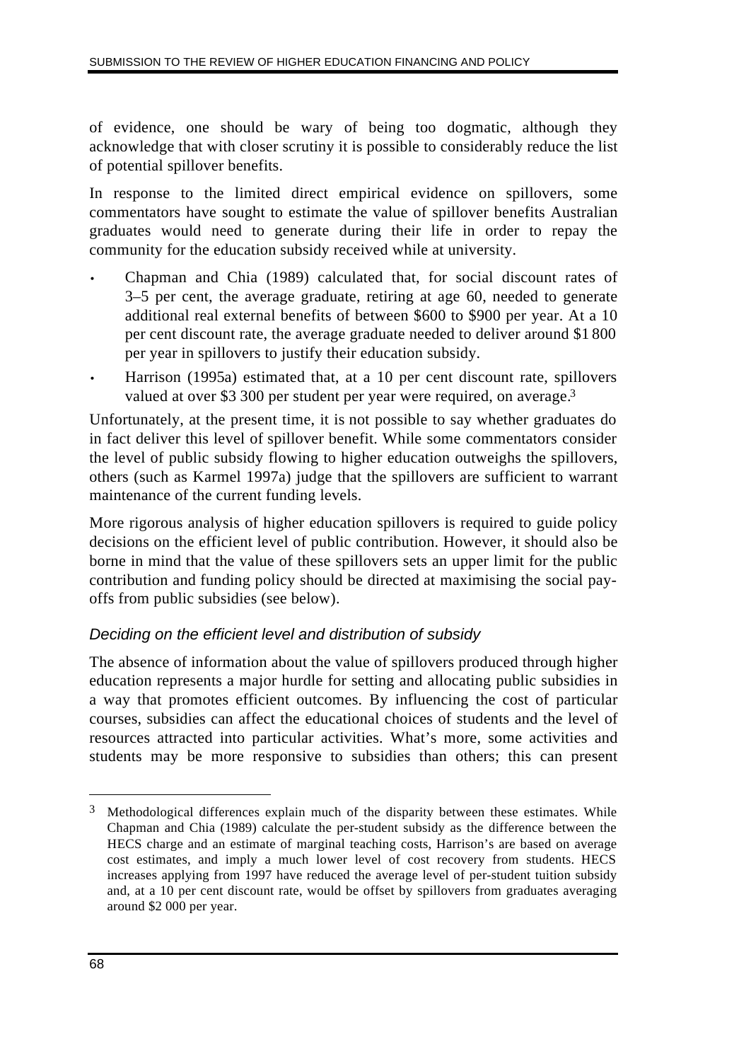of evidence, one should be wary of being too dogmatic, although they acknowledge that with closer scrutiny it is possible to considerably reduce the list of potential spillover benefits.

In response to the limited direct empirical evidence on spillovers, some commentators have sought to estimate the value of spillover benefits Australian graduates would need to generate during their life in order to repay the community for the education subsidy received while at university.

- Chapman and Chia (1989) calculated that, for social discount rates of 3–5 per cent, the average graduate, retiring at age 60, needed to generate additional real external benefits of between $600 to $900 per year. At a 10 per cent discount rate, the average graduate needed to deliver around $1 800 per year in spillovers to justify their education subsidy.
- Harrison (1995a) estimated that, at a 10 per cent discount rate, spillovers valued at over $3 300 per student per year were required, on average.[3]

Unfortunately, at the present time, it is not possible to say whether graduates do in fact deliver this level of spillover benefit. While some commentators consider the level of public subsidy flowing to higher education outweighs the spillovers, others (such as Karmel 1997a) judge that the spillovers are sufficient to warrant maintenance of the current funding levels.

More rigorous analysis of higher education spillovers is required to guide policy decisions on the efficient level of public contribution. However, it should also be borne in mind that the value of these spillovers sets an upper limit for the public contribution and funding policy should be directed at maximising the social pay-offs from public subsidies (see below).

### *Deciding on the efficient level and distribution of subsidy*

The absence of information about the value of spillovers produced through higher education represents a major hurdle for setting and allocating public subsidies in a way that promotes efficient outcomes. By influencing the cost of particular courses, subsidies can affect the educational choices of students and the level of resources attracted into particular activities. What's more, some activities and students may be more responsive to subsidies than others; this can present

---

[3] Methodological differences explain much of the disparity between these estimates. While Chapman and Chia (1989) calculate the per-student subsidy as the difference between the HECS charge and an estimate of marginal teaching costs, Harrison's are based on average cost estimates, and imply a much lower level of cost recovery from students. HECS increases applying from 1997 have reduced the average level of per-student tuition subsidy and, at a 10 per cent discount rate, would be offset by spillovers from graduates averaging around $2 000 per year.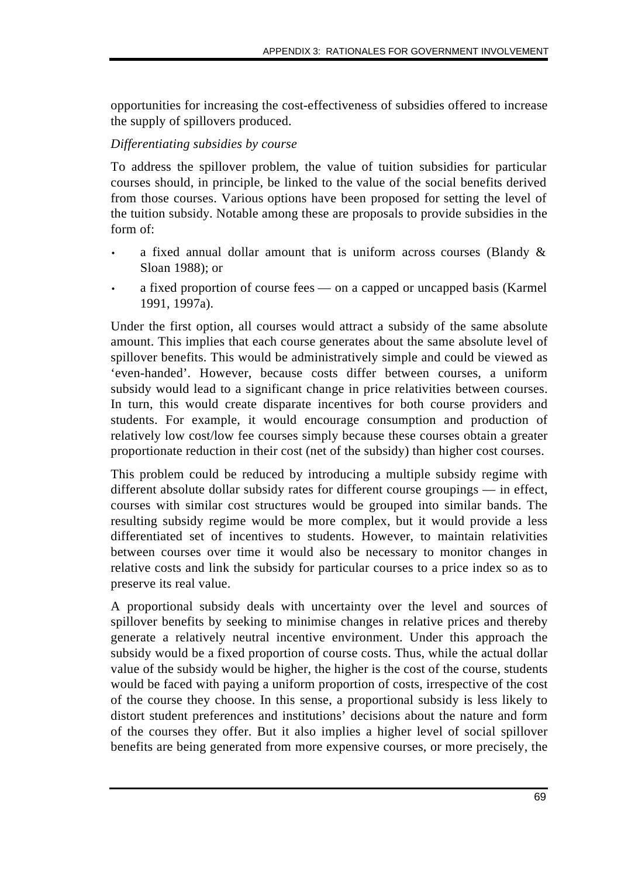opportunities for increasing the cost-effectiveness of subsidies offered to increase the supply of spillovers produced.

*Differentiating subsidies by course*

To address the spillover problem, the value of tuition subsidies for particular courses should, in principle, be linked to the value of the social benefits derived from those courses. Various options have been proposed for setting the level of the tuition subsidy. Notable among these are proposals to provide subsidies in the form of:

- a fixed annual dollar amount that is uniform across courses (Blandy & Sloan 1988); or
- a fixed proportion of course fees — on a capped or uncapped basis (Karmel 1991, 1997a).

Under the first option, all courses would attract a subsidy of the same absolute amount. This implies that each course generates about the same absolute level of spillover benefits. This would be administratively simple and could be viewed as 'even-handed'. However, because costs differ between courses, a uniform subsidy would lead to a significant change in price relativities between courses. In turn, this would create disparate incentives for both course providers and students. For example, it would encourage consumption and production of relatively low cost/low fee courses simply because these courses obtain a greater proportionate reduction in their cost (net of the subsidy) than higher cost courses.

This problem could be reduced by introducing a multiple subsidy regime with different absolute dollar subsidy rates for different course groupings — in effect, courses with similar cost structures would be grouped into similar bands. The resulting subsidy regime would be more complex, but it would provide a less differentiated set of incentives to students. However, to maintain relativities between courses over time it would also be necessary to monitor changes in relative costs and link the subsidy for particular courses to a price index so as to preserve its real value.

A proportional subsidy deals with uncertainty over the level and sources of spillover benefits by seeking to minimise changes in relative prices and thereby generate a relatively neutral incentive environment. Under this approach the subsidy would be a fixed proportion of course costs. Thus, while the actual dollar value of the subsidy would be higher, the higher is the cost of the course, students would be faced with paying a uniform proportion of costs, irrespective of the cost of the course they choose. In this sense, a proportional subsidy is less likely to distort student preferences and institutions' decisions about the nature and form of the courses they offer. But it also implies a higher level of social spillover benefits are being generated from more expensive courses, or more precisely, the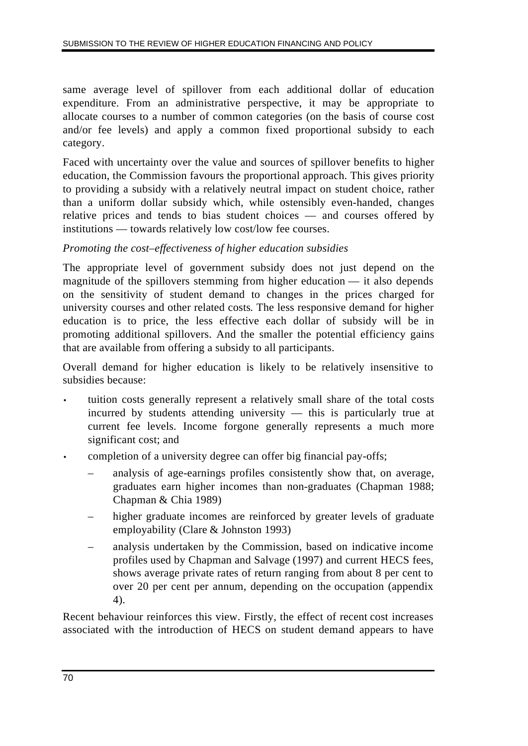same average level of spillover from each additional dollar of education expenditure. From an administrative perspective, it may be appropriate to allocate courses to a number of common categories (on the basis of course cost and/or fee levels) and apply a common fixed proportional subsidy to each category.

Faced with uncertainty over the value and sources of spillover benefits to higher education, the Commission favours the proportional approach. This gives priority to providing a subsidy with a relatively neutral impact on student choice, rather than a uniform dollar subsidy which, while ostensibly even-handed, changes relative prices and tends to bias student choices — and courses offered by institutions — towards relatively low cost/low fee courses.

*Promoting the cost–effectiveness of higher education subsidies*

The appropriate level of government subsidy does not just depend on the magnitude of the spillovers stemming from higher education — it also depends on the sensitivity of student demand to changes in the prices charged for university courses and other related costs. The less responsive demand for higher education is to price, the less effective each dollar of subsidy will be in promoting additional spillovers. And the smaller the potential efficiency gains that are available from offering a subsidy to all participants.

Overall demand for higher education is likely to be relatively insensitive to subsidies because:

- tuition costs generally represent a relatively small share of the total costs incurred by students attending university — this is particularly true at current fee levels. Income forgone generally represents a much more significant cost; and
- completion of a university degree can offer big financial pay-offs;
  - analysis of age-earnings profiles consistently show that, on average, graduates earn higher incomes than non-graduates (Chapman 1988; Chapman & Chia 1989)
  - higher graduate incomes are reinforced by greater levels of graduate employability (Clare & Johnston 1993)
  - analysis undertaken by the Commission, based on indicative income profiles used by Chapman and Salvage (1997) and current HECS fees, shows average private rates of return ranging from about 8 per cent to over 20 per cent per annum, depending on the occupation (appendix 4).

Recent behaviour reinforces this view. Firstly, the effect of recent cost increases associated with the introduction of HECS on student demand appears to have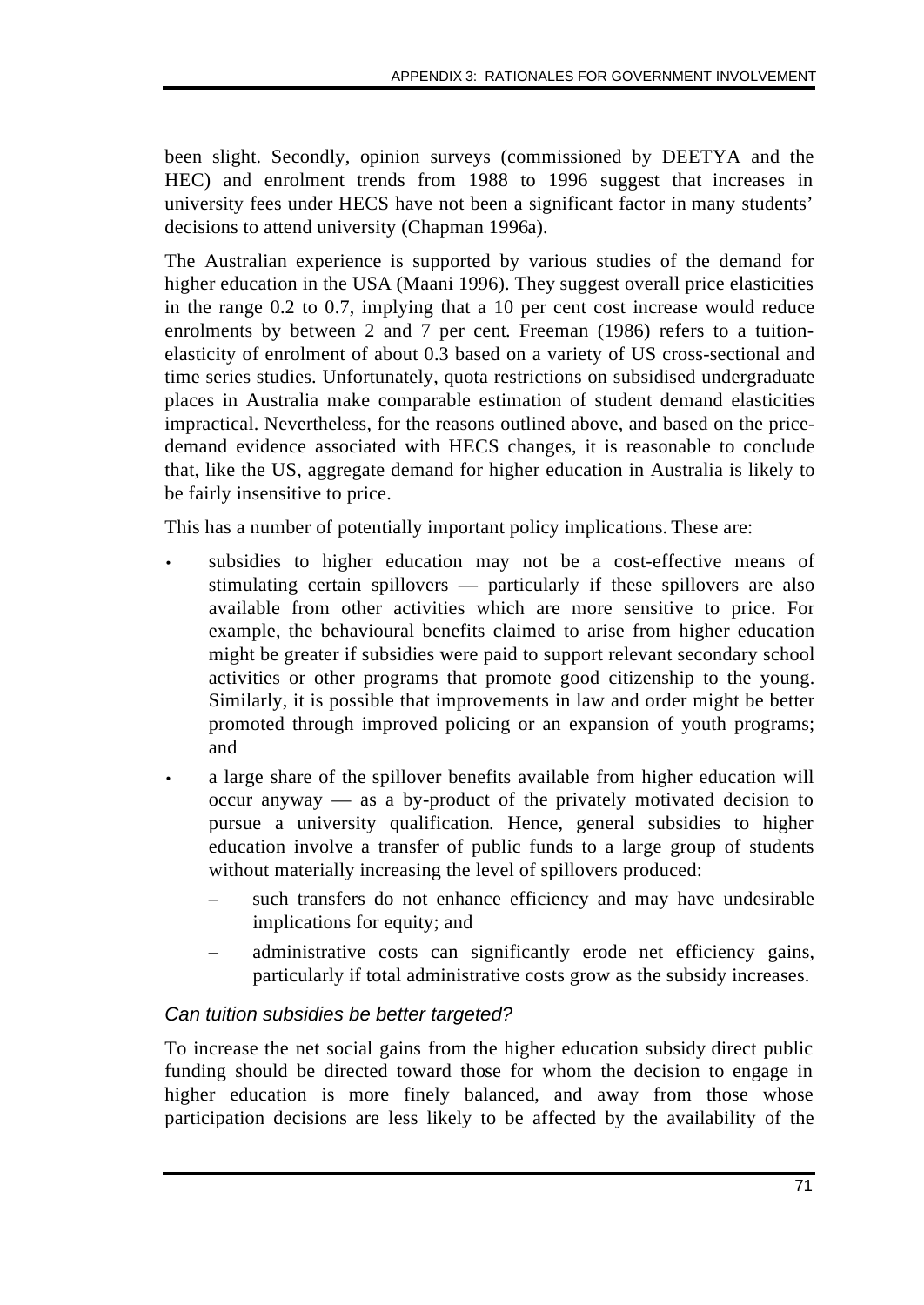been slight. Secondly, opinion surveys (commissioned by DEETYA and the HEC) and enrolment trends from 1988 to 1996 suggest that increases in university fees under HECS have not been a significant factor in many students' decisions to attend university (Chapman 1996a).

The Australian experience is supported by various studies of the demand for higher education in the USA (Maani 1996). They suggest overall price elasticities in the range 0.2 to 0.7, implying that a 10 per cent cost increase would reduce enrolments by between 2 and 7 per cent. Freeman (1986) refers to a tuition-elasticity of enrolment of about 0.3 based on a variety of US cross-sectional and time series studies. Unfortunately, quota restrictions on subsidised undergraduate places in Australia make comparable estimation of student demand elasticities impractical. Nevertheless, for the reasons outlined above, and based on the price-demand evidence associated with HECS changes, it is reasonable to conclude that, like the US, aggregate demand for higher education in Australia is likely to be fairly insensitive to price.

This has a number of potentially important policy implications. These are:

- subsidies to higher education may not be a cost-effective means of stimulating certain spillovers — particularly if these spillovers are also available from other activities which are more sensitive to price. For example, the behavioural benefits claimed to arise from higher education might be greater if subsidies were paid to support relevant secondary school activities or other programs that promote good citizenship to the young. Similarly, it is possible that improvements in law and order might be better promoted through improved policing or an expansion of youth programs; and
- a large share of the spillover benefits available from higher education will occur anyway — as a by-product of the privately motivated decision to pursue a university qualification. Hence, general subsidies to higher education involve a transfer of public funds to a large group of students without materially increasing the level of spillovers produced:
  - such transfers do not enhance efficiency and may have undesirable implications for equity; and
  - administrative costs can significantly erode net efficiency gains, particularly if total administrative costs grow as the subsidy increases.

### *Can tuition subsidies be better targeted?*

To increase the net social gains from the higher education subsidy direct public funding should be directed toward those for whom the decision to engage in higher education is more finely balanced, and away from those whose participation decisions are less likely to be affected by the availability of the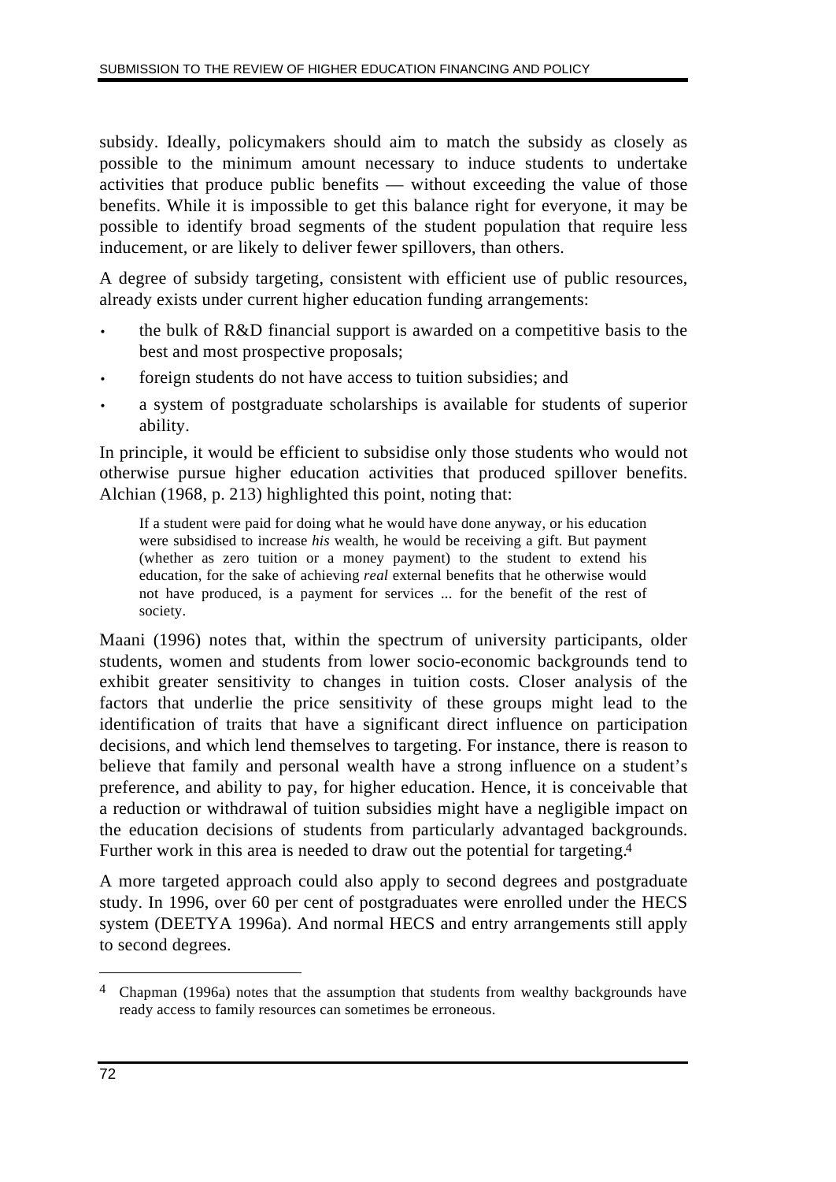subsidy. Ideally, policymakers should aim to match the subsidy as closely as possible to the minimum amount necessary to induce students to undertake activities that produce public benefits — without exceeding the value of those benefits. While it is impossible to get this balance right for everyone, it may be possible to identify broad segments of the student population that require less inducement, or are likely to deliver fewer spillovers, than others.

A degree of subsidy targeting, consistent with efficient use of public resources, already exists under current higher education funding arrangements:

- the bulk of R&D financial support is awarded on a competitive basis to the best and most prospective proposals;
- foreign students do not have access to tuition subsidies; and
- a system of postgraduate scholarships is available for students of superior ability.

In principle, it would be efficient to subsidise only those students who would not otherwise pursue higher education activities that produced spillover benefits. Alchian (1968, p. 213) highlighted this point, noting that:

> If a student were paid for doing what he would have done anyway, or his education were subsidised to increase *his* wealth, he would be receiving a gift. But payment (whether as zero tuition or a money payment) to the student to extend his education, for the sake of achieving *real* external benefits that he otherwise would not have produced, is a payment for services ... for the benefit of the rest of society.

Maani (1996) notes that, within the spectrum of university participants, older students, women and students from lower socio-economic backgrounds tend to exhibit greater sensitivity to changes in tuition costs. Closer analysis of the factors that underlie the price sensitivity of these groups might lead to the identification of traits that have a significant direct influence on participation decisions, and which lend themselves to targeting. For instance, there is reason to believe that family and personal wealth have a strong influence on a student's preference, and ability to pay, for higher education. Hence, it is conceivable that a reduction or withdrawal of tuition subsidies might have a negligible impact on the education decisions of students from particularly advantaged backgrounds. Further work in this area is needed to draw out the potential for targeting.[4]

A more targeted approach could also apply to second degrees and postgraduate study. In 1996, over 60 per cent of postgraduates were enrolled under the HECS system (DEETYA 1996a). And normal HECS and entry arrangements still apply to second degrees.

---

[4] Chapman (1996a) notes that the assumption that students from wealthy backgrounds have ready access to family resources can sometimes be erroneous.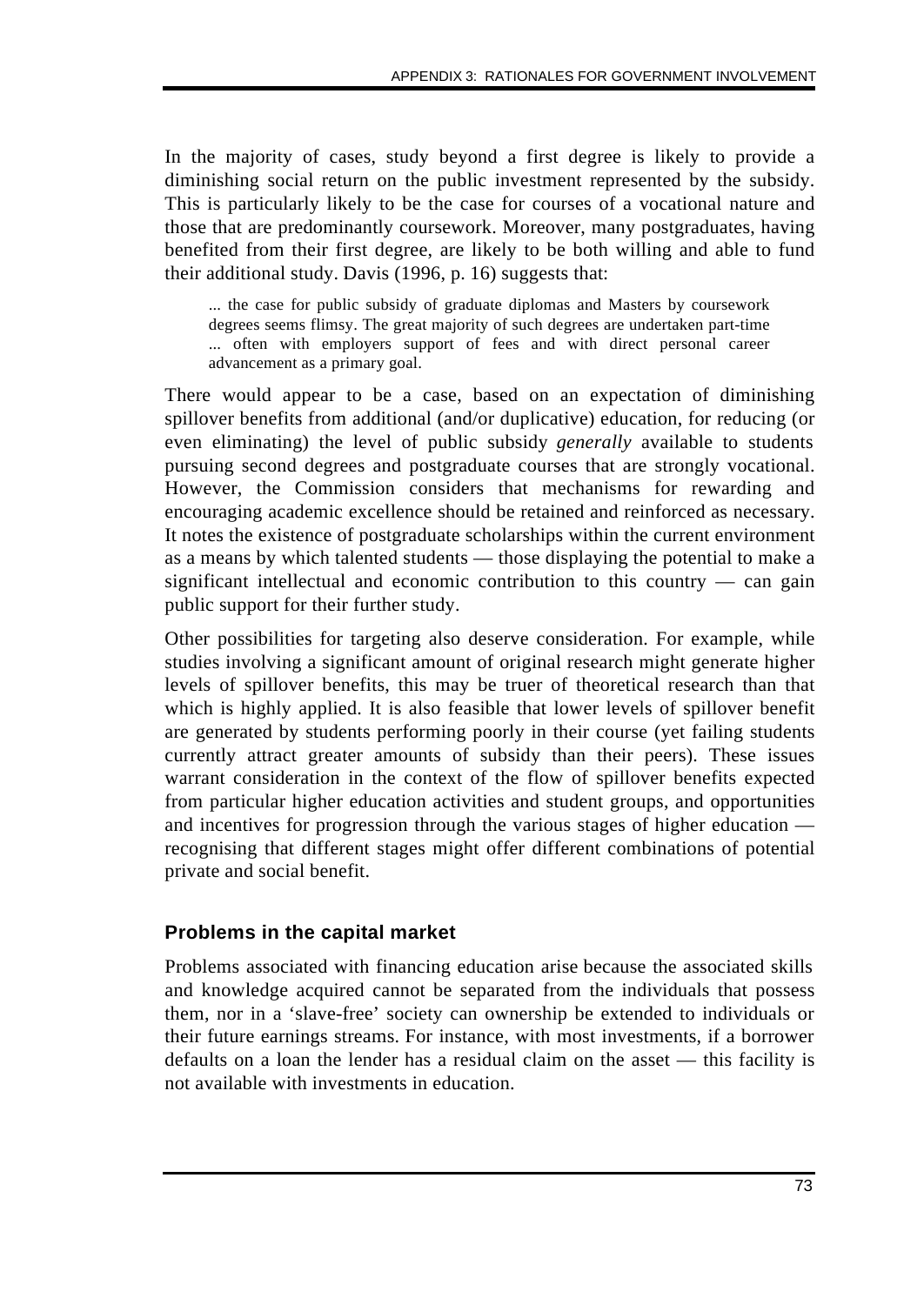In the majority of cases, study beyond a first degree is likely to provide a diminishing social return on the public investment represented by the subsidy. This is particularly likely to be the case for courses of a vocational nature and those that are predominantly coursework. Moreover, many postgraduates, having benefited from their first degree, are likely to be both willing and able to fund their additional study. Davis (1996, p. 16) suggests that:

> ... the case for public subsidy of graduate diplomas and Masters by coursework degrees seems flimsy. The great majority of such degrees are undertaken part-time ... often with employers support of fees and with direct personal career advancement as a primary goal.

There would appear to be a case, based on an expectation of diminishing spillover benefits from additional (and/or duplicative) education, for reducing (or even eliminating) the level of public subsidy *generally* available to students pursuing second degrees and postgraduate courses that are strongly vocational. However, the Commission considers that mechanisms for rewarding and encouraging academic excellence should be retained and reinforced as necessary. It notes the existence of postgraduate scholarships within the current environment as a means by which talented students — those displaying the potential to make a significant intellectual and economic contribution to this country — can gain public support for their further study.

Other possibilities for targeting also deserve consideration. For example, while studies involving a significant amount of original research might generate higher levels of spillover benefits, this may be truer of theoretical research than that which is highly applied. It is also feasible that lower levels of spillover benefit are generated by students performing poorly in their course (yet failing students currently attract greater amounts of subsidy than their peers). These issues warrant consideration in the context of the flow of spillover benefits expected from particular higher education activities and student groups, and opportunities and incentives for progression through the various stages of higher education — recognising that different stages might offer different combinations of potential private and social benefit.

### Problems in the capital market

Problems associated with financing education arise because the associated skills and knowledge acquired cannot be separated from the individuals that possess them, nor in a 'slave-free' society can ownership be extended to individuals or their future earnings streams. For instance, with most investments, if a borrower defaults on a loan the lender has a residual claim on the asset — this facility is not available with investments in education.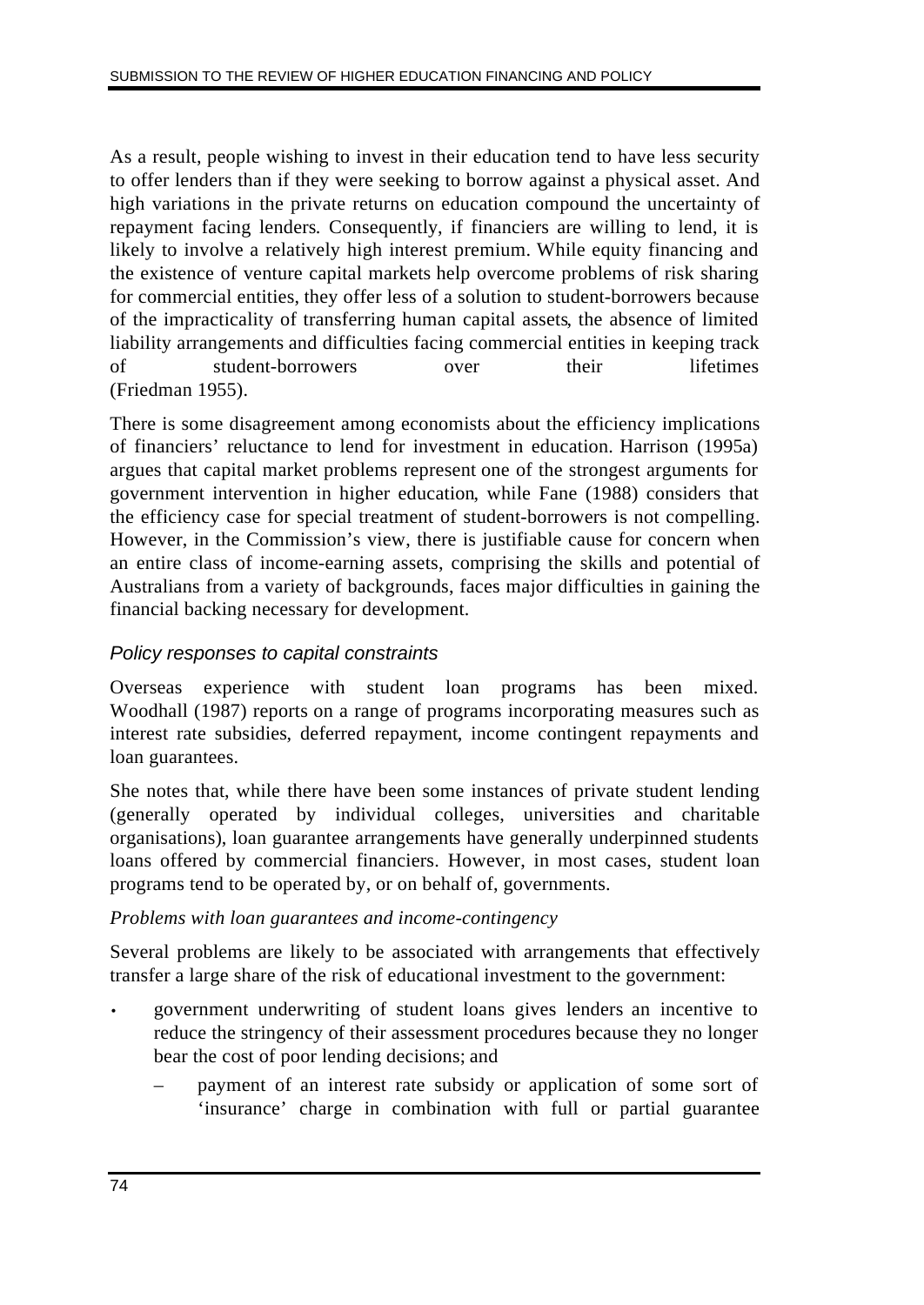As a result, people wishing to invest in their education tend to have less security to offer lenders than if they were seeking to borrow against a physical asset. And high variations in the private returns on education compound the uncertainty of repayment facing lenders. Consequently, if financiers are willing to lend, it is likely to involve a relatively high interest premium. While equity financing and the existence of venture capital markets help overcome problems of risk sharing for commercial entities, they offer less of a solution to student-borrowers because of the impracticality of transferring human capital assets, the absence of limited liability arrangements and difficulties facing commercial entities in keeping track of student-borrowers over their lifetimes (Friedman 1955).

There is some disagreement among economists about the efficiency implications of financiers' reluctance to lend for investment in education. Harrison (1995a) argues that capital market problems represent one of the strongest arguments for government intervention in higher education, while Fane (1988) considers that the efficiency case for special treatment of student-borrowers is not compelling. However, in the Commission's view, there is justifiable cause for concern when an entire class of income-earning assets, comprising the skills and potential of Australians from a variety of backgrounds, faces major difficulties in gaining the financial backing necessary for development.

### *Policy responses to capital constraints*

Overseas experience with student loan programs has been mixed. Woodhall (1987) reports on a range of programs incorporating measures such as interest rate subsidies, deferred repayment, income contingent repayments and loan guarantees.

She notes that, while there have been some instances of private student lending (generally operated by individual colleges, universities and charitable organisations), loan guarantee arrangements have generally underpinned students loans offered by commercial financiers. However, in most cases, student loan programs tend to be operated by, or on behalf of, governments.

*Problems with loan guarantees and income-contingency*

Several problems are likely to be associated with arrangements that effectively transfer a large share of the risk of educational investment to the government:

- government underwriting of student loans gives lenders an incentive to reduce the stringency of their assessment procedures because they no longer bear the cost of poor lending decisions; and
  - payment of an interest rate subsidy or application of some sort of 'insurance' charge in combination with full or partial guarantee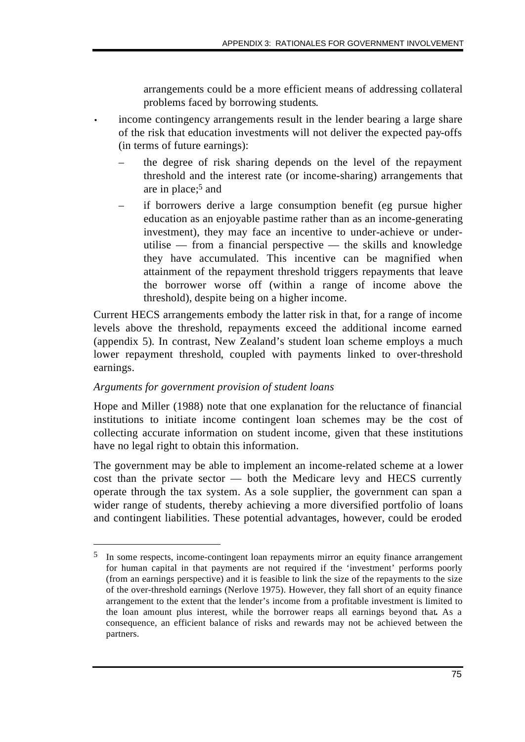arrangements could be a more efficient means of addressing collateral problems faced by borrowing students.

- income contingency arrangements result in the lender bearing a large share of the risk that education investments will not deliver the expected pay-offs (in terms of future earnings):
  - the degree of risk sharing depends on the level of the repayment threshold and the interest rate (or income-sharing) arrangements that are in place;[5] and
  - if borrowers derive a large consumption benefit (eg pursue higher education as an enjoyable pastime rather than as an income-generating investment), they may face an incentive to under-achieve or under-utilise — from a financial perspective — the skills and knowledge they have accumulated. This incentive can be magnified when attainment of the repayment threshold triggers repayments that leave the borrower worse off (within a range of income above the threshold), despite being on a higher income.

Current HECS arrangements embody the latter risk in that, for a range of income levels above the threshold, repayments exceed the additional income earned (appendix 5). In contrast, New Zealand's student loan scheme employs a much lower repayment threshold, coupled with payments linked to over-threshold earnings.

*Arguments for government provision of student loans*

Hope and Miller (1988) note that one explanation for the reluctance of financial institutions to initiate income contingent loan schemes may be the cost of collecting accurate information on student income, given that these institutions have no legal right to obtain this information.

The government may be able to implement an income-related scheme at a lower cost than the private sector — both the Medicare levy and HECS currently operate through the tax system. As a sole supplier, the government can span a wider range of students, thereby achieving a more diversified portfolio of loans and contingent liabilities. These potential advantages, however, could be eroded

---

[5] In some respects, income-contingent loan repayments mirror an equity finance arrangement for human capital in that payments are not required if the 'investment' performs poorly (from an earnings perspective) and it is feasible to link the size of the repayments to the size of the over-threshold earnings (Nerlove 1975). However, they fall short of an equity finance arrangement to the extent that the lender's income from a profitable investment is limited to the loan amount plus interest, while the borrower reaps all earnings beyond that. As a consequence, an efficient balance of risks and rewards may not be achieved between the partners.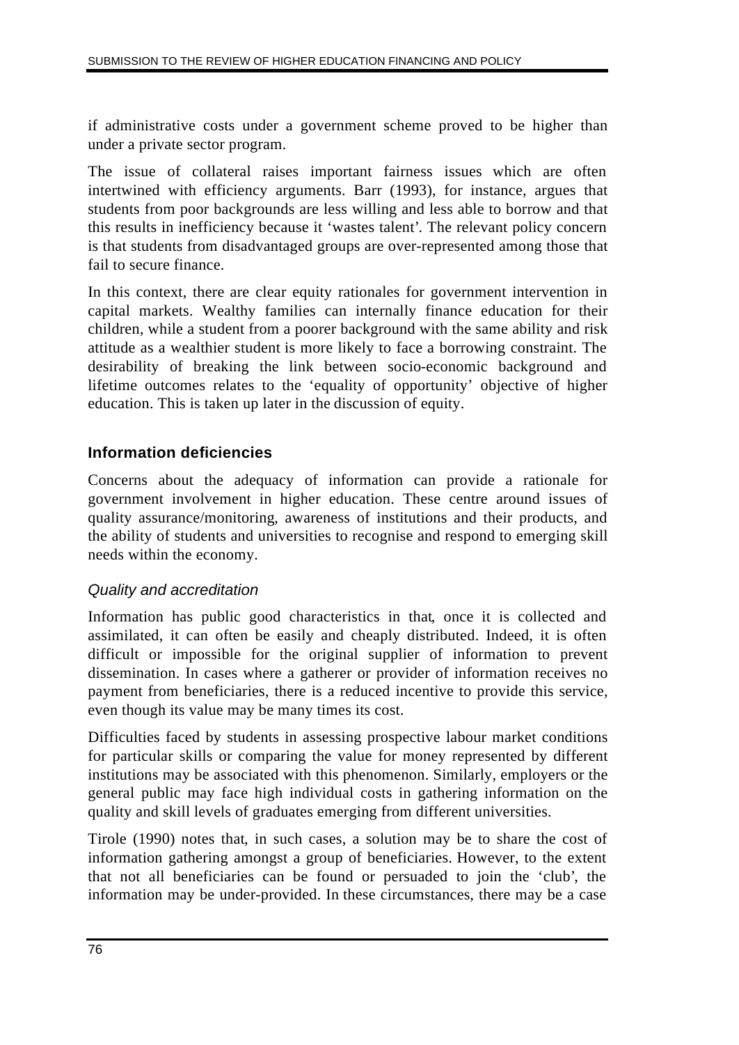if administrative costs under a government scheme proved to be higher than under a private sector program.

The issue of collateral raises important fairness issues which are often intertwined with efficiency arguments. Barr (1993), for instance, argues that students from poor backgrounds are less willing and less able to borrow and that this results in inefficiency because it 'wastes talent'. The relevant policy concern is that students from disadvantaged groups are over-represented among those that fail to secure finance.

In this context, there are clear equity rationales for government intervention in capital markets. Wealthy families can internally finance education for their children, while a student from a poorer background with the same ability and risk attitude as a wealthier student is more likely to face a borrowing constraint. The desirability of breaking the link between socio-economic background and lifetime outcomes relates to the 'equality of opportunity' objective of higher education. This is taken up later in the discussion of equity.

### Information deficiencies

Concerns about the adequacy of information can provide a rationale for government involvement in higher education. These centre around issues of quality assurance/monitoring, awareness of institutions and their products, and the ability of students and universities to recognise and respond to emerging skill needs within the economy.

#### *Quality and accreditation*

Information has public good characteristics in that, once it is collected and assimilated, it can often be easily and cheaply distributed. Indeed, it is often difficult or impossible for the original supplier of information to prevent dissemination. In cases where a gatherer or provider of information receives no payment from beneficiaries, there is a reduced incentive to provide this service, even though its value may be many times its cost.

Difficulties faced by students in assessing prospective labour market conditions for particular skills or comparing the value for money represented by different institutions may be associated with this phenomenon. Similarly, employers or the general public may face high individual costs in gathering information on the quality and skill levels of graduates emerging from different universities.

Tirole (1990) notes that, in such cases, a solution may be to share the cost of information gathering amongst a group of beneficiaries. However, to the extent that not all beneficiaries can be found or persuaded to join the 'club', the information may be under-provided. In these circumstances, there may be a case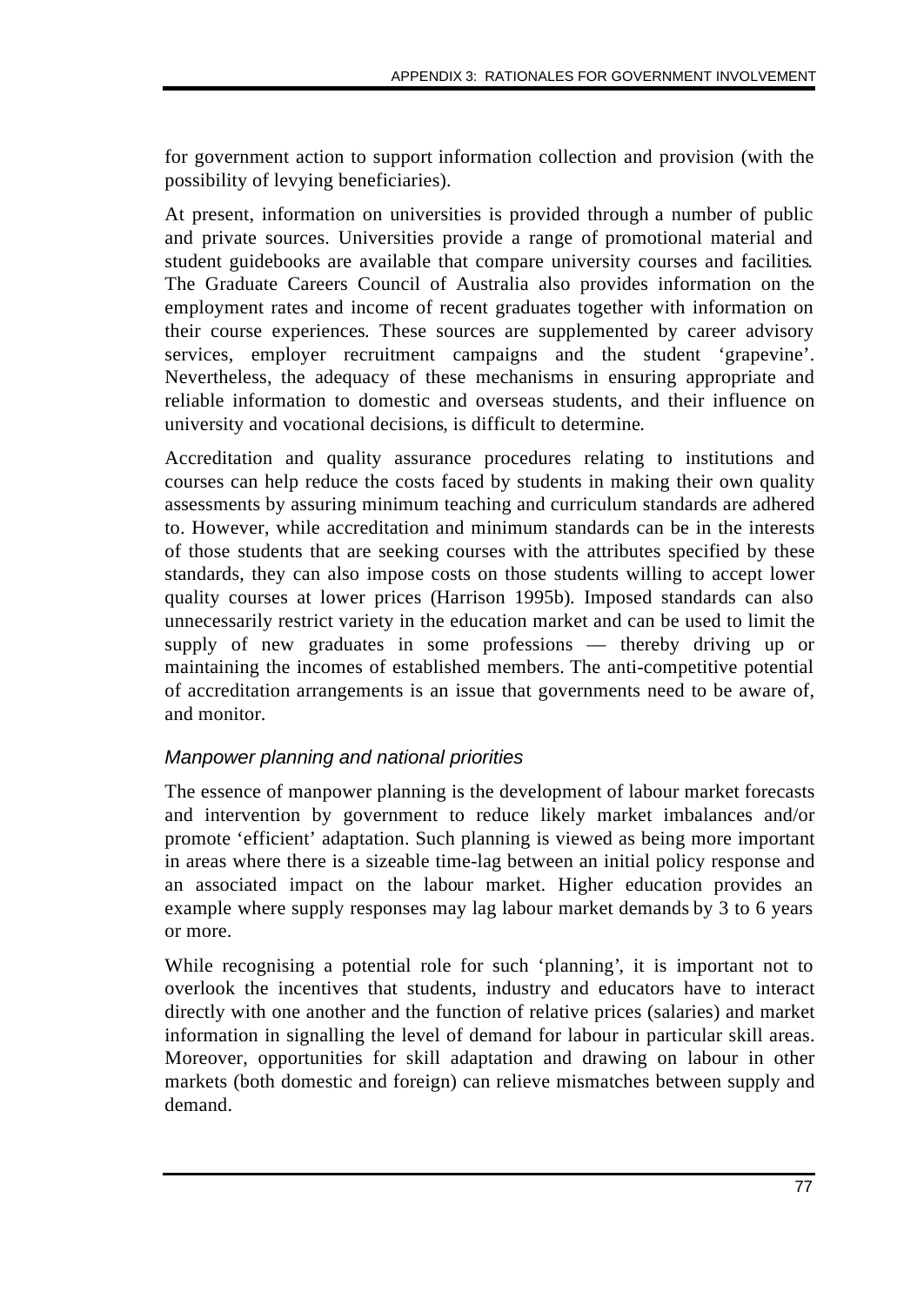for government action to support information collection and provision (with the possibility of levying beneficiaries).

At present, information on universities is provided through a number of public and private sources. Universities provide a range of promotional material and student guidebooks are available that compare university courses and facilities. The Graduate Careers Council of Australia also provides information on the employment rates and income of recent graduates together with information on their course experiences. These sources are supplemented by career advisory services, employer recruitment campaigns and the student 'grapevine'. Nevertheless, the adequacy of these mechanisms in ensuring appropriate and reliable information to domestic and overseas students, and their influence on university and vocational decisions, is difficult to determine.

Accreditation and quality assurance procedures relating to institutions and courses can help reduce the costs faced by students in making their own quality assessments by assuring minimum teaching and curriculum standards are adhered to. However, while accreditation and minimum standards can be in the interests of those students that are seeking courses with the attributes specified by these standards, they can also impose costs on those students willing to accept lower quality courses at lower prices (Harrison 1995b). Imposed standards can also unnecessarily restrict variety in the education market and can be used to limit the supply of new graduates in some professions — thereby driving up or maintaining the incomes of established members. The anti-competitive potential of accreditation arrangements is an issue that governments need to be aware of, and monitor.

### *Manpower planning and national priorities*

The essence of manpower planning is the development of labour market forecasts and intervention by government to reduce likely market imbalances and/or promote 'efficient' adaptation. Such planning is viewed as being more important in areas where there is a sizeable time-lag between an initial policy response and an associated impact on the labour market. Higher education provides an example where supply responses may lag labour market demands by 3 to 6 years or more.

While recognising a potential role for such 'planning', it is important not to overlook the incentives that students, industry and educators have to interact directly with one another and the function of relative prices (salaries) and market information in signalling the level of demand for labour in particular skill areas. Moreover, opportunities for skill adaptation and drawing on labour in other markets (both domestic and foreign) can relieve mismatches between supply and demand.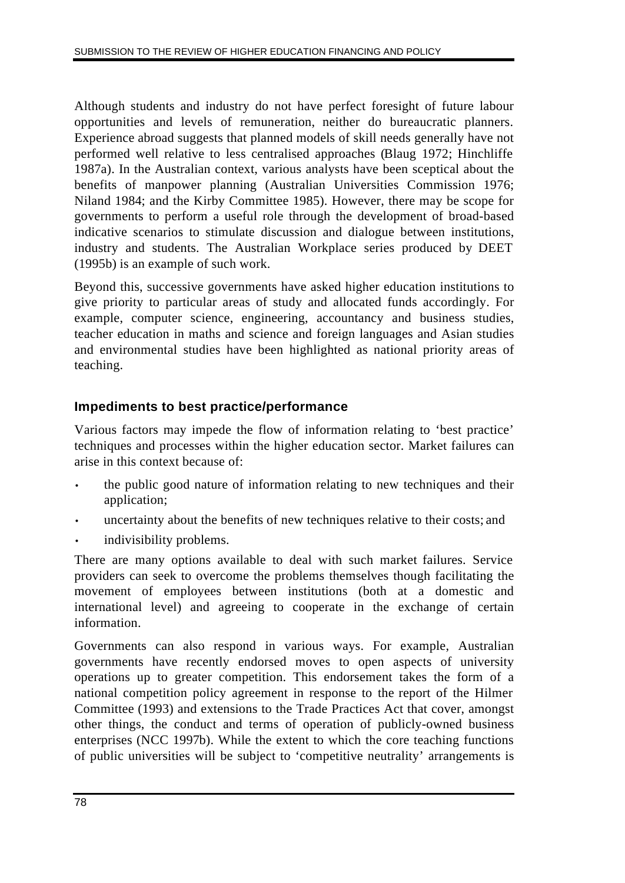Although students and industry do not have perfect foresight of future labour opportunities and levels of remuneration, neither do bureaucratic planners. Experience abroad suggests that planned models of skill needs generally have not performed well relative to less centralised approaches (Blaug 1972; Hinchliffe 1987a). In the Australian context, various analysts have been sceptical about the benefits of manpower planning (Australian Universities Commission 1976; Niland 1984; and the Kirby Committee 1985). However, there may be scope for governments to perform a useful role through the development of broad-based indicative scenarios to stimulate discussion and dialogue between institutions, industry and students. The Australian Workplace series produced by DEET (1995b) is an example of such work.

Beyond this, successive governments have asked higher education institutions to give priority to particular areas of study and allocated funds accordingly. For example, computer science, engineering, accountancy and business studies, teacher education in maths and science and foreign languages and Asian studies and environmental studies have been highlighted as national priority areas of teaching.

### Impediments to best practice/performance

Various factors may impede the flow of information relating to 'best practice' techniques and processes within the higher education sector. Market failures can arise in this context because of:

- the public good nature of information relating to new techniques and their application;
- uncertainty about the benefits of new techniques relative to their costs; and
- indivisibility problems.

There are many options available to deal with such market failures. Service providers can seek to overcome the problems themselves though facilitating the movement of employees between institutions (both at a domestic and international level) and agreeing to cooperate in the exchange of certain information.

Governments can also respond in various ways. For example, Australian governments have recently endorsed moves to open aspects of university operations up to greater competition. This endorsement takes the form of a national competition policy agreement in response to the report of the Hilmer Committee (1993) and extensions to the Trade Practices Act that cover, amongst other things, the conduct and terms of operation of publicly-owned business enterprises (NCC 1997b). While the extent to which the core teaching functions of public universities will be subject to 'competitive neutrality' arrangements is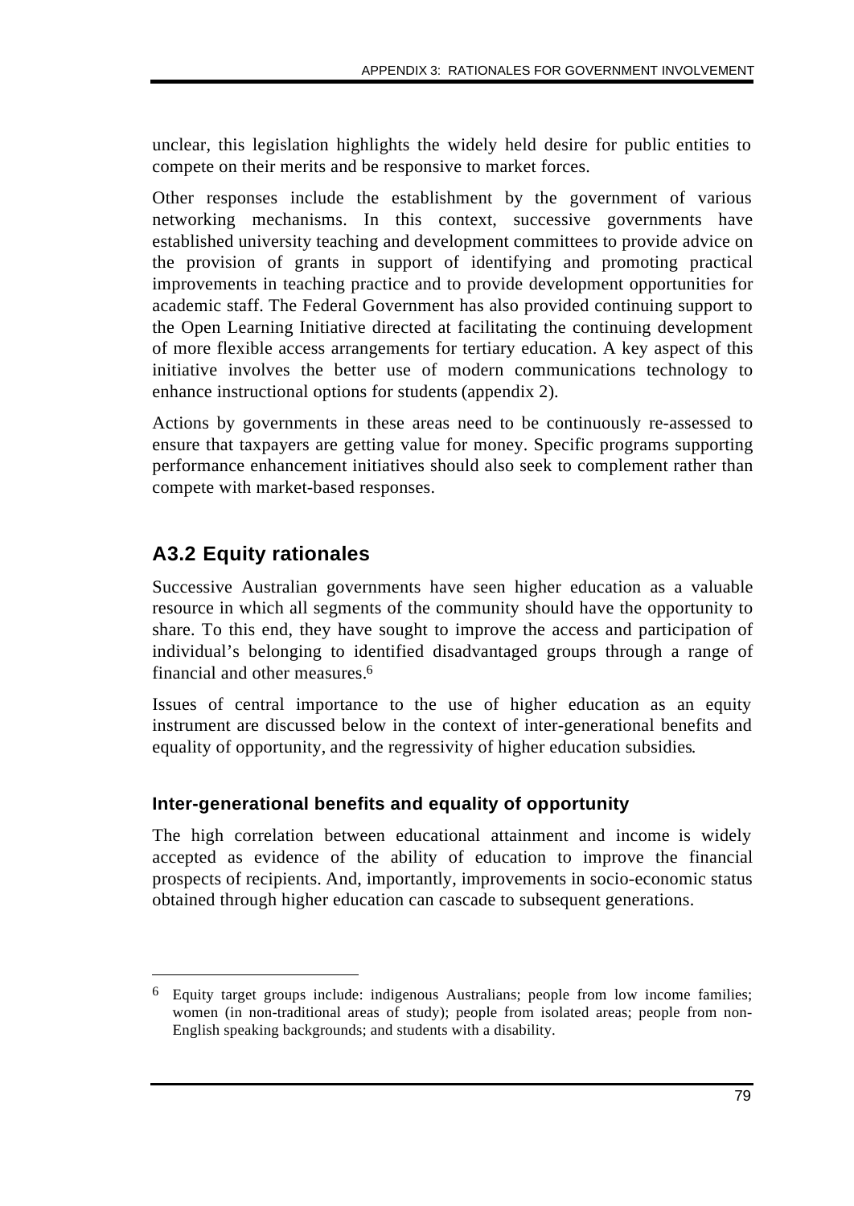unclear, this legislation highlights the widely held desire for public entities to compete on their merits and be responsive to market forces.

Other responses include the establishment by the government of various networking mechanisms. In this context, successive governments have established university teaching and development committees to provide advice on the provision of grants in support of identifying and promoting practical improvements in teaching practice and to provide development opportunities for academic staff. The Federal Government has also provided continuing support to the Open Learning Initiative directed at facilitating the continuing development of more flexible access arrangements for tertiary education. A key aspect of this initiative involves the better use of modern communications technology to enhance instructional options for students (appendix 2).

Actions by governments in these areas need to be continuously re-assessed to ensure that taxpayers are getting value for money. Specific programs supporting performance enhancement initiatives should also seek to complement rather than compete with market-based responses.

## A3.2 Equity rationales

Successive Australian governments have seen higher education as a valuable resource in which all segments of the community should have the opportunity to share. To this end, they have sought to improve the access and participation of individual's belonging to identified disadvantaged groups through a range of financial and other measures.[6]

Issues of central importance to the use of higher education as an equity instrument are discussed below in the context of inter-generational benefits and equality of opportunity, and the regressivity of higher education subsidies.

### Inter-generational benefits and equality of opportunity

The high correlation between educational attainment and income is widely accepted as evidence of the ability of education to improve the financial prospects of recipients. And, importantly, improvements in socio-economic status obtained through higher education can cascade to subsequent generations.

---

[6] Equity target groups include: indigenous Australians; people from low income families; women (in non-traditional areas of study); people from isolated areas; people from non-English speaking backgrounds; and students with a disability.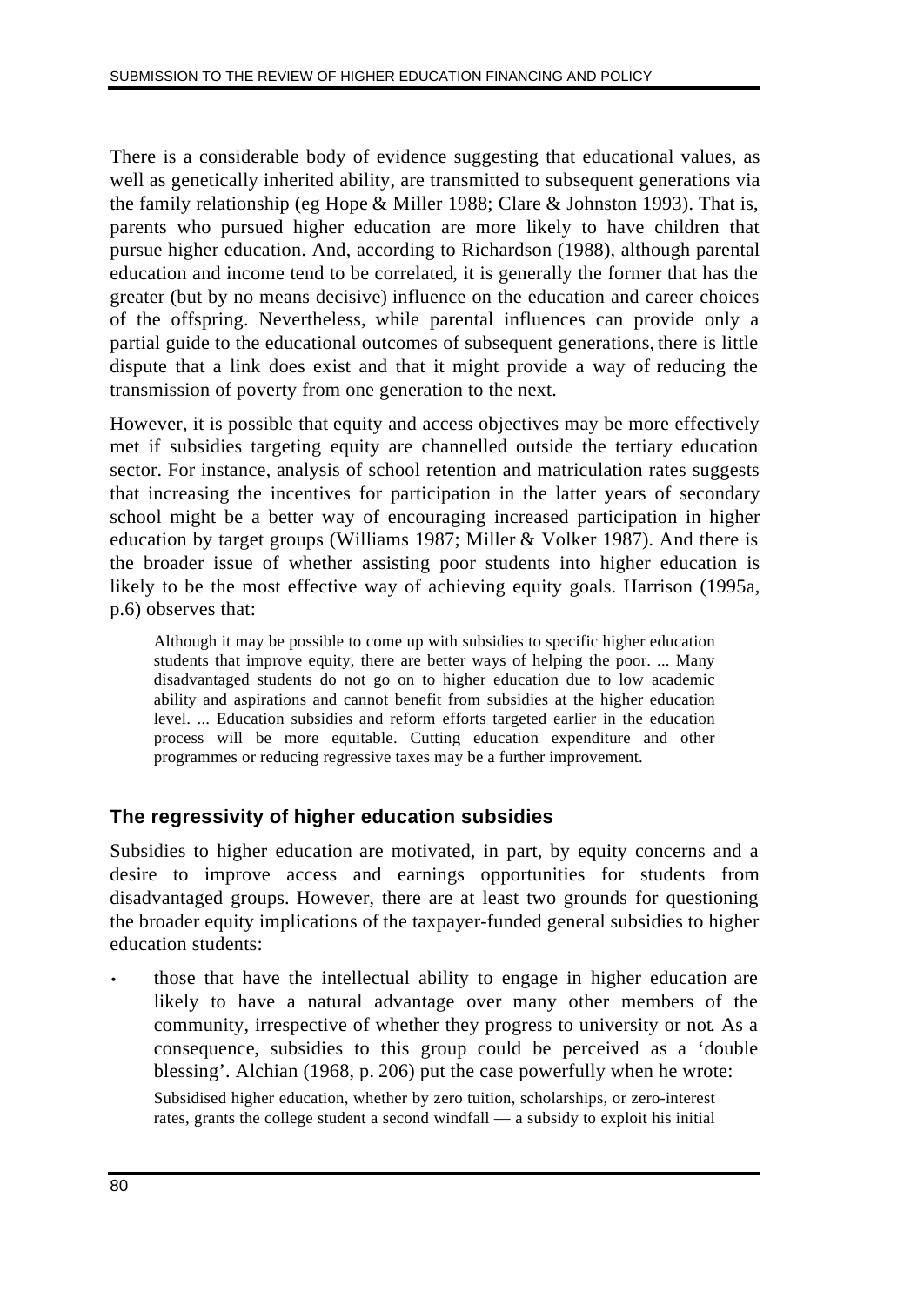There is a considerable body of evidence suggesting that educational values, as well as genetically inherited ability, are transmitted to subsequent generations via the family relationship (eg Hope & Miller 1988; Clare & Johnston 1993). That is, parents who pursued higher education are more likely to have children that pursue higher education. And, according to Richardson (1988), although parental education and income tend to be correlated, it is generally the former that has the greater (but by no means decisive) influence on the education and career choices of the offspring. Nevertheless, while parental influences can provide only a partial guide to the educational outcomes of subsequent generations, there is little dispute that a link does exist and that it might provide a way of reducing the transmission of poverty from one generation to the next.

However, it is possible that equity and access objectives may be more effectively met if subsidies targeting equity are channelled outside the tertiary education sector. For instance, analysis of school retention and matriculation rates suggests that increasing the incentives for participation in the latter years of secondary school might be a better way of encouraging increased participation in higher education by target groups (Williams 1987; Miller & Volker 1987). And there is the broader issue of whether assisting poor students into higher education is likely to be the most effective way of achieving equity goals. Harrison (1995a, p.6) observes that:

> Although it may be possible to come up with subsidies to specific higher education students that improve equity, there are better ways of helping the poor. ... Many disadvantaged students do not go on to higher education due to low academic ability and aspirations and cannot benefit from subsidies at the higher education level. ... Education subsidies and reform efforts targeted earlier in the education process will be more equitable. Cutting education expenditure and other programmes or reducing regressive taxes may be a further improvement.

### The regressivity of higher education subsidies

Subsidies to higher education are motivated, in part, by equity concerns and a desire to improve access and earnings opportunities for students from disadvantaged groups. However, there are at least two grounds for questioning the broader equity implications of the taxpayer-funded general subsidies to higher education students:

- those that have the intellectual ability to engage in higher education are likely to have a natural advantage over many other members of the community, irrespective of whether they progress to university or not. As a consequence, subsidies to this group could be perceived as a 'double blessing'. Alchian (1968, p. 206) put the case powerfully when he wrote:

  > Subsidised higher education, whether by zero tuition, scholarships, or zero-interest rates, grants the college student a second windfall — a subsidy to exploit his initial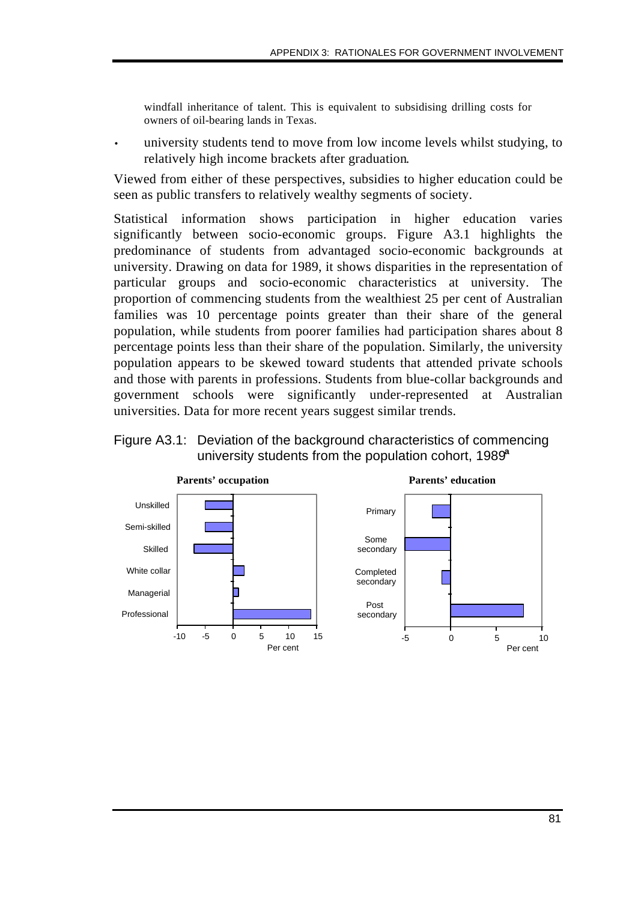windfall inheritance of talent. This is equivalent to subsidising drilling costs for owners of oil-bearing lands in Texas.

- university students tend to move from low income levels whilst studying, to relatively high income brackets after graduation.

Viewed from either of these perspectives, subsidies to higher education could be seen as public transfers to relatively wealthy segments of society.

Statistical information shows participation in higher education varies significantly between socio-economic groups. Figure A3.1 highlights the predominance of students from advantaged socio-economic backgrounds at university. Drawing on data for 1989, it shows disparities in the representation of particular groups and socio-economic characteristics at university. The proportion of commencing students from the wealthiest 25 per cent of Australian families was 10 percentage points greater than their share of the general population, while students from poorer families had participation shares about 8 percentage points less than their share of the population. Similarly, the university population appears to be skewed toward students that attended private schools and those with parents in professions. Students from blue-collar backgrounds and government schools were significantly under-represented at Australian universities. Data for more recent years suggest similar trends.

Figure A3.1: Deviation of the background characteristics of commencing university students from the population cohort, 1989[a]

**Parents' occupation**

Unskilled, Semi-skilled, Skilled, White collar, Managerial, Professional

-10, -5, 0, 5, 10, 15 — Per cent

**Parents' education**

Primary, Some secondary, Completed secondary, Post secondary

-5, 0, 5, 10 — Per cent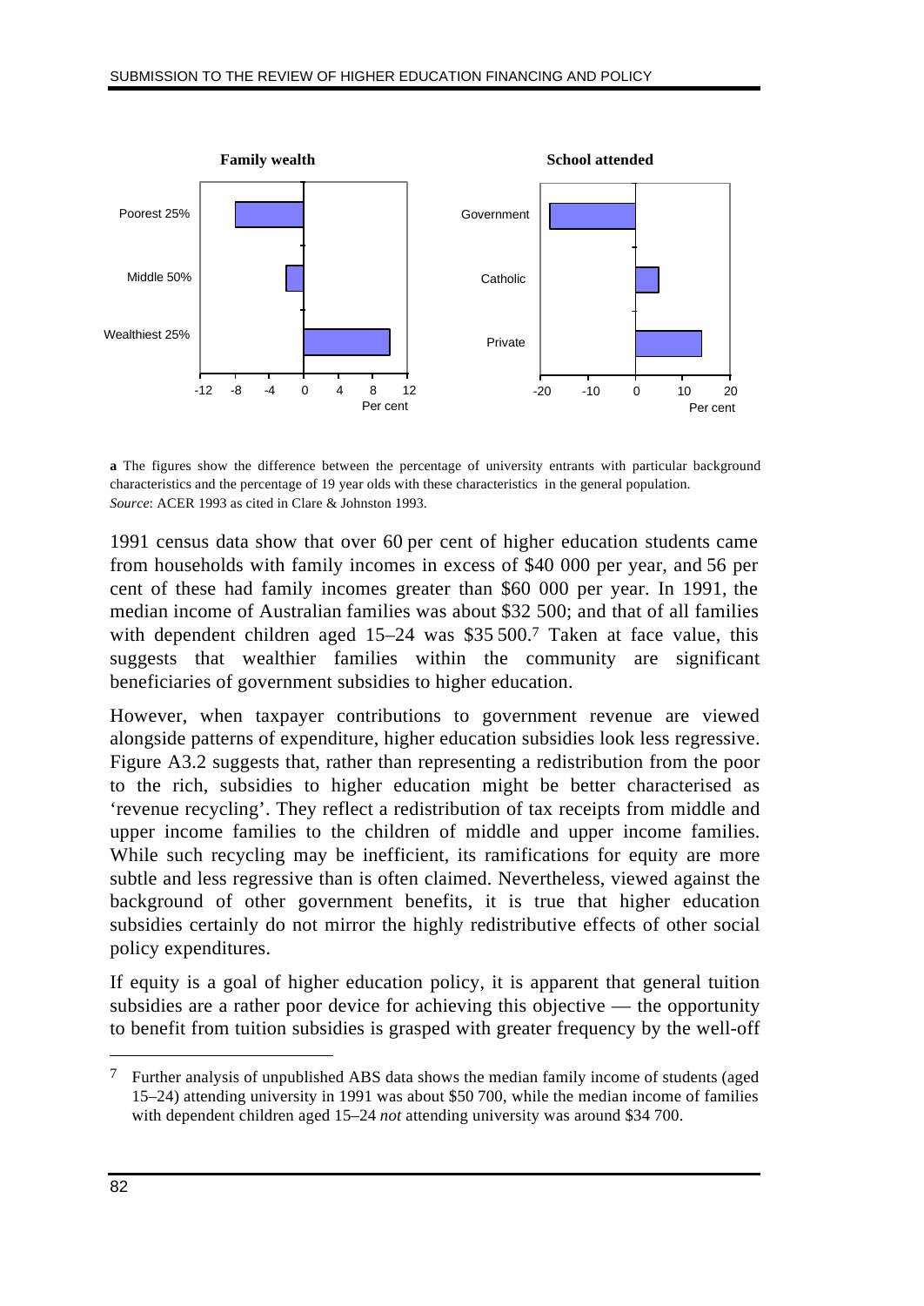**Family wealth**

| | Per cent |
|---|---|
| Poorest 25% | -8 |
| Middle 50% | -2 |
| Wealthiest 25% | 10 |

**School attended**

| | Per cent |
|---|---|
| Government | -18 |
| Catholic | 5 |
| Private | 14 |

**a** The figures show the difference between the percentage of university entrants with particular background characteristics and the percentage of 19 year olds with these characteristics in the general population.
*Source*: ACER 1993 as cited in Clare & Johnston 1993.

1991 census data show that over 60 per cent of higher education students came from households with family incomes in excess of $40 000 per year, and 56 per cent of these had family incomes greater than $60 000 per year. In 1991, the median income of Australian families was about $32 500; and that of all families with dependent children aged 15–24 was $35 500.[7] Taken at face value, this suggests that wealthier families within the community are significant beneficiaries of government subsidies to higher education.

However, when taxpayer contributions to government revenue are viewed alongside patterns of expenditure, higher education subsidies look less regressive. Figure A3.2 suggests that, rather than representing a redistribution from the poor to the rich, subsidies to higher education might be better characterised as 'revenue recycling'. They reflect a redistribution of tax receipts from middle and upper income families to the children of middle and upper income families. While such recycling may be inefficient, its ramifications for equity are more subtle and less regressive than is often claimed. Nevertheless, viewed against the background of other government benefits, it is true that higher education subsidies certainly do not mirror the highly redistributive effects of other social policy expenditures.

If equity is a goal of higher education policy, it is apparent that general tuition subsidies are a rather poor device for achieving this objective — the opportunity to benefit from tuition subsidies is grasped with greater frequency by the well-off

---

[7] Further analysis of unpublished ABS data shows the median family income of students (aged 15–24) attending university in 1991 was about $50 700, while the median income of families with dependent children aged 15–24 *not* attending university was around $34 700.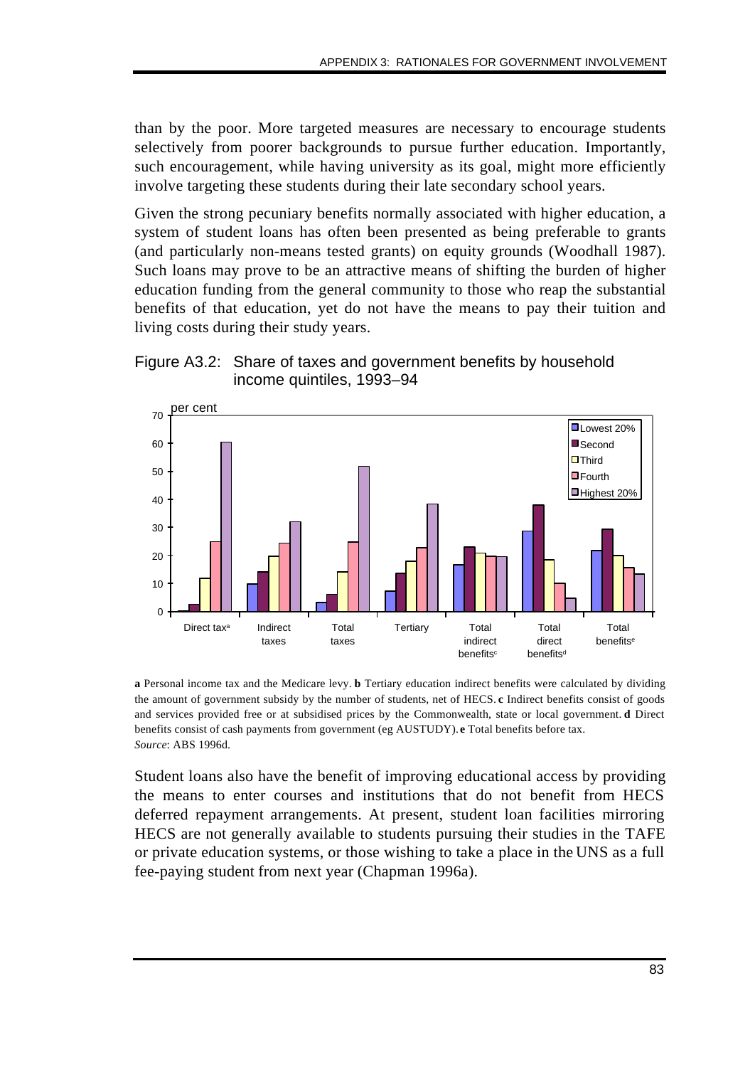than by the poor. More targeted measures are necessary to encourage students selectively from poorer backgrounds to pursue further education. Importantly, such encouragement, while having university as its goal, might more efficiently involve targeting these students during their late secondary school years.

Given the strong pecuniary benefits normally associated with higher education, a system of student loans has often been presented as being preferable to grants (and particularly non-means tested grants) on equity grounds (Woodhall 1987). Such loans may prove to be an attractive means of shifting the burden of higher education funding from the general community to those who reap the substantial benefits of that education, yet do not have the means to pay their tuition and living costs during their study years.

Figure A3.2: Share of taxes and government benefits by household income quintiles, 1993–94

**a** Personal income tax and the Medicare levy. **b** Tertiary education indirect benefits were calculated by dividing the amount of government subsidy by the number of students, net of HECS. **c** Indirect benefits consist of goods and services provided free or at subsidised prices by the Commonwealth, state or local government. **d** Direct benefits consist of cash payments from government (eg AUSTUDY). **e** Total benefits before tax.
*Source*: ABS 1996d.

Student loans also have the benefit of improving educational access by providing the means to enter courses and institutions that do not benefit from HECS deferred repayment arrangements. At present, student loan facilities mirroring HECS are not generally available to students pursuing their studies in the TAFE or private education systems, or those wishing to take a place in the UNS as a full fee-paying student from next year (Chapman 1996a).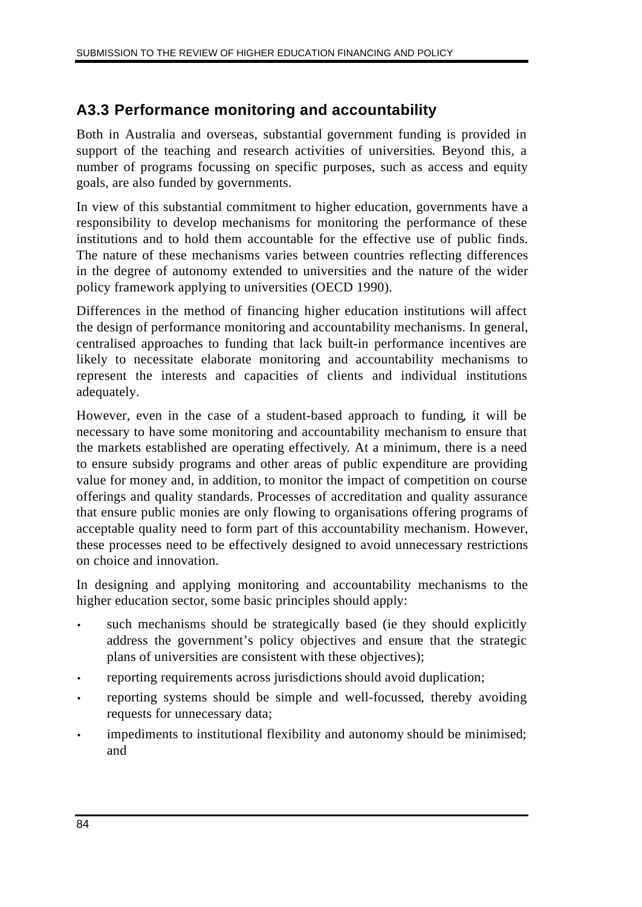## A3.3 Performance monitoring and accountability

Both in Australia and overseas, substantial government funding is provided in support of the teaching and research activities of universities. Beyond this, a number of programs focussing on specific purposes, such as access and equity goals, are also funded by governments.

In view of this substantial commitment to higher education, governments have a responsibility to develop mechanisms for monitoring the performance of these institutions and to hold them accountable for the effective use of public finds. The nature of these mechanisms varies between countries reflecting differences in the degree of autonomy extended to universities and the nature of the wider policy framework applying to universities (OECD 1990).

Differences in the method of financing higher education institutions will affect the design of performance monitoring and accountability mechanisms. In general, centralised approaches to funding that lack built-in performance incentives are likely to necessitate elaborate monitoring and accountability mechanisms to represent the interests and capacities of clients and individual institutions adequately.

However, even in the case of a student-based approach to funding, it will be necessary to have some monitoring and accountability mechanism to ensure that the markets established are operating effectively. At a minimum, there is a need to ensure subsidy programs and other areas of public expenditure are providing value for money and, in addition, to monitor the impact of competition on course offerings and quality standards. Processes of accreditation and quality assurance that ensure public monies are only flowing to organisations offering programs of acceptable quality need to form part of this accountability mechanism. However, these processes need to be effectively designed to avoid unnecessary restrictions on choice and innovation.

In designing and applying monitoring and accountability mechanisms to the higher education sector, some basic principles should apply:

- such mechanisms should be strategically based (ie they should explicitly address the government's policy objectives and ensure that the strategic plans of universities are consistent with these objectives);
- reporting requirements across jurisdictions should avoid duplication;
- reporting systems should be simple and well-focussed, thereby avoiding requests for unnecessary data;
- impediments to institutional flexibility and autonomy should be minimised; and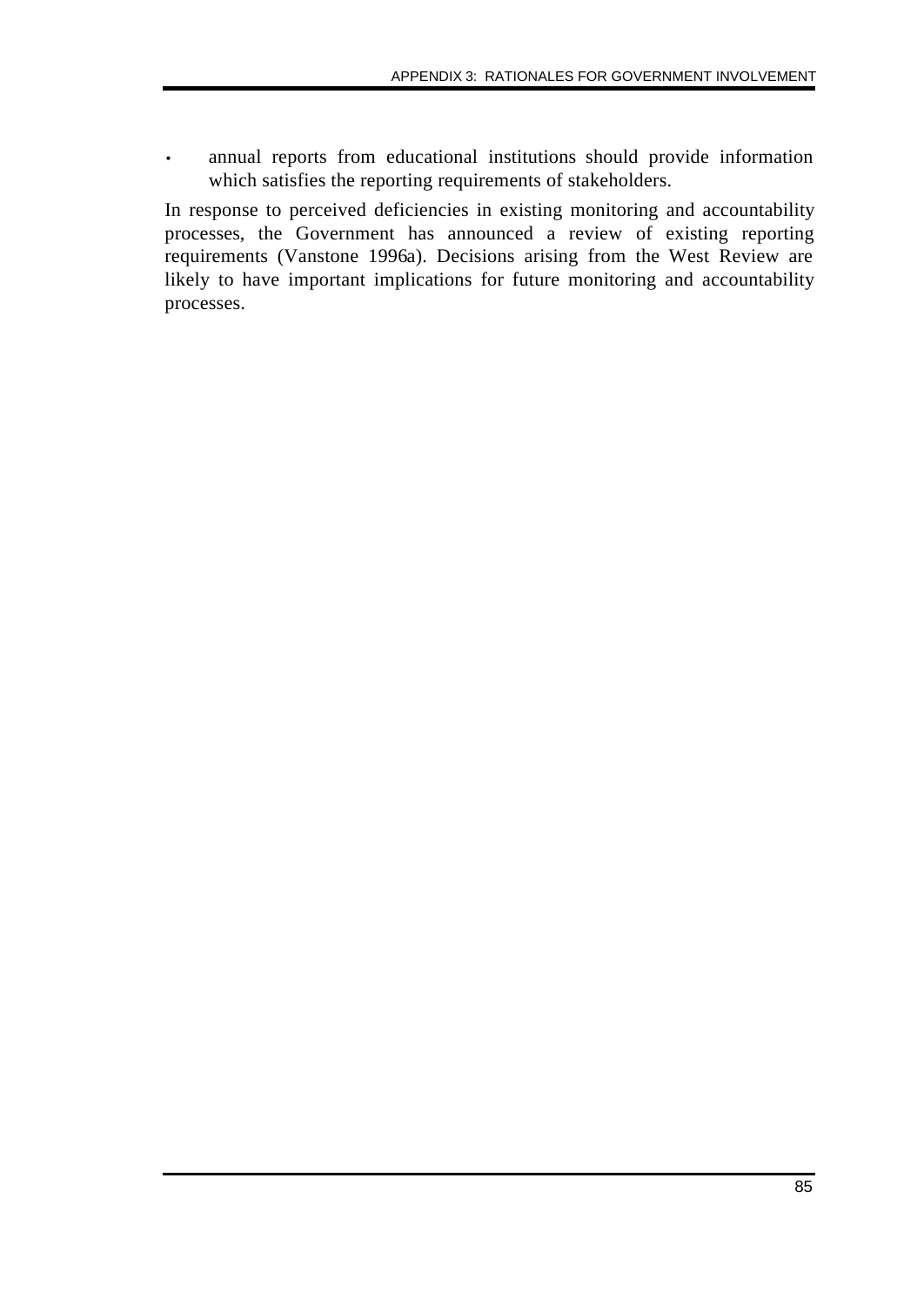- annual reports from educational institutions should provide information which satisfies the reporting requirements of stakeholders.

In response to perceived deficiencies in existing monitoring and accountability processes, the Government has announced a review of existing reporting requirements (Vanstone 1996a). Decisions arising from the West Review are likely to have important implications for future monitoring and accountability processes.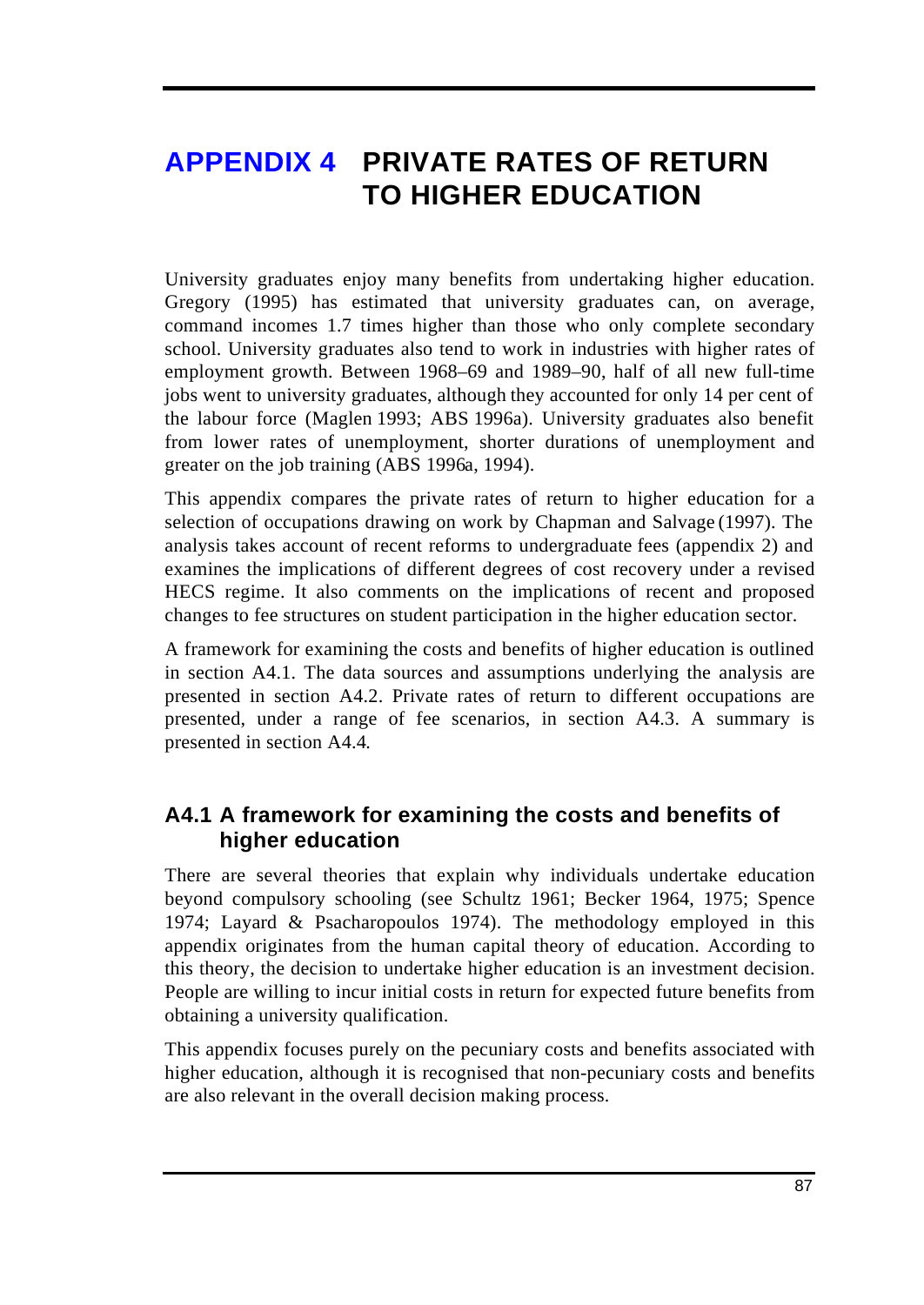# APPENDIX 4 PRIVATE RATES OF RETURN TO HIGHER EDUCATION

University graduates enjoy many benefits from undertaking higher education. Gregory (1995) has estimated that university graduates can, on average, command incomes 1.7 times higher than those who only complete secondary school. University graduates also tend to work in industries with higher rates of employment growth. Between 1968–69 and 1989–90, half of all new full-time jobs went to university graduates, although they accounted for only 14 per cent of the labour force (Maglen 1993; ABS 1996a). University graduates also benefit from lower rates of unemployment, shorter durations of unemployment and greater on the job training (ABS 1996a, 1994).

This appendix compares the private rates of return to higher education for a selection of occupations drawing on work by Chapman and Salvage (1997). The analysis takes account of recent reforms to undergraduate fees (appendix 2) and examines the implications of different degrees of cost recovery under a revised HECS regime. It also comments on the implications of recent and proposed changes to fee structures on student participation in the higher education sector.

A framework for examining the costs and benefits of higher education is outlined in section A4.1. The data sources and assumptions underlying the analysis are presented in section A4.2. Private rates of return to different occupations are presented, under a range of fee scenarios, in section A4.3. A summary is presented in section A4.4.

## A4.1 A framework for examining the costs and benefits of higher education

There are several theories that explain why individuals undertake education beyond compulsory schooling (see Schultz 1961; Becker 1964, 1975; Spence 1974; Layard & Psacharopoulos 1974). The methodology employed in this appendix originates from the human capital theory of education. According to this theory, the decision to undertake higher education is an investment decision. People are willing to incur initial costs in return for expected future benefits from obtaining a university qualification.

This appendix focuses purely on the pecuniary costs and benefits associated with higher education, although it is recognised that non-pecuniary costs and benefits are also relevant in the overall decision making process.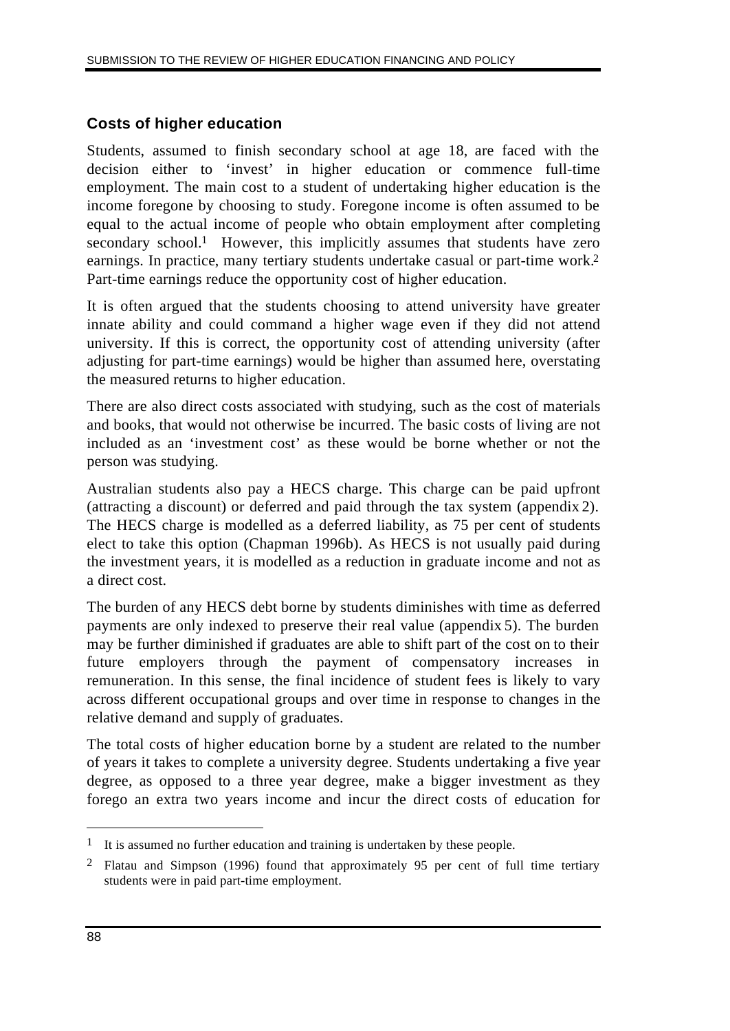## Costs of higher education

Students, assumed to finish secondary school at age 18, are faced with the decision either to 'invest' in higher education or commence full-time employment. The main cost to a student of undertaking higher education is the income foregone by choosing to study. Foregone income is often assumed to be equal to the actual income of people who obtain employment after completing secondary school.[1] However, this implicitly assumes that students have zero earnings. In practice, many tertiary students undertake casual or part-time work.[2] Part-time earnings reduce the opportunity cost of higher education.

It is often argued that the students choosing to attend university have greater innate ability and could command a higher wage even if they did not attend university. If this is correct, the opportunity cost of attending university (after adjusting for part-time earnings) would be higher than assumed here, overstating the measured returns to higher education.

There are also direct costs associated with studying, such as the cost of materials and books, that would not otherwise be incurred. The basic costs of living are not included as an 'investment cost' as these would be borne whether or not the person was studying.

Australian students also pay a HECS charge. This charge can be paid upfront (attracting a discount) or deferred and paid through the tax system (appendix 2). The HECS charge is modelled as a deferred liability, as 75 per cent of students elect to take this option (Chapman 1996b). As HECS is not usually paid during the investment years, it is modelled as a reduction in graduate income and not as a direct cost.

The burden of any HECS debt borne by students diminishes with time as deferred payments are only indexed to preserve their real value (appendix 5). The burden may be further diminished if graduates are able to shift part of the cost on to their future employers through the payment of compensatory increases in remuneration. In this sense, the final incidence of student fees is likely to vary across different occupational groups and over time in response to changes in the relative demand and supply of graduates.

The total costs of higher education borne by a student are related to the number of years it takes to complete a university degree. Students undertaking a five year degree, as opposed to a three year degree, make a bigger investment as they forego an extra two years income and incur the direct costs of education for

---

[1] It is assumed no further education and training is undertaken by these people.

[2] Flatau and Simpson (1996) found that approximately 95 per cent of full time tertiary students were in paid part-time employment.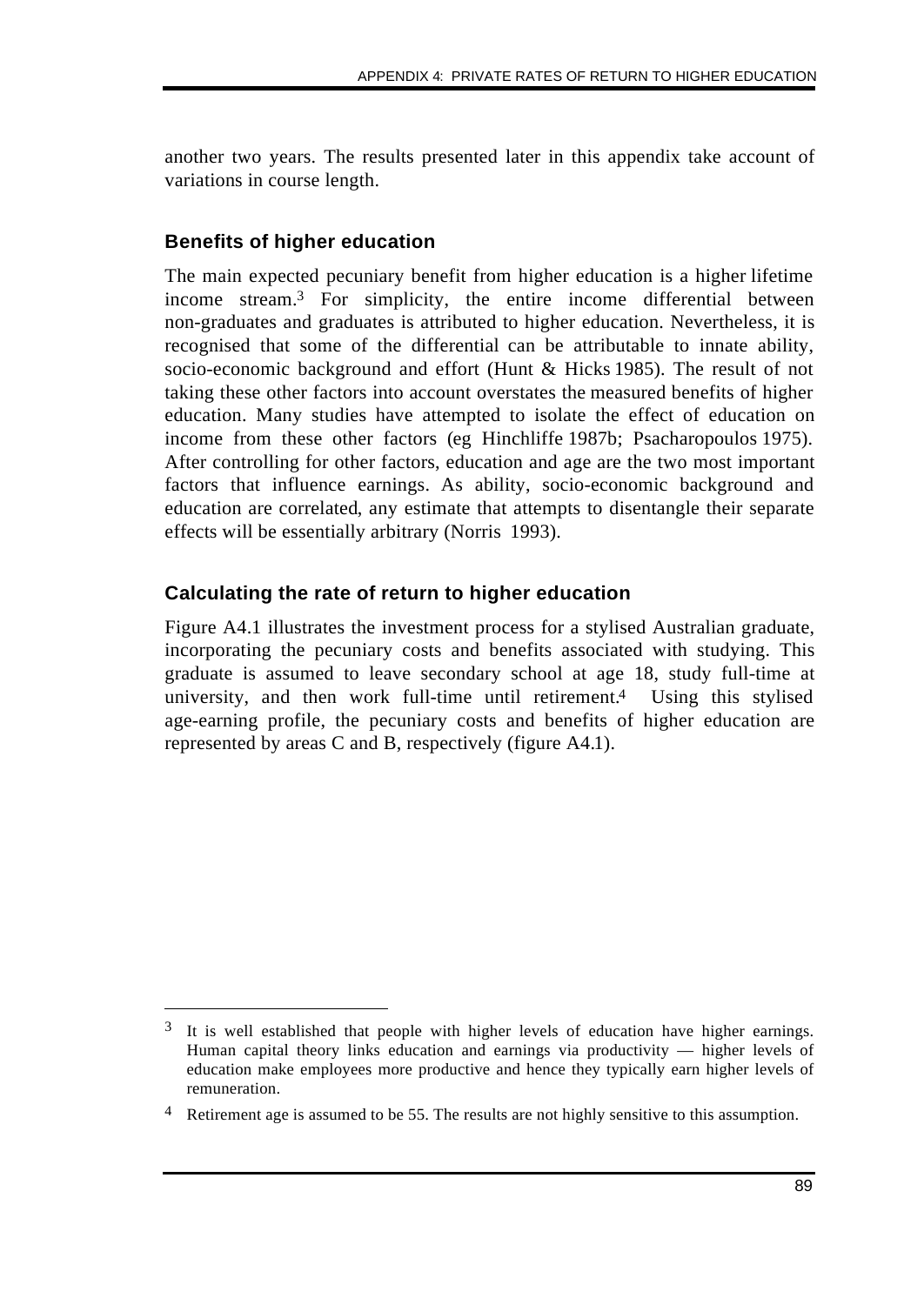another two years. The results presented later in this appendix take account of variations in course length.

### Benefits of higher education

The main expected pecuniary benefit from higher education is a higher lifetime income stream.[3] For simplicity, the entire income differential between non-graduates and graduates is attributed to higher education. Nevertheless, it is recognised that some of the differential can be attributable to innate ability, socio-economic background and effort (Hunt & Hicks 1985). The result of not taking these other factors into account overstates the measured benefits of higher education. Many studies have attempted to isolate the effect of education on income from these other factors (eg Hinchliffe 1987b; Psacharopoulos 1975). After controlling for other factors, education and age are the two most important factors that influence earnings. As ability, socio-economic background and education are correlated, any estimate that attempts to disentangle their separate effects will be essentially arbitrary (Norris 1993).

### Calculating the rate of return to higher education

Figure A4.1 illustrates the investment process for a stylised Australian graduate, incorporating the pecuniary costs and benefits associated with studying. This graduate is assumed to leave secondary school at age 18, study full-time at university, and then work full-time until retirement.[4] Using this stylised age-earning profile, the pecuniary costs and benefits of higher education are represented by areas C and B, respectively (figure A4.1).

---

[3] It is well established that people with higher levels of education have higher earnings. Human capital theory links education and earnings via productivity — higher levels of education make employees more productive and hence they typically earn higher levels of remuneration.

[4] Retirement age is assumed to be 55. The results are not highly sensitive to this assumption.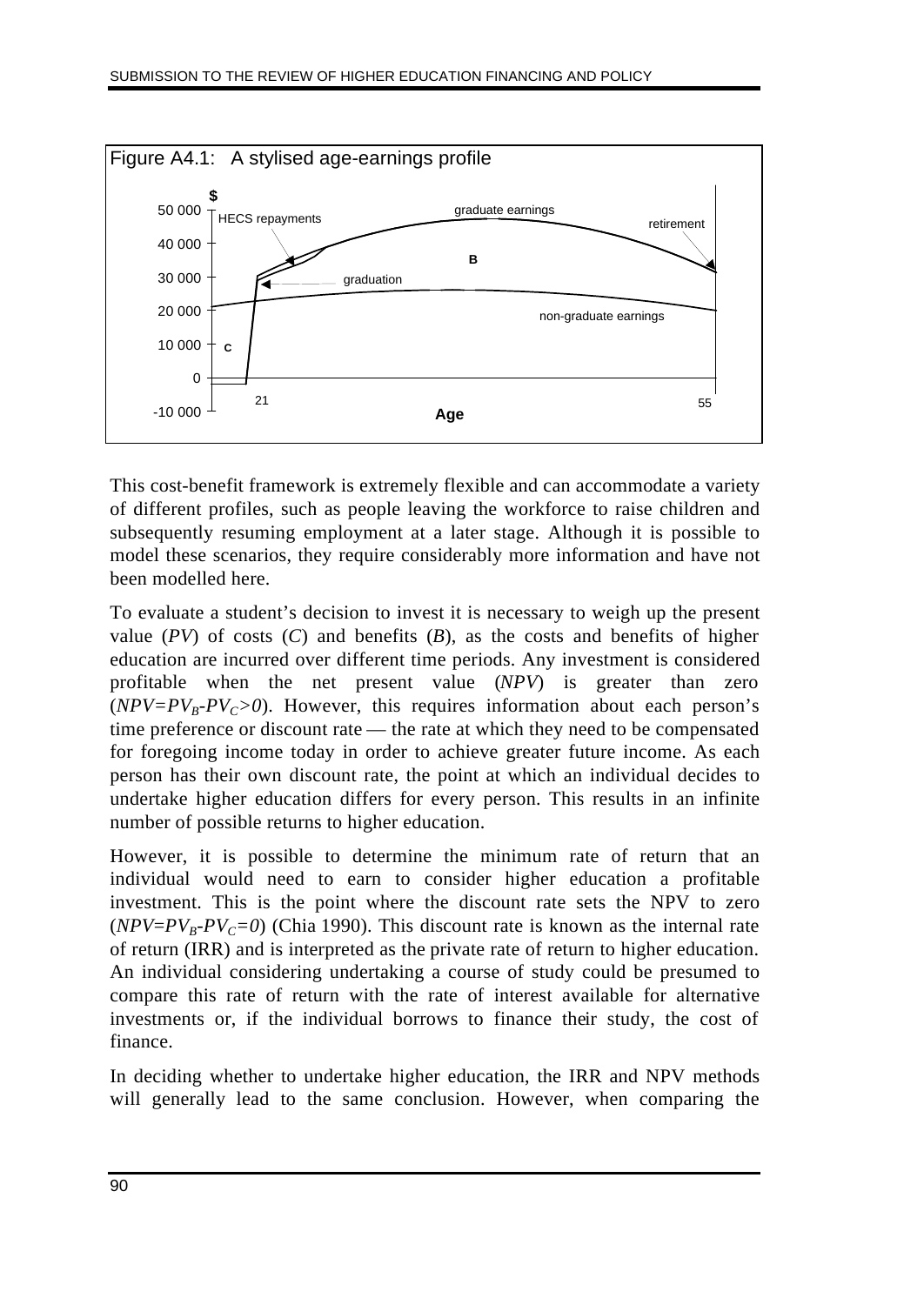Figure A4.1: A stylised age-earnings profile

This cost-benefit framework is extremely flexible and can accommodate a variety of different profiles, such as people leaving the workforce to raise children and subsequently resuming employment at a later stage. Although it is possible to model these scenarios, they require considerably more information and have not been modelled here.

To evaluate a student's decision to invest it is necessary to weigh up the present value (*PV*) of costs (*C*) and benefits (*B*), as the costs and benefits of higher education are incurred over different time periods. Any investment is considered profitable when the net present value (*NPV*) is greater than zero ($NPV=PV_B-PV_C>0$). However, this requires information about each person's time preference or discount rate — the rate at which they need to be compensated for foregoing income today in order to achieve greater future income. As each person has their own discount rate, the point at which an individual decides to undertake higher education differs for every person. This results in an infinite number of possible returns to higher education.

However, it is possible to determine the minimum rate of return that an individual would need to earn to consider higher education a profitable investment. This is the point where the discount rate sets the NPV to zero ($NPV=PV_B-PV_C=0$) (Chia 1990). This discount rate is known as the internal rate of return (IRR) and is interpreted as the private rate of return to higher education. An individual considering undertaking a course of study could be presumed to compare this rate of return with the rate of interest available for alternative investments or, if the individual borrows to finance their study, the cost of finance.

In deciding whether to undertake higher education, the IRR and NPV methods will generally lead to the same conclusion. However, when comparing the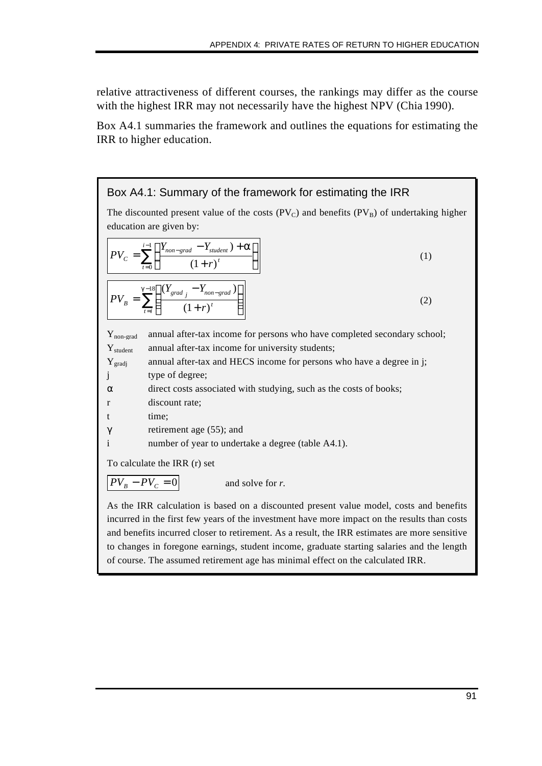relative attractiveness of different courses, the rankings may differ as the course with the highest IRR may not necessarily have the highest NPV (Chia 1990).

Box A4.1 summaries the framework and outlines the equations for estimating the IRR to higher education.

### Box A4.1: Summary of the framework for estimating the IRR

The discounted present value of the costs ($PV_C$) and benefits ($PV_B$) of undertaking higher education are given by:

$$PV_C = \sum_{t=0}^{i-1} \left[ \frac{(Y_{non-grad} - Y_{student}) + \alpha}{(1+r)^t} \right] \quad (1)$$

$$PV_B = \sum_{t=i}^{\gamma-18} \left[ \frac{(Y_{grad_j} - Y_{non-grad})}{(1+r)^t} \right] \quad (2)$$

| | |
|---|---|
| $Y_{non-grad}$ | annual after-tax income for persons who have completed secondary school; |
| $Y_{student}$ | annual after-tax income for university students; |
| $Y_{gradj}$ | annual after-tax and HECS income for persons who have a degree in j; |
| j | type of degree; |
| $\alpha$ | direct costs associated with studying, such as the costs of books; |
| r | discount rate; |
| t | time; |
| $\gamma$ | retirement age (55); and |
| i | number of year to undertake a degree (table A4.1). |

To calculate the IRR (r) set

$$PV_B - PV_C = 0$$

and solve for *r*.

As the IRR calculation is based on a discounted present value model, costs and benefits incurred in the first few years of the investment have more impact on the results than costs and benefits incurred closer to retirement. As a result, the IRR estimates are more sensitive to changes in foregone earnings, student income, graduate starting salaries and the length of course. The assumed retirement age has minimal effect on the calculated IRR.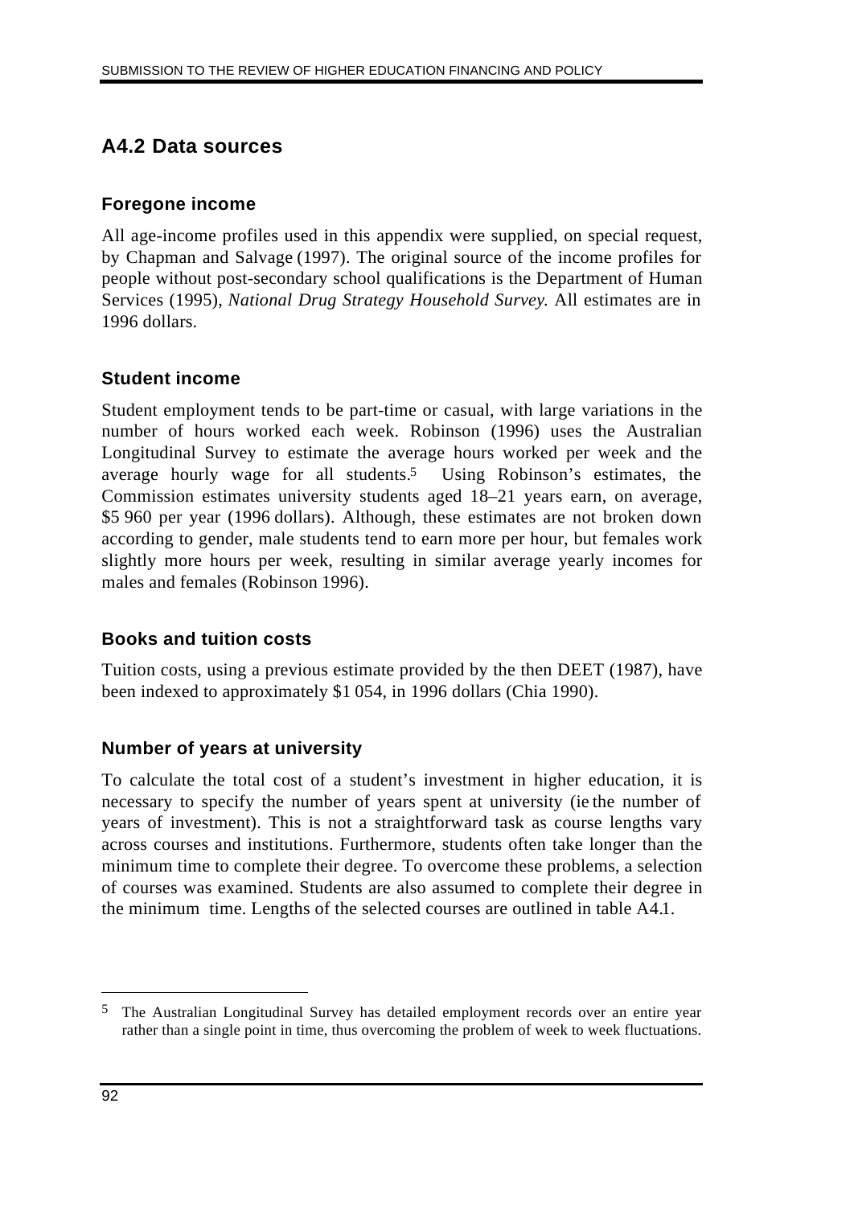## A4.2 Data sources

### Foregone income

All age-income profiles used in this appendix were supplied, on special request, by Chapman and Salvage (1997). The original source of the income profiles for people without post-secondary school qualifications is the Department of Human Services (1995), *National Drug Strategy Household Survey.* All estimates are in 1996 dollars.

### Student income

Student employment tends to be part-time or casual, with large variations in the number of hours worked each week. Robinson (1996) uses the Australian Longitudinal Survey to estimate the average hours worked per week and the average hourly wage for all students.[5] Using Robinson's estimates, the Commission estimates university students aged 18–21 years earn, on average, $5 960 per year (1996 dollars). Although, these estimates are not broken down according to gender, male students tend to earn more per hour, but females work slightly more hours per week, resulting in similar average yearly incomes for males and females (Robinson 1996).

### Books and tuition costs

Tuition costs, using a previous estimate provided by the then DEET (1987), have been indexed to approximately $1 054, in 1996 dollars (Chia 1990).

### Number of years at university

To calculate the total cost of a student's investment in higher education, it is necessary to specify the number of years spent at university (ie the number of years of investment). This is not a straightforward task as course lengths vary across courses and institutions. Furthermore, students often take longer than the minimum time to complete their degree. To overcome these problems, a selection of courses was examined. Students are also assumed to complete their degree in the minimum time. Lengths of the selected courses are outlined in table A4.1.

[5] The Australian Longitudinal Survey has detailed employment records over an entire year rather than a single point in time, thus overcoming the problem of week to week fluctuations.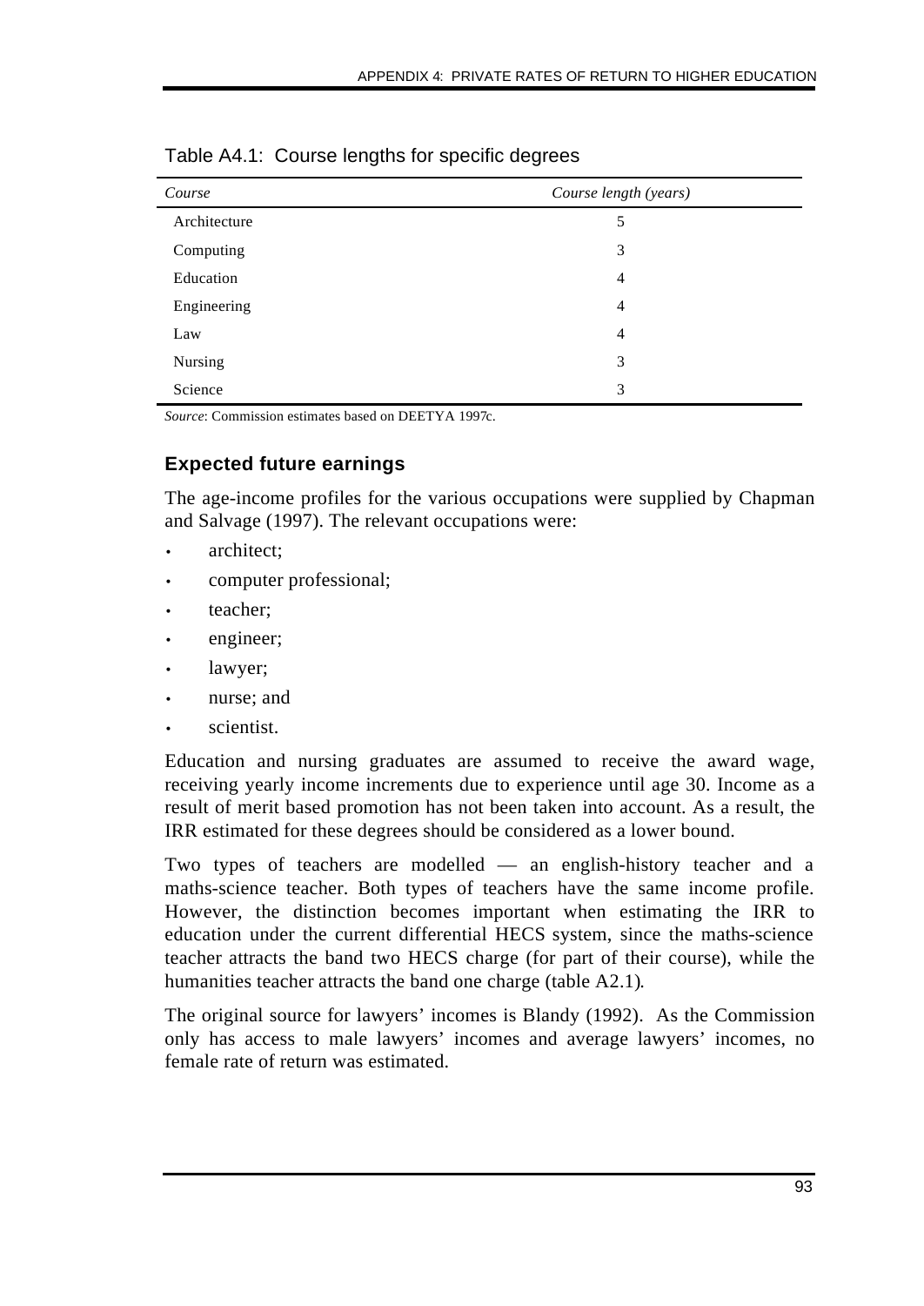Table A4.1: Course lengths for specific degrees

| *Course* | *Course length (years)* |
|---|---|
| Architecture | 5 |
| Computing | 3 |
| Education | 4 |
| Engineering | 4 |
| Law | 4 |
| Nursing | 3 |
| Science | 3 |

*Source*: Commission estimates based on DEETYA 1997c.

### Expected future earnings

The age-income profiles for the various occupations were supplied by Chapman and Salvage (1997). The relevant occupations were:

- architect;
- computer professional;
- teacher;
- engineer;
- lawyer;
- nurse; and
- scientist.

Education and nursing graduates are assumed to receive the award wage, receiving yearly income increments due to experience until age 30. Income as a result of merit based promotion has not been taken into account. As a result, the IRR estimated for these degrees should be considered as a lower bound.

Two types of teachers are modelled — an english-history teacher and a maths-science teacher. Both types of teachers have the same income profile. However, the distinction becomes important when estimating the IRR to education under the current differential HECS system, since the maths-science teacher attracts the band two HECS charge (for part of their course), while the humanities teacher attracts the band one charge (table A2.1).

The original source for lawyers' incomes is Blandy (1992). As the Commission only has access to male lawyers' incomes and average lawyers' incomes, no female rate of return was estimated.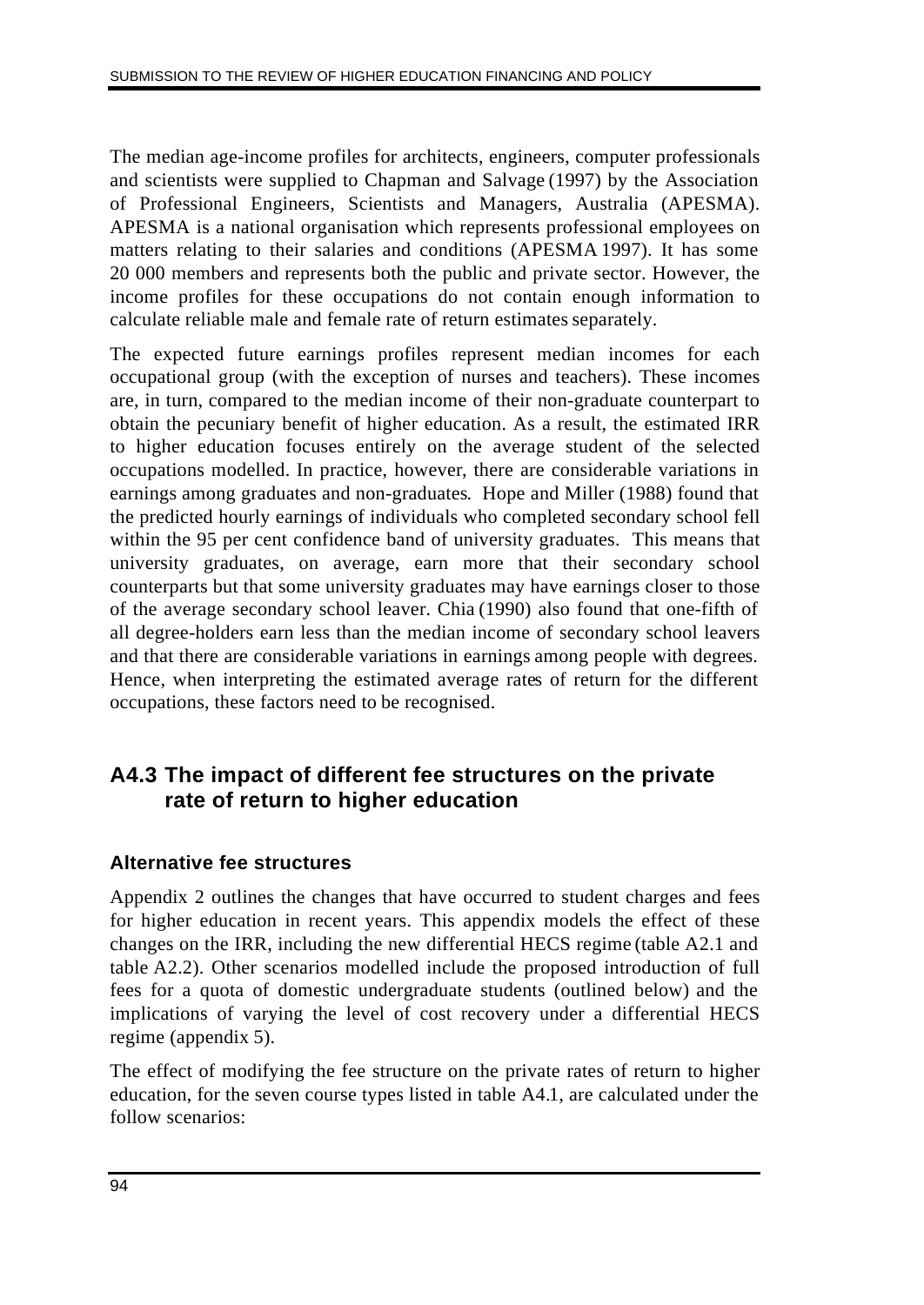The median age-income profiles for architects, engineers, computer professionals and scientists were supplied to Chapman and Salvage (1997) by the Association of Professional Engineers, Scientists and Managers, Australia (APESMA). APESMA is a national organisation which represents professional employees on matters relating to their salaries and conditions (APESMA 1997). It has some 20 000 members and represents both the public and private sector. However, the income profiles for these occupations do not contain enough information to calculate reliable male and female rate of return estimates separately.

The expected future earnings profiles represent median incomes for each occupational group (with the exception of nurses and teachers). These incomes are, in turn, compared to the median income of their non-graduate counterpart to obtain the pecuniary benefit of higher education. As a result, the estimated IRR to higher education focuses entirely on the average student of the selected occupations modelled. In practice, however, there are considerable variations in earnings among graduates and non-graduates. Hope and Miller (1988) found that the predicted hourly earnings of individuals who completed secondary school fell within the 95 per cent confidence band of university graduates. This means that university graduates, on average, earn more that their secondary school counterparts but that some university graduates may have earnings closer to those of the average secondary school leaver. Chia (1990) also found that one-fifth of all degree-holders earn less than the median income of secondary school leavers and that there are considerable variations in earnings among people with degrees. Hence, when interpreting the estimated average rates of return for the different occupations, these factors need to be recognised.

## A4.3 The impact of different fee structures on the private rate of return to higher education

### Alternative fee structures

Appendix 2 outlines the changes that have occurred to student charges and fees for higher education in recent years. This appendix models the effect of these changes on the IRR, including the new differential HECS regime (table A2.1 and table A2.2). Other scenarios modelled include the proposed introduction of full fees for a quota of domestic undergraduate students (outlined below) and the implications of varying the level of cost recovery under a differential HECS regime (appendix 5).

The effect of modifying the fee structure on the private rates of return to higher education, for the seven course types listed in table A4.1, are calculated under the follow scenarios: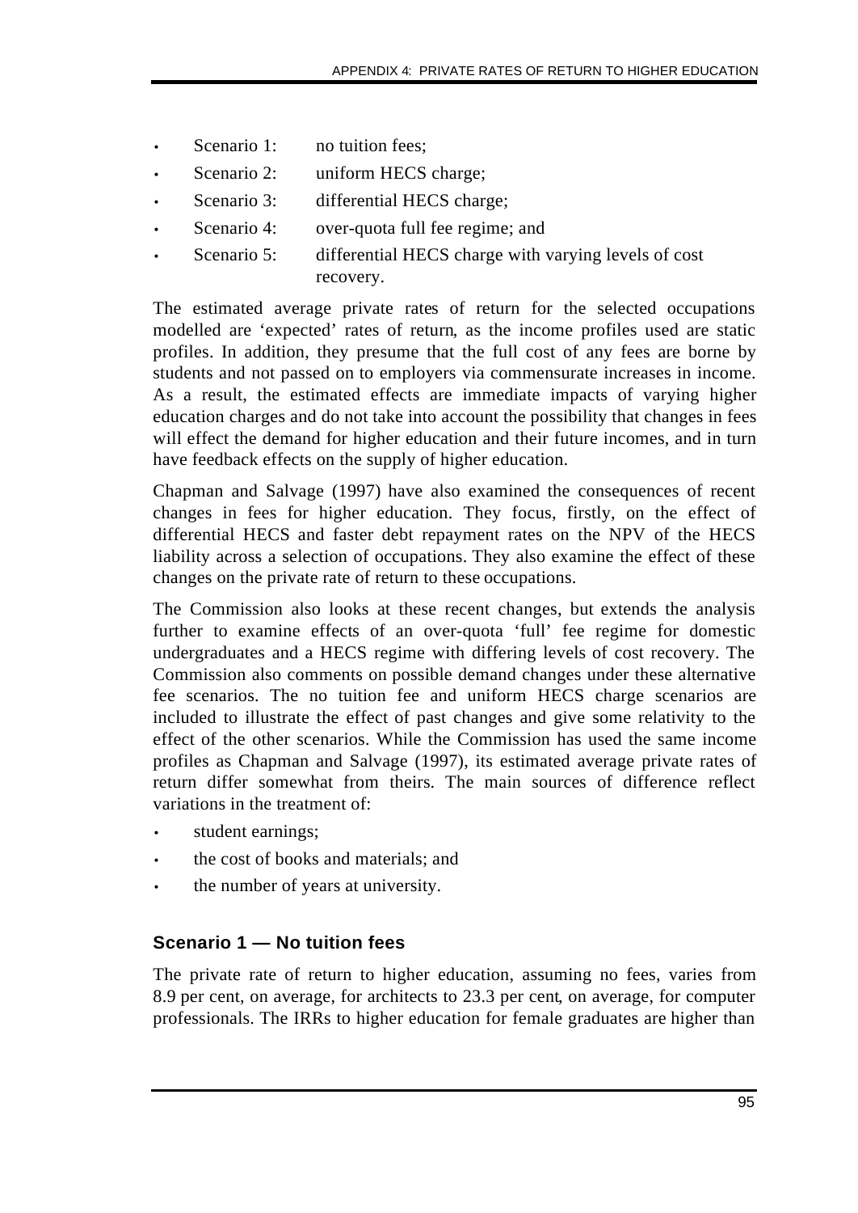- Scenario 1: no tuition fees;
- Scenario 2: uniform HECS charge;
- Scenario 3: differential HECS charge;
- Scenario 4: over-quota full fee regime; and
- Scenario 5: differential HECS charge with varying levels of cost recovery.

The estimated average private rates of return for the selected occupations modelled are 'expected' rates of return, as the income profiles used are static profiles. In addition, they presume that the full cost of any fees are borne by students and not passed on to employers via commensurate increases in income. As a result, the estimated effects are immediate impacts of varying higher education charges and do not take into account the possibility that changes in fees will effect the demand for higher education and their future incomes, and in turn have feedback effects on the supply of higher education.

Chapman and Salvage (1997) have also examined the consequences of recent changes in fees for higher education. They focus, firstly, on the effect of differential HECS and faster debt repayment rates on the NPV of the HECS liability across a selection of occupations. They also examine the effect of these changes on the private rate of return to these occupations.

The Commission also looks at these recent changes, but extends the analysis further to examine effects of an over-quota 'full' fee regime for domestic undergraduates and a HECS regime with differing levels of cost recovery. The Commission also comments on possible demand changes under these alternative fee scenarios. The no tuition fee and uniform HECS charge scenarios are included to illustrate the effect of past changes and give some relativity to the effect of the other scenarios. While the Commission has used the same income profiles as Chapman and Salvage (1997), its estimated average private rates of return differ somewhat from theirs. The main sources of difference reflect variations in the treatment of:

- student earnings;
- the cost of books and materials; and
- the number of years at university.

### Scenario 1 — No tuition fees

The private rate of return to higher education, assuming no fees, varies from 8.9 per cent, on average, for architects to 23.3 per cent, on average, for computer professionals. The IRRs to higher education for female graduates are higher than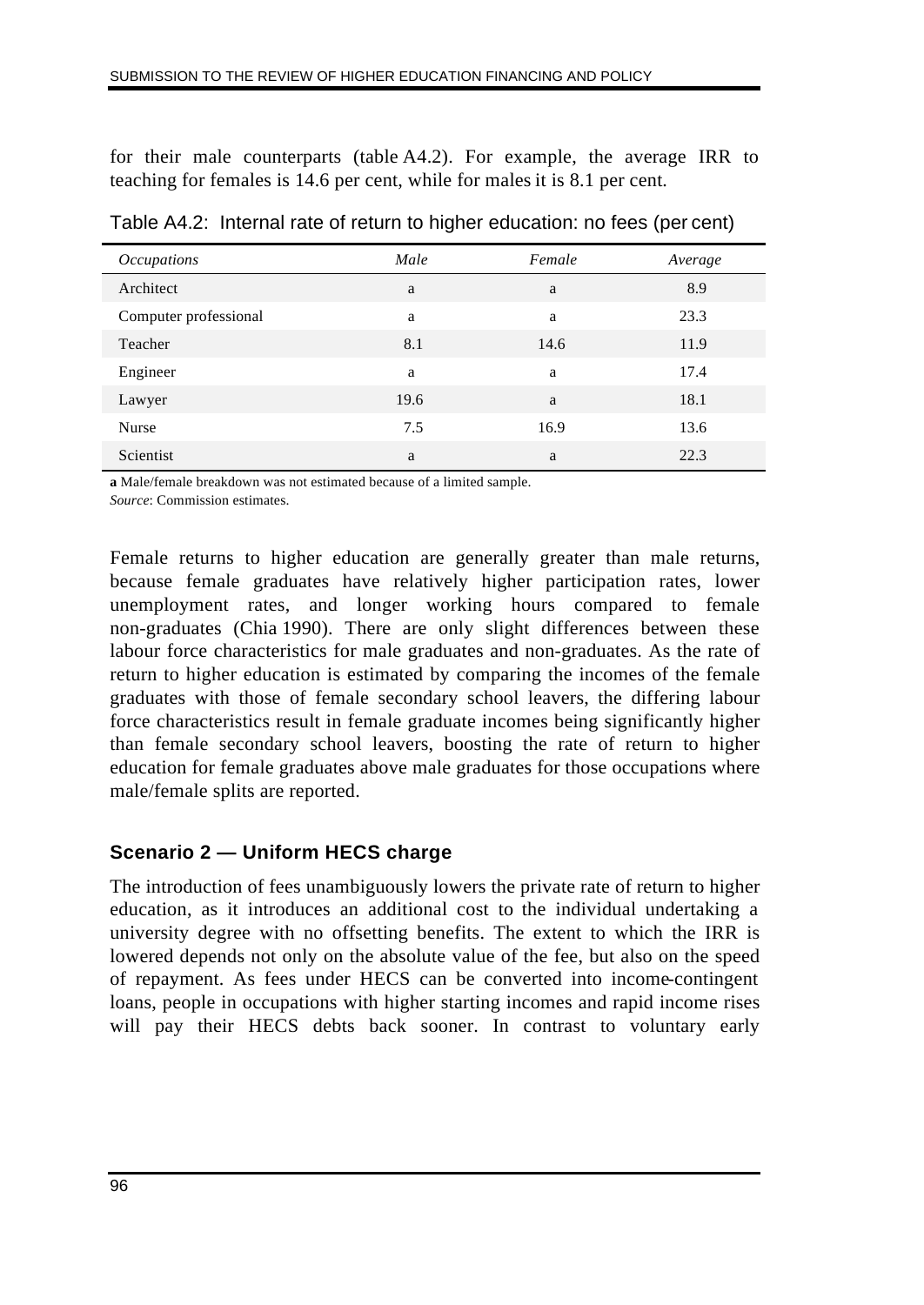for their male counterparts (table A4.2). For example, the average IRR to teaching for females is 14.6 per cent, while for males it is 8.1 per cent.

Table A4.2: Internal rate of return to higher education: no fees (per cent)

| *Occupations* | *Male* | *Female* | *Average* |
|---|---|---|---|
| Architect | a | a | 8.9 |
| Computer professional | a | a | 23.3 |
| Teacher | 8.1 | 14.6 | 11.9 |
| Engineer | a | a | 17.4 |
| Lawyer | 19.6 | a | 18.1 |
| Nurse | 7.5 | 16.9 | 13.6 |
| Scientist | a | a | 22.3 |

**a** Male/female breakdown was not estimated because of a limited sample.
*Source*: Commission estimates.

Female returns to higher education are generally greater than male returns, because female graduates have relatively higher participation rates, lower unemployment rates, and longer working hours compared to female non-graduates (Chia 1990). There are only slight differences between these labour force characteristics for male graduates and non-graduates. As the rate of return to higher education is estimated by comparing the incomes of the female graduates with those of female secondary school leavers, the differing labour force characteristics result in female graduate incomes being significantly higher than female secondary school leavers, boosting the rate of return to higher education for female graduates above male graduates for those occupations where male/female splits are reported.

### Scenario 2 — Uniform HECS charge

The introduction of fees unambiguously lowers the private rate of return to higher education, as it introduces an additional cost to the individual undertaking a university degree with no offsetting benefits. The extent to which the IRR is lowered depends not only on the absolute value of the fee, but also on the speed of repayment. As fees under HECS can be converted into income-contingent loans, people in occupations with higher starting incomes and rapid income rises will pay their HECS debts back sooner. In contrast to voluntary early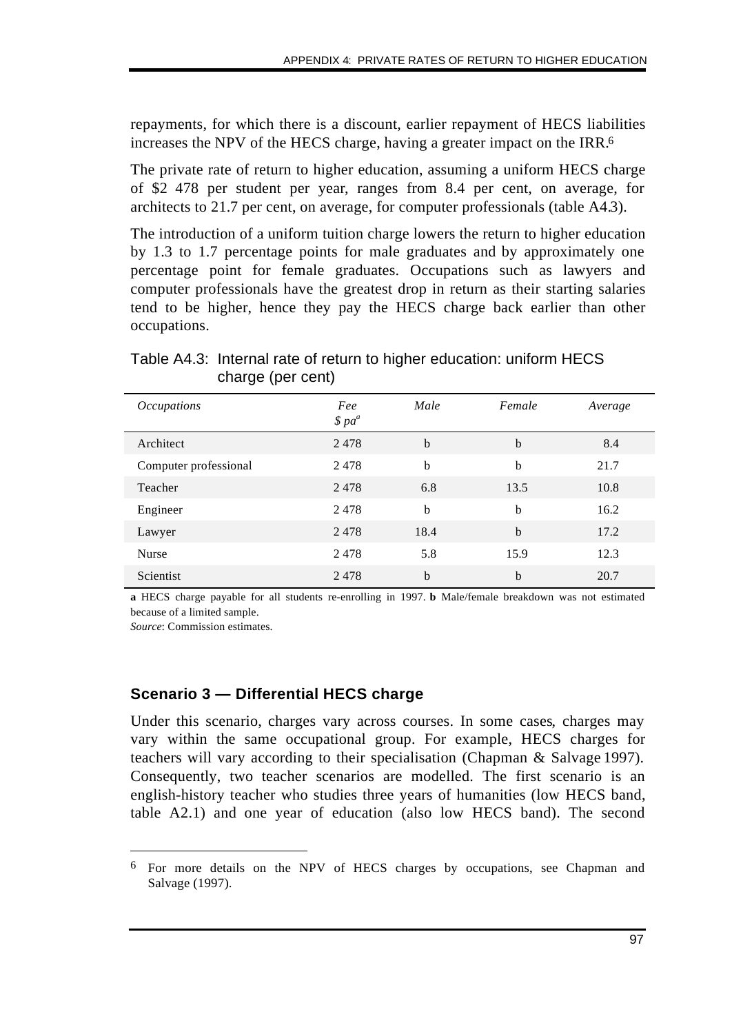repayments, for which there is a discount, earlier repayment of HECS liabilities increases the NPV of the HECS charge, having a greater impact on the IRR.[6]

The private rate of return to higher education, assuming a uniform HECS charge of $2 478 per student per year, ranges from 8.4 per cent, on average, for architects to 21.7 per cent, on average, for computer professionals (table A4.3).

The introduction of a uniform tuition charge lowers the return to higher education by 1.3 to 1.7 percentage points for male graduates and by approximately one percentage point for female graduates. Occupations such as lawyers and computer professionals have the greatest drop in return as their starting salaries tend to be higher, hence they pay the HECS charge back earlier than other occupations.

Table A4.3: Internal rate of return to higher education: uniform HECS charge (per cent)

| *Occupations* | *Fee $ pa*[a] | *Male* | *Female* | *Average* |
|---|---|---|---|---|
| Architect | 2 478 | b | b | 8.4 |
| Computer professional | 2 478 | b | b | 21.7 |
| Teacher | 2 478 | 6.8 | 13.5 | 10.8 |
| Engineer | 2 478 | b | b | 16.2 |
| Lawyer | 2 478 | 18.4 | b | 17.2 |
| Nurse | 2 478 | 5.8 | 15.9 | 12.3 |
| Scientist | 2 478 | b | b | 20.7 |

**a** HECS charge payable for all students re-enrolling in 1997. **b** Male/female breakdown was not estimated because of a limited sample.

*Source*: Commission estimates.

### Scenario 3 — Differential HECS charge

Under this scenario, charges vary across courses. In some cases, charges may vary within the same occupational group. For example, HECS charges for teachers will vary according to their specialisation (Chapman & Salvage 1997). Consequently, two teacher scenarios are modelled. The first scenario is an english-history teacher who studies three years of humanities (low HECS band, table A2.1) and one year of education (also low HECS band). The second

[6] For more details on the NPV of HECS charges by occupations, see Chapman and Salvage (1997).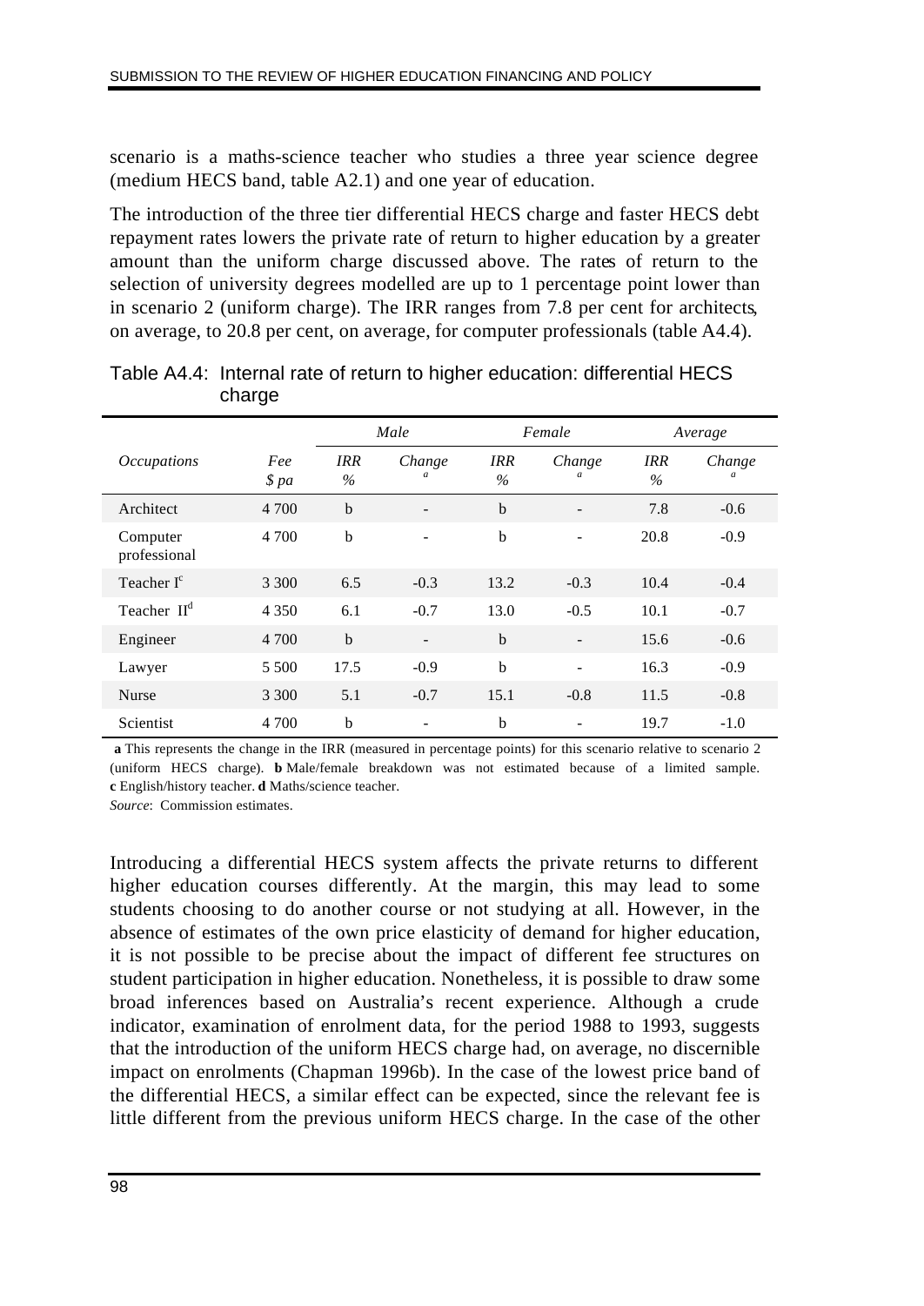scenario is a maths-science teacher who studies a three year science degree (medium HECS band, table A2.1) and one year of education.

The introduction of the three tier differential HECS charge and faster HECS debt repayment rates lowers the private rate of return to higher education by a greater amount than the uniform charge discussed above. The rates of return to the selection of university degrees modelled are up to 1 percentage point lower than in scenario 2 (uniform charge). The IRR ranges from 7.8 per cent for architects, on average, to 20.8 per cent, on average, for computer professionals (table A4.4).

Table A4.4: Internal rate of return to higher education: differential HECS charge

| | | *Male* | | *Female* | | *Average* | |
|---|---|---|---|---|---|---|---|
| *Occupations* | *Fee $ pa* | *IRR %* | *Change* [a] | *IRR %* | *Change* [a] | *IRR %* | *Change* [a] |
| Architect | 4 700 | b | - | b | - | 7.8 | -0.6 |
| Computer professional | 4 700 | b | - | b | - | 20.8 | -0.9 |
| Teacher I[c] | 3 300 | 6.5 | -0.3 | 13.2 | -0.3 | 10.4 | -0.4 |
| Teacher II[d] | 4 350 | 6.1 | -0.7 | 13.0 | -0.5 | 10.1 | -0.7 |
| Engineer | 4 700 | b | - | b | - | 15.6 | -0.6 |
| Lawyer | 5 500 | 17.5 | -0.9 | b | - | 16.3 | -0.9 |
| Nurse | 3 300 | 5.1 | -0.7 | 15.1 | -0.8 | 11.5 | -0.8 |
| Scientist | 4 700 | b | - | b | - | 19.7 | -1.0 |

**a** This represents the change in the IRR (measured in percentage points) for this scenario relative to scenario 2 (uniform HECS charge). **b** Male/female breakdown was not estimated because of a limited sample. **c** English/history teacher. **d** Maths/science teacher.

*Source*: Commission estimates.

Introducing a differential HECS system affects the private returns to different higher education courses differently. At the margin, this may lead to some students choosing to do another course or not studying at all. However, in the absence of estimates of the own price elasticity of demand for higher education, it is not possible to be precise about the impact of different fee structures on student participation in higher education. Nonetheless, it is possible to draw some broad inferences based on Australia's recent experience. Although a crude indicator, examination of enrolment data, for the period 1988 to 1993, suggests that the introduction of the uniform HECS charge had, on average, no discernible impact on enrolments (Chapman 1996b). In the case of the lowest price band of the differential HECS, a similar effect can be expected, since the relevant fee is little different from the previous uniform HECS charge. In the case of the other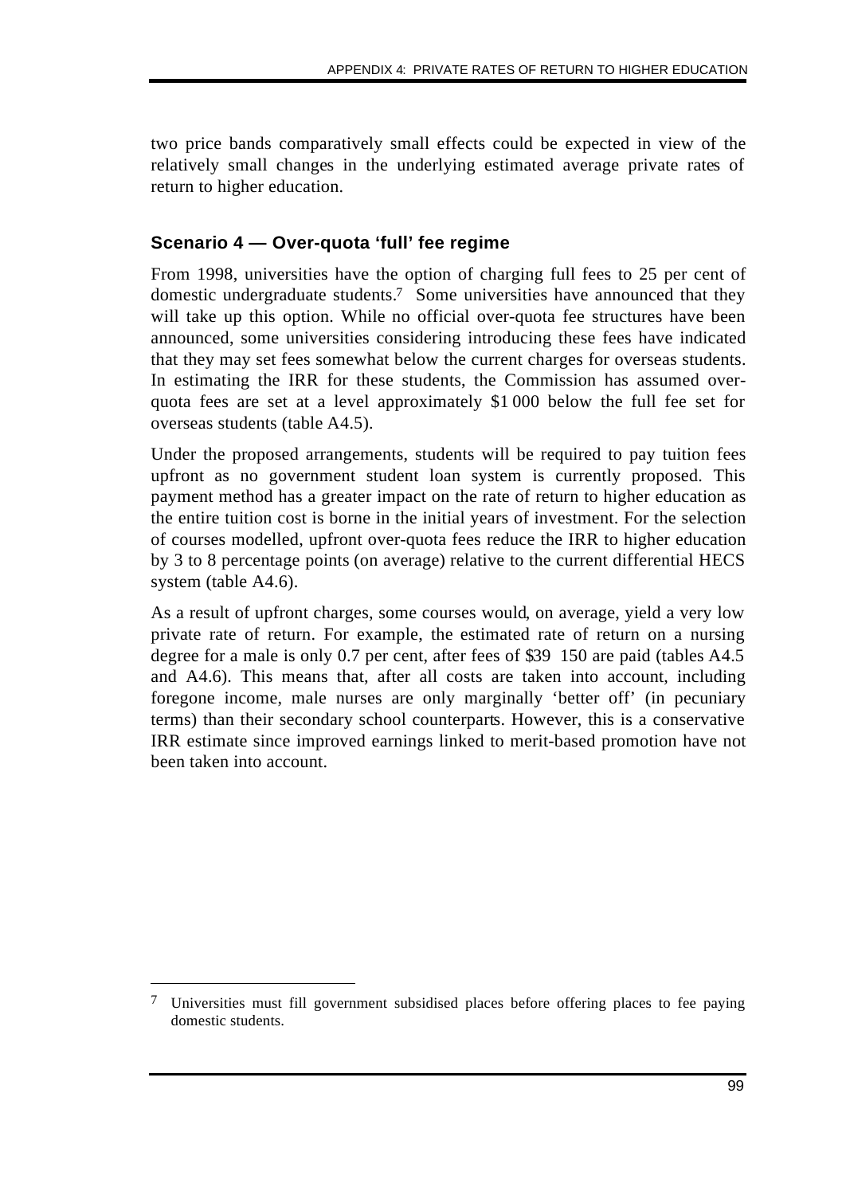two price bands comparatively small effects could be expected in view of the relatively small changes in the underlying estimated average private rates of return to higher education.

### Scenario 4 — Over-quota 'full' fee regime

From 1998, universities have the option of charging full fees to 25 per cent of domestic undergraduate students.[7] Some universities have announced that they will take up this option. While no official over-quota fee structures have been announced, some universities considering introducing these fees have indicated that they may set fees somewhat below the current charges for overseas students. In estimating the IRR for these students, the Commission has assumed over-quota fees are set at a level approximately $1 000 below the full fee set for overseas students (table A4.5).

Under the proposed arrangements, students will be required to pay tuition fees upfront as no government student loan system is currently proposed. This payment method has a greater impact on the rate of return to higher education as the entire tuition cost is borne in the initial years of investment. For the selection of courses modelled, upfront over-quota fees reduce the IRR to higher education by 3 to 8 percentage points (on average) relative to the current differential HECS system (table A4.6).

As a result of upfront charges, some courses would, on average, yield a very low private rate of return. For example, the estimated rate of return on a nursing degree for a male is only 0.7 per cent, after fees of $39 150 are paid (tables A4.5 and A4.6). This means that, after all costs are taken into account, including foregone income, male nurses are only marginally 'better off' (in pecuniary terms) than their secondary school counterparts. However, this is a conservative IRR estimate since improved earnings linked to merit-based promotion have not been taken into account.

---

[7] Universities must fill government subsidised places before offering places to fee paying domestic students.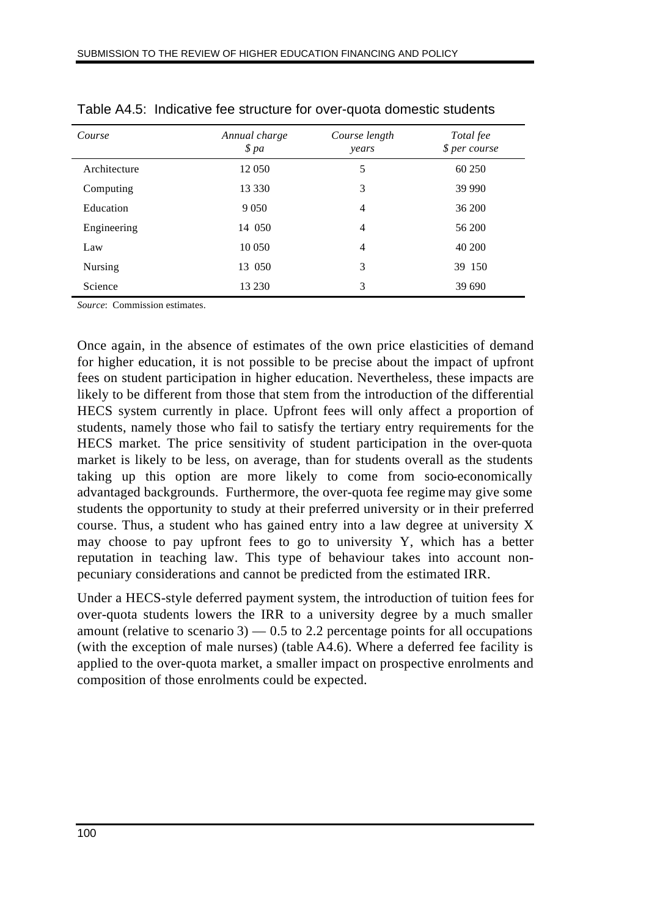Table A4.5: Indicative fee structure for over-quota domestic students

| *Course* | *Annual charge $ pa* | *Course length years* | *Total fee $ per course* |
|---|---|---|---|
| Architecture | 12 050 | 5 | 60 250 |
| Computing | 13 330 | 3 | 39 990 |
| Education | 9 050 | 4 | 36 200 |
| Engineering | 14 050 | 4 | 56 200 |
| Law | 10 050 | 4 | 40 200 |
| Nursing | 13 050 | 3 | 39 150 |
| Science | 13 230 | 3 | 39 690 |

*Source*: Commission estimates.

Once again, in the absence of estimates of the own price elasticities of demand for higher education, it is not possible to be precise about the impact of upfront fees on student participation in higher education. Nevertheless, these impacts are likely to be different from those that stem from the introduction of the differential HECS system currently in place. Upfront fees will only affect a proportion of students, namely those who fail to satisfy the tertiary entry requirements for the HECS market. The price sensitivity of student participation in the over-quota market is likely to be less, on average, than for students overall as the students taking up this option are more likely to come from socio-economically advantaged backgrounds. Furthermore, the over-quota fee regime may give some students the opportunity to study at their preferred university or in their preferred course. Thus, a student who has gained entry into a law degree at university X may choose to pay upfront fees to go to university Y, which has a better reputation in teaching law. This type of behaviour takes into account non-pecuniary considerations and cannot be predicted from the estimated IRR.

Under a HECS-style deferred payment system, the introduction of tuition fees for over-quota students lowers the IRR to a university degree by a much smaller amount (relative to scenario 3) — 0.5 to 2.2 percentage points for all occupations (with the exception of male nurses) (table A4.6). Where a deferred fee facility is applied to the over-quota market, a smaller impact on prospective enrolments and composition of those enrolments could be expected.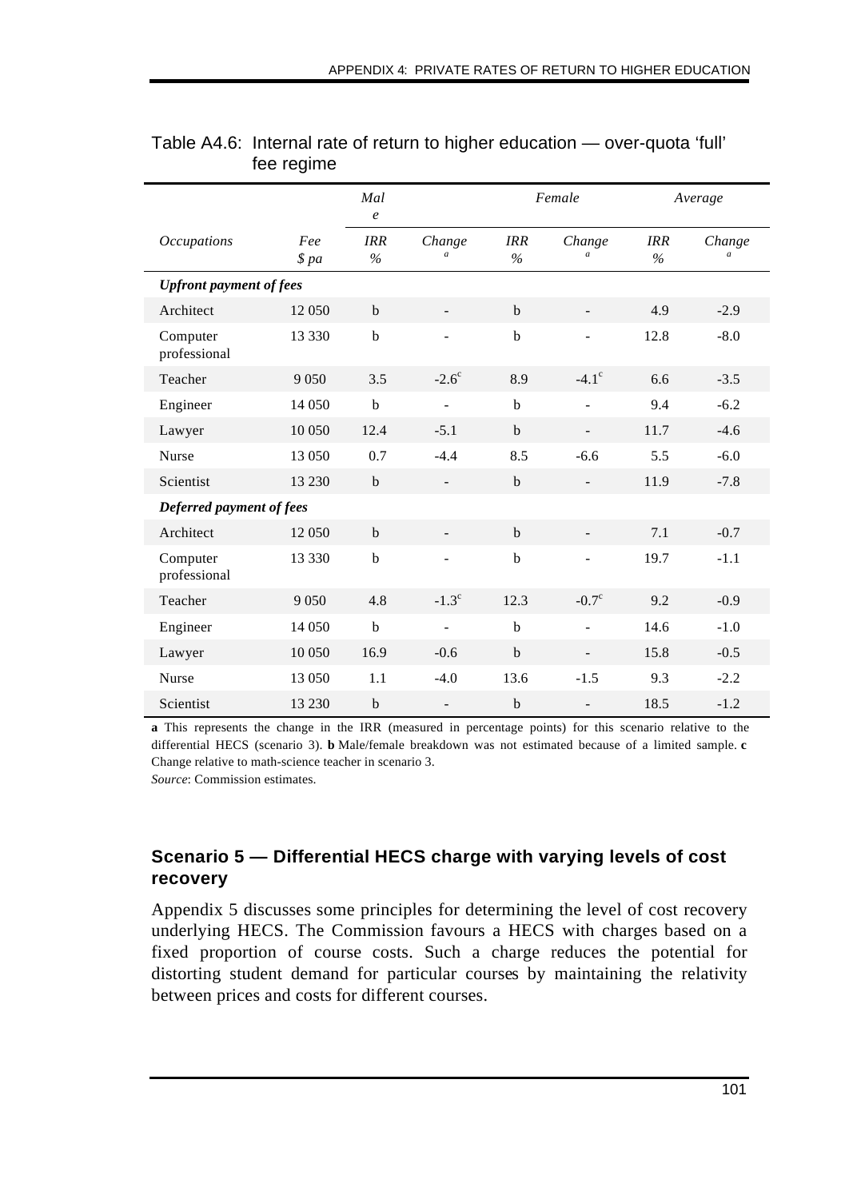Table A4.6: Internal rate of return to higher education — over-quota 'full' fee regime

| | | Male | | Female | | Average | |
|---|---|---|---|---|---|---|---|
| *Occupations* | *Fee $ pa* | *IRR %* | *Change* [a] | *IRR %* | *Change* [a] | *IRR %* | *Change* [a] |
| ***Upfront payment of fees*** | | | | | | | |
| Architect | 12 050 | b | - | b | - | 4.9 | -2.9 |
| Computer professional | 13 330 | b | - | b | - | 12.8 | -8.0 |
| Teacher | 9 050 | 3.5 | -2.6[c] | 8.9 | -4.1[c] | 6.6 | -3.5 |
| Engineer | 14 050 | b | - | b | - | 9.4 | -6.2 |
| Lawyer | 10 050 | 12.4 | -5.1 | b | - | 11.7 | -4.6 |
| Nurse | 13 050 | 0.7 | -4.4 | 8.5 | -6.6 | 5.5 | -6.0 |
| Scientist | 13 230 | b | - | b | - | 11.9 | -7.8 |
| ***Deferred payment of fees*** | | | | | | | |
| Architect | 12 050 | b | - | b | - | 7.1 | -0.7 |
| Computer professional | 13 330 | b | - | b | - | 19.7 | -1.1 |
| Teacher | 9 050 | 4.8 | -1.3[c] | 12.3 | -0.7[c] | 9.2 | -0.9 |
| Engineer | 14 050 | b | - | b | - | 14.6 | -1.0 |
| Lawyer | 10 050 | 16.9 | -0.6 | b | - | 15.8 | -0.5 |
| Nurse | 13 050 | 1.1 | -4.0 | 13.6 | -1.5 | 9.3 | -2.2 |
| Scientist | 13 230 | b | - | b | - | 18.5 | -1.2 |

**a** This represents the change in the IRR (measured in percentage points) for this scenario relative to the differential HECS (scenario 3). **b** Male/female breakdown was not estimated because of a limited sample. **c** Change relative to math-science teacher in scenario 3.
*Source*: Commission estimates.

### Scenario 5 — Differential HECS charge with varying levels of cost recovery

Appendix 5 discusses some principles for determining the level of cost recovery underlying HECS. The Commission favours a HECS with charges based on a fixed proportion of course costs. Such a charge reduces the potential for distorting student demand for particular courses by maintaining the relativity between prices and costs for different courses.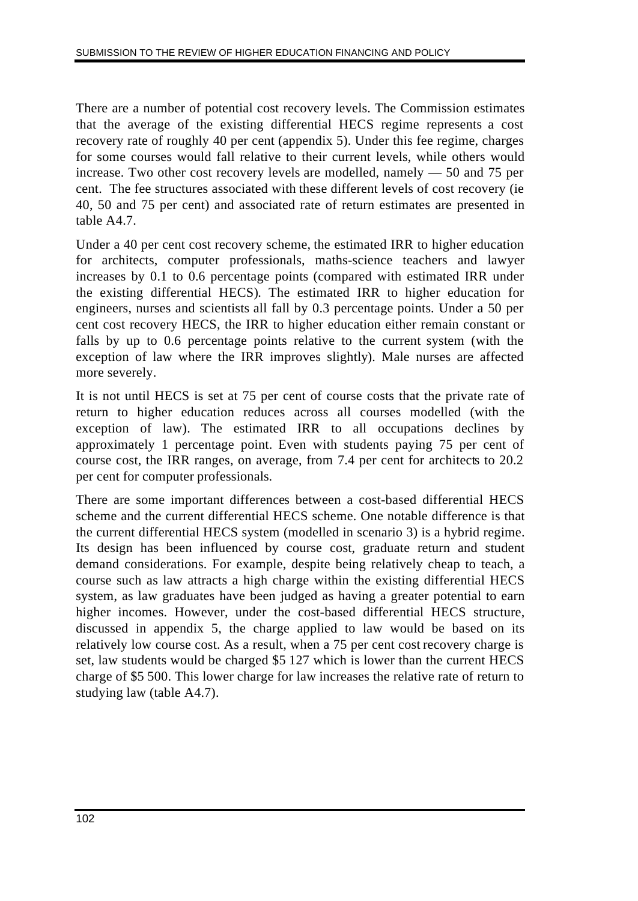There are a number of potential cost recovery levels. The Commission estimates that the average of the existing differential HECS regime represents a cost recovery rate of roughly 40 per cent (appendix 5). Under this fee regime, charges for some courses would fall relative to their current levels, while others would increase. Two other cost recovery levels are modelled, namely — 50 and 75 per cent. The fee structures associated with these different levels of cost recovery (ie 40, 50 and 75 per cent) and associated rate of return estimates are presented in table A4.7.

Under a 40 per cent cost recovery scheme, the estimated IRR to higher education for architects, computer professionals, maths-science teachers and lawyer increases by 0.1 to 0.6 percentage points (compared with estimated IRR under the existing differential HECS). The estimated IRR to higher education for engineers, nurses and scientists all fall by 0.3 percentage points. Under a 50 per cent cost recovery HECS, the IRR to higher education either remain constant or falls by up to 0.6 percentage points relative to the current system (with the exception of law where the IRR improves slightly). Male nurses are affected more severely.

It is not until HECS is set at 75 per cent of course costs that the private rate of return to higher education reduces across all courses modelled (with the exception of law). The estimated IRR to all occupations declines by approximately 1 percentage point. Even with students paying 75 per cent of course cost, the IRR ranges, on average, from 7.4 per cent for architects to 20.2 per cent for computer professionals.

There are some important differences between a cost-based differential HECS scheme and the current differential HECS scheme. One notable difference is that the current differential HECS system (modelled in scenario 3) is a hybrid regime. Its design has been influenced by course cost, graduate return and student demand considerations. For example, despite being relatively cheap to teach, a course such as law attracts a high charge within the existing differential HECS system, as law graduates have been judged as having a greater potential to earn higher incomes. However, under the cost-based differential HECS structure, discussed in appendix 5, the charge applied to law would be based on its relatively low course cost. As a result, when a 75 per cent cost recovery charge is set, law students would be charged $5 127 which is lower than the current HECS charge of $5 500. This lower charge for law increases the relative rate of return to studying law (table A4.7).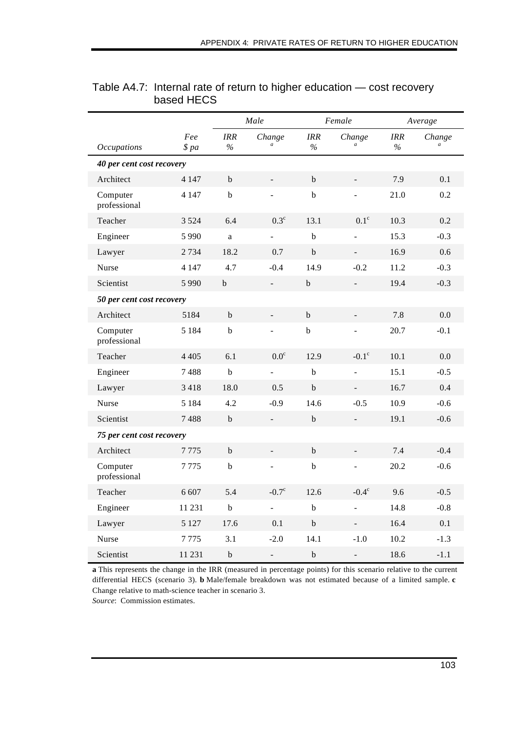Table A4.7: Internal rate of return to higher education — cost recovery based HECS

| | | Male | | Female | | Average | |
|---|---|---|---|---|---|---|---|
| *Occupations* | *Fee $ pa* | *IRR %* | *Change* [a] | *IRR %* | *Change* [a] | *IRR %* | *Change* [a] |
| ***40 per cent cost recovery*** | | | | | | | |
| Architect | 4 147 | b | - | b | - | 7.9 | 0.1 |
| Computer professional | 4 147 | b | - | b | - | 21.0 | 0.2 |
| Teacher | 3 524 | 6.4 | 0.3[c] | 13.1 | 0.1[c] | 10.3 | 0.2 |
| Engineer | 5 990 | a | - | b | - | 15.3 | -0.3 |
| Lawyer | 2 734 | 18.2 | 0.7 | b | - | 16.9 | 0.6 |
| Nurse | 4 147 | 4.7 | -0.4 | 14.9 | -0.2 | 11.2 | -0.3 |
| Scientist | 5 990 | b | - | b | - | 19.4 | -0.3 |
| ***50 per cent cost recovery*** | | | | | | | |
| Architect | 5184 | b | - | b | - | 7.8 | 0.0 |
| Computer professional | 5 184 | b | - | b | - | 20.7 | -0.1 |
| Teacher | 4 405 | 6.1 | 0.0[c] | 12.9 | -0.1[c] | 10.1 | 0.0 |
| Engineer | 7 488 | b | - | b | - | 15.1 | -0.5 |
| Lawyer | 3 418 | 18.0 | 0.5 | b | - | 16.7 | 0.4 |
| Nurse | 5 184 | 4.2 | -0.9 | 14.6 | -0.5 | 10.9 | -0.6 |
| Scientist | 7 488 | b | - | b | - | 19.1 | -0.6 |
| ***75 per cent cost recovery*** | | | | | | | |
| Architect | 7 775 | b | - | b | - | 7.4 | -0.4 |
| Computer professional | 7 775 | b | - | b | - | 20.2 | -0.6 |
| Teacher | 6 607 | 5.4 | -0.7[c] | 12.6 | -0.4[c] | 9.6 | -0.5 |
| Engineer | 11 231 | b | - | b | - | 14.8 | -0.8 |
| Lawyer | 5 127 | 17.6 | 0.1 | b | - | 16.4 | 0.1 |
| Nurse | 7 775 | 3.1 | -2.0 | 14.1 | -1.0 | 10.2 | -1.3 |
| Scientist | 11 231 | b | - | b | - | 18.6 | -1.1 |

**a** This represents the change in the IRR (measured in percentage points) for this scenario relative to the current differential HECS (scenario 3). **b** Male/female breakdown was not estimated because of a limited sample. **c** Change relative to math-science teacher in scenario 3.

*Source*: Commission estimates.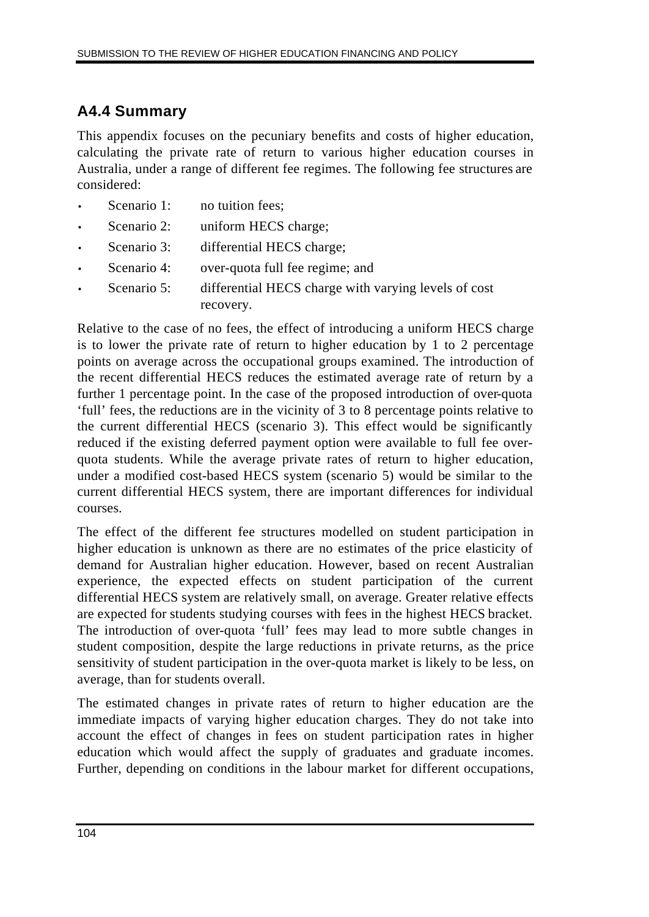## A4.4 Summary

This appendix focuses on the pecuniary benefits and costs of higher education, calculating the private rate of return to various higher education courses in Australia, under a range of different fee regimes. The following fee structures are considered:

- Scenario 1: no tuition fees;
- Scenario 2: uniform HECS charge;
- Scenario 3: differential HECS charge;
- Scenario 4: over-quota full fee regime; and
- Scenario 5: differential HECS charge with varying levels of cost recovery.

Relative to the case of no fees, the effect of introducing a uniform HECS charge is to lower the private rate of return to higher education by 1 to 2 percentage points on average across the occupational groups examined. The introduction of the recent differential HECS reduces the estimated average rate of return by a further 1 percentage point. In the case of the proposed introduction of over-quota 'full' fees, the reductions are in the vicinity of 3 to 8 percentage points relative to the current differential HECS (scenario 3). This effect would be significantly reduced if the existing deferred payment option were available to full fee over-quota students. While the average private rates of return to higher education, under a modified cost-based HECS system (scenario 5) would be similar to the current differential HECS system, there are important differences for individual courses.

The effect of the different fee structures modelled on student participation in higher education is unknown as there are no estimates of the price elasticity of demand for Australian higher education. However, based on recent Australian experience, the expected effects on student participation of the current differential HECS system are relatively small, on average. Greater relative effects are expected for students studying courses with fees in the highest HECS bracket. The introduction of over-quota 'full' fees may lead to more subtle changes in student composition, despite the large reductions in private returns, as the price sensitivity of student participation in the over-quota market is likely to be less, on average, than for students overall.

The estimated changes in private rates of return to higher education are the immediate impacts of varying higher education charges. They do not take into account the effect of changes in fees on student participation rates in higher education which would affect the supply of graduates and graduate incomes. Further, depending on conditions in the labour market for different occupations,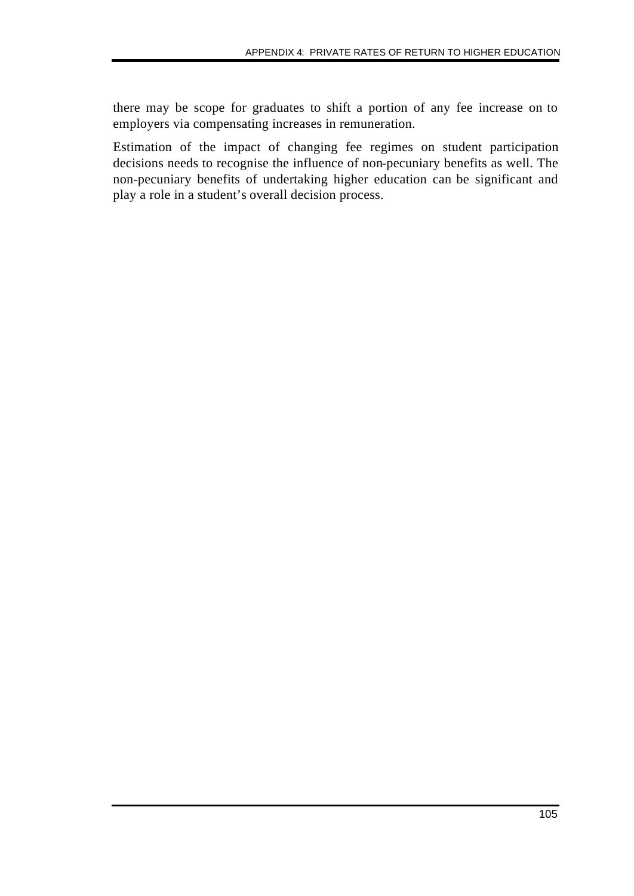there may be scope for graduates to shift a portion of any fee increase on to employers via compensating increases in remuneration.

Estimation of the impact of changing fee regimes on student participation decisions needs to recognise the influence of non-pecuniary benefits as well. The non-pecuniary benefits of undertaking higher education can be significant and play a role in a student's overall decision process.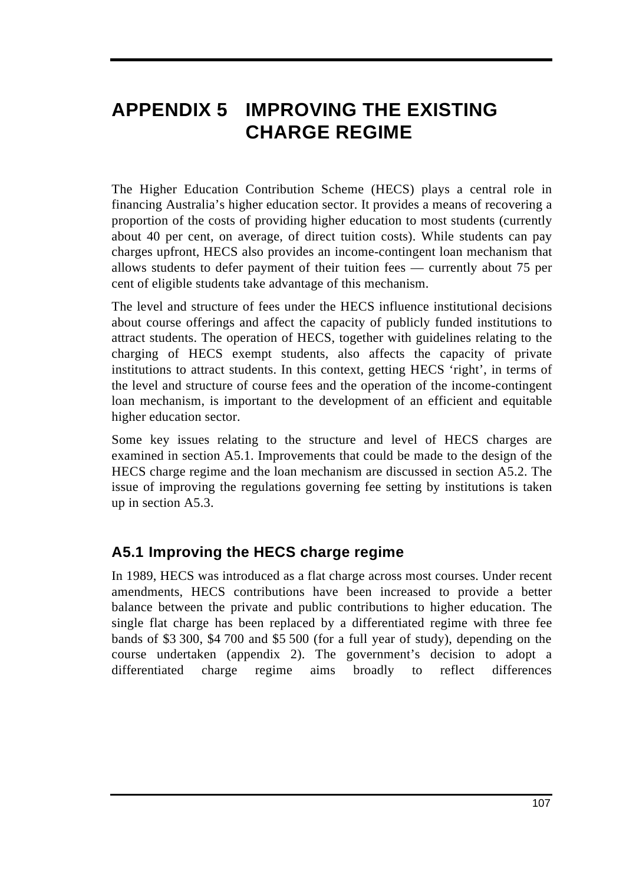# APPENDIX 5 IMPROVING THE EXISTING CHARGE REGIME

The Higher Education Contribution Scheme (HECS) plays a central role in financing Australia's higher education sector. It provides a means of recovering a proportion of the costs of providing higher education to most students (currently about 40 per cent, on average, of direct tuition costs). While students can pay charges upfront, HECS also provides an income-contingent loan mechanism that allows students to defer payment of their tuition fees — currently about 75 per cent of eligible students take advantage of this mechanism.

The level and structure of fees under the HECS influence institutional decisions about course offerings and affect the capacity of publicly funded institutions to attract students. The operation of HECS, together with guidelines relating to the charging of HECS exempt students, also affects the capacity of private institutions to attract students. In this context, getting HECS 'right', in terms of the level and structure of course fees and the operation of the income-contingent loan mechanism, is important to the development of an efficient and equitable higher education sector.

Some key issues relating to the structure and level of HECS charges are examined in section A5.1. Improvements that could be made to the design of the HECS charge regime and the loan mechanism are discussed in section A5.2. The issue of improving the regulations governing fee setting by institutions is taken up in section A5.3.

## A5.1 Improving the HECS charge regime

In 1989, HECS was introduced as a flat charge across most courses. Under recent amendments, HECS contributions have been increased to provide a better balance between the private and public contributions to higher education. The single flat charge has been replaced by a differentiated regime with three fee bands of $3 300, $4 700 and $5 500 (for a full year of study), depending on the course undertaken (appendix 2). The government's decision to adopt a differentiated charge regime aims broadly to reflect differences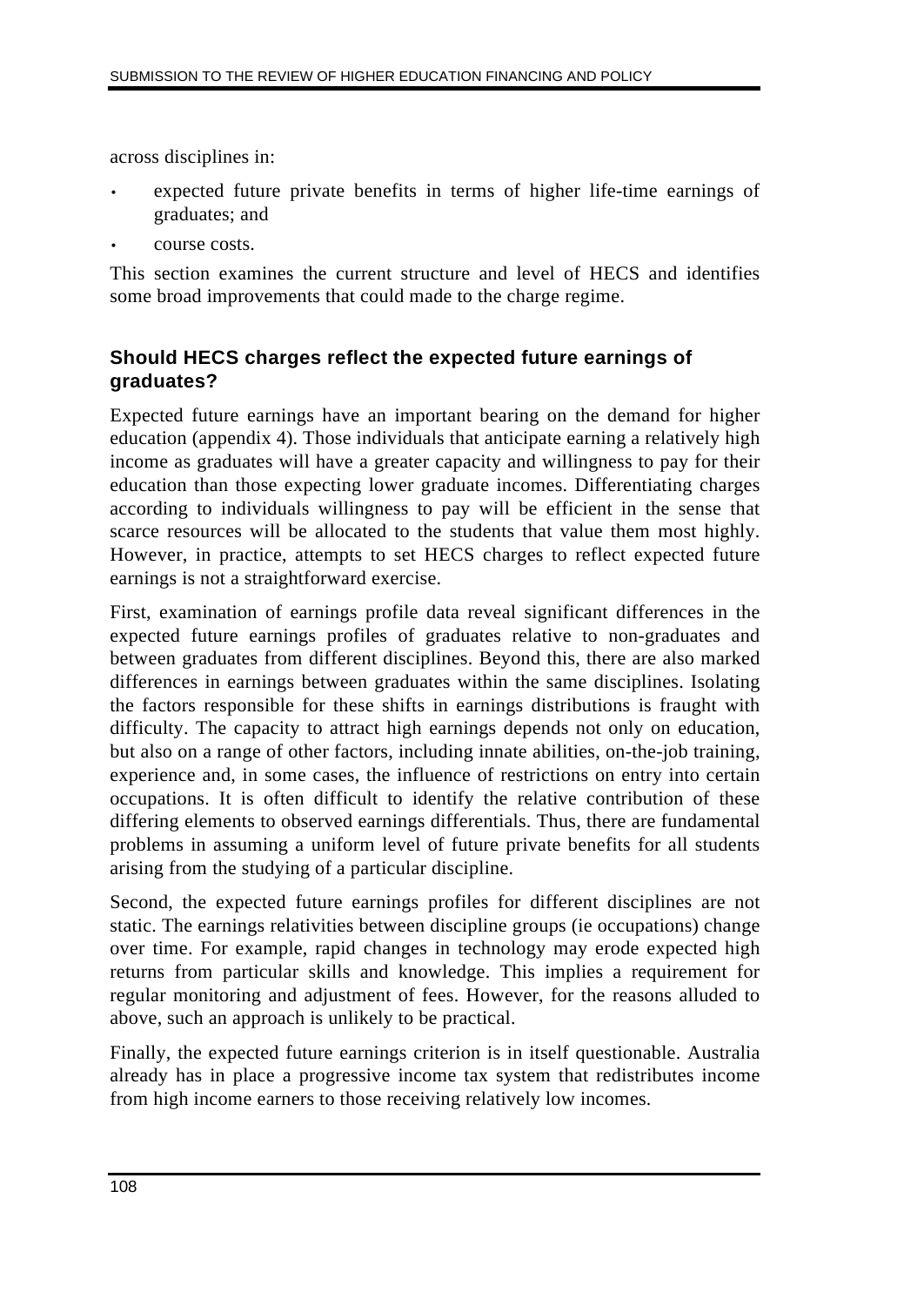across disciplines in:

- expected future private benefits in terms of higher life-time earnings of graduates; and
- course costs.

This section examines the current structure and level of HECS and identifies some broad improvements that could made to the charge regime.

### Should HECS charges reflect the expected future earnings of graduates?

Expected future earnings have an important bearing on the demand for higher education (appendix 4). Those individuals that anticipate earning a relatively high income as graduates will have a greater capacity and willingness to pay for their education than those expecting lower graduate incomes. Differentiating charges according to individuals willingness to pay will be efficient in the sense that scarce resources will be allocated to the students that value them most highly. However, in practice, attempts to set HECS charges to reflect expected future earnings is not a straightforward exercise.

First, examination of earnings profile data reveal significant differences in the expected future earnings profiles of graduates relative to non-graduates and between graduates from different disciplines. Beyond this, there are also marked differences in earnings between graduates within the same disciplines. Isolating the factors responsible for these shifts in earnings distributions is fraught with difficulty. The capacity to attract high earnings depends not only on education, but also on a range of other factors, including innate abilities, on-the-job training, experience and, in some cases, the influence of restrictions on entry into certain occupations. It is often difficult to identify the relative contribution of these differing elements to observed earnings differentials. Thus, there are fundamental problems in assuming a uniform level of future private benefits for all students arising from the studying of a particular discipline.

Second, the expected future earnings profiles for different disciplines are not static. The earnings relativities between discipline groups (ie occupations) change over time. For example, rapid changes in technology may erode expected high returns from particular skills and knowledge. This implies a requirement for regular monitoring and adjustment of fees. However, for the reasons alluded to above, such an approach is unlikely to be practical.

Finally, the expected future earnings criterion is in itself questionable. Australia already has in place a progressive income tax system that redistributes income from high income earners to those receiving relatively low incomes.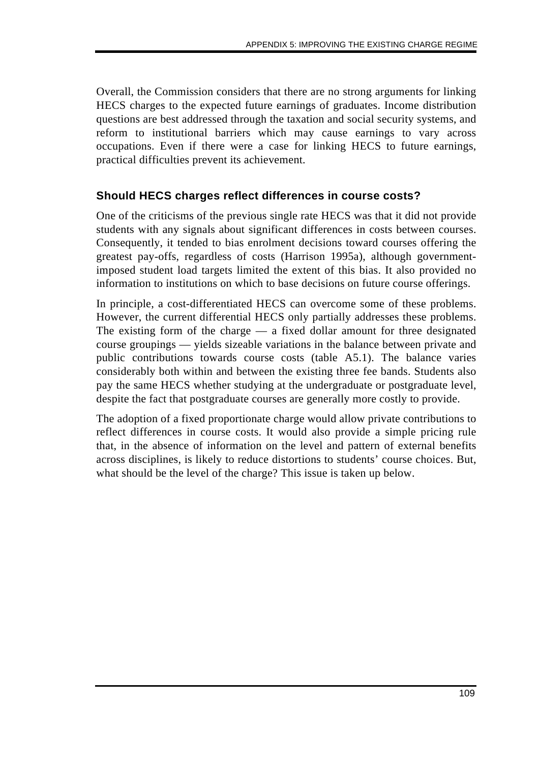Overall, the Commission considers that there are no strong arguments for linking HECS charges to the expected future earnings of graduates. Income distribution questions are best addressed through the taxation and social security systems, and reform to institutional barriers which may cause earnings to vary across occupations. Even if there were a case for linking HECS to future earnings, practical difficulties prevent its achievement.

### Should HECS charges reflect differences in course costs?

One of the criticisms of the previous single rate HECS was that it did not provide students with any signals about significant differences in costs between courses. Consequently, it tended to bias enrolment decisions toward courses offering the greatest pay-offs, regardless of costs (Harrison 1995a), although government-imposed student load targets limited the extent of this bias. It also provided no information to institutions on which to base decisions on future course offerings.

In principle, a cost-differentiated HECS can overcome some of these problems. However, the current differential HECS only partially addresses these problems. The existing form of the charge — a fixed dollar amount for three designated course groupings — yields sizeable variations in the balance between private and public contributions towards course costs (table A5.1). The balance varies considerably both within and between the existing three fee bands. Students also pay the same HECS whether studying at the undergraduate or postgraduate level, despite the fact that postgraduate courses are generally more costly to provide.

The adoption of a fixed proportionate charge would allow private contributions to reflect differences in course costs. It would also provide a simple pricing rule that, in the absence of information on the level and pattern of external benefits across disciplines, is likely to reduce distortions to students' course choices. But, what should be the level of the charge? This issue is taken up below.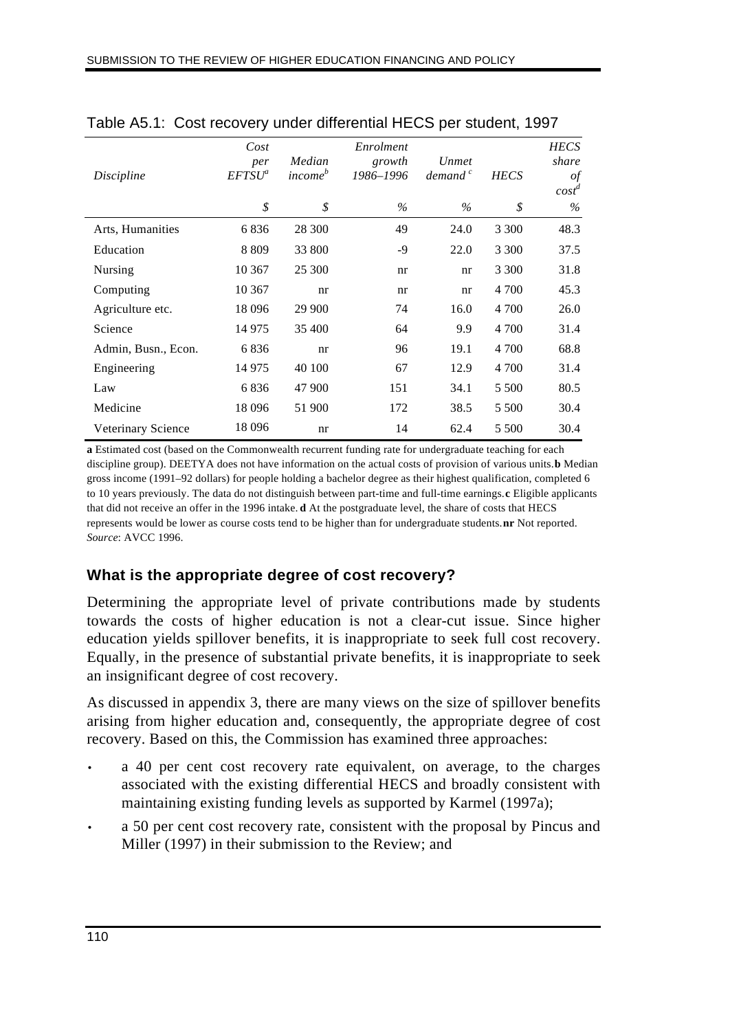Table A5.1: Cost recovery under differential HECS per student, 1997

| Discipline | Cost per EFTSU[a] | Median income[b] | Enrolment growth 1986–1996 | Unmet demand[c] | HECS | HECS share of cost[d] |
|---|---|---|---|---|---|---|
| | $ | $ | % | % | $ | % |
| Arts, Humanities | 6 836 | 28 300 | 49 | 24.0 | 3 300 | 48.3 |
| Education | 8 809 | 33 800 | -9 | 22.0 | 3 300 | 37.5 |
| Nursing | 10 367 | 25 300 | nr | nr | 3 300 | 31.8 |
| Computing | 10 367 | nr | nr | nr | 4 700 | 45.3 |
| Agriculture etc. | 18 096 | 29 900 | 74 | 16.0 | 4 700 | 26.0 |
| Science | 14 975 | 35 400 | 64 | 9.9 | 4 700 | 31.4 |
| Admin, Busn., Econ. | 6 836 | nr | 96 | 19.1 | 4 700 | 68.8 |
| Engineering | 14 975 | 40 100 | 67 | 12.9 | 4 700 | 31.4 |
| Law | 6 836 | 47 900 | 151 | 34.1 | 5 500 | 80.5 |
| Medicine | 18 096 | 51 900 | 172 | 38.5 | 5 500 | 30.4 |
| Veterinary Science | 18 096 | nr | 14 | 62.4 | 5 500 | 30.4 |

**a** Estimated cost (based on the Commonwealth recurrent funding rate for undergraduate teaching for each discipline group). DEETYA does not have information on the actual costs of provision of various units. **b** Median gross income (1991–92 dollars) for people holding a bachelor degree as their highest qualification, completed 6 to 10 years previously. The data do not distinguish between part-time and full-time earnings. **c** Eligible applicants that did not receive an offer in the 1996 intake. **d** At the postgraduate level, the share of costs that HECS represents would be lower as course costs tend to be higher than for undergraduate students. **nr** Not reported.
*Source*: AVCC 1996.

### What is the appropriate degree of cost recovery?

Determining the appropriate level of private contributions made by students towards the costs of higher education is not a clear-cut issue. Since higher education yields spillover benefits, it is inappropriate to seek full cost recovery. Equally, in the presence of substantial private benefits, it is inappropriate to seek an insignificant degree of cost recovery.

As discussed in appendix 3, there are many views on the size of spillover benefits arising from higher education and, consequently, the appropriate degree of cost recovery. Based on this, the Commission has examined three approaches:

- a 40 per cent cost recovery rate equivalent, on average, to the charges associated with the existing differential HECS and broadly consistent with maintaining existing funding levels as supported by Karmel (1997a);
- a 50 per cent cost recovery rate, consistent with the proposal by Pincus and Miller (1997) in their submission to the Review; and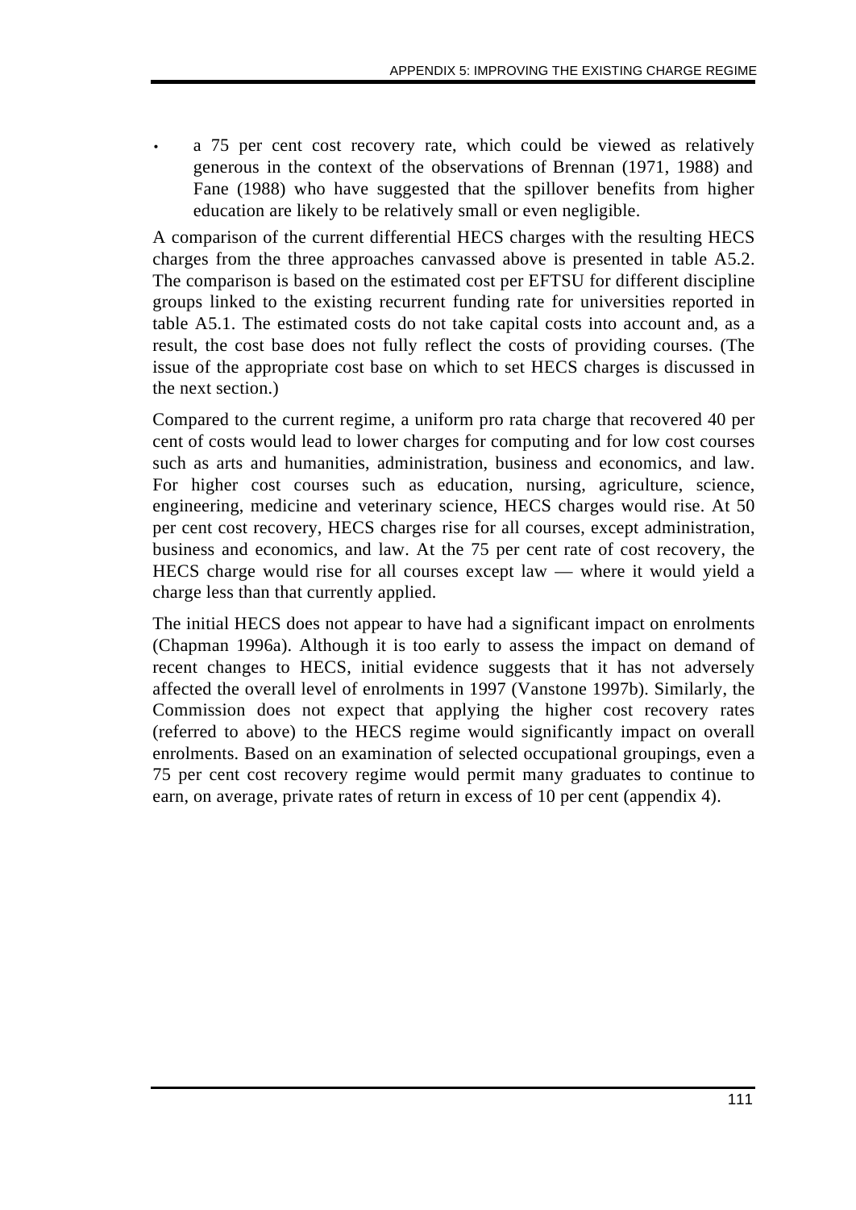- a 75 per cent cost recovery rate, which could be viewed as relatively generous in the context of the observations of Brennan (1971, 1988) and Fane (1988) who have suggested that the spillover benefits from higher education are likely to be relatively small or even negligible.

A comparison of the current differential HECS charges with the resulting HECS charges from the three approaches canvassed above is presented in table A5.2. The comparison is based on the estimated cost per EFTSU for different discipline groups linked to the existing recurrent funding rate for universities reported in table A5.1. The estimated costs do not take capital costs into account and, as a result, the cost base does not fully reflect the costs of providing courses. (The issue of the appropriate cost base on which to set HECS charges is discussed in the next section.)

Compared to the current regime, a uniform pro rata charge that recovered 40 per cent of costs would lead to lower charges for computing and for low cost courses such as arts and humanities, administration, business and economics, and law. For higher cost courses such as education, nursing, agriculture, science, engineering, medicine and veterinary science, HECS charges would rise. At 50 per cent cost recovery, HECS charges rise for all courses, except administration, business and economics, and law. At the 75 per cent rate of cost recovery, the HECS charge would rise for all courses except law — where it would yield a charge less than that currently applied.

The initial HECS does not appear to have had a significant impact on enrolments (Chapman 1996a). Although it is too early to assess the impact on demand of recent changes to HECS, initial evidence suggests that it has not adversely affected the overall level of enrolments in 1997 (Vanstone 1997b). Similarly, the Commission does not expect that applying the higher cost recovery rates (referred to above) to the HECS regime would significantly impact on overall enrolments. Based on an examination of selected occupational groupings, even a 75 per cent cost recovery regime would permit many graduates to continue to earn, on average, private rates of return in excess of 10 per cent (appendix 4).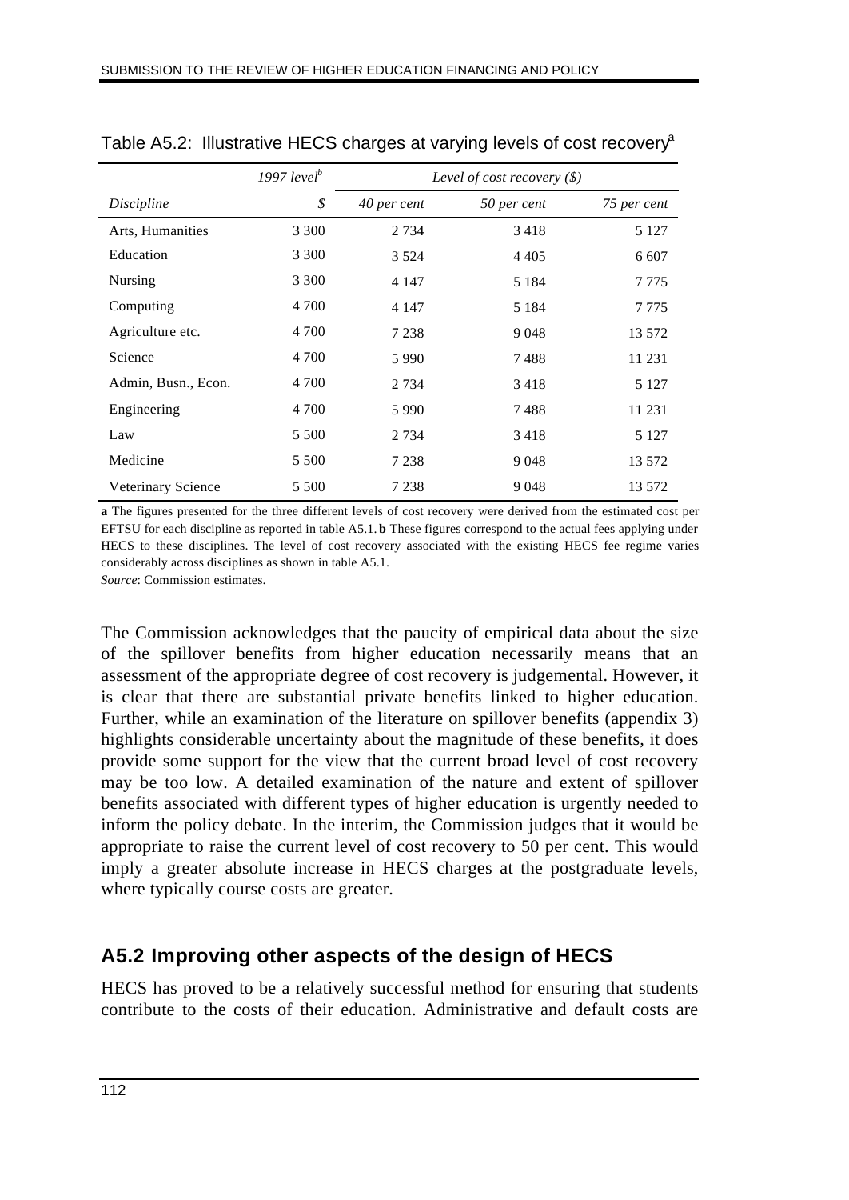Table A5.2: Illustrative HECS charges at varying levels of cost recovery[a]

| | *1997 level*[b] | *Level of cost recovery ($)* | | |
|---|---|---|---|---|
| *Discipline* | *$* | *40 per cent* | *50 per cent* | *75 per cent* |
| Arts, Humanities | 3 300 | 2 734 | 3 418 | 5 127 |
| Education | 3 300 | 3 524 | 4 405 | 6 607 |
| Nursing | 3 300 | 4 147 | 5 184 | 7 775 |
| Computing | 4 700 | 4 147 | 5 184 | 7 775 |
| Agriculture etc. | 4 700 | 7 238 | 9 048 | 13 572 |
| Science | 4 700 | 5 990 | 7 488 | 11 231 |
| Admin, Busn., Econ. | 4 700 | 2 734 | 3 418 | 5 127 |
| Engineering | 4 700 | 5 990 | 7 488 | 11 231 |
| Law | 5 500 | 2 734 | 3 418 | 5 127 |
| Medicine | 5 500 | 7 238 | 9 048 | 13 572 |
| Veterinary Science | 5 500 | 7 238 | 9 048 | 13 572 |

**a** The figures presented for the three different levels of cost recovery were derived from the estimated cost per EFTSU for each discipline as reported in table A5.1. **b** These figures correspond to the actual fees applying under HECS to these disciplines. The level of cost recovery associated with the existing HECS fee regime varies considerably across disciplines as shown in table A5.1.

*Source*: Commission estimates.

The Commission acknowledges that the paucity of empirical data about the size of the spillover benefits from higher education necessarily means that an assessment of the appropriate degree of cost recovery is judgemental. However, it is clear that there are substantial private benefits linked to higher education. Further, while an examination of the literature on spillover benefits (appendix 3) highlights considerable uncertainty about the magnitude of these benefits, it does provide some support for the view that the current broad level of cost recovery may be too low. A detailed examination of the nature and extent of spillover benefits associated with different types of higher education is urgently needed to inform the policy debate. In the interim, the Commission judges that it would be appropriate to raise the current level of cost recovery to 50 per cent. This would imply a greater absolute increase in HECS charges at the postgraduate levels, where typically course costs are greater.

## A5.2 Improving other aspects of the design of HECS

HECS has proved to be a relatively successful method for ensuring that students contribute to the costs of their education. Administrative and default costs are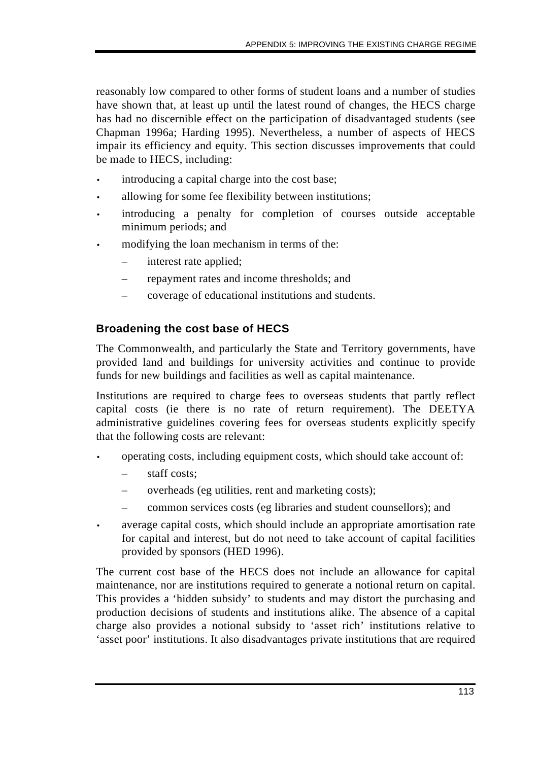reasonably low compared to other forms of student loans and a number of studies have shown that, at least up until the latest round of changes, the HECS charge has had no discernible effect on the participation of disadvantaged students (see Chapman 1996a; Harding 1995). Nevertheless, a number of aspects of HECS impair its efficiency and equity. This section discusses improvements that could be made to HECS, including:

- introducing a capital charge into the cost base;
- allowing for some fee flexibility between institutions;
- introducing a penalty for completion of courses outside acceptable minimum periods; and
- modifying the loan mechanism in terms of the:
  - interest rate applied;
  - repayment rates and income thresholds; and
  - coverage of educational institutions and students.

### Broadening the cost base of HECS

The Commonwealth, and particularly the State and Territory governments, have provided land and buildings for university activities and continue to provide funds for new buildings and facilities as well as capital maintenance.

Institutions are required to charge fees to overseas students that partly reflect capital costs (ie there is no rate of return requirement). The DEETYA administrative guidelines covering fees for overseas students explicitly specify that the following costs are relevant:

- operating costs, including equipment costs, which should take account of:
  - staff costs;
  - overheads (eg utilities, rent and marketing costs);
  - common services costs (eg libraries and student counsellors); and
- average capital costs, which should include an appropriate amortisation rate for capital and interest, but do not need to take account of capital facilities provided by sponsors (HED 1996).

The current cost base of the HECS does not include an allowance for capital maintenance, nor are institutions required to generate a notional return on capital. This provides a 'hidden subsidy' to students and may distort the purchasing and production decisions of students and institutions alike. The absence of a capital charge also provides a notional subsidy to 'asset rich' institutions relative to 'asset poor' institutions. It also disadvantages private institutions that are required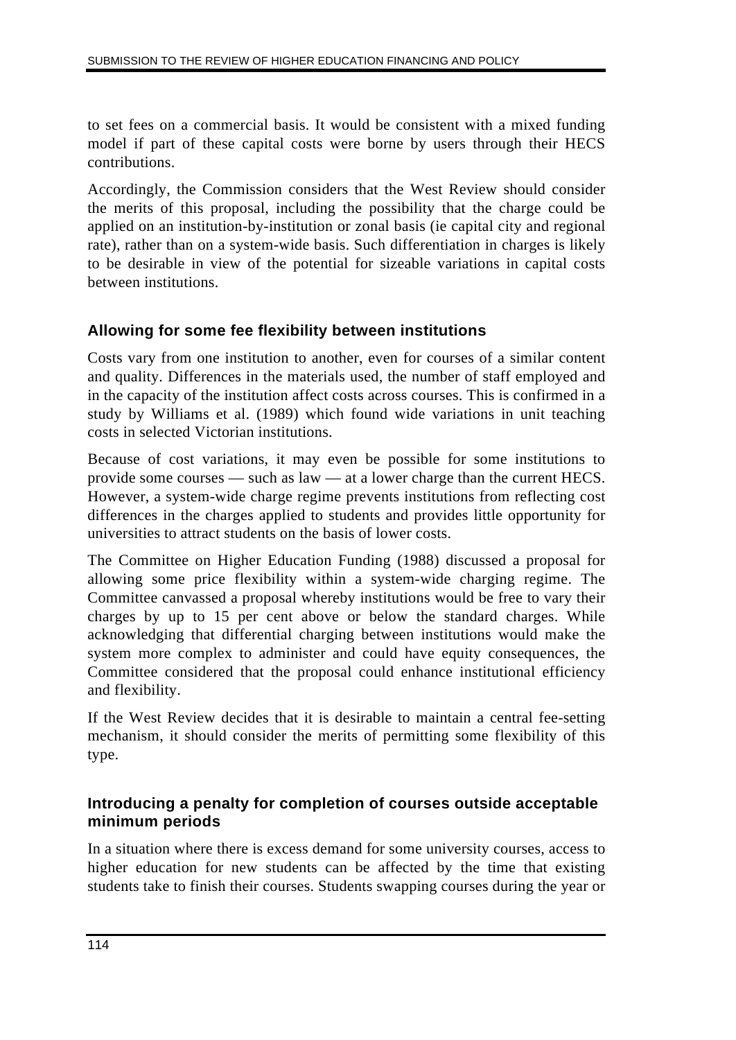to set fees on a commercial basis. It would be consistent with a mixed funding model if part of these capital costs were borne by users through their HECS contributions.

Accordingly, the Commission considers that the West Review should consider the merits of this proposal, including the possibility that the charge could be applied on an institution-by-institution or zonal basis (ie capital city and regional rate), rather than on a system-wide basis. Such differentiation in charges is likely to be desirable in view of the potential for sizeable variations in capital costs between institutions.

### Allowing for some fee flexibility between institutions

Costs vary from one institution to another, even for courses of a similar content and quality. Differences in the materials used, the number of staff employed and in the capacity of the institution affect costs across courses. This is confirmed in a study by Williams et al. (1989) which found wide variations in unit teaching costs in selected Victorian institutions.

Because of cost variations, it may even be possible for some institutions to provide some courses — such as law — at a lower charge than the current HECS. However, a system-wide charge regime prevents institutions from reflecting cost differences in the charges applied to students and provides little opportunity for universities to attract students on the basis of lower costs.

The Committee on Higher Education Funding (1988) discussed a proposal for allowing some price flexibility within a system-wide charging regime. The Committee canvassed a proposal whereby institutions would be free to vary their charges by up to 15 per cent above or below the standard charges. While acknowledging that differential charging between institutions would make the system more complex to administer and could have equity consequences, the Committee considered that the proposal could enhance institutional efficiency and flexibility.

If the West Review decides that it is desirable to maintain a central fee-setting mechanism, it should consider the merits of permitting some flexibility of this type.

### Introducing a penalty for completion of courses outside acceptable minimum periods

In a situation where there is excess demand for some university courses, access to higher education for new students can be affected by the time that existing students take to finish their courses. Students swapping courses during the year or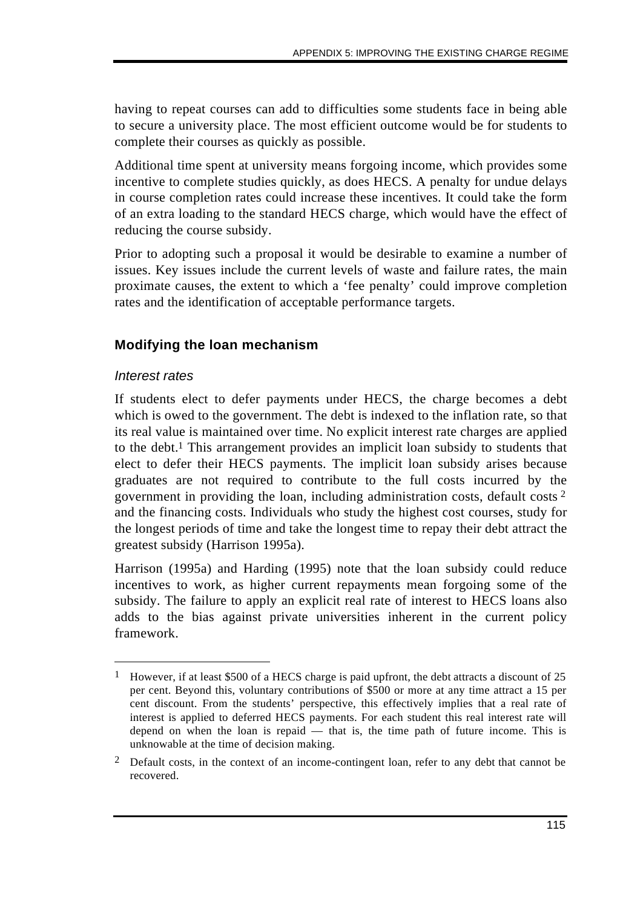having to repeat courses can add to difficulties some students face in being able to secure a university place. The most efficient outcome would be for students to complete their courses as quickly as possible.

Additional time spent at university means forgoing income, which provides some incentive to complete studies quickly, as does HECS. A penalty for undue delays in course completion rates could increase these incentives. It could take the form of an extra loading to the standard HECS charge, which would have the effect of reducing the course subsidy.

Prior to adopting such a proposal it would be desirable to examine a number of issues. Key issues include the current levels of waste and failure rates, the main proximate causes, the extent to which a 'fee penalty' could improve completion rates and the identification of acceptable performance targets.

### Modifying the loan mechanism

#### *Interest rates*

If students elect to defer payments under HECS, the charge becomes a debt which is owed to the government. The debt is indexed to the inflation rate, so that its real value is maintained over time. No explicit interest rate charges are applied to the debt.[1] This arrangement provides an implicit loan subsidy to students that elect to defer their HECS payments. The implicit loan subsidy arises because graduates are not required to contribute to the full costs incurred by the government in providing the loan, including administration costs, default costs [2] and the financing costs. Individuals who study the highest cost courses, study for the longest periods of time and take the longest time to repay their debt attract the greatest subsidy (Harrison 1995a).

Harrison (1995a) and Harding (1995) note that the loan subsidy could reduce incentives to work, as higher current repayments mean forgoing some of the subsidy. The failure to apply an explicit real rate of interest to HECS loans also adds to the bias against private universities inherent in the current policy framework.

---

[1] However, if at least $500 of a HECS charge is paid upfront, the debt attracts a discount of 25 per cent. Beyond this, voluntary contributions of $500 or more at any time attract a 15 per cent discount. From the students' perspective, this effectively implies that a real rate of interest is applied to deferred HECS payments. For each student this real interest rate will depend on when the loan is repaid — that is, the time path of future income. This is unknowable at the time of decision making.

[2] Default costs, in the context of an income-contingent loan, refer to any debt that cannot be recovered.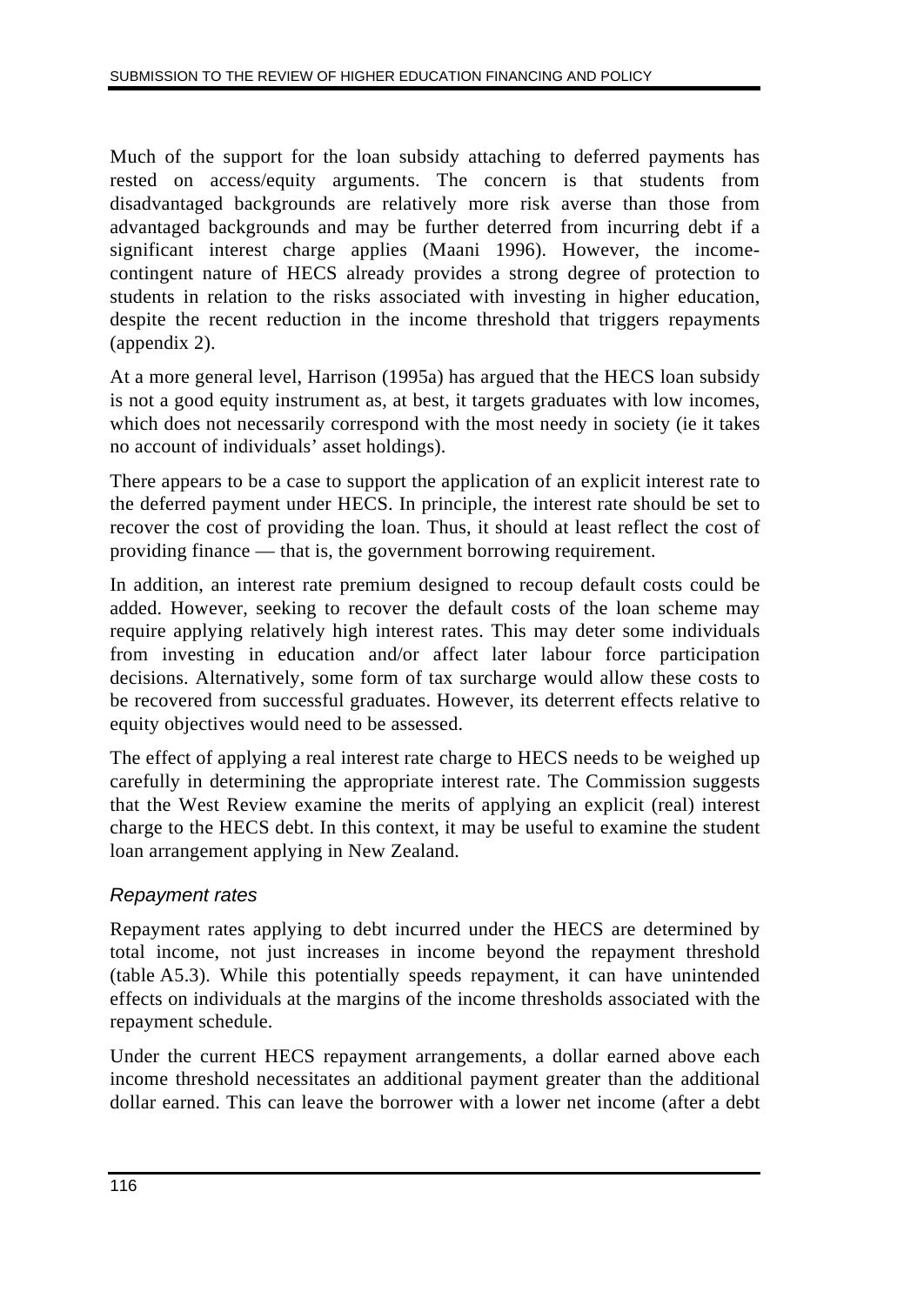Much of the support for the loan subsidy attaching to deferred payments has rested on access/equity arguments. The concern is that students from disadvantaged backgrounds are relatively more risk averse than those from advantaged backgrounds and may be further deterred from incurring debt if a significant interest charge applies (Maani 1996). However, the income-contingent nature of HECS already provides a strong degree of protection to students in relation to the risks associated with investing in higher education, despite the recent reduction in the income threshold that triggers repayments (appendix 2).

At a more general level, Harrison (1995a) has argued that the HECS loan subsidy is not a good equity instrument as, at best, it targets graduates with low incomes, which does not necessarily correspond with the most needy in society (ie it takes no account of individuals' asset holdings).

There appears to be a case to support the application of an explicit interest rate to the deferred payment under HECS. In principle, the interest rate should be set to recover the cost of providing the loan. Thus, it should at least reflect the cost of providing finance — that is, the government borrowing requirement.

In addition, an interest rate premium designed to recoup default costs could be added. However, seeking to recover the default costs of the loan scheme may require applying relatively high interest rates. This may deter some individuals from investing in education and/or affect later labour force participation decisions. Alternatively, some form of tax surcharge would allow these costs to be recovered from successful graduates. However, its deterrent effects relative to equity objectives would need to be assessed.

The effect of applying a real interest rate charge to HECS needs to be weighed up carefully in determining the appropriate interest rate. The Commission suggests that the West Review examine the merits of applying an explicit (real) interest charge to the HECS debt. In this context, it may be useful to examine the student loan arrangement applying in New Zealand.

### *Repayment rates*

Repayment rates applying to debt incurred under the HECS are determined by total income, not just increases in income beyond the repayment threshold (table A5.3). While this potentially speeds repayment, it can have unintended effects on individuals at the margins of the income thresholds associated with the repayment schedule.

Under the current HECS repayment arrangements, a dollar earned above each income threshold necessitates an additional payment greater than the additional dollar earned. This can leave the borrower with a lower net income (after a debt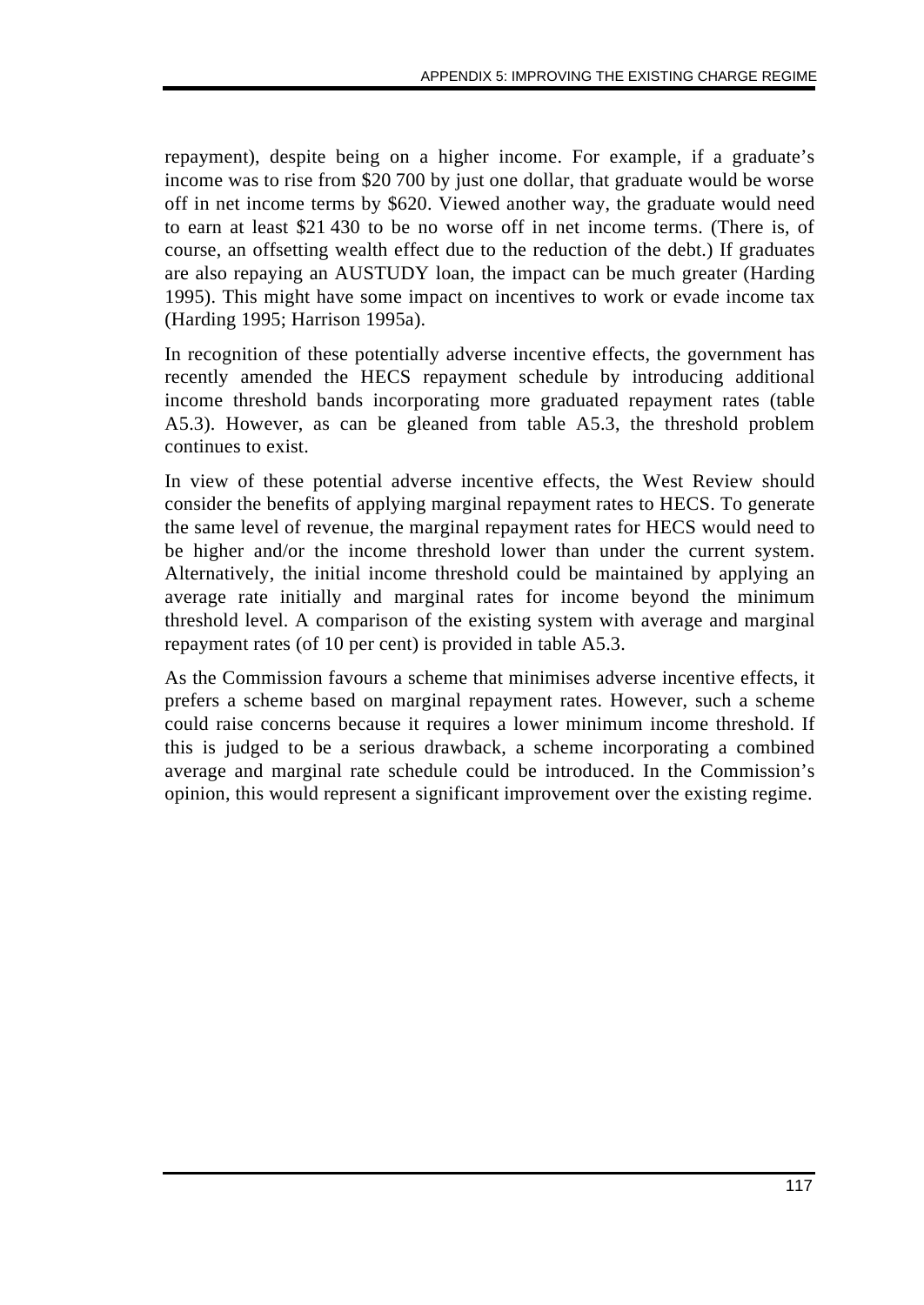repayment), despite being on a higher income. For example, if a graduate's income was to rise from \$20 700 by just one dollar, that graduate would be worse off in net income terms by \$620. Viewed another way, the graduate would need to earn at least \$21 430 to be no worse off in net income terms. (There is, of course, an offsetting wealth effect due to the reduction of the debt.) If graduates are also repaying an AUSTUDY loan, the impact can be much greater (Harding 1995). This might have some impact on incentives to work or evade income tax (Harding 1995; Harrison 1995a).

In recognition of these potentially adverse incentive effects, the government has recently amended the HECS repayment schedule by introducing additional income threshold bands incorporating more graduated repayment rates (table A5.3). However, as can be gleaned from table A5.3, the threshold problem continues to exist.

In view of these potential adverse incentive effects, the West Review should consider the benefits of applying marginal repayment rates to HECS. To generate the same level of revenue, the marginal repayment rates for HECS would need to be higher and/or the income threshold lower than under the current system. Alternatively, the initial income threshold could be maintained by applying an average rate initially and marginal rates for income beyond the minimum threshold level. A comparison of the existing system with average and marginal repayment rates (of 10 per cent) is provided in table A5.3.

As the Commission favours a scheme that minimises adverse incentive effects, it prefers a scheme based on marginal repayment rates. However, such a scheme could raise concerns because it requires a lower minimum income threshold. If this is judged to be a serious drawback, a scheme incorporating a combined average and marginal rate schedule could be introduced. In the Commission's opinion, this would represent a significant improvement over the existing regime.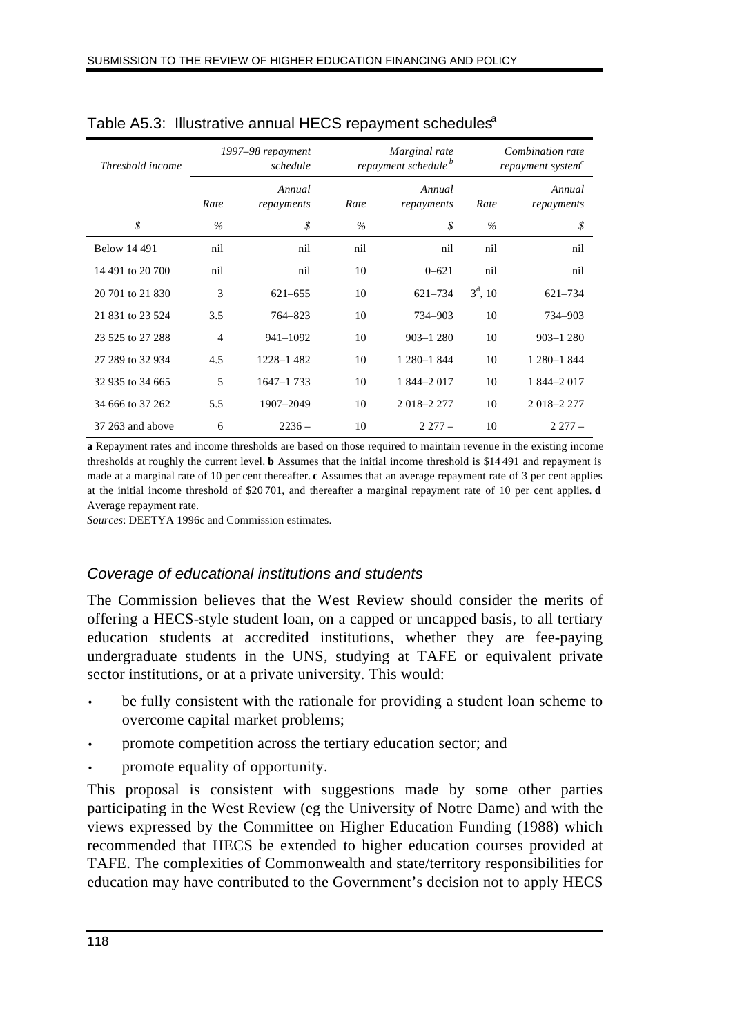Table A5.3: Illustrative annual HECS repayment schedules[a]

| *Threshold income* | *1997–98 repayment schedule* | | *Marginal rate repayment schedule*[b] | | *Combination rate repayment system*[c] | |
|---|---|---|---|---|---|---|
| | *Rate* | *Annual repayments* | *Rate* | *Annual repayments* | *Rate* | *Annual repayments* |
| *$* | *%* | *$* | *%* | *$* | *%* | *$* |
| Below 14 491 | nil | nil | nil | nil | nil | nil |
| 14 491 to 20 700 | nil | nil | 10 | 0–621 | nil | nil |
| 20 701 to 21 830 | 3 | 621–655 | 10 | 621–734 | 3[d], 10 | 621–734 |
| 21 831 to 23 524 | 3.5 | 764–823 | 10 | 734–903 | 10 | 734–903 |
| 23 525 to 27 288 | 4 | 941–1092 | 10 | 903–1 280 | 10 | 903–1 280 |
| 27 289 to 32 934 | 4.5 | 1228–1 482 | 10 | 1 280–1 844 | 10 | 1 280–1 844 |
| 32 935 to 34 665 | 5 | 1647–1 733 | 10 | 1 844–2 017 | 10 | 1 844–2 017 |
| 34 666 to 37 262 | 5.5 | 1907–2049 | 10 | 2 018–2 277 | 10 | 2 018–2 277 |
| 37 263 and above | 6 | 2236 – | 10 | 2 277 – | 10 | 2 277 – |

**a** Repayment rates and income thresholds are based on those required to maintain revenue in the existing income thresholds at roughly the current level. **b** Assumes that the initial income threshold is $14 491 and repayment is made at a marginal rate of 10 per cent thereafter. **c** Assumes that an average repayment rate of 3 per cent applies at the initial income threshold of $20 701, and thereafter a marginal repayment rate of 10 per cent applies. **d** Average repayment rate.

*Sources*: DEETYA 1996c and Commission estimates.

### *Coverage of educational institutions and students*

The Commission believes that the West Review should consider the merits of offering a HECS-style student loan, on a capped or uncapped basis, to all tertiary education students at accredited institutions, whether they are fee-paying undergraduate students in the UNS, studying at TAFE or equivalent private sector institutions, or at a private university. This would:

- be fully consistent with the rationale for providing a student loan scheme to overcome capital market problems;
- promote competition across the tertiary education sector; and
- promote equality of opportunity.

This proposal is consistent with suggestions made by some other parties participating in the West Review (eg the University of Notre Dame) and with the views expressed by the Committee on Higher Education Funding (1988) which recommended that HECS be extended to higher education courses provided at TAFE. The complexities of Commonwealth and state/territory responsibilities for education may have contributed to the Government's decision not to apply HECS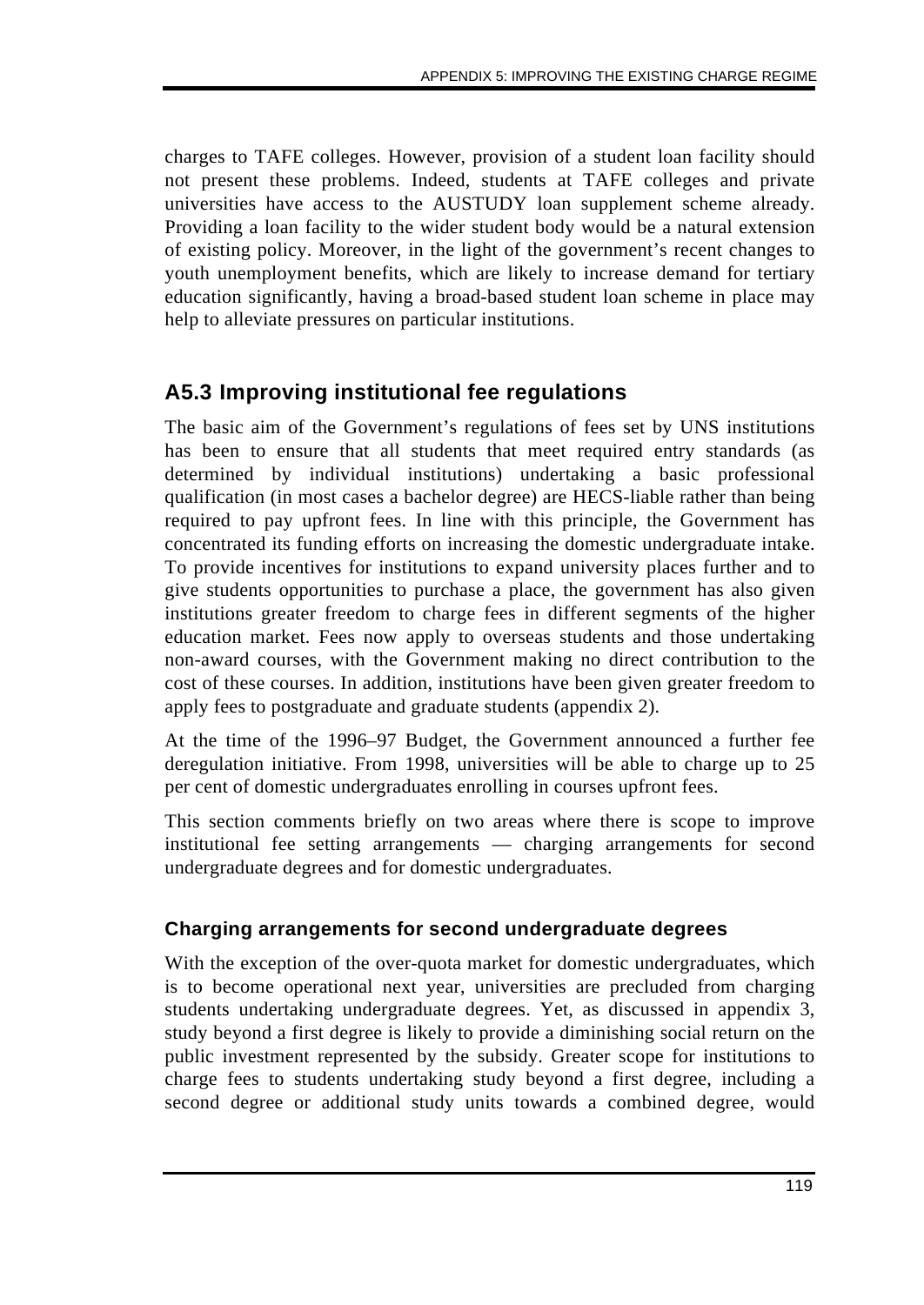charges to TAFE colleges. However, provision of a student loan facility should not present these problems. Indeed, students at TAFE colleges and private universities have access to the AUSTUDY loan supplement scheme already. Providing a loan facility to the wider student body would be a natural extension of existing policy. Moreover, in the light of the government's recent changes to youth unemployment benefits, which are likely to increase demand for tertiary education significantly, having a broad-based student loan scheme in place may help to alleviate pressures on particular institutions.

## A5.3 Improving institutional fee regulations

The basic aim of the Government's regulations of fees set by UNS institutions has been to ensure that all students that meet required entry standards (as determined by individual institutions) undertaking a basic professional qualification (in most cases a bachelor degree) are HECS-liable rather than being required to pay upfront fees. In line with this principle, the Government has concentrated its funding efforts on increasing the domestic undergraduate intake. To provide incentives for institutions to expand university places further and to give students opportunities to purchase a place, the government has also given institutions greater freedom to charge fees in different segments of the higher education market. Fees now apply to overseas students and those undertaking non-award courses, with the Government making no direct contribution to the cost of these courses. In addition, institutions have been given greater freedom to apply fees to postgraduate and graduate students (appendix 2).

At the time of the 1996–97 Budget, the Government announced a further fee deregulation initiative. From 1998, universities will be able to charge up to 25 per cent of domestic undergraduates enrolling in courses upfront fees.

This section comments briefly on two areas where there is scope to improve institutional fee setting arrangements — charging arrangements for second undergraduate degrees and for domestic undergraduates.

### Charging arrangements for second undergraduate degrees

With the exception of the over-quota market for domestic undergraduates, which is to become operational next year, universities are precluded from charging students undertaking undergraduate degrees. Yet, as discussed in appendix 3, study beyond a first degree is likely to provide a diminishing social return on the public investment represented by the subsidy. Greater scope for institutions to charge fees to students undertaking study beyond a first degree, including a second degree or additional study units towards a combined degree, would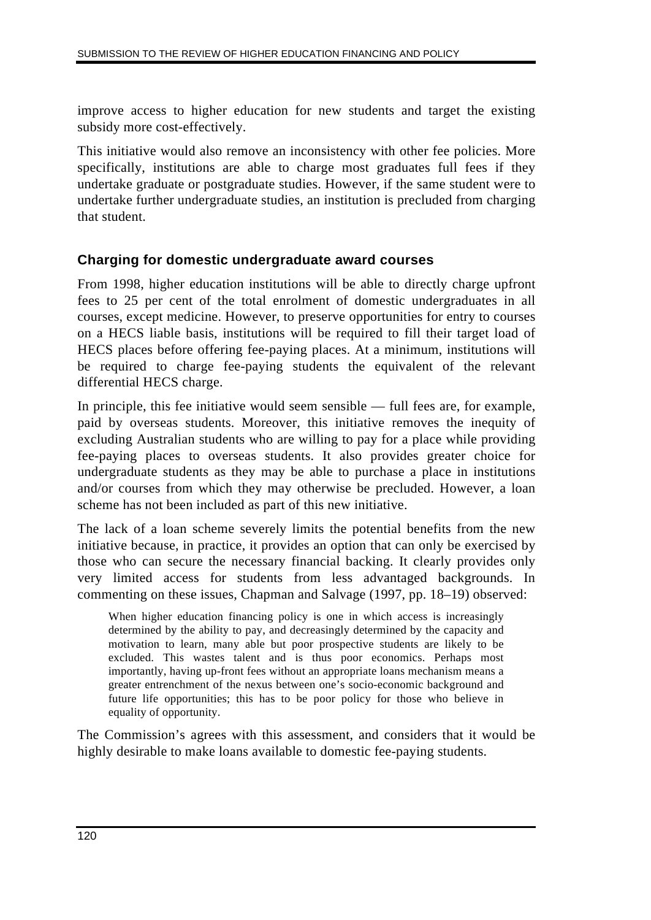improve access to higher education for new students and target the existing subsidy more cost-effectively.

This initiative would also remove an inconsistency with other fee policies. More specifically, institutions are able to charge most graduates full fees if they undertake graduate or postgraduate studies. However, if the same student were to undertake further undergraduate studies, an institution is precluded from charging that student.

### Charging for domestic undergraduate award courses

From 1998, higher education institutions will be able to directly charge upfront fees to 25 per cent of the total enrolment of domestic undergraduates in all courses, except medicine. However, to preserve opportunities for entry to courses on a HECS liable basis, institutions will be required to fill their target load of HECS places before offering fee-paying places. At a minimum, institutions will be required to charge fee-paying students the equivalent of the relevant differential HECS charge.

In principle, this fee initiative would seem sensible — full fees are, for example, paid by overseas students. Moreover, this initiative removes the inequity of excluding Australian students who are willing to pay for a place while providing fee-paying places to overseas students. It also provides greater choice for undergraduate students as they may be able to purchase a place in institutions and/or courses from which they may otherwise be precluded. However, a loan scheme has not been included as part of this new initiative.

The lack of a loan scheme severely limits the potential benefits from the new initiative because, in practice, it provides an option that can only be exercised by those who can secure the necessary financial backing. It clearly provides only very limited access for students from less advantaged backgrounds. In commenting on these issues, Chapman and Salvage (1997, pp. 18–19) observed:

> When higher education financing policy is one in which access is increasingly determined by the ability to pay, and decreasingly determined by the capacity and motivation to learn, many able but poor prospective students are likely to be excluded. This wastes talent and is thus poor economics. Perhaps most importantly, having up-front fees without an appropriate loans mechanism means a greater entrenchment of the nexus between one's socio-economic background and future life opportunities; this has to be poor policy for those who believe in equality of opportunity.

The Commission's agrees with this assessment, and considers that it would be highly desirable to make loans available to domestic fee-paying students.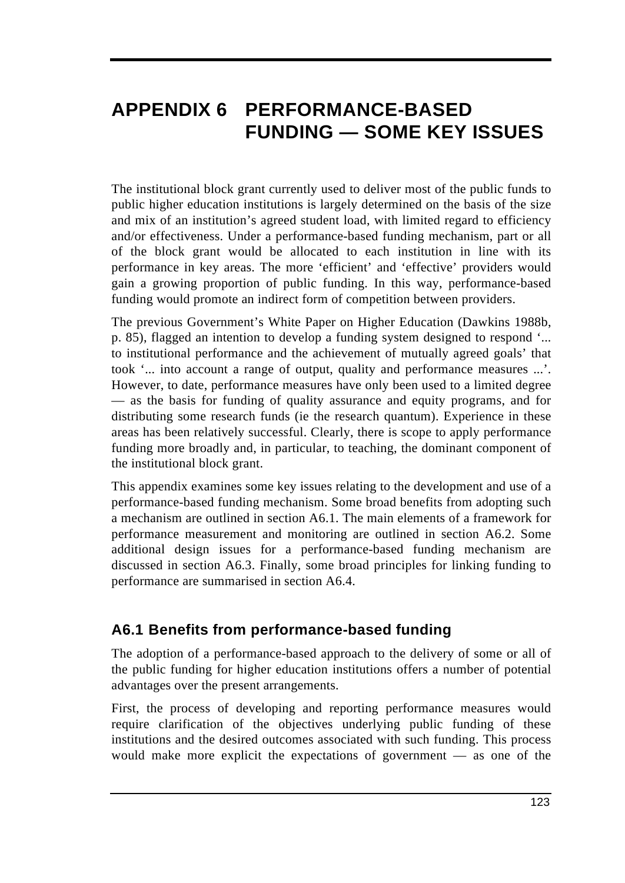# APPENDIX 6 PERFORMANCE-BASED FUNDING — SOME KEY ISSUES

The institutional block grant currently used to deliver most of the public funds to public higher education institutions is largely determined on the basis of the size and mix of an institution's agreed student load, with limited regard to efficiency and/or effectiveness. Under a performance-based funding mechanism, part or all of the block grant would be allocated to each institution in line with its performance in key areas. The more 'efficient' and 'effective' providers would gain a growing proportion of public funding. In this way, performance-based funding would promote an indirect form of competition between providers.

The previous Government's White Paper on Higher Education (Dawkins 1988b, p. 85), flagged an intention to develop a funding system designed to respond '... to institutional performance and the achievement of mutually agreed goals' that took '... into account a range of output, quality and performance measures ...'. However, to date, performance measures have only been used to a limited degree — as the basis for funding of quality assurance and equity programs, and for distributing some research funds (ie the research quantum). Experience in these areas has been relatively successful. Clearly, there is scope to apply performance funding more broadly and, in particular, to teaching, the dominant component of the institutional block grant.

This appendix examines some key issues relating to the development and use of a performance-based funding mechanism. Some broad benefits from adopting such a mechanism are outlined in section A6.1. The main elements of a framework for performance measurement and monitoring are outlined in section A6.2. Some additional design issues for a performance-based funding mechanism are discussed in section A6.3. Finally, some broad principles for linking funding to performance are summarised in section A6.4.

## A6.1 Benefits from performance-based funding

The adoption of a performance-based approach to the delivery of some or all of the public funding for higher education institutions offers a number of potential advantages over the present arrangements.

First, the process of developing and reporting performance measures would require clarification of the objectives underlying public funding of these institutions and the desired outcomes associated with such funding. This process would make more explicit the expectations of government — as one of the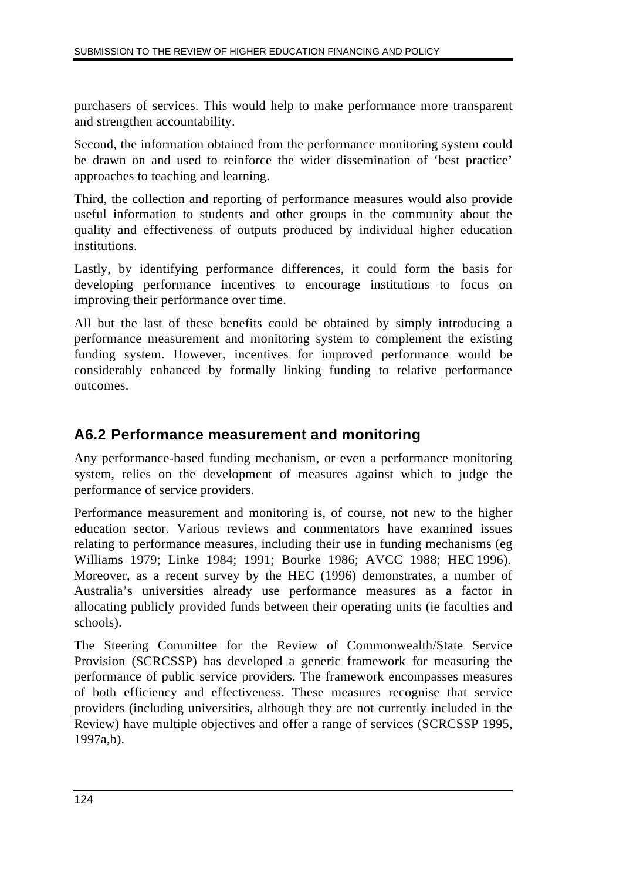purchasers of services. This would help to make performance more transparent and strengthen accountability.

Second, the information obtained from the performance monitoring system could be drawn on and used to reinforce the wider dissemination of 'best practice' approaches to teaching and learning.

Third, the collection and reporting of performance measures would also provide useful information to students and other groups in the community about the quality and effectiveness of outputs produced by individual higher education institutions.

Lastly, by identifying performance differences, it could form the basis for developing performance incentives to encourage institutions to focus on improving their performance over time.

All but the last of these benefits could be obtained by simply introducing a performance measurement and monitoring system to complement the existing funding system. However, incentives for improved performance would be considerably enhanced by formally linking funding to relative performance outcomes.

## A6.2 Performance measurement and monitoring

Any performance-based funding mechanism, or even a performance monitoring system, relies on the development of measures against which to judge the performance of service providers.

Performance measurement and monitoring is, of course, not new to the higher education sector. Various reviews and commentators have examined issues relating to performance measures, including their use in funding mechanisms (eg Williams 1979; Linke 1984; 1991; Bourke 1986; AVCC 1988; HEC 1996). Moreover, as a recent survey by the HEC (1996) demonstrates, a number of Australia's universities already use performance measures as a factor in allocating publicly provided funds between their operating units (ie faculties and schools).

The Steering Committee for the Review of Commonwealth/State Service Provision (SCRCSSP) has developed a generic framework for measuring the performance of public service providers. The framework encompasses measures of both efficiency and effectiveness. These measures recognise that service providers (including universities, although they are not currently included in the Review) have multiple objectives and offer a range of services (SCRCSSP 1995, 1997a,b).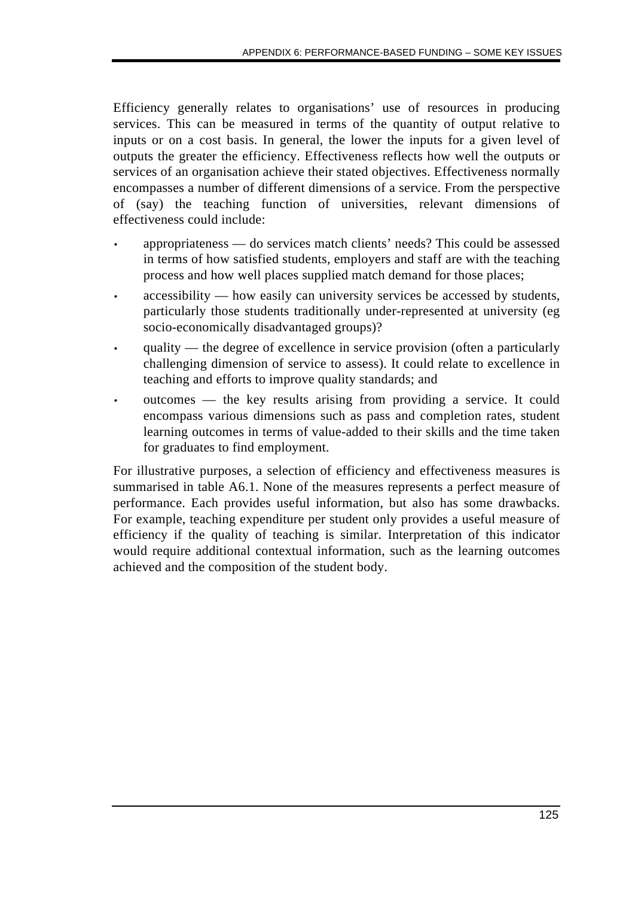Efficiency generally relates to organisations' use of resources in producing services. This can be measured in terms of the quantity of output relative to inputs or on a cost basis. In general, the lower the inputs for a given level of outputs the greater the efficiency. Effectiveness reflects how well the outputs or services of an organisation achieve their stated objectives. Effectiveness normally encompasses a number of different dimensions of a service. From the perspective of (say) the teaching function of universities, relevant dimensions of effectiveness could include:

- appropriateness — do services match clients' needs? This could be assessed in terms of how satisfied students, employers and staff are with the teaching process and how well places supplied match demand for those places;
- accessibility — how easily can university services be accessed by students, particularly those students traditionally under-represented at university (eg socio-economically disadvantaged groups)?
- quality — the degree of excellence in service provision (often a particularly challenging dimension of service to assess). It could relate to excellence in teaching and efforts to improve quality standards; and
- outcomes — the key results arising from providing a service. It could encompass various dimensions such as pass and completion rates, student learning outcomes in terms of value-added to their skills and the time taken for graduates to find employment.

For illustrative purposes, a selection of efficiency and effectiveness measures is summarised in table A6.1. None of the measures represents a perfect measure of performance. Each provides useful information, but also has some drawbacks. For example, teaching expenditure per student only provides a useful measure of efficiency if the quality of teaching is similar. Interpretation of this indicator would require additional contextual information, such as the learning outcomes achieved and the composition of the student body.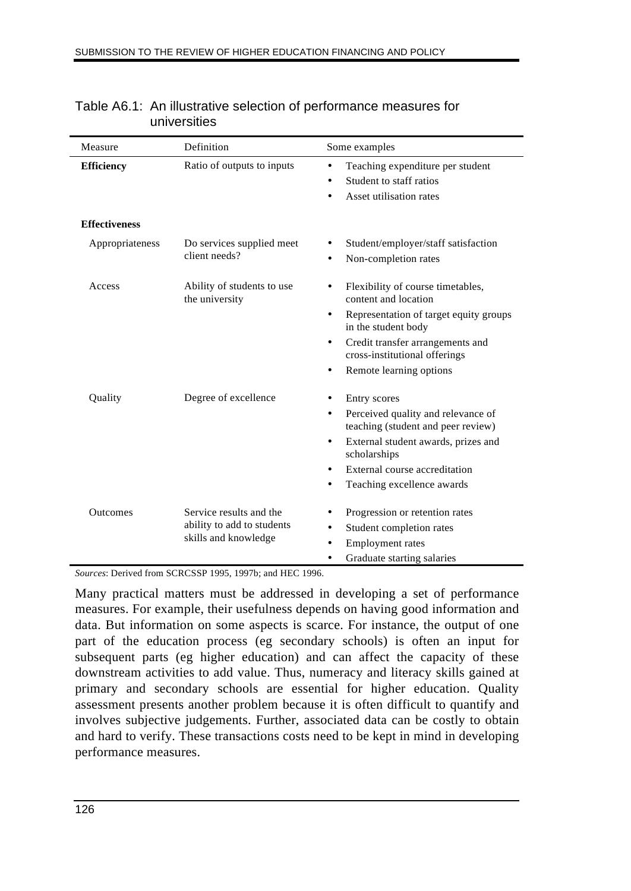Table A6.1: An illustrative selection of performance measures for universities

| Measure | Definition | Some examples |
|---|---|---|
| **Efficiency** | Ratio of outputs to inputs | • Teaching expenditure per student<br>• Student to staff ratios<br>• Asset utilisation rates |
| **Effectiveness** | | |
| Appropriateness | Do services supplied meet client needs? | • Student/employer/staff satisfaction<br>• Non-completion rates |
| Access | Ability of students to use the university | • Flexibility of course timetables, content and location<br>• Representation of target equity groups in the student body<br>• Credit transfer arrangements and cross-institutional offerings<br>• Remote learning options |
| Quality | Degree of excellence | • Entry scores<br>• Perceived quality and relevance of teaching (student and peer review)<br>• External student awards, prizes and scholarships<br>• External course accreditation<br>• Teaching excellence awards |
| Outcomes | Service results and the ability to add to students skills and knowledge | • Progression or retention rates<br>• Student completion rates<br>• Employment rates<br>• Graduate starting salaries |

*Sources*: Derived from SCRCSSP 1995, 1997b; and HEC 1996.

Many practical matters must be addressed in developing a set of performance measures. For example, their usefulness depends on having good information and data. But information on some aspects is scarce. For instance, the output of one part of the education process (eg secondary schools) is often an input for subsequent parts (eg higher education) and can affect the capacity of these downstream activities to add value. Thus, numeracy and literacy skills gained at primary and secondary schools are essential for higher education. Quality assessment presents another problem because it is often difficult to quantify and involves subjective judgements. Further, associated data can be costly to obtain and hard to verify. These transactions costs need to be kept in mind in developing performance measures.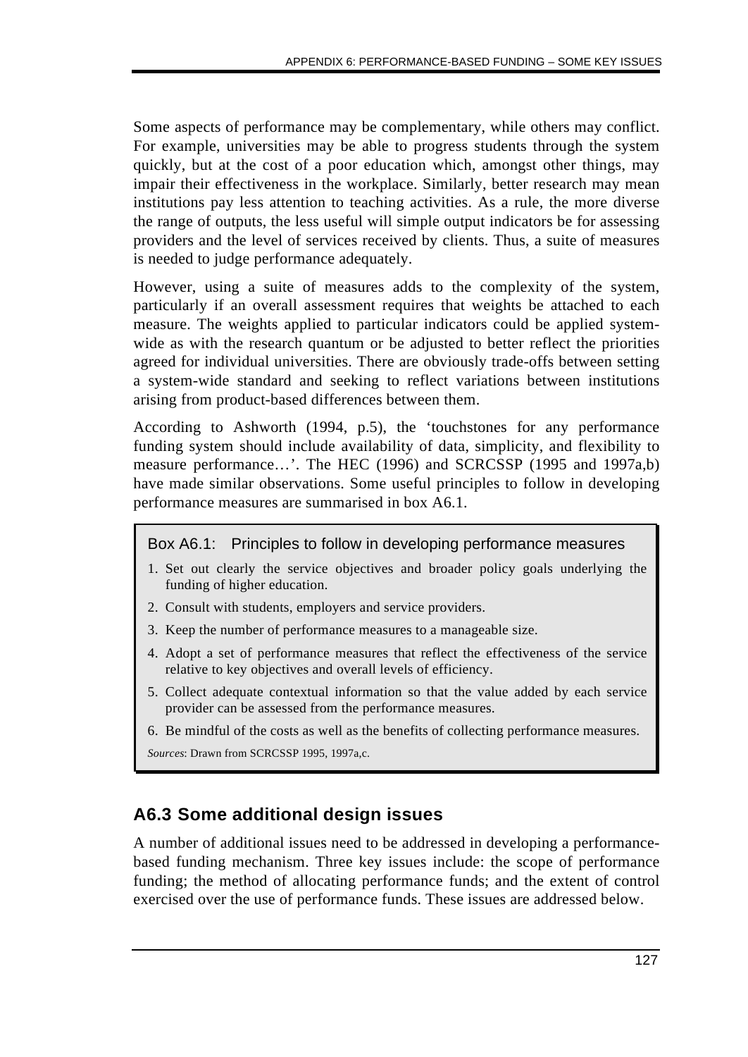Some aspects of performance may be complementary, while others may conflict. For example, universities may be able to progress students through the system quickly, but at the cost of a poor education which, amongst other things, may impair their effectiveness in the workplace. Similarly, better research may mean institutions pay less attention to teaching activities. As a rule, the more diverse the range of outputs, the less useful will simple output indicators be for assessing providers and the level of services received by clients. Thus, a suite of measures is needed to judge performance adequately.

However, using a suite of measures adds to the complexity of the system, particularly if an overall assessment requires that weights be attached to each measure. The weights applied to particular indicators could be applied system-wide as with the research quantum or be adjusted to better reflect the priorities agreed for individual universities. There are obviously trade-offs between setting a system-wide standard and seeking to reflect variations between institutions arising from product-based differences between them.

According to Ashworth (1994, p.5), the 'touchstones for any performance funding system should include availability of data, simplicity, and flexibility to measure performance…'. The HEC (1996) and SCRCSSP (1995 and 1997a,b) have made similar observations. Some useful principles to follow in developing performance measures are summarised in box A6.1.

**Box A6.1: Principles to follow in developing performance measures**

1. Set out clearly the service objectives and broader policy goals underlying the funding of higher education.
2. Consult with students, employers and service providers.
3. Keep the number of performance measures to a manageable size.
4. Adopt a set of performance measures that reflect the effectiveness of the service relative to key objectives and overall levels of efficiency.
5. Collect adequate contextual information so that the value added by each service provider can be assessed from the performance measures.
6. Be mindful of the costs as well as the benefits of collecting performance measures.

*Sources*: Drawn from SCRCSSP 1995, 1997a,c.

## A6.3 Some additional design issues

A number of additional issues need to be addressed in developing a performance-based funding mechanism. Three key issues include: the scope of performance funding; the method of allocating performance funds; and the extent of control exercised over the use of performance funds. These issues are addressed below.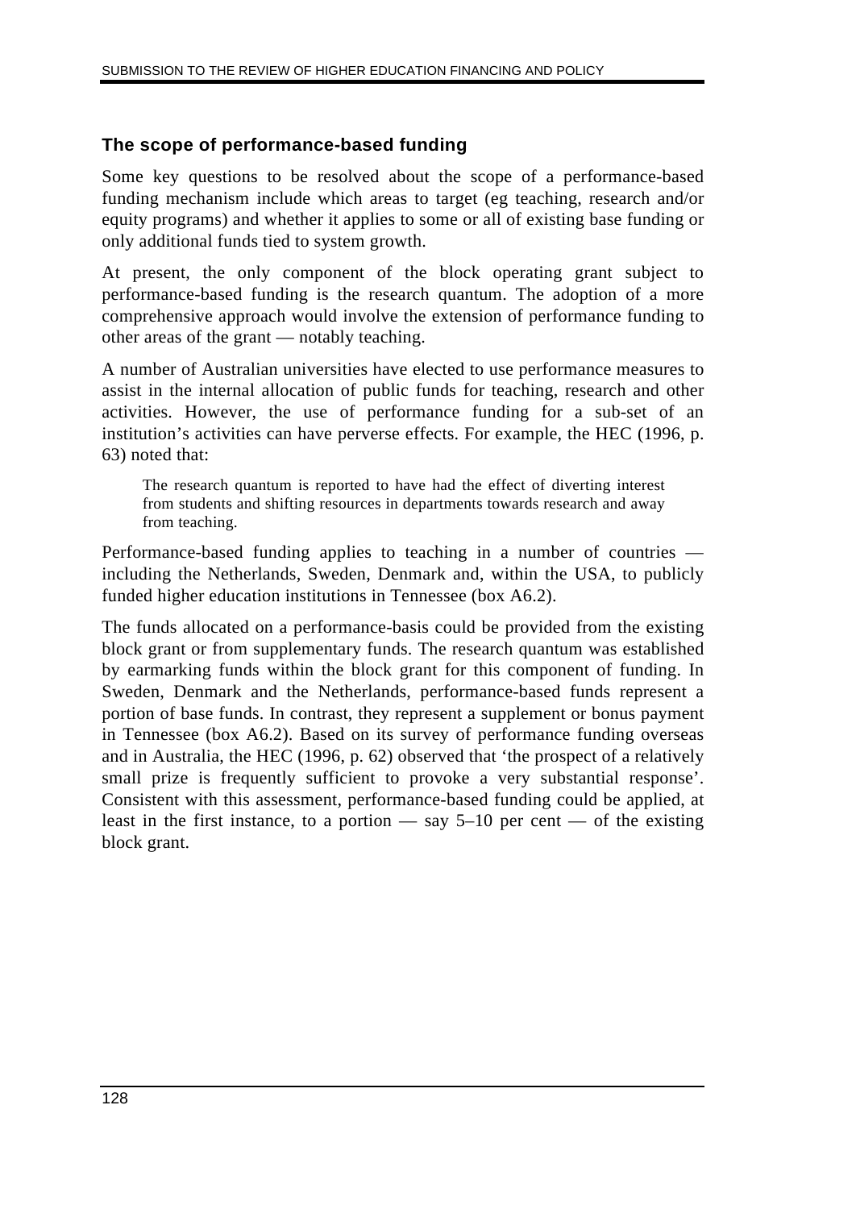### The scope of performance-based funding

Some key questions to be resolved about the scope of a performance-based funding mechanism include which areas to target (eg teaching, research and/or equity programs) and whether it applies to some or all of existing base funding or only additional funds tied to system growth.

At present, the only component of the block operating grant subject to performance-based funding is the research quantum. The adoption of a more comprehensive approach would involve the extension of performance funding to other areas of the grant — notably teaching.

A number of Australian universities have elected to use performance measures to assist in the internal allocation of public funds for teaching, research and other activities. However, the use of performance funding for a sub-set of an institution's activities can have perverse effects. For example, the HEC (1996, p. 63) noted that:

> The research quantum is reported to have had the effect of diverting interest from students and shifting resources in departments towards research and away from teaching.

Performance-based funding applies to teaching in a number of countries — including the Netherlands, Sweden, Denmark and, within the USA, to publicly funded higher education institutions in Tennessee (box A6.2).

The funds allocated on a performance-basis could be provided from the existing block grant or from supplementary funds. The research quantum was established by earmarking funds within the block grant for this component of funding. In Sweden, Denmark and the Netherlands, performance-based funds represent a portion of base funds. In contrast, they represent a supplement or bonus payment in Tennessee (box A6.2). Based on its survey of performance funding overseas and in Australia, the HEC (1996, p. 62) observed that 'the prospect of a relatively small prize is frequently sufficient to provoke a very substantial response'. Consistent with this assessment, performance-based funding could be applied, at least in the first instance, to a portion — say 5–10 per cent — of the existing block grant.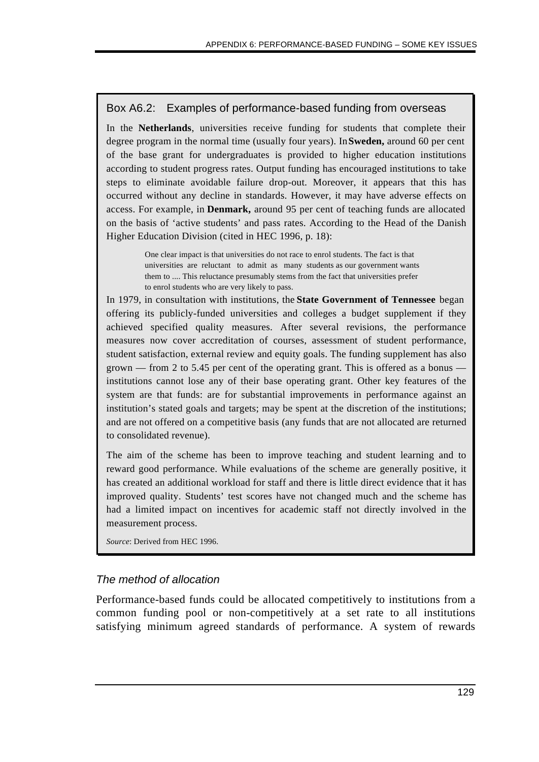### Box A6.2: Examples of performance-based funding from overseas

In the **Netherlands**, universities receive funding for students that complete their degree program in the normal time (usually four years). In **Sweden,** around 60 per cent of the base grant for undergraduates is provided to higher education institutions according to student progress rates. Output funding has encouraged institutions to take steps to eliminate avoidable failure drop-out. Moreover, it appears that this has occurred without any decline in standards. However, it may have adverse effects on access. For example, in **Denmark,** around 95 per cent of teaching funds are allocated on the basis of 'active students' and pass rates. According to the Head of the Danish Higher Education Division (cited in HEC 1996, p. 18):

> One clear impact is that universities do not race to enrol students. The fact is that universities are reluctant to admit as many students as our government wants them to .... This reluctance presumably stems from the fact that universities prefer to enrol students who are very likely to pass.

In 1979, in consultation with institutions, the **State Government of Tennessee** began offering its publicly-funded universities and colleges a budget supplement if they achieved specified quality measures. After several revisions, the performance measures now cover accreditation of courses, assessment of student performance, student satisfaction, external review and equity goals. The funding supplement has also grown — from 2 to 5.45 per cent of the operating grant. This is offered as a bonus — institutions cannot lose any of their base operating grant. Other key features of the system are that funds: are for substantial improvements in performance against an institution's stated goals and targets; may be spent at the discretion of the institutions; and are not offered on a competitive basis (any funds that are not allocated are returned to consolidated revenue).

The aim of the scheme has been to improve teaching and student learning and to reward good performance. While evaluations of the scheme are generally positive, it has created an additional workload for staff and there is little direct evidence that it has improved quality. Students' test scores have not changed much and the scheme has had a limited impact on incentives for academic staff not directly involved in the measurement process.

*Source*: Derived from HEC 1996.

#### *The method of allocation*

Performance-based funds could be allocated competitively to institutions from a common funding pool or non-competitively at a set rate to all institutions satisfying minimum agreed standards of performance. A system of rewards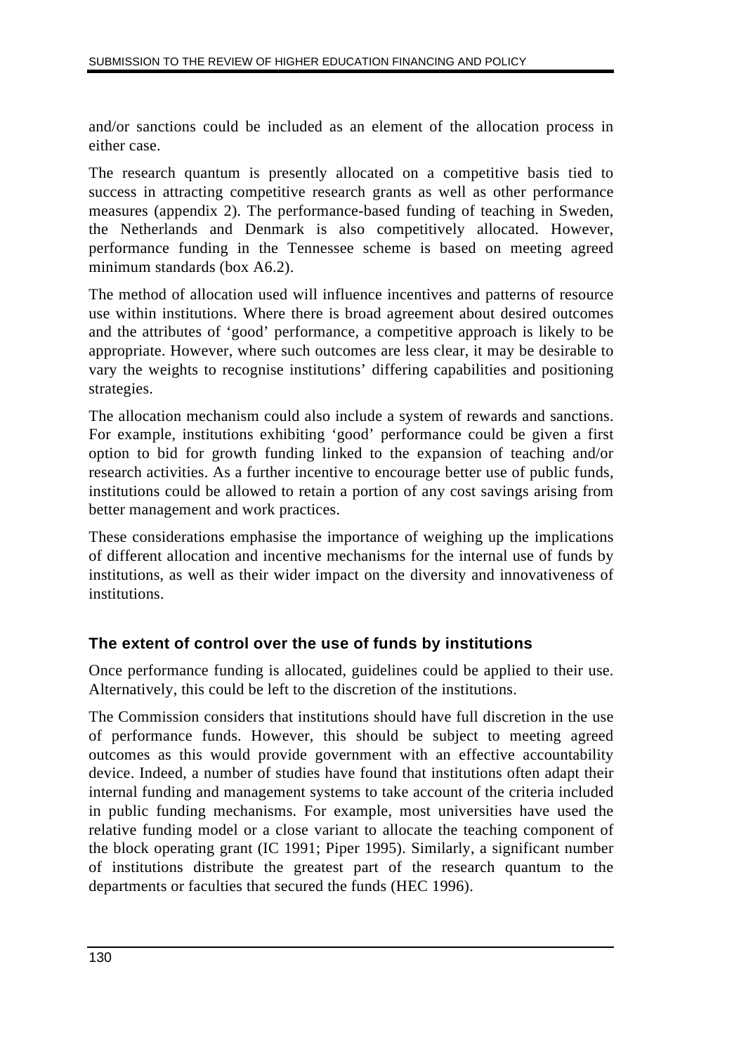and/or sanctions could be included as an element of the allocation process in either case.

The research quantum is presently allocated on a competitive basis tied to success in attracting competitive research grants as well as other performance measures (appendix 2). The performance-based funding of teaching in Sweden, the Netherlands and Denmark is also competitively allocated. However, performance funding in the Tennessee scheme is based on meeting agreed minimum standards (box A6.2).

The method of allocation used will influence incentives and patterns of resource use within institutions. Where there is broad agreement about desired outcomes and the attributes of 'good' performance, a competitive approach is likely to be appropriate. However, where such outcomes are less clear, it may be desirable to vary the weights to recognise institutions' differing capabilities and positioning strategies.

The allocation mechanism could also include a system of rewards and sanctions. For example, institutions exhibiting 'good' performance could be given a first option to bid for growth funding linked to the expansion of teaching and/or research activities. As a further incentive to encourage better use of public funds, institutions could be allowed to retain a portion of any cost savings arising from better management and work practices.

These considerations emphasise the importance of weighing up the implications of different allocation and incentive mechanisms for the internal use of funds by institutions, as well as their wider impact on the diversity and innovativeness of institutions.

### The extent of control over the use of funds by institutions

Once performance funding is allocated, guidelines could be applied to their use. Alternatively, this could be left to the discretion of the institutions.

The Commission considers that institutions should have full discretion in the use of performance funds. However, this should be subject to meeting agreed outcomes as this would provide government with an effective accountability device. Indeed, a number of studies have found that institutions often adapt their internal funding and management systems to take account of the criteria included in public funding mechanisms. For example, most universities have used the relative funding model or a close variant to allocate the teaching component of the block operating grant (IC 1991; Piper 1995). Similarly, a significant number of institutions distribute the greatest part of the research quantum to the departments or faculties that secured the funds (HEC 1996).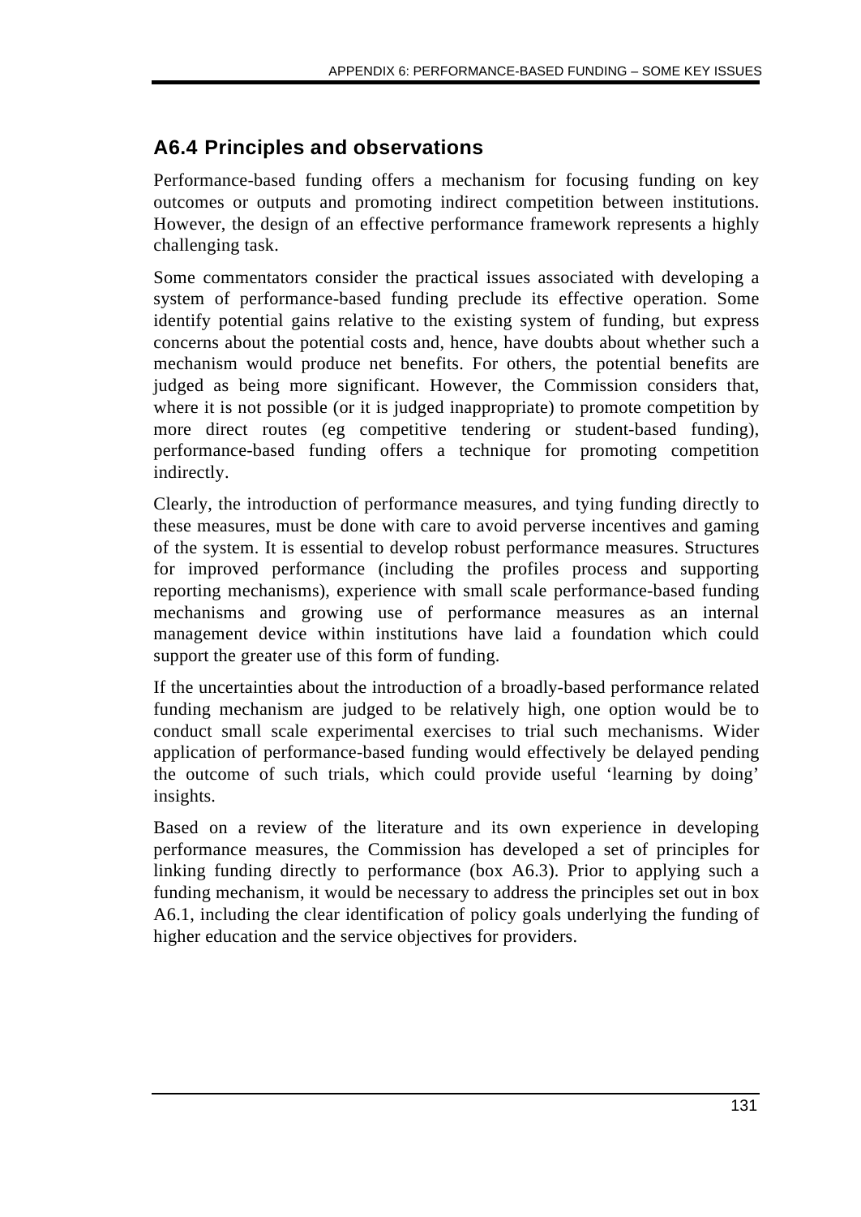## A6.4 Principles and observations

Performance-based funding offers a mechanism for focusing funding on key outcomes or outputs and promoting indirect competition between institutions. However, the design of an effective performance framework represents a highly challenging task.

Some commentators consider the practical issues associated with developing a system of performance-based funding preclude its effective operation. Some identify potential gains relative to the existing system of funding, but express concerns about the potential costs and, hence, have doubts about whether such a mechanism would produce net benefits. For others, the potential benefits are judged as being more significant. However, the Commission considers that, where it is not possible (or it is judged inappropriate) to promote competition by more direct routes (eg competitive tendering or student-based funding), performance-based funding offers a technique for promoting competition indirectly.

Clearly, the introduction of performance measures, and tying funding directly to these measures, must be done with care to avoid perverse incentives and gaming of the system. It is essential to develop robust performance measures. Structures for improved performance (including the profiles process and supporting reporting mechanisms), experience with small scale performance-based funding mechanisms and growing use of performance measures as an internal management device within institutions have laid a foundation which could support the greater use of this form of funding.

If the uncertainties about the introduction of a broadly-based performance related funding mechanism are judged to be relatively high, one option would be to conduct small scale experimental exercises to trial such mechanisms. Wider application of performance-based funding would effectively be delayed pending the outcome of such trials, which could provide useful 'learning by doing' insights.

Based on a review of the literature and its own experience in developing performance measures, the Commission has developed a set of principles for linking funding directly to performance (box A6.3). Prior to applying such a funding mechanism, it would be necessary to address the principles set out in box A6.1, including the clear identification of policy goals underlying the funding of higher education and the service objectives for providers.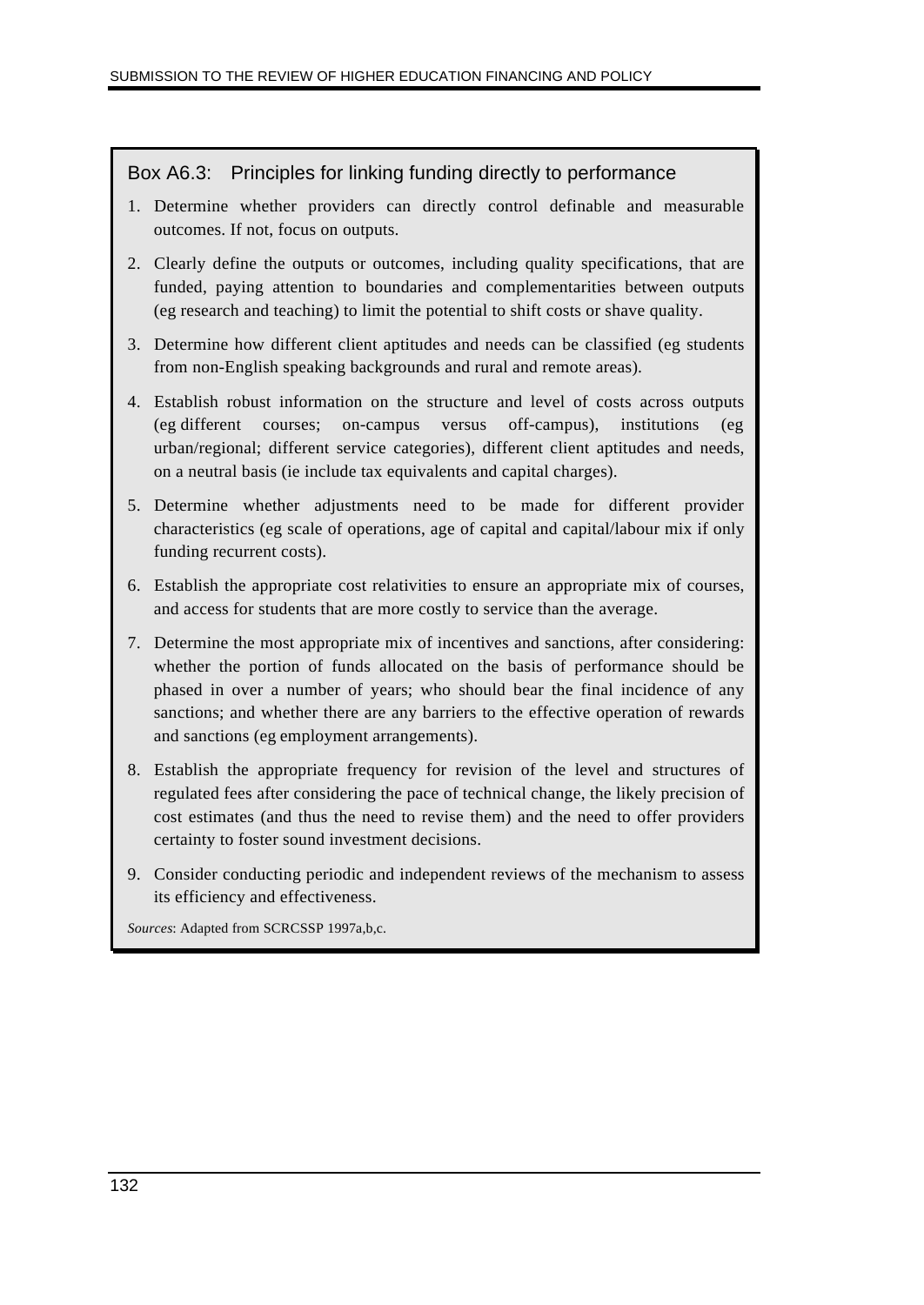### Box A6.3: Principles for linking funding directly to performance

1. Determine whether providers can directly control definable and measurable outcomes. If not, focus on outputs.
2. Clearly define the outputs or outcomes, including quality specifications, that are funded, paying attention to boundaries and complementarities between outputs (eg research and teaching) to limit the potential to shift costs or shave quality.
3. Determine how different client aptitudes and needs can be classified (eg students from non-English speaking backgrounds and rural and remote areas).
4. Establish robust information on the structure and level of costs across outputs (eg different courses; on-campus versus off-campus), institutions (eg urban/regional; different service categories), different client aptitudes and needs, on a neutral basis (ie include tax equivalents and capital charges).
5. Determine whether adjustments need to be made for different provider characteristics (eg scale of operations, age of capital and capital/labour mix if only funding recurrent costs).
6. Establish the appropriate cost relativities to ensure an appropriate mix of courses, and access for students that are more costly to service than the average.
7. Determine the most appropriate mix of incentives and sanctions, after considering: whether the portion of funds allocated on the basis of performance should be phased in over a number of years; who should bear the final incidence of any sanctions; and whether there are any barriers to the effective operation of rewards and sanctions (eg employment arrangements).
8. Establish the appropriate frequency for revision of the level and structures of regulated fees after considering the pace of technical change, the likely precision of cost estimates (and thus the need to revise them) and the need to offer providers certainty to foster sound investment decisions.
9. Consider conducting periodic and independent reviews of the mechanism to assess its efficiency and effectiveness.

*Sources*: Adapted from SCRCSSP 1997a,b,c.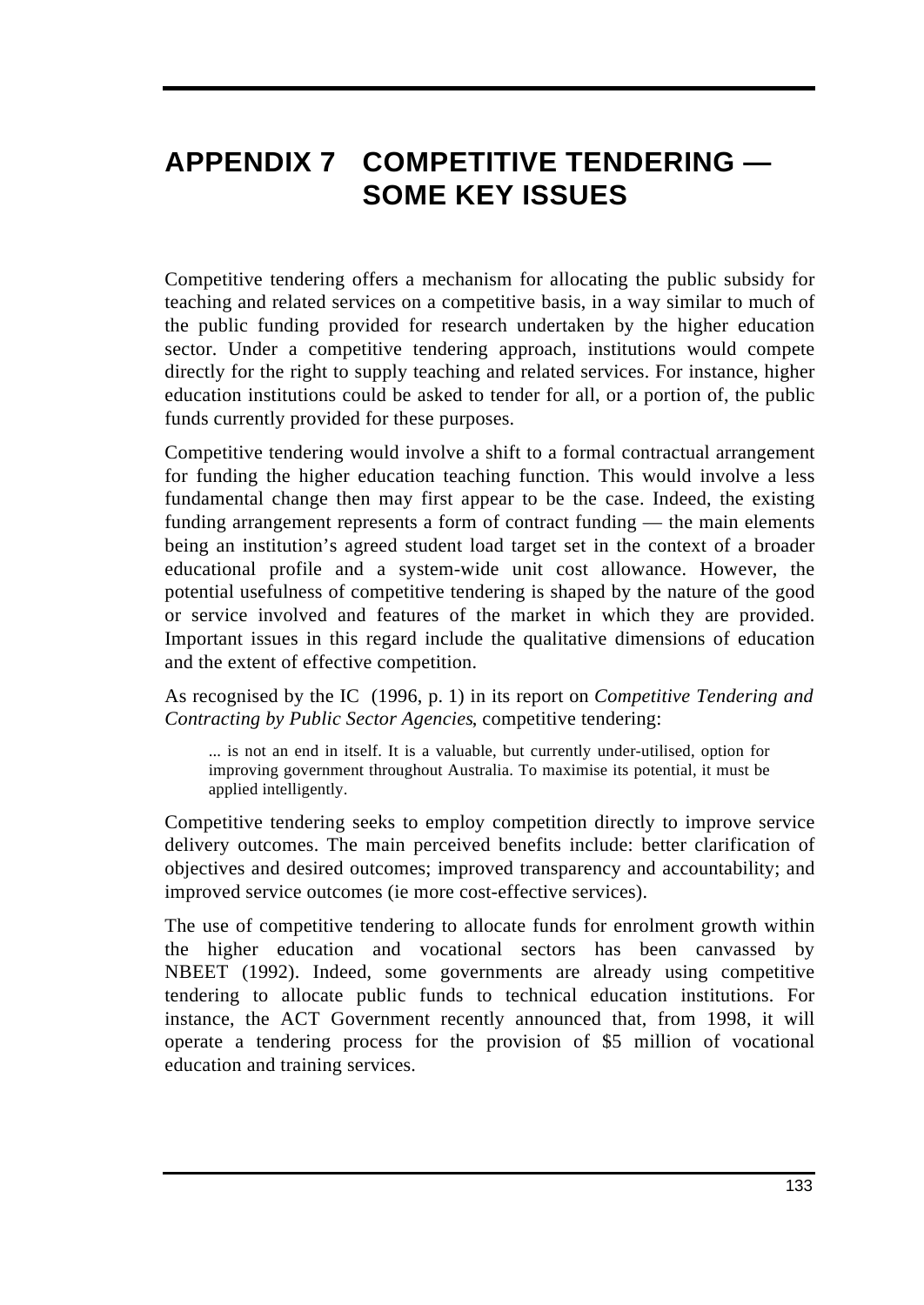# APPENDIX 7 COMPETITIVE TENDERING — SOME KEY ISSUES

Competitive tendering offers a mechanism for allocating the public subsidy for teaching and related services on a competitive basis, in a way similar to much of the public funding provided for research undertaken by the higher education sector. Under a competitive tendering approach, institutions would compete directly for the right to supply teaching and related services. For instance, higher education institutions could be asked to tender for all, or a portion of, the public funds currently provided for these purposes.

Competitive tendering would involve a shift to a formal contractual arrangement for funding the higher education teaching function. This would involve a less fundamental change then may first appear to be the case. Indeed, the existing funding arrangement represents a form of contract funding — the main elements being an institution's agreed student load target set in the context of a broader educational profile and a system-wide unit cost allowance. However, the potential usefulness of competitive tendering is shaped by the nature of the good or service involved and features of the market in which they are provided. Important issues in this regard include the qualitative dimensions of education and the extent of effective competition.

As recognised by the IC (1996, p. 1) in its report on *Competitive Tendering and Contracting by Public Sector Agencies*, competitive tendering:

> ... is not an end in itself. It is a valuable, but currently under-utilised, option for improving government throughout Australia. To maximise its potential, it must be applied intelligently.

Competitive tendering seeks to employ competition directly to improve service delivery outcomes. The main perceived benefits include: better clarification of objectives and desired outcomes; improved transparency and accountability; and improved service outcomes (ie more cost-effective services).

The use of competitive tendering to allocate funds for enrolment growth within the higher education and vocational sectors has been canvassed by NBEET (1992). Indeed, some governments are already using competitive tendering to allocate public funds to technical education institutions. For instance, the ACT Government recently announced that, from 1998, it will operate a tendering process for the provision of $5 million of vocational education and training services.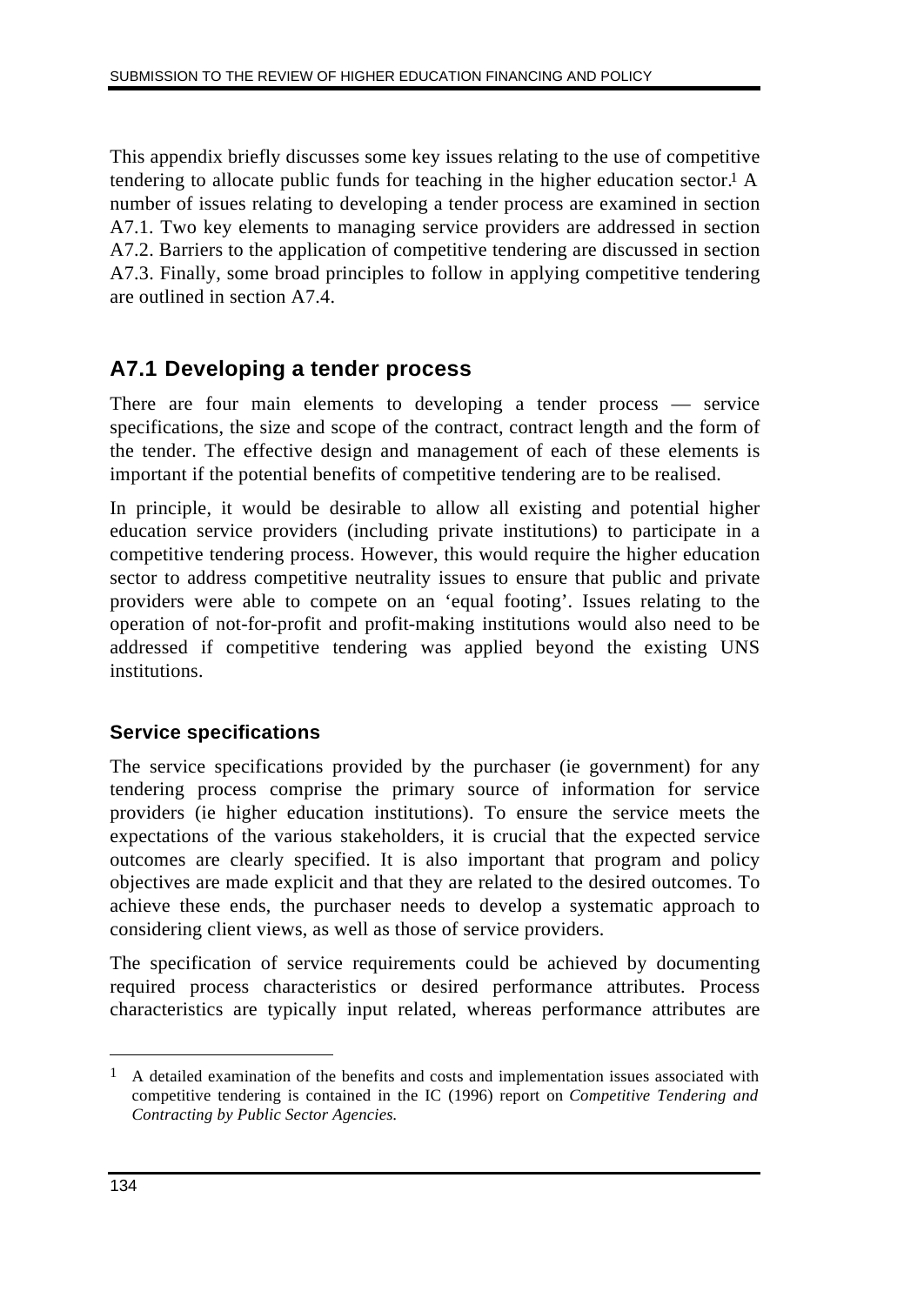This appendix briefly discusses some key issues relating to the use of competitive tendering to allocate public funds for teaching in the higher education sector.[1] A number of issues relating to developing a tender process are examined in section A7.1. Two key elements to managing service providers are addressed in section A7.2. Barriers to the application of competitive tendering are discussed in section A7.3. Finally, some broad principles to follow in applying competitive tendering are outlined in section A7.4.

## A7.1 Developing a tender process

There are four main elements to developing a tender process — service specifications, the size and scope of the contract, contract length and the form of the tender. The effective design and management of each of these elements is important if the potential benefits of competitive tendering are to be realised.

In principle, it would be desirable to allow all existing and potential higher education service providers (including private institutions) to participate in a competitive tendering process. However, this would require the higher education sector to address competitive neutrality issues to ensure that public and private providers were able to compete on an 'equal footing'. Issues relating to the operation of not-for-profit and profit-making institutions would also need to be addressed if competitive tendering was applied beyond the existing UNS institutions.

### Service specifications

The service specifications provided by the purchaser (ie government) for any tendering process comprise the primary source of information for service providers (ie higher education institutions). To ensure the service meets the expectations of the various stakeholders, it is crucial that the expected service outcomes are clearly specified. It is also important that program and policy objectives are made explicit and that they are related to the desired outcomes. To achieve these ends, the purchaser needs to develop a systematic approach to considering client views, as well as those of service providers.

The specification of service requirements could be achieved by documenting required process characteristics or desired performance attributes. Process characteristics are typically input related, whereas performance attributes are

---

[1] A detailed examination of the benefits and costs and implementation issues associated with competitive tendering is contained in the IC (1996) report on *Competitive Tendering and Contracting by Public Sector Agencies.*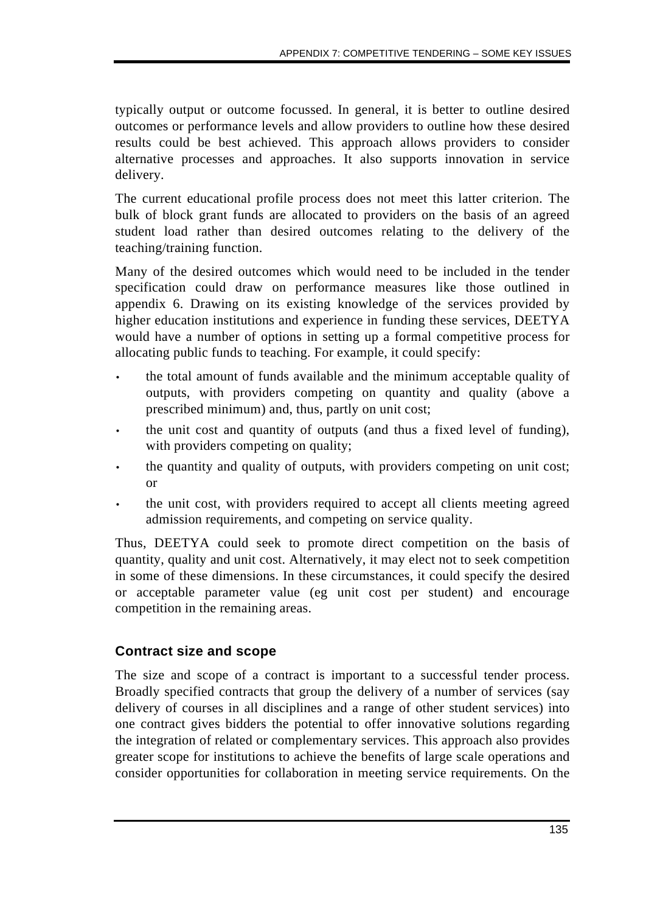typically output or outcome focussed. In general, it is better to outline desired outcomes or performance levels and allow providers to outline how these desired results could be best achieved. This approach allows providers to consider alternative processes and approaches. It also supports innovation in service delivery.

The current educational profile process does not meet this latter criterion. The bulk of block grant funds are allocated to providers on the basis of an agreed student load rather than desired outcomes relating to the delivery of the teaching/training function.

Many of the desired outcomes which would need to be included in the tender specification could draw on performance measures like those outlined in appendix 6. Drawing on its existing knowledge of the services provided by higher education institutions and experience in funding these services, DEETYA would have a number of options in setting up a formal competitive process for allocating public funds to teaching. For example, it could specify:

- the total amount of funds available and the minimum acceptable quality of outputs, with providers competing on quantity and quality (above a prescribed minimum) and, thus, partly on unit cost;
- the unit cost and quantity of outputs (and thus a fixed level of funding), with providers competing on quality;
- the quantity and quality of outputs, with providers competing on unit cost; or
- the unit cost, with providers required to accept all clients meeting agreed admission requirements, and competing on service quality.

Thus, DEETYA could seek to promote direct competition on the basis of quantity, quality and unit cost. Alternatively, it may elect not to seek competition in some of these dimensions. In these circumstances, it could specify the desired or acceptable parameter value (eg unit cost per student) and encourage competition in the remaining areas.

### Contract size and scope

The size and scope of a contract is important to a successful tender process. Broadly specified contracts that group the delivery of a number of services (say delivery of courses in all disciplines and a range of other student services) into one contract gives bidders the potential to offer innovative solutions regarding the integration of related or complementary services. This approach also provides greater scope for institutions to achieve the benefits of large scale operations and consider opportunities for collaboration in meeting service requirements. On the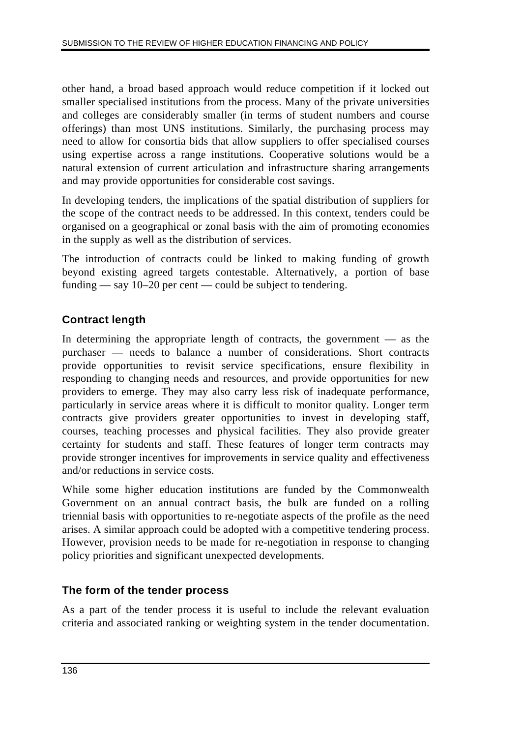other hand, a broad based approach would reduce competition if it locked out smaller specialised institutions from the process. Many of the private universities and colleges are considerably smaller (in terms of student numbers and course offerings) than most UNS institutions. Similarly, the purchasing process may need to allow for consortia bids that allow suppliers to offer specialised courses using expertise across a range institutions. Cooperative solutions would be a natural extension of current articulation and infrastructure sharing arrangements and may provide opportunities for considerable cost savings.

In developing tenders, the implications of the spatial distribution of suppliers for the scope of the contract needs to be addressed. In this context, tenders could be organised on a geographical or zonal basis with the aim of promoting economies in the supply as well as the distribution of services.

The introduction of contracts could be linked to making funding of growth beyond existing agreed targets contestable. Alternatively, a portion of base funding — say 10–20 per cent — could be subject to tendering.

### Contract length

In determining the appropriate length of contracts, the government — as the purchaser — needs to balance a number of considerations. Short contracts provide opportunities to revisit service specifications, ensure flexibility in responding to changing needs and resources, and provide opportunities for new providers to emerge. They may also carry less risk of inadequate performance, particularly in service areas where it is difficult to monitor quality. Longer term contracts give providers greater opportunities to invest in developing staff, courses, teaching processes and physical facilities. They also provide greater certainty for students and staff. These features of longer term contracts may provide stronger incentives for improvements in service quality and effectiveness and/or reductions in service costs.

While some higher education institutions are funded by the Commonwealth Government on an annual contract basis, the bulk are funded on a rolling triennial basis with opportunities to re-negotiate aspects of the profile as the need arises. A similar approach could be adopted with a competitive tendering process. However, provision needs to be made for re-negotiation in response to changing policy priorities and significant unexpected developments.

### The form of the tender process

As a part of the tender process it is useful to include the relevant evaluation criteria and associated ranking or weighting system in the tender documentation.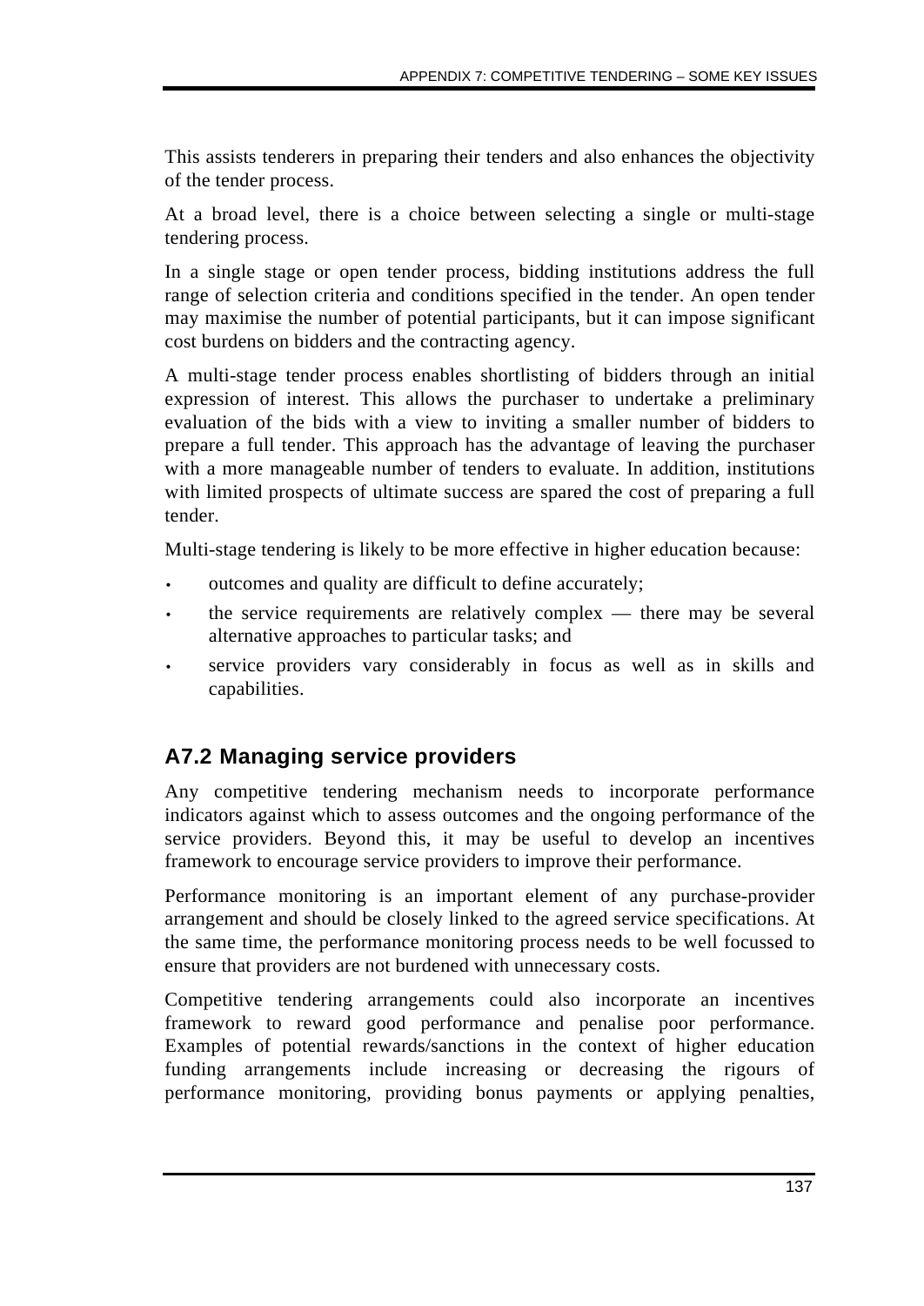This assists tenderers in preparing their tenders and also enhances the objectivity of the tender process.

At a broad level, there is a choice between selecting a single or multi-stage tendering process.

In a single stage or open tender process, bidding institutions address the full range of selection criteria and conditions specified in the tender. An open tender may maximise the number of potential participants, but it can impose significant cost burdens on bidders and the contracting agency.

A multi-stage tender process enables shortlisting of bidders through an initial expression of interest. This allows the purchaser to undertake a preliminary evaluation of the bids with a view to inviting a smaller number of bidders to prepare a full tender. This approach has the advantage of leaving the purchaser with a more manageable number of tenders to evaluate. In addition, institutions with limited prospects of ultimate success are spared the cost of preparing a full tender.

Multi-stage tendering is likely to be more effective in higher education because:

- outcomes and quality are difficult to define accurately;
- the service requirements are relatively complex — there may be several alternative approaches to particular tasks; and
- service providers vary considerably in focus as well as in skills and capabilities.

## A7.2 Managing service providers

Any competitive tendering mechanism needs to incorporate performance indicators against which to assess outcomes and the ongoing performance of the service providers. Beyond this, it may be useful to develop an incentives framework to encourage service providers to improve their performance.

Performance monitoring is an important element of any purchase-provider arrangement and should be closely linked to the agreed service specifications. At the same time, the performance monitoring process needs to be well focussed to ensure that providers are not burdened with unnecessary costs.

Competitive tendering arrangements could also incorporate an incentives framework to reward good performance and penalise poor performance. Examples of potential rewards/sanctions in the context of higher education funding arrangements include increasing or decreasing the rigours of performance monitoring, providing bonus payments or applying penalties,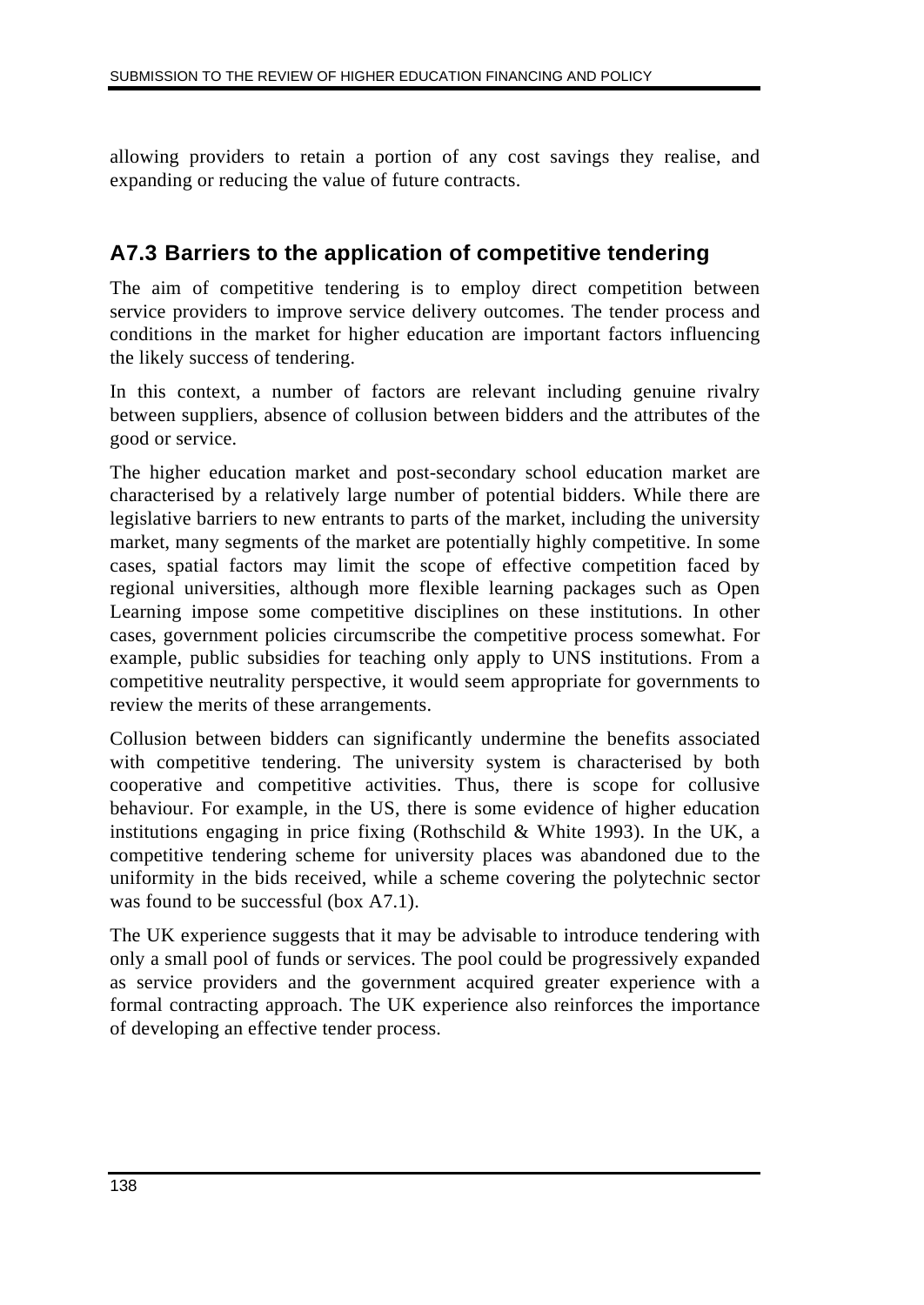allowing providers to retain a portion of any cost savings they realise, and expanding or reducing the value of future contracts.

## A7.3 Barriers to the application of competitive tendering

The aim of competitive tendering is to employ direct competition between service providers to improve service delivery outcomes. The tender process and conditions in the market for higher education are important factors influencing the likely success of tendering.

In this context, a number of factors are relevant including genuine rivalry between suppliers, absence of collusion between bidders and the attributes of the good or service.

The higher education market and post-secondary school education market are characterised by a relatively large number of potential bidders. While there are legislative barriers to new entrants to parts of the market, including the university market, many segments of the market are potentially highly competitive. In some cases, spatial factors may limit the scope of effective competition faced by regional universities, although more flexible learning packages such as Open Learning impose some competitive disciplines on these institutions. In other cases, government policies circumscribe the competitive process somewhat. For example, public subsidies for teaching only apply to UNS institutions. From a competitive neutrality perspective, it would seem appropriate for governments to review the merits of these arrangements.

Collusion between bidders can significantly undermine the benefits associated with competitive tendering. The university system is characterised by both cooperative and competitive activities. Thus, there is scope for collusive behaviour. For example, in the US, there is some evidence of higher education institutions engaging in price fixing (Rothschild & White 1993). In the UK, a competitive tendering scheme for university places was abandoned due to the uniformity in the bids received, while a scheme covering the polytechnic sector was found to be successful (box A7.1).

The UK experience suggests that it may be advisable to introduce tendering with only a small pool of funds or services. The pool could be progressively expanded as service providers and the government acquired greater experience with a formal contracting approach. The UK experience also reinforces the importance of developing an effective tender process.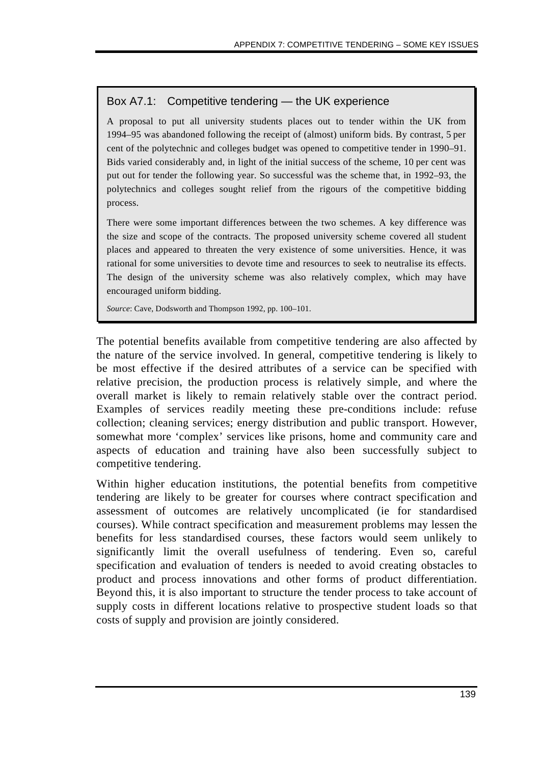### Box A7.1: Competitive tendering — the UK experience

A proposal to put all university students places out to tender within the UK from 1994–95 was abandoned following the receipt of (almost) uniform bids. By contrast, 5 per cent of the polytechnic and colleges budget was opened to competitive tender in 1990–91. Bids varied considerably and, in light of the initial success of the scheme, 10 per cent was put out for tender the following year. So successful was the scheme that, in 1992–93, the polytechnics and colleges sought relief from the rigours of the competitive bidding process.

There were some important differences between the two schemes. A key difference was the size and scope of the contracts. The proposed university scheme covered all student places and appeared to threaten the very existence of some universities. Hence, it was rational for some universities to devote time and resources to seek to neutralise its effects. The design of the university scheme was also relatively complex, which may have encouraged uniform bidding.

*Source*: Cave, Dodsworth and Thompson 1992, pp. 100–101.

The potential benefits available from competitive tendering are also affected by the nature of the service involved. In general, competitive tendering is likely to be most effective if the desired attributes of a service can be specified with relative precision, the production process is relatively simple, and where the overall market is likely to remain relatively stable over the contract period. Examples of services readily meeting these pre-conditions include: refuse collection; cleaning services; energy distribution and public transport. However, somewhat more 'complex' services like prisons, home and community care and aspects of education and training have also been successfully subject to competitive tendering.

Within higher education institutions, the potential benefits from competitive tendering are likely to be greater for courses where contract specification and assessment of outcomes are relatively uncomplicated (ie for standardised courses). While contract specification and measurement problems may lessen the benefits for less standardised courses, these factors would seem unlikely to significantly limit the overall usefulness of tendering. Even so, careful specification and evaluation of tenders is needed to avoid creating obstacles to product and process innovations and other forms of product differentiation. Beyond this, it is also important to structure the tender process to take account of supply costs in different locations relative to prospective student loads so that costs of supply and provision are jointly considered.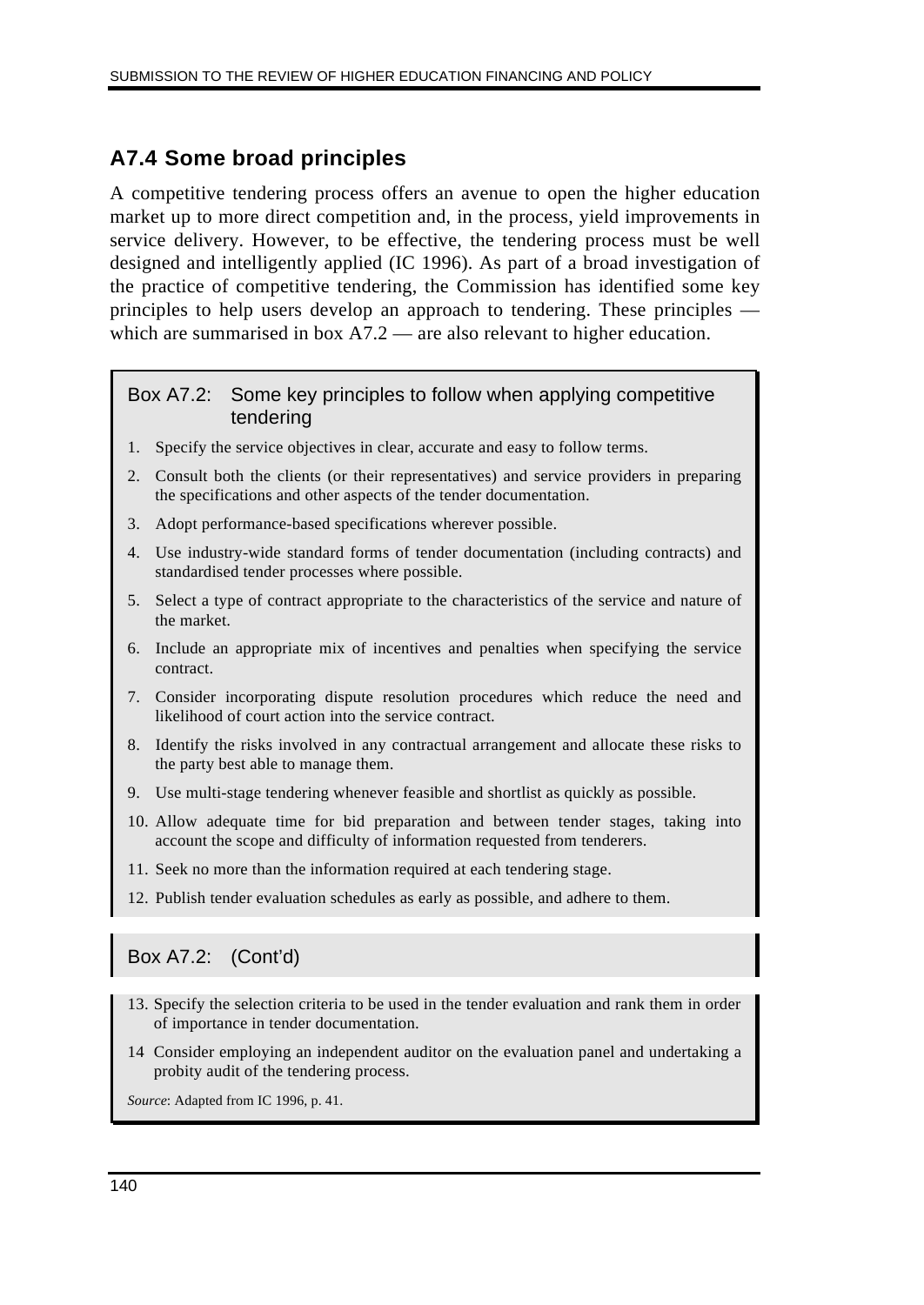## A7.4 Some broad principles

A competitive tendering process offers an avenue to open the higher education market up to more direct competition and, in the process, yield improvements in service delivery. However, to be effective, the tendering process must be well designed and intelligently applied (IC 1996). As part of a broad investigation of the practice of competitive tendering, the Commission has identified some key principles to help users develop an approach to tendering. These principles — which are summarised in box A7.2 — are also relevant to higher education.

### Box A7.2: Some key principles to follow when applying competitive tendering

1. Specify the service objectives in clear, accurate and easy to follow terms.
2. Consult both the clients (or their representatives) and service providers in preparing the specifications and other aspects of the tender documentation.
3. Adopt performance-based specifications wherever possible.
4. Use industry-wide standard forms of tender documentation (including contracts) and standardised tender processes where possible.
5. Select a type of contract appropriate to the characteristics of the service and nature of the market.
6. Include an appropriate mix of incentives and penalties when specifying the service contract.
7. Consider incorporating dispute resolution procedures which reduce the need and likelihood of court action into the service contract.
8. Identify the risks involved in any contractual arrangement and allocate these risks to the party best able to manage them.
9. Use multi-stage tendering whenever feasible and shortlist as quickly as possible.
10. Allow adequate time for bid preparation and between tender stages, taking into account the scope and difficulty of information requested from tenderers.
11. Seek no more than the information required at each tendering stage.
12. Publish tender evaluation schedules as early as possible, and adhere to them.

### Box A7.2: (Cont'd)

13. Specify the selection criteria to be used in the tender evaluation and rank them in order of importance in tender documentation.
14 Consider employing an independent auditor on the evaluation panel and undertaking a probity audit of the tendering process.

*Source*: Adapted from IC 1996, p. 41.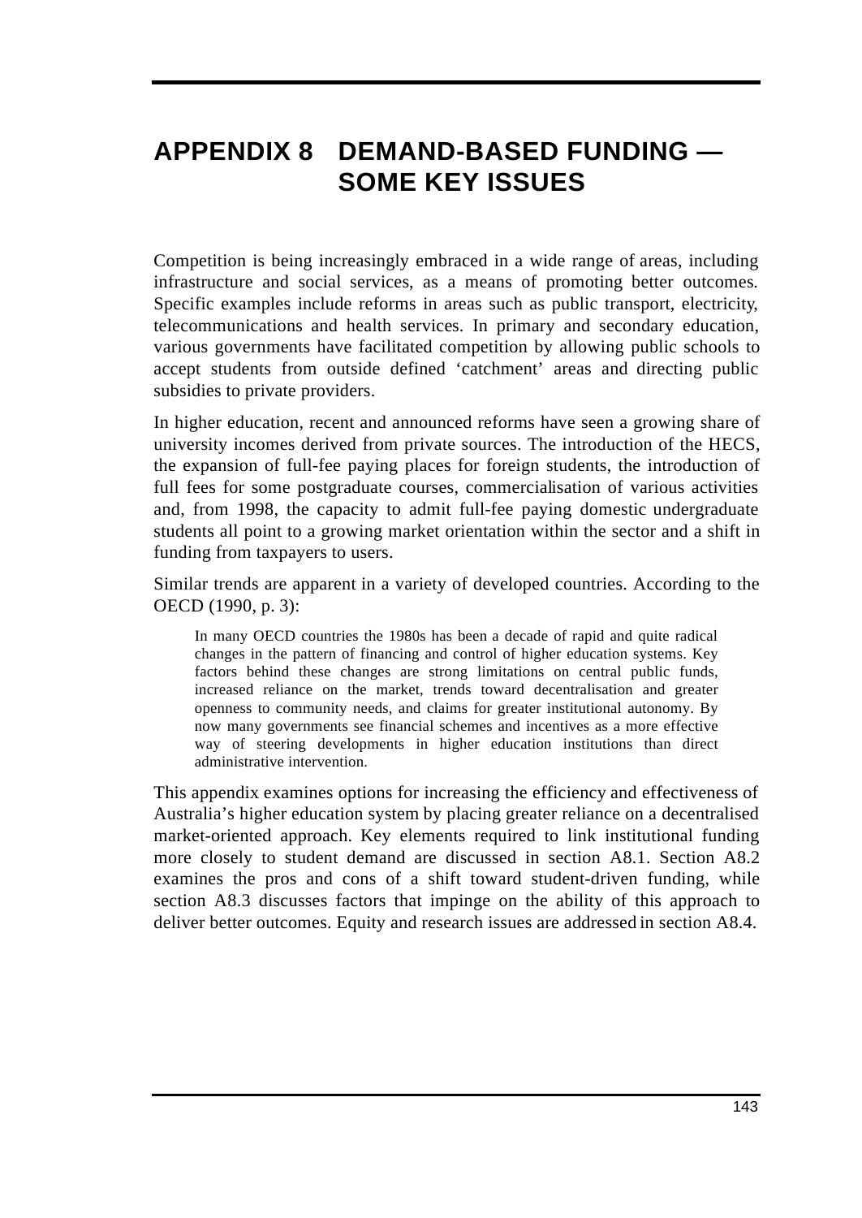# APPENDIX 8 DEMAND-BASED FUNDING — SOME KEY ISSUES

Competition is being increasingly embraced in a wide range of areas, including infrastructure and social services, as a means of promoting better outcomes. Specific examples include reforms in areas such as public transport, electricity, telecommunications and health services. In primary and secondary education, various governments have facilitated competition by allowing public schools to accept students from outside defined 'catchment' areas and directing public subsidies to private providers.

In higher education, recent and announced reforms have seen a growing share of university incomes derived from private sources. The introduction of the HECS, the expansion of full-fee paying places for foreign students, the introduction of full fees for some postgraduate courses, commercialisation of various activities and, from 1998, the capacity to admit full-fee paying domestic undergraduate students all point to a growing market orientation within the sector and a shift in funding from taxpayers to users.

Similar trends are apparent in a variety of developed countries. According to the OECD (1990, p. 3):

> In many OECD countries the 1980s has been a decade of rapid and quite radical changes in the pattern of financing and control of higher education systems. Key factors behind these changes are strong limitations on central public funds, increased reliance on the market, trends toward decentralisation and greater openness to community needs, and claims for greater institutional autonomy. By now many governments see financial schemes and incentives as a more effective way of steering developments in higher education institutions than direct administrative intervention.

This appendix examines options for increasing the efficiency and effectiveness of Australia's higher education system by placing greater reliance on a decentralised market-oriented approach. Key elements required to link institutional funding more closely to student demand are discussed in section A8.1. Section A8.2 examines the pros and cons of a shift toward student-driven funding, while section A8.3 discusses factors that impinge on the ability of this approach to deliver better outcomes. Equity and research issues are addressed in section A8.4.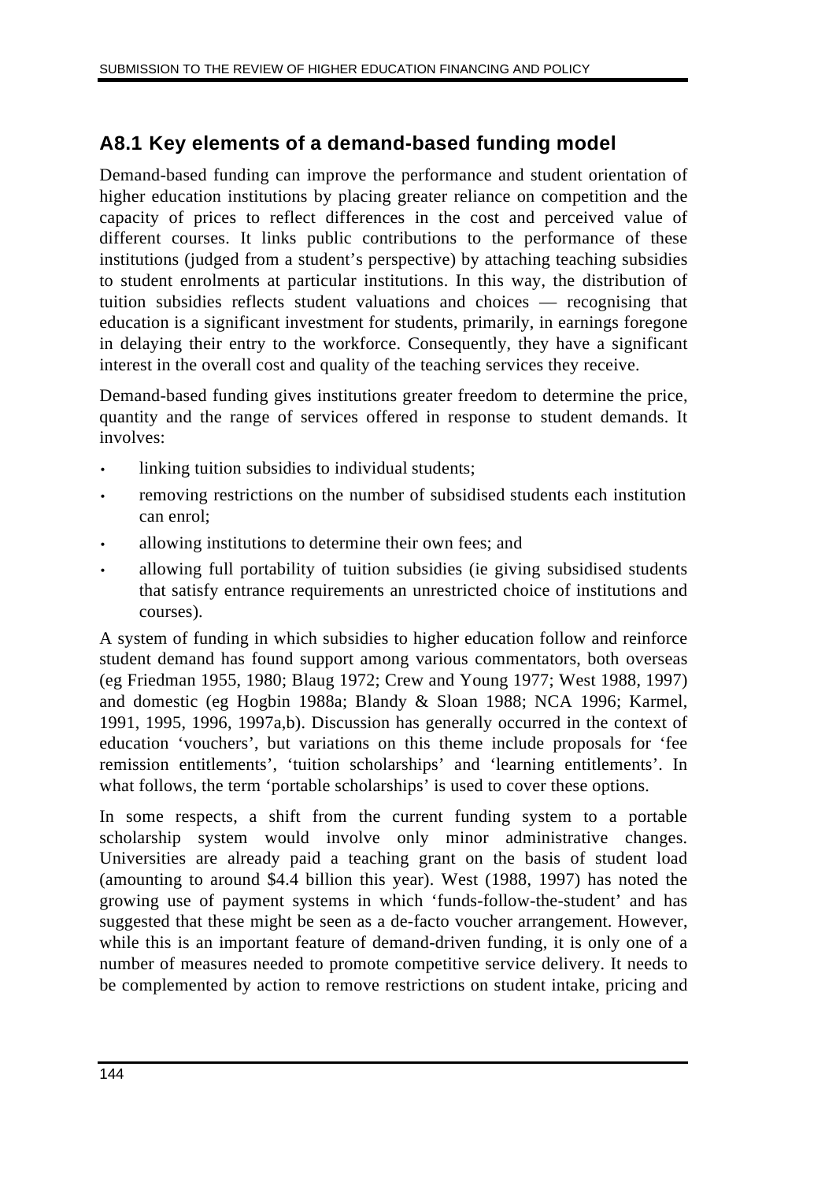## A8.1 Key elements of a demand-based funding model

Demand-based funding can improve the performance and student orientation of higher education institutions by placing greater reliance on competition and the capacity of prices to reflect differences in the cost and perceived value of different courses. It links public contributions to the performance of these institutions (judged from a student's perspective) by attaching teaching subsidies to student enrolments at particular institutions. In this way, the distribution of tuition subsidies reflects student valuations and choices — recognising that education is a significant investment for students, primarily, in earnings foregone in delaying their entry to the workforce. Consequently, they have a significant interest in the overall cost and quality of the teaching services they receive.

Demand-based funding gives institutions greater freedom to determine the price, quantity and the range of services offered in response to student demands. It involves:

- linking tuition subsidies to individual students;
- removing restrictions on the number of subsidised students each institution can enrol;
- allowing institutions to determine their own fees; and
- allowing full portability of tuition subsidies (ie giving subsidised students that satisfy entrance requirements an unrestricted choice of institutions and courses).

A system of funding in which subsidies to higher education follow and reinforce student demand has found support among various commentators, both overseas (eg Friedman 1955, 1980; Blaug 1972; Crew and Young 1977; West 1988, 1997) and domestic (eg Hogbin 1988a; Blandy & Sloan 1988; NCA 1996; Karmel, 1991, 1995, 1996, 1997a,b). Discussion has generally occurred in the context of education 'vouchers', but variations on this theme include proposals for 'fee remission entitlements', 'tuition scholarships' and 'learning entitlements'. In what follows, the term 'portable scholarships' is used to cover these options.

In some respects, a shift from the current funding system to a portable scholarship system would involve only minor administrative changes. Universities are already paid a teaching grant on the basis of student load (amounting to around $4.4 billion this year). West (1988, 1997) has noted the growing use of payment systems in which 'funds-follow-the-student' and has suggested that these might be seen as a de-facto voucher arrangement. However, while this is an important feature of demand-driven funding, it is only one of a number of measures needed to promote competitive service delivery. It needs to be complemented by action to remove restrictions on student intake, pricing and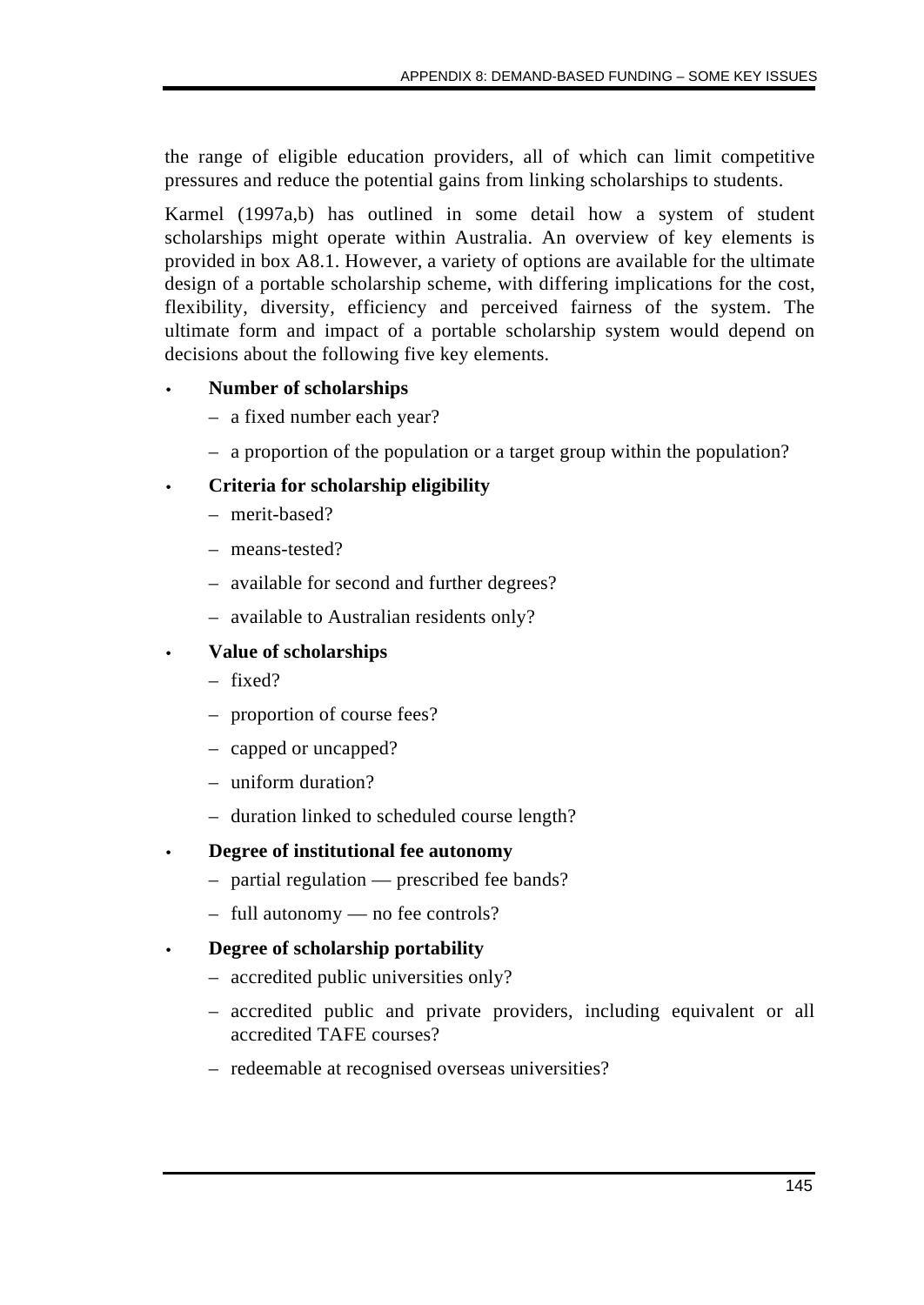the range of eligible education providers, all of which can limit competitive pressures and reduce the potential gains from linking scholarships to students.

Karmel (1997a,b) has outlined in some detail how a system of student scholarships might operate within Australia. An overview of key elements is provided in box A8.1. However, a variety of options are available for the ultimate design of a portable scholarship scheme, with differing implications for the cost, flexibility, diversity, efficiency and perceived fairness of the system. The ultimate form and impact of a portable scholarship system would depend on decisions about the following five key elements.

- **Number of scholarships**
  - a fixed number each year?
  - a proportion of the population or a target group within the population?
- **Criteria for scholarship eligibility**
  - merit-based?
  - means-tested?
  - available for second and further degrees?
  - available to Australian residents only?
- **Value of scholarships**
  - fixed?
  - proportion of course fees?
  - capped or uncapped?
  - uniform duration?
  - duration linked to scheduled course length?
- **Degree of institutional fee autonomy**
  - partial regulation — prescribed fee bands?
  - full autonomy — no fee controls?
- **Degree of scholarship portability**
  - accredited public universities only?
  - accredited public and private providers, including equivalent or all accredited TAFE courses?
  - redeemable at recognised overseas universities?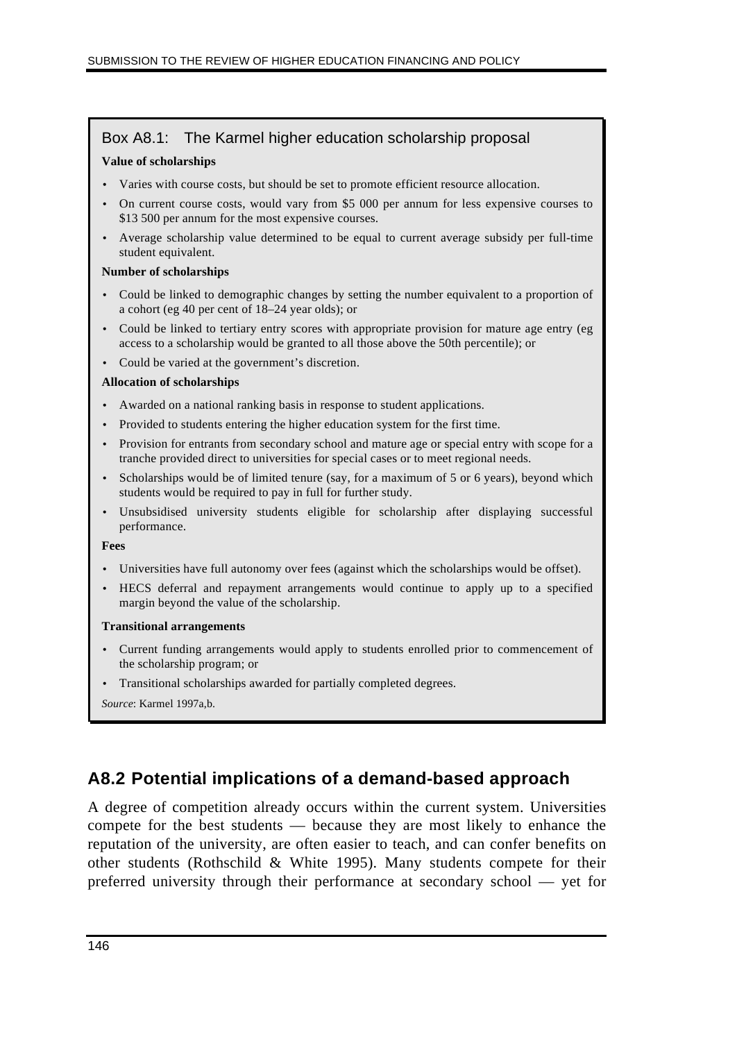**Box A8.1: The Karmel higher education scholarship proposal**

**Value of scholarships**

- Varies with course costs, but should be set to promote efficient resource allocation.
- On current course costs, would vary from $5 000 per annum for less expensive courses to $13 500 per annum for the most expensive courses.
- Average scholarship value determined to be equal to current average subsidy per full-time student equivalent.

**Number of scholarships**

- Could be linked to demographic changes by setting the number equivalent to a proportion of a cohort (eg 40 per cent of 18–24 year olds); or
- Could be linked to tertiary entry scores with appropriate provision for mature age entry (eg access to a scholarship would be granted to all those above the 50th percentile); or
- Could be varied at the government's discretion.

**Allocation of scholarships**

- Awarded on a national ranking basis in response to student applications.
- Provided to students entering the higher education system for the first time.
- Provision for entrants from secondary school and mature age or special entry with scope for a tranche provided direct to universities for special cases or to meet regional needs.
- Scholarships would be of limited tenure (say, for a maximum of 5 or 6 years), beyond which students would be required to pay in full for further study.
- Unsubsidised university students eligible for scholarship after displaying successful performance.

**Fees**

- Universities have full autonomy over fees (against which the scholarships would be offset).
- HECS deferral and repayment arrangements would continue to apply up to a specified margin beyond the value of the scholarship.

**Transitional arrangements**

- Current funding arrangements would apply to students enrolled prior to commencement of the scholarship program; or
- Transitional scholarships awarded for partially completed degrees.

*Source*: Karmel 1997a,b.

## A8.2 Potential implications of a demand-based approach

A degree of competition already occurs within the current system. Universities compete for the best students — because they are most likely to enhance the reputation of the university, are often easier to teach, and can confer benefits on other students (Rothschild & White 1995). Many students compete for their preferred university through their performance at secondary school — yet for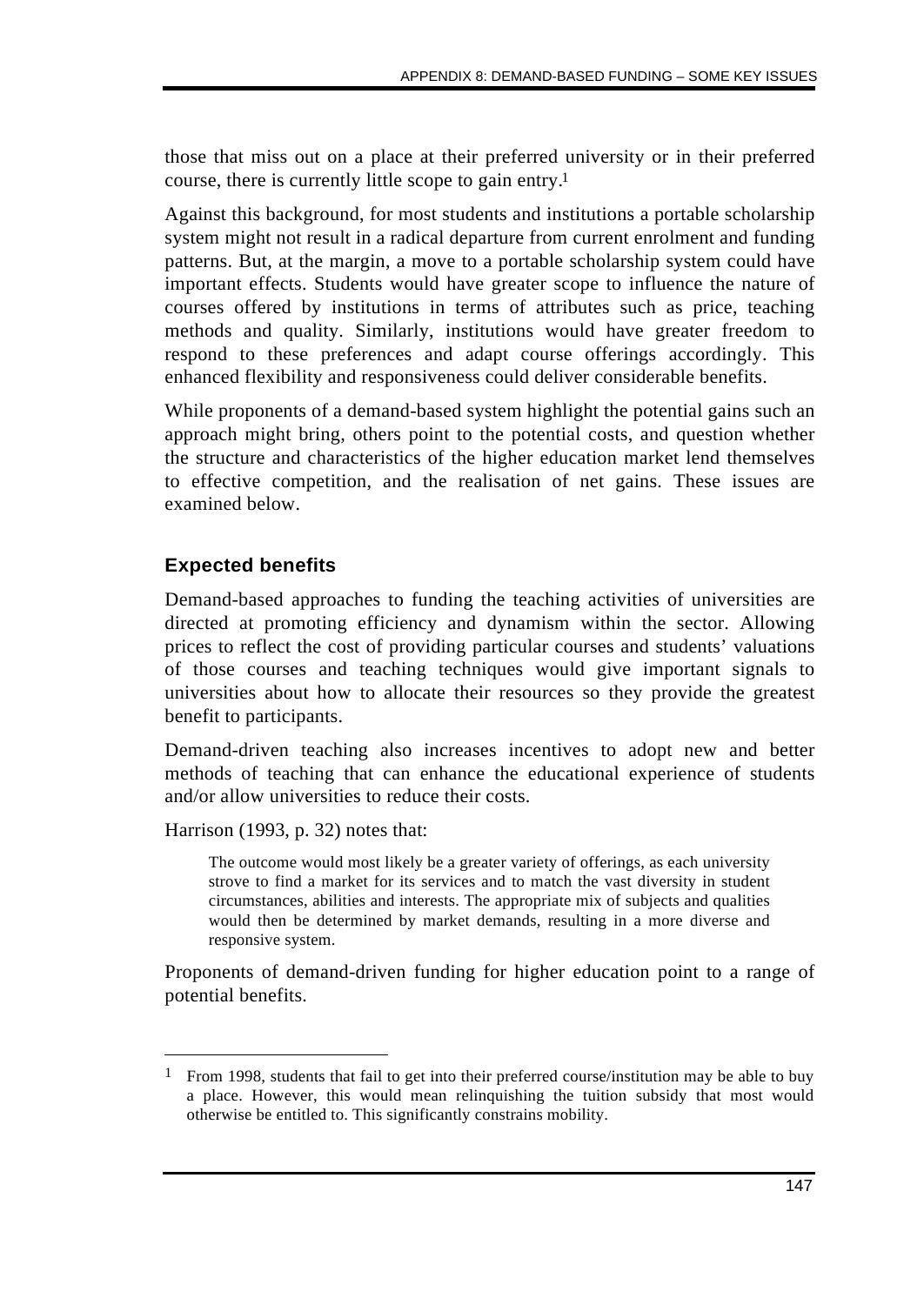those that miss out on a place at their preferred university or in their preferred course, there is currently little scope to gain entry.[1]

Against this background, for most students and institutions a portable scholarship system might not result in a radical departure from current enrolment and funding patterns. But, at the margin, a move to a portable scholarship system could have important effects. Students would have greater scope to influence the nature of courses offered by institutions in terms of attributes such as price, teaching methods and quality. Similarly, institutions would have greater freedom to respond to these preferences and adapt course offerings accordingly. This enhanced flexibility and responsiveness could deliver considerable benefits.

While proponents of a demand-based system highlight the potential gains such an approach might bring, others point to the potential costs, and question whether the structure and characteristics of the higher education market lend themselves to effective competition, and the realisation of net gains. These issues are examined below.

## Expected benefits

Demand-based approaches to funding the teaching activities of universities are directed at promoting efficiency and dynamism within the sector. Allowing prices to reflect the cost of providing particular courses and students' valuations of those courses and teaching techniques would give important signals to universities about how to allocate their resources so they provide the greatest benefit to participants.

Demand-driven teaching also increases incentives to adopt new and better methods of teaching that can enhance the educational experience of students and/or allow universities to reduce their costs.

Harrison (1993, p. 32) notes that:

> The outcome would most likely be a greater variety of offerings, as each university strove to find a market for its services and to match the vast diversity in student circumstances, abilities and interests. The appropriate mix of subjects and qualities would then be determined by market demands, resulting in a more diverse and responsive system.

Proponents of demand-driven funding for higher education point to a range of potential benefits.

---

[1] From 1998, students that fail to get into their preferred course/institution may be able to buy a place. However, this would mean relinquishing the tuition subsidy that most would otherwise be entitled to. This significantly constrains mobility.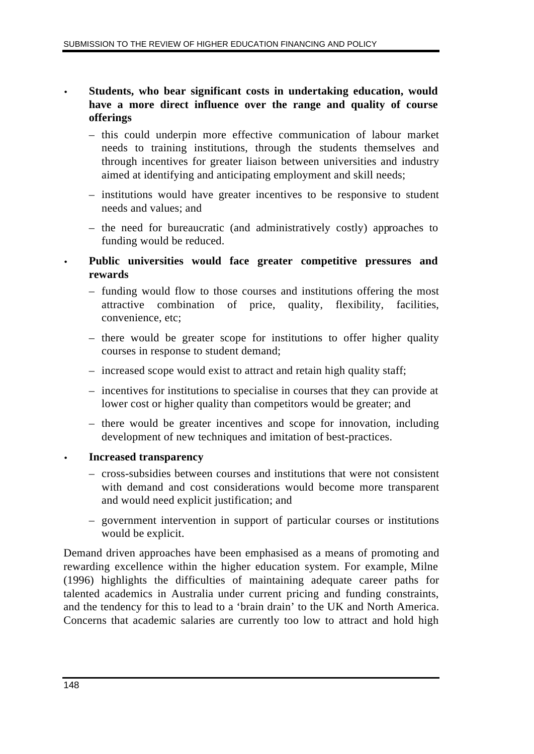- **Students, who bear significant costs in undertaking education, would have a more direct influence over the range and quality of course offerings**
  - this could underpin more effective communication of labour market needs to training institutions, through the students themselves and through incentives for greater liaison between universities and industry aimed at identifying and anticipating employment and skill needs;
  - institutions would have greater incentives to be responsive to student needs and values; and
  - the need for bureaucratic (and administratively costly) approaches to funding would be reduced.
- **Public universities would face greater competitive pressures and rewards**
  - funding would flow to those courses and institutions offering the most attractive combination of price, quality, flexibility, facilities, convenience, etc;
  - there would be greater scope for institutions to offer higher quality courses in response to student demand;
  - increased scope would exist to attract and retain high quality staff;
  - incentives for institutions to specialise in courses that they can provide at lower cost or higher quality than competitors would be greater; and
  - there would be greater incentives and scope for innovation, including development of new techniques and imitation of best-practices.
- **Increased transparency**
  - cross-subsidies between courses and institutions that were not consistent with demand and cost considerations would become more transparent and would need explicit justification; and
  - government intervention in support of particular courses or institutions would be explicit.

Demand driven approaches have been emphasised as a means of promoting and rewarding excellence within the higher education system. For example, Milne (1996) highlights the difficulties of maintaining adequate career paths for talented academics in Australia under current pricing and funding constraints, and the tendency for this to lead to a 'brain drain' to the UK and North America. Concerns that academic salaries are currently too low to attract and hold high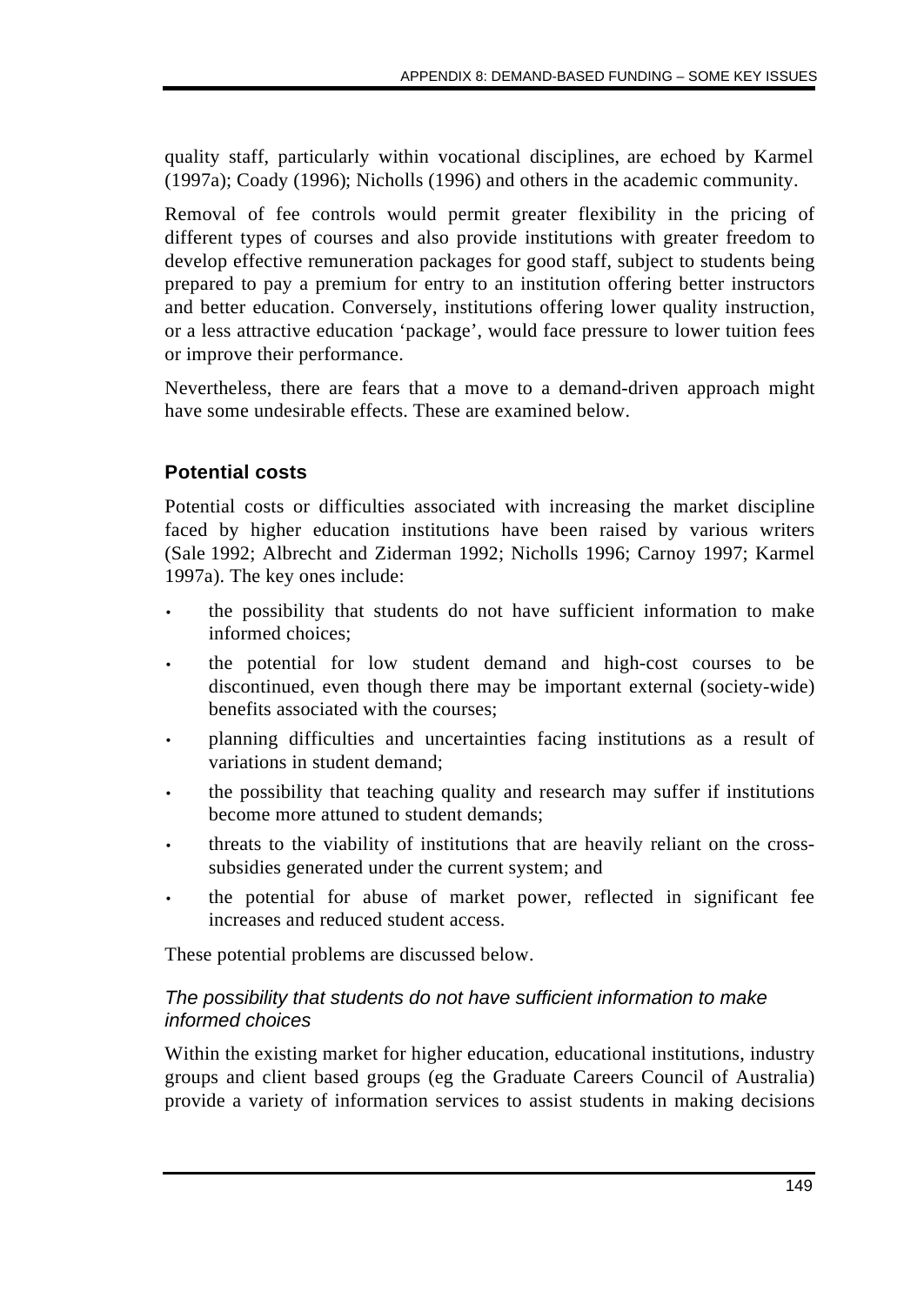quality staff, particularly within vocational disciplines, are echoed by Karmel (1997a); Coady (1996); Nicholls (1996) and others in the academic community.

Removal of fee controls would permit greater flexibility in the pricing of different types of courses and also provide institutions with greater freedom to develop effective remuneration packages for good staff, subject to students being prepared to pay a premium for entry to an institution offering better instructors and better education. Conversely, institutions offering lower quality instruction, or a less attractive education 'package', would face pressure to lower tuition fees or improve their performance.

Nevertheless, there are fears that a move to a demand-driven approach might have some undesirable effects. These are examined below.

### Potential costs

Potential costs or difficulties associated with increasing the market discipline faced by higher education institutions have been raised by various writers (Sale 1992; Albrecht and Ziderman 1992; Nicholls 1996; Carnoy 1997; Karmel 1997a). The key ones include:

- the possibility that students do not have sufficient information to make informed choices;
- the potential for low student demand and high-cost courses to be discontinued, even though there may be important external (society-wide) benefits associated with the courses;
- planning difficulties and uncertainties facing institutions as a result of variations in student demand;
- the possibility that teaching quality and research may suffer if institutions become more attuned to student demands;
- threats to the viability of institutions that are heavily reliant on the cross-subsidies generated under the current system; and
- the potential for abuse of market power, reflected in significant fee increases and reduced student access.

These potential problems are discussed below.

#### *The possibility that students do not have sufficient information to make informed choices*

Within the existing market for higher education, educational institutions, industry groups and client based groups (eg the Graduate Careers Council of Australia) provide a variety of information services to assist students in making decisions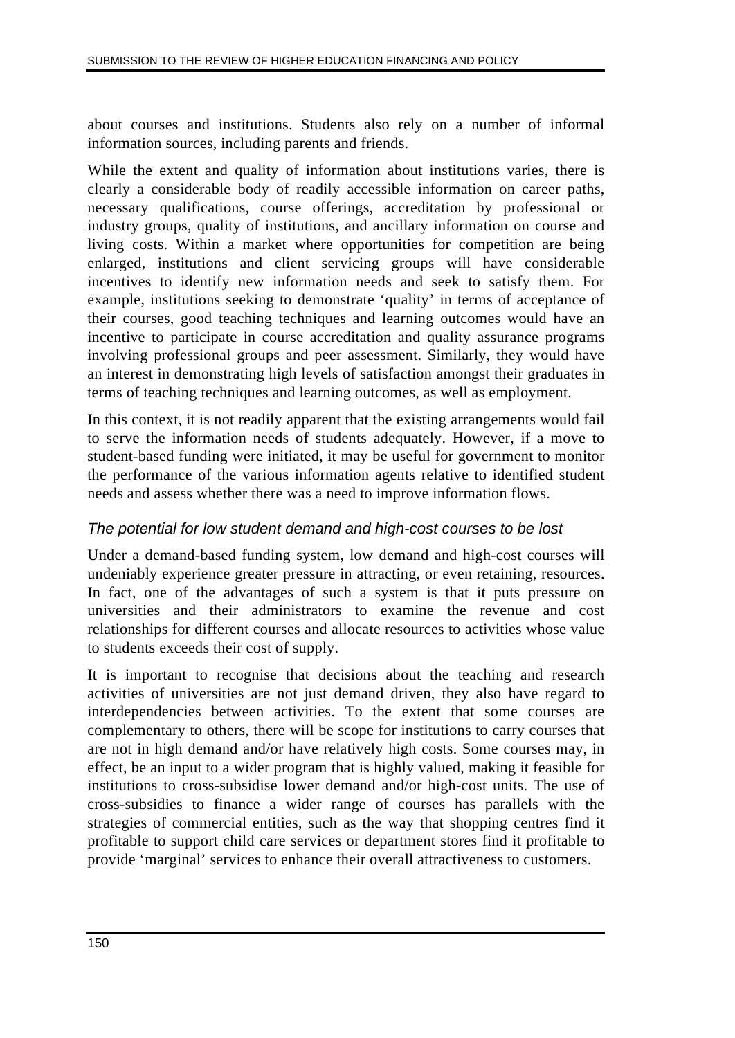about courses and institutions. Students also rely on a number of informal information sources, including parents and friends.

While the extent and quality of information about institutions varies, there is clearly a considerable body of readily accessible information on career paths, necessary qualifications, course offerings, accreditation by professional or industry groups, quality of institutions, and ancillary information on course and living costs. Within a market where opportunities for competition are being enlarged, institutions and client servicing groups will have considerable incentives to identify new information needs and seek to satisfy them. For example, institutions seeking to demonstrate 'quality' in terms of acceptance of their courses, good teaching techniques and learning outcomes would have an incentive to participate in course accreditation and quality assurance programs involving professional groups and peer assessment. Similarly, they would have an interest in demonstrating high levels of satisfaction amongst their graduates in terms of teaching techniques and learning outcomes, as well as employment.

In this context, it is not readily apparent that the existing arrangements would fail to serve the information needs of students adequately. However, if a move to student-based funding were initiated, it may be useful for government to monitor the performance of the various information agents relative to identified student needs and assess whether there was a need to improve information flows.

### *The potential for low student demand and high-cost courses to be lost*

Under a demand-based funding system, low demand and high-cost courses will undeniably experience greater pressure in attracting, or even retaining, resources. In fact, one of the advantages of such a system is that it puts pressure on universities and their administrators to examine the revenue and cost relationships for different courses and allocate resources to activities whose value to students exceeds their cost of supply.

It is important to recognise that decisions about the teaching and research activities of universities are not just demand driven, they also have regard to interdependencies between activities. To the extent that some courses are complementary to others, there will be scope for institutions to carry courses that are not in high demand and/or have relatively high costs. Some courses may, in effect, be an input to a wider program that is highly valued, making it feasible for institutions to cross-subsidise lower demand and/or high-cost units. The use of cross-subsidies to finance a wider range of courses has parallels with the strategies of commercial entities, such as the way that shopping centres find it profitable to support child care services or department stores find it profitable to provide 'marginal' services to enhance their overall attractiveness to customers.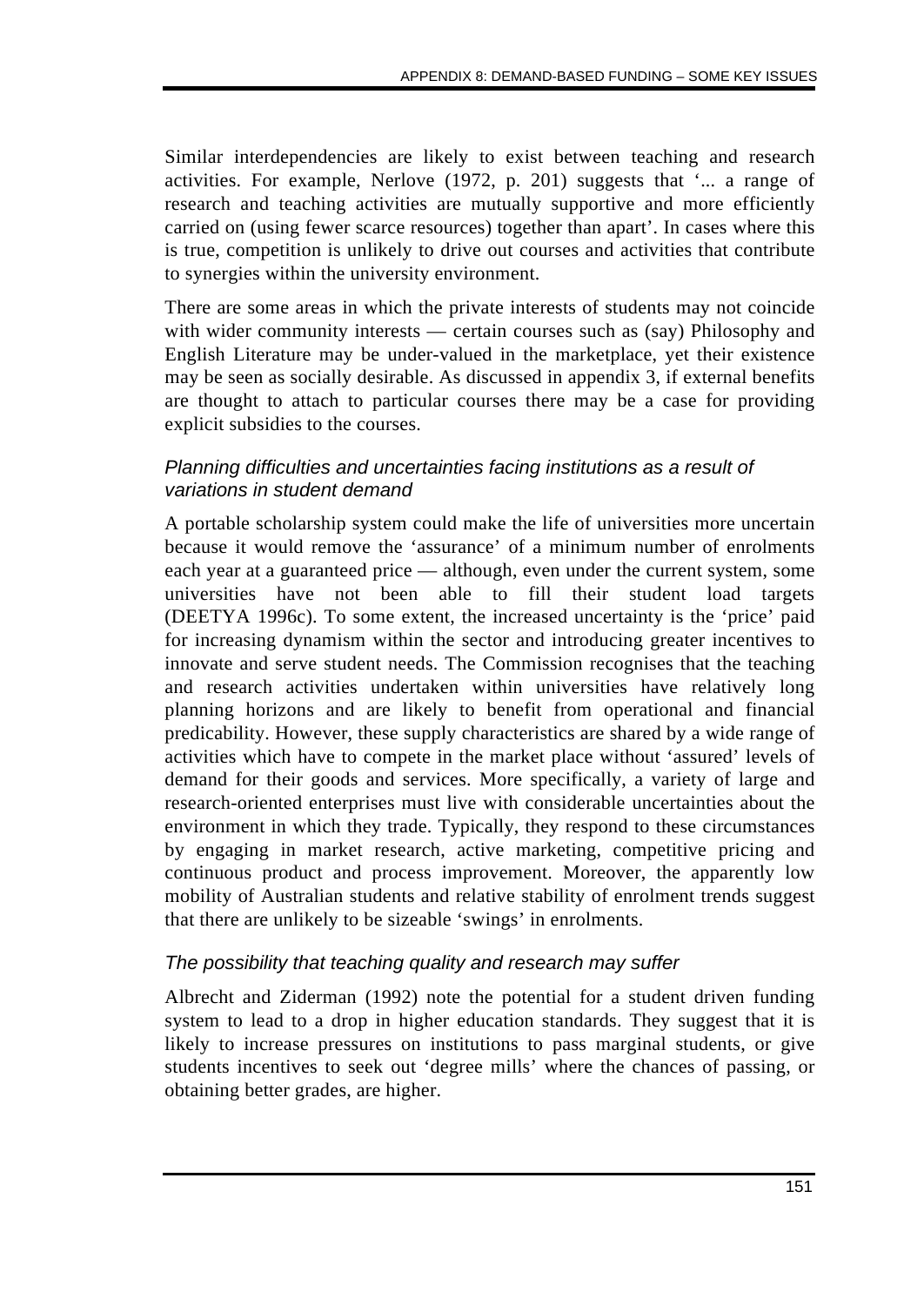Similar interdependencies are likely to exist between teaching and research activities. For example, Nerlove (1972, p. 201) suggests that '... a range of research and teaching activities are mutually supportive and more efficiently carried on (using fewer scarce resources) together than apart'. In cases where this is true, competition is unlikely to drive out courses and activities that contribute to synergies within the university environment.

There are some areas in which the private interests of students may not coincide with wider community interests — certain courses such as (say) Philosophy and English Literature may be under-valued in the marketplace, yet their existence may be seen as socially desirable. As discussed in appendix 3, if external benefits are thought to attach to particular courses there may be a case for providing explicit subsidies to the courses.

### *Planning difficulties and uncertainties facing institutions as a result of variations in student demand*

A portable scholarship system could make the life of universities more uncertain because it would remove the 'assurance' of a minimum number of enrolments each year at a guaranteed price — although, even under the current system, some universities have not been able to fill their student load targets (DEETYA 1996c). To some extent, the increased uncertainty is the 'price' paid for increasing dynamism within the sector and introducing greater incentives to innovate and serve student needs. The Commission recognises that the teaching and research activities undertaken within universities have relatively long planning horizons and are likely to benefit from operational and financial predicability. However, these supply characteristics are shared by a wide range of activities which have to compete in the market place without 'assured' levels of demand for their goods and services. More specifically, a variety of large and research-oriented enterprises must live with considerable uncertainties about the environment in which they trade. Typically, they respond to these circumstances by engaging in market research, active marketing, competitive pricing and continuous product and process improvement. Moreover, the apparently low mobility of Australian students and relative stability of enrolment trends suggest that there are unlikely to be sizeable 'swings' in enrolments.

### *The possibility that teaching quality and research may suffer*

Albrecht and Ziderman (1992) note the potential for a student driven funding system to lead to a drop in higher education standards. They suggest that it is likely to increase pressures on institutions to pass marginal students, or give students incentives to seek out 'degree mills' where the chances of passing, or obtaining better grades, are higher.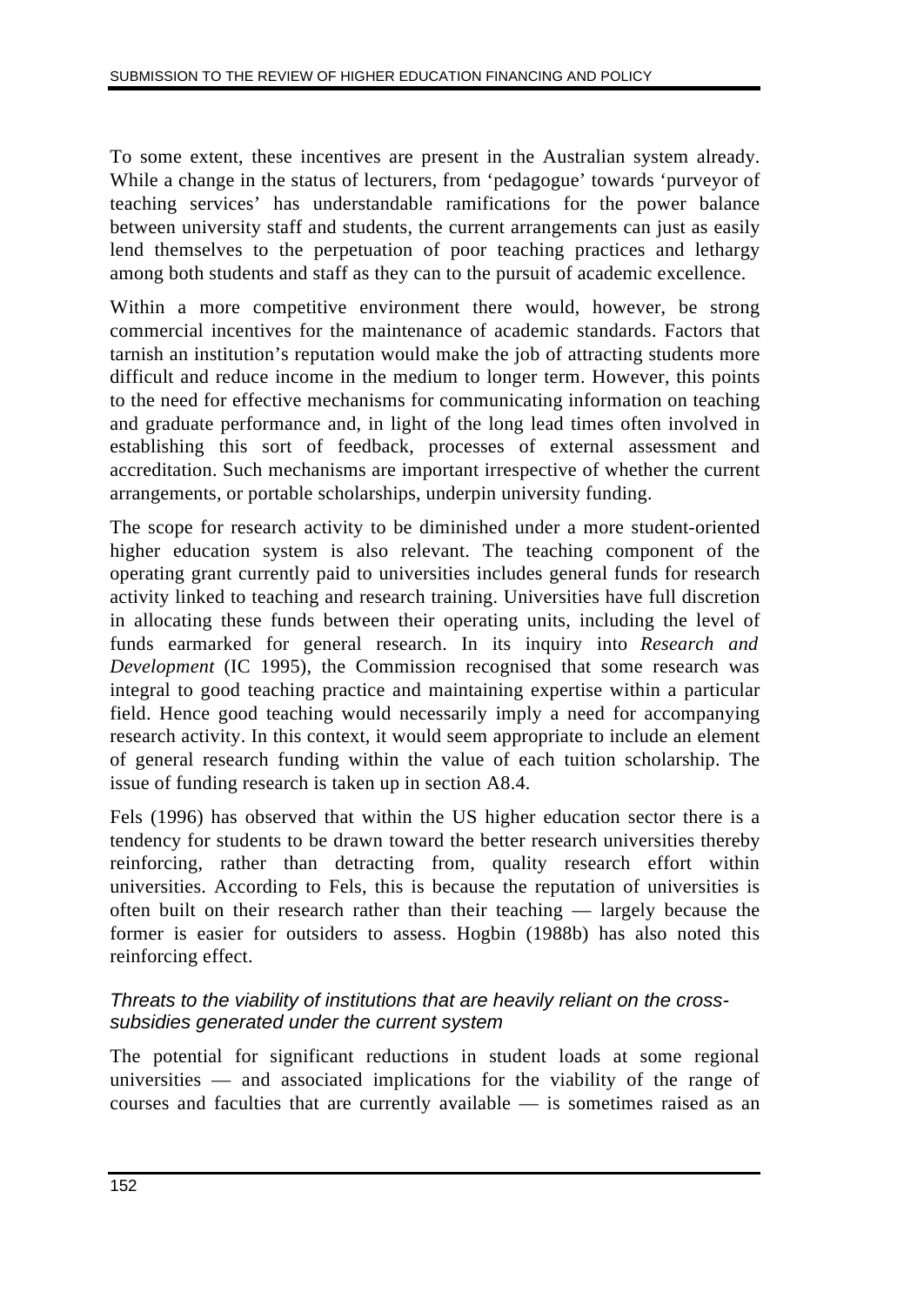To some extent, these incentives are present in the Australian system already. While a change in the status of lecturers, from 'pedagogue' towards 'purveyor of teaching services' has understandable ramifications for the power balance between university staff and students, the current arrangements can just as easily lend themselves to the perpetuation of poor teaching practices and lethargy among both students and staff as they can to the pursuit of academic excellence.

Within a more competitive environment there would, however, be strong commercial incentives for the maintenance of academic standards. Factors that tarnish an institution's reputation would make the job of attracting students more difficult and reduce income in the medium to longer term. However, this points to the need for effective mechanisms for communicating information on teaching and graduate performance and, in light of the long lead times often involved in establishing this sort of feedback, processes of external assessment and accreditation. Such mechanisms are important irrespective of whether the current arrangements, or portable scholarships, underpin university funding.

The scope for research activity to be diminished under a more student-oriented higher education system is also relevant. The teaching component of the operating grant currently paid to universities includes general funds for research activity linked to teaching and research training. Universities have full discretion in allocating these funds between their operating units, including the level of funds earmarked for general research. In its inquiry into *Research and Development* (IC 1995), the Commission recognised that some research was integral to good teaching practice and maintaining expertise within a particular field. Hence good teaching would necessarily imply a need for accompanying research activity. In this context, it would seem appropriate to include an element of general research funding within the value of each tuition scholarship. The issue of funding research is taken up in section A8.4.

Fels (1996) has observed that within the US higher education sector there is a tendency for students to be drawn toward the better research universities thereby reinforcing, rather than detracting from, quality research effort within universities. According to Fels, this is because the reputation of universities is often built on their research rather than their teaching — largely because the former is easier for outsiders to assess. Hogbin (1988b) has also noted this reinforcing effect.

### *Threats to the viability of institutions that are heavily reliant on the cross-subsidies generated under the current system*

The potential for significant reductions in student loads at some regional universities — and associated implications for the viability of the range of courses and faculties that are currently available — is sometimes raised as an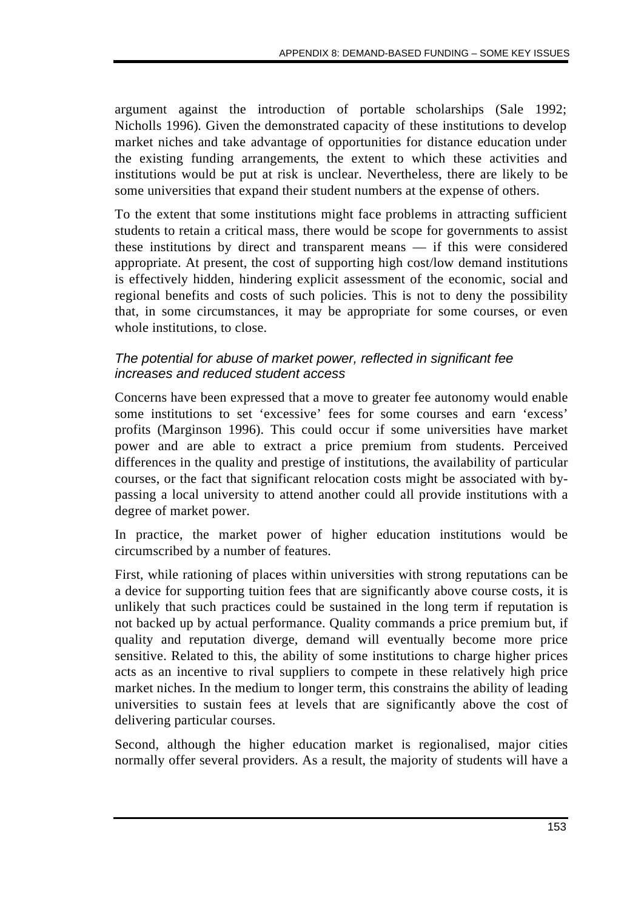argument against the introduction of portable scholarships (Sale 1992; Nicholls 1996). Given the demonstrated capacity of these institutions to develop market niches and take advantage of opportunities for distance education under the existing funding arrangements, the extent to which these activities and institutions would be put at risk is unclear. Nevertheless, there are likely to be some universities that expand their student numbers at the expense of others.

To the extent that some institutions might face problems in attracting sufficient students to retain a critical mass, there would be scope for governments to assist these institutions by direct and transparent means — if this were considered appropriate. At present, the cost of supporting high cost/low demand institutions is effectively hidden, hindering explicit assessment of the economic, social and regional benefits and costs of such policies. This is not to deny the possibility that, in some circumstances, it may be appropriate for some courses, or even whole institutions, to close.

### *The potential for abuse of market power, reflected in significant fee increases and reduced student access*

Concerns have been expressed that a move to greater fee autonomy would enable some institutions to set 'excessive' fees for some courses and earn 'excess' profits (Marginson 1996). This could occur if some universities have market power and are able to extract a price premium from students. Perceived differences in the quality and prestige of institutions, the availability of particular courses, or the fact that significant relocation costs might be associated with by-passing a local university to attend another could all provide institutions with a degree of market power.

In practice, the market power of higher education institutions would be circumscribed by a number of features.

First, while rationing of places within universities with strong reputations can be a device for supporting tuition fees that are significantly above course costs, it is unlikely that such practices could be sustained in the long term if reputation is not backed up by actual performance. Quality commands a price premium but, if quality and reputation diverge, demand will eventually become more price sensitive. Related to this, the ability of some institutions to charge higher prices acts as an incentive to rival suppliers to compete in these relatively high price market niches. In the medium to longer term, this constrains the ability of leading universities to sustain fees at levels that are significantly above the cost of delivering particular courses.

Second, although the higher education market is regionalised, major cities normally offer several providers. As a result, the majority of students will have a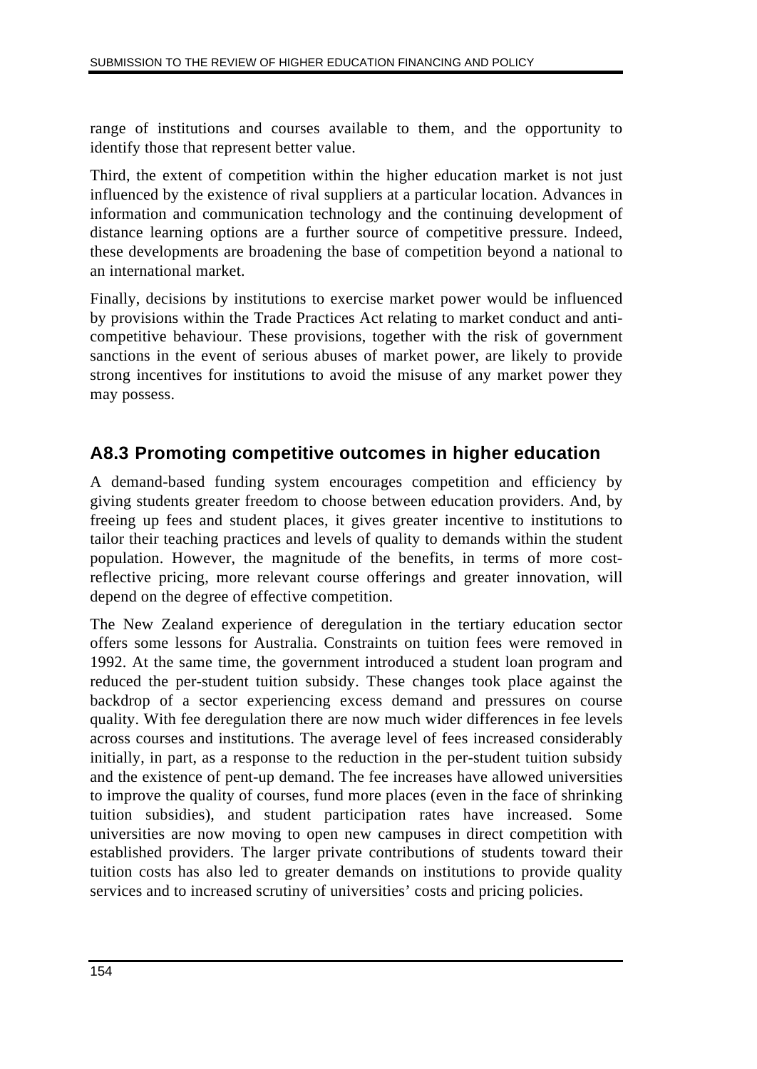range of institutions and courses available to them, and the opportunity to identify those that represent better value.

Third, the extent of competition within the higher education market is not just influenced by the existence of rival suppliers at a particular location. Advances in information and communication technology and the continuing development of distance learning options are a further source of competitive pressure. Indeed, these developments are broadening the base of competition beyond a national to an international market.

Finally, decisions by institutions to exercise market power would be influenced by provisions within the Trade Practices Act relating to market conduct and anti-competitive behaviour. These provisions, together with the risk of government sanctions in the event of serious abuses of market power, are likely to provide strong incentives for institutions to avoid the misuse of any market power they may possess.

## A8.3 Promoting competitive outcomes in higher education

A demand-based funding system encourages competition and efficiency by giving students greater freedom to choose between education providers. And, by freeing up fees and student places, it gives greater incentive to institutions to tailor their teaching practices and levels of quality to demands within the student population. However, the magnitude of the benefits, in terms of more cost-reflective pricing, more relevant course offerings and greater innovation, will depend on the degree of effective competition.

The New Zealand experience of deregulation in the tertiary education sector offers some lessons for Australia. Constraints on tuition fees were removed in 1992. At the same time, the government introduced a student loan program and reduced the per-student tuition subsidy. These changes took place against the backdrop of a sector experiencing excess demand and pressures on course quality. With fee deregulation there are now much wider differences in fee levels across courses and institutions. The average level of fees increased considerably initially, in part, as a response to the reduction in the per-student tuition subsidy and the existence of pent-up demand. The fee increases have allowed universities to improve the quality of courses, fund more places (even in the face of shrinking tuition subsidies), and student participation rates have increased. Some universities are now moving to open new campuses in direct competition with established providers. The larger private contributions of students toward their tuition costs has also led to greater demands on institutions to provide quality services and to increased scrutiny of universities' costs and pricing policies.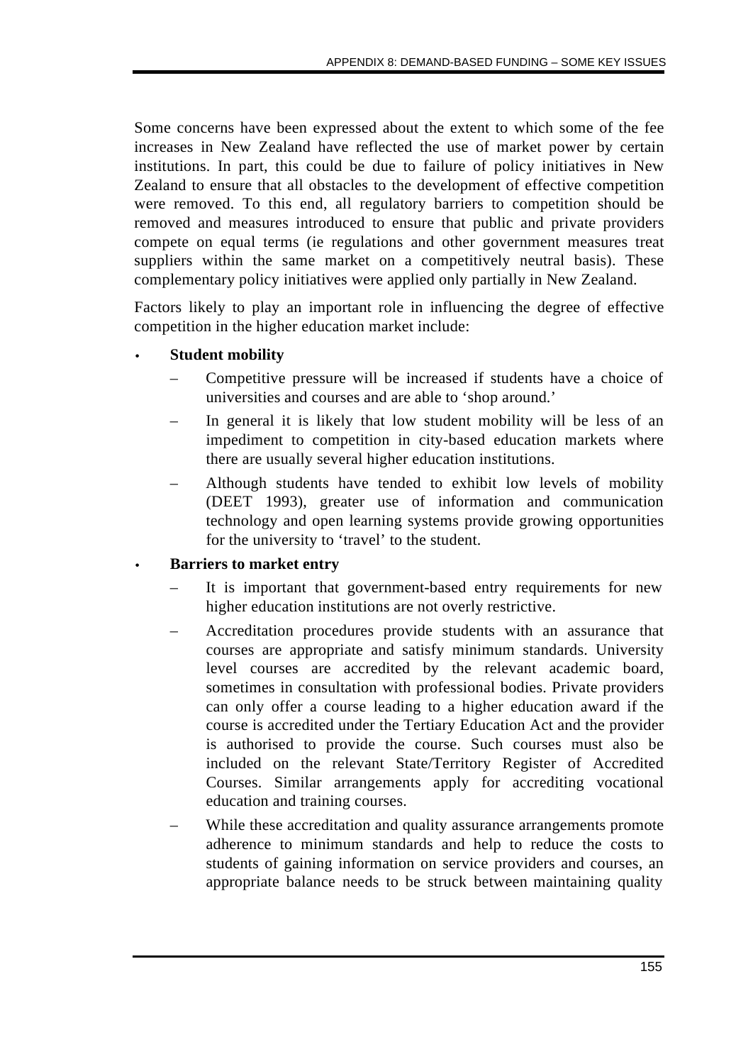Some concerns have been expressed about the extent to which some of the fee increases in New Zealand have reflected the use of market power by certain institutions. In part, this could be due to failure of policy initiatives in New Zealand to ensure that all obstacles to the development of effective competition were removed. To this end, all regulatory barriers to competition should be removed and measures introduced to ensure that public and private providers compete on equal terms (ie regulations and other government measures treat suppliers within the same market on a competitively neutral basis). These complementary policy initiatives were applied only partially in New Zealand.

Factors likely to play an important role in influencing the degree of effective competition in the higher education market include:

- **Student mobility**
  - Competitive pressure will be increased if students have a choice of universities and courses and are able to 'shop around.'
  - In general it is likely that low student mobility will be less of an impediment to competition in city-based education markets where there are usually several higher education institutions.
  - Although students have tended to exhibit low levels of mobility (DEET 1993), greater use of information and communication technology and open learning systems provide growing opportunities for the university to 'travel' to the student.
- **Barriers to market entry**
  - It is important that government-based entry requirements for new higher education institutions are not overly restrictive.
  - Accreditation procedures provide students with an assurance that courses are appropriate and satisfy minimum standards. University level courses are accredited by the relevant academic board, sometimes in consultation with professional bodies. Private providers can only offer a course leading to a higher education award if the course is accredited under the Tertiary Education Act and the provider is authorised to provide the course. Such courses must also be included on the relevant State/Territory Register of Accredited Courses. Similar arrangements apply for accrediting vocational education and training courses.
  - While these accreditation and quality assurance arrangements promote adherence to minimum standards and help to reduce the costs to students of gaining information on service providers and courses, an appropriate balance needs to be struck between maintaining quality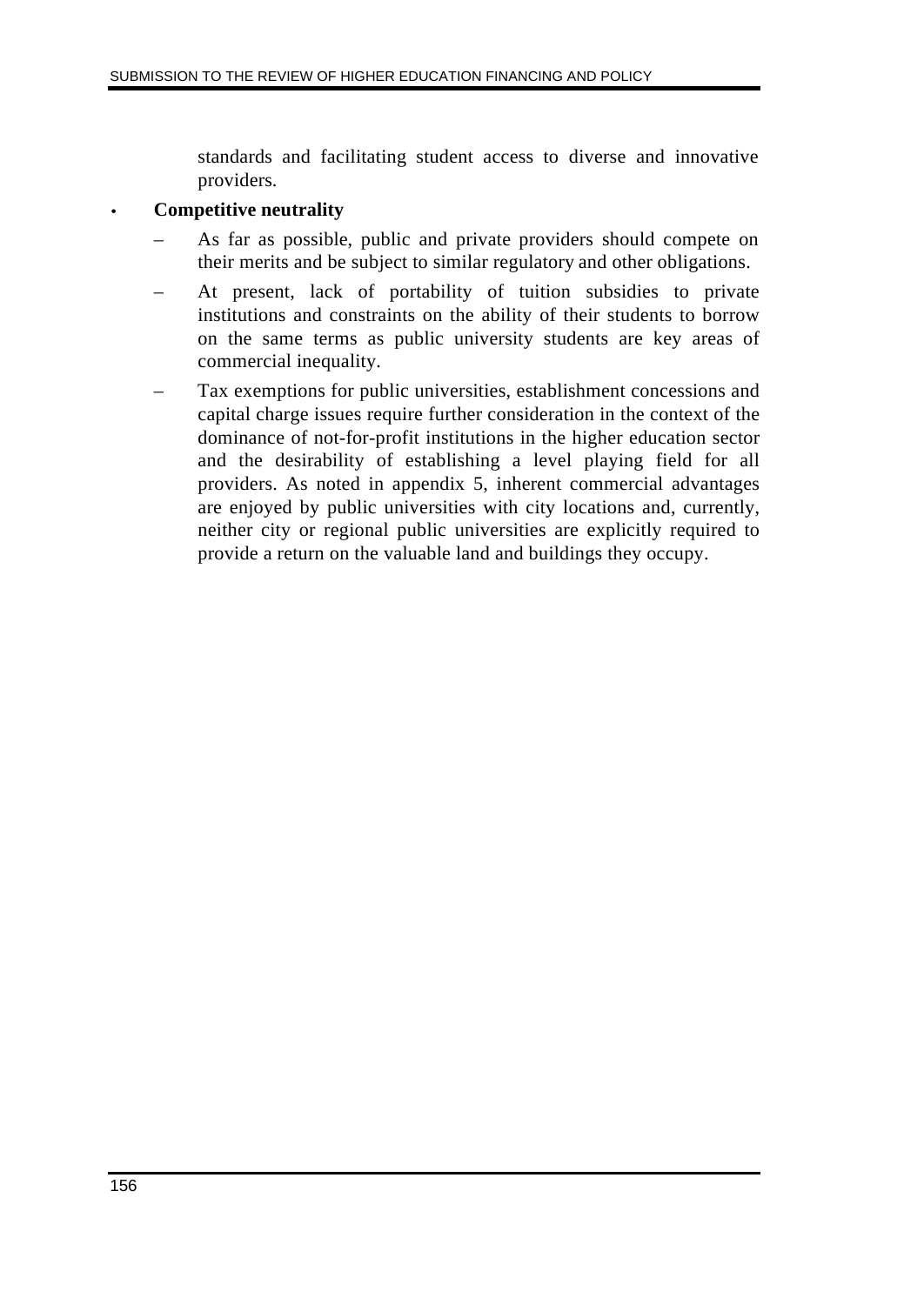standards and facilitating student access to diverse and innovative providers.

- **Competitive neutrality**
  - As far as possible, public and private providers should compete on their merits and be subject to similar regulatory and other obligations.
  - At present, lack of portability of tuition subsidies to private institutions and constraints on the ability of their students to borrow on the same terms as public university students are key areas of commercial inequality.
  - Tax exemptions for public universities, establishment concessions and capital charge issues require further consideration in the context of the dominance of not-for-profit institutions in the higher education sector and the desirability of establishing a level playing field for all providers. As noted in appendix 5, inherent commercial advantages are enjoyed by public universities with city locations and, currently, neither city or regional public universities are explicitly required to provide a return on the valuable land and buildings they occupy.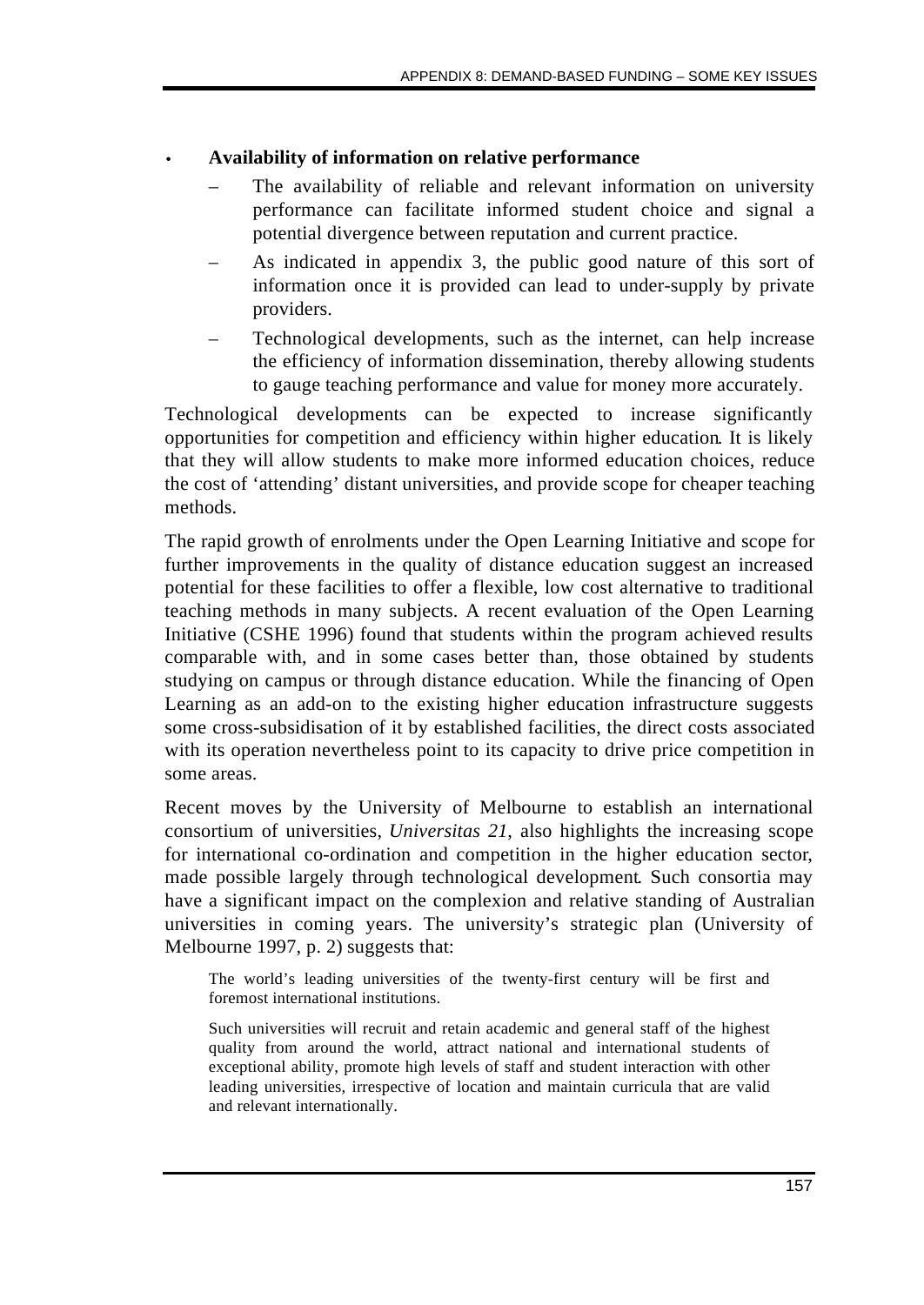- **Availability of information on relative performance**
  - The availability of reliable and relevant information on university performance can facilitate informed student choice and signal a potential divergence between reputation and current practice.
  - As indicated in appendix 3, the public good nature of this sort of information once it is provided can lead to under-supply by private providers.
  - Technological developments, such as the internet, can help increase the efficiency of information dissemination, thereby allowing students to gauge teaching performance and value for money more accurately.

Technological developments can be expected to increase significantly opportunities for competition and efficiency within higher education. It is likely that they will allow students to make more informed education choices, reduce the cost of 'attending' distant universities, and provide scope for cheaper teaching methods.

The rapid growth of enrolments under the Open Learning Initiative and scope for further improvements in the quality of distance education suggest an increased potential for these facilities to offer a flexible, low cost alternative to traditional teaching methods in many subjects. A recent evaluation of the Open Learning Initiative (CSHE 1996) found that students within the program achieved results comparable with, and in some cases better than, those obtained by students studying on campus or through distance education. While the financing of Open Learning as an add-on to the existing higher education infrastructure suggests some cross-subsidisation of it by established facilities, the direct costs associated with its operation nevertheless point to its capacity to drive price competition in some areas.

Recent moves by the University of Melbourne to establish an international consortium of universities, *Universitas 21*, also highlights the increasing scope for international co-ordination and competition in the higher education sector, made possible largely through technological development. Such consortia may have a significant impact on the complexion and relative standing of Australian universities in coming years. The university's strategic plan (University of Melbourne 1997, p. 2) suggests that:

> The world's leading universities of the twenty-first century will be first and foremost international institutions.
>
> Such universities will recruit and retain academic and general staff of the highest quality from around the world, attract national and international students of exceptional ability, promote high levels of staff and student interaction with other leading universities, irrespective of location and maintain curricula that are valid and relevant internationally.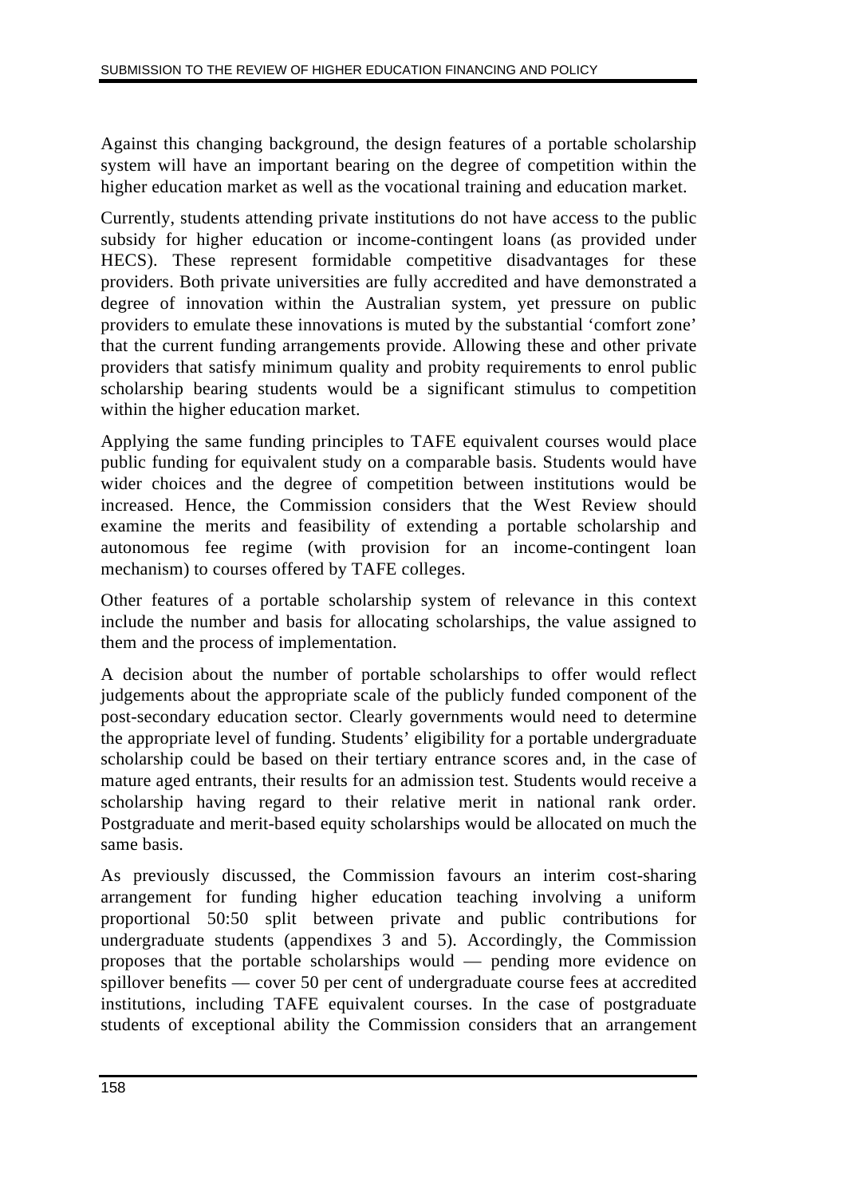Against this changing background, the design features of a portable scholarship system will have an important bearing on the degree of competition within the higher education market as well as the vocational training and education market.

Currently, students attending private institutions do not have access to the public subsidy for higher education or income-contingent loans (as provided under HECS). These represent formidable competitive disadvantages for these providers. Both private universities are fully accredited and have demonstrated a degree of innovation within the Australian system, yet pressure on public providers to emulate these innovations is muted by the substantial 'comfort zone' that the current funding arrangements provide. Allowing these and other private providers that satisfy minimum quality and probity requirements to enrol public scholarship bearing students would be a significant stimulus to competition within the higher education market.

Applying the same funding principles to TAFE equivalent courses would place public funding for equivalent study on a comparable basis. Students would have wider choices and the degree of competition between institutions would be increased. Hence, the Commission considers that the West Review should examine the merits and feasibility of extending a portable scholarship and autonomous fee regime (with provision for an income-contingent loan mechanism) to courses offered by TAFE colleges.

Other features of a portable scholarship system of relevance in this context include the number and basis for allocating scholarships, the value assigned to them and the process of implementation.

A decision about the number of portable scholarships to offer would reflect judgements about the appropriate scale of the publicly funded component of the post-secondary education sector. Clearly governments would need to determine the appropriate level of funding. Students' eligibility for a portable undergraduate scholarship could be based on their tertiary entrance scores and, in the case of mature aged entrants, their results for an admission test. Students would receive a scholarship having regard to their relative merit in national rank order. Postgraduate and merit-based equity scholarships would be allocated on much the same basis.

As previously discussed, the Commission favours an interim cost-sharing arrangement for funding higher education teaching involving a uniform proportional 50:50 split between private and public contributions for undergraduate students (appendixes 3 and 5). Accordingly, the Commission proposes that the portable scholarships would — pending more evidence on spillover benefits — cover 50 per cent of undergraduate course fees at accredited institutions, including TAFE equivalent courses. In the case of postgraduate students of exceptional ability the Commission considers that an arrangement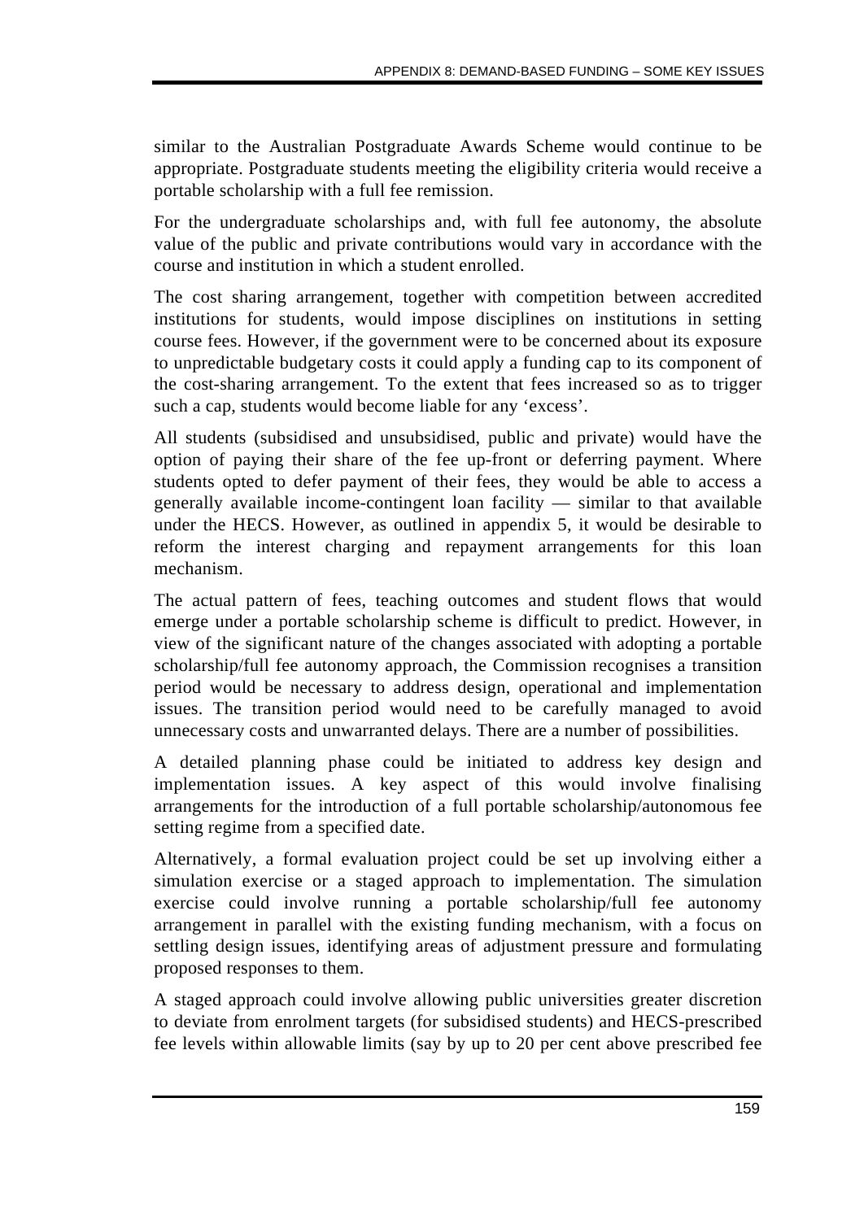similar to the Australian Postgraduate Awards Scheme would continue to be appropriate. Postgraduate students meeting the eligibility criteria would receive a portable scholarship with a full fee remission.

For the undergraduate scholarships and, with full fee autonomy, the absolute value of the public and private contributions would vary in accordance with the course and institution in which a student enrolled.

The cost sharing arrangement, together with competition between accredited institutions for students, would impose disciplines on institutions in setting course fees. However, if the government were to be concerned about its exposure to unpredictable budgetary costs it could apply a funding cap to its component of the cost-sharing arrangement. To the extent that fees increased so as to trigger such a cap, students would become liable for any 'excess'.

All students (subsidised and unsubsidised, public and private) would have the option of paying their share of the fee up-front or deferring payment. Where students opted to defer payment of their fees, they would be able to access a generally available income-contingent loan facility — similar to that available under the HECS. However, as outlined in appendix 5, it would be desirable to reform the interest charging and repayment arrangements for this loan mechanism.

The actual pattern of fees, teaching outcomes and student flows that would emerge under a portable scholarship scheme is difficult to predict. However, in view of the significant nature of the changes associated with adopting a portable scholarship/full fee autonomy approach, the Commission recognises a transition period would be necessary to address design, operational and implementation issues. The transition period would need to be carefully managed to avoid unnecessary costs and unwarranted delays. There are a number of possibilities.

A detailed planning phase could be initiated to address key design and implementation issues. A key aspect of this would involve finalising arrangements for the introduction of a full portable scholarship/autonomous fee setting regime from a specified date.

Alternatively, a formal evaluation project could be set up involving either a simulation exercise or a staged approach to implementation. The simulation exercise could involve running a portable scholarship/full fee autonomy arrangement in parallel with the existing funding mechanism, with a focus on settling design issues, identifying areas of adjustment pressure and formulating proposed responses to them.

A staged approach could involve allowing public universities greater discretion to deviate from enrolment targets (for subsidised students) and HECS-prescribed fee levels within allowable limits (say by up to 20 per cent above prescribed fee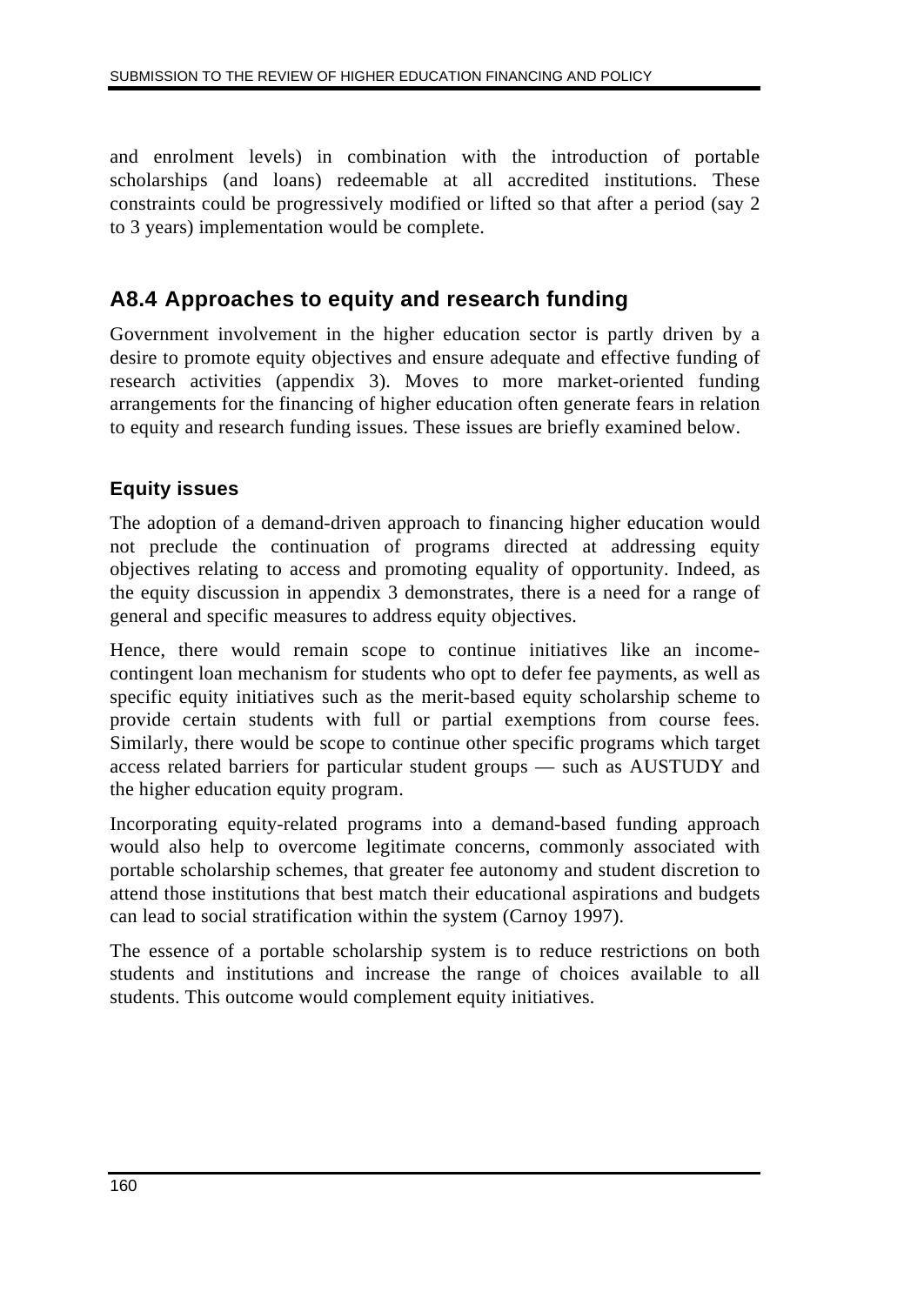and enrolment levels) in combination with the introduction of portable scholarships (and loans) redeemable at all accredited institutions. These constraints could be progressively modified or lifted so that after a period (say 2 to 3 years) implementation would be complete.

## A8.4 Approaches to equity and research funding

Government involvement in the higher education sector is partly driven by a desire to promote equity objectives and ensure adequate and effective funding of research activities (appendix 3). Moves to more market-oriented funding arrangements for the financing of higher education often generate fears in relation to equity and research funding issues. These issues are briefly examined below.

### Equity issues

The adoption of a demand-driven approach to financing higher education would not preclude the continuation of programs directed at addressing equity objectives relating to access and promoting equality of opportunity. Indeed, as the equity discussion in appendix 3 demonstrates, there is a need for a range of general and specific measures to address equity objectives.

Hence, there would remain scope to continue initiatives like an income-contingent loan mechanism for students who opt to defer fee payments, as well as specific equity initiatives such as the merit-based equity scholarship scheme to provide certain students with full or partial exemptions from course fees. Similarly, there would be scope to continue other specific programs which target access related barriers for particular student groups — such as AUSTUDY and the higher education equity program.

Incorporating equity-related programs into a demand-based funding approach would also help to overcome legitimate concerns, commonly associated with portable scholarship schemes, that greater fee autonomy and student discretion to attend those institutions that best match their educational aspirations and budgets can lead to social stratification within the system (Carnoy 1997).

The essence of a portable scholarship system is to reduce restrictions on both students and institutions and increase the range of choices available to all students. This outcome would complement equity initiatives.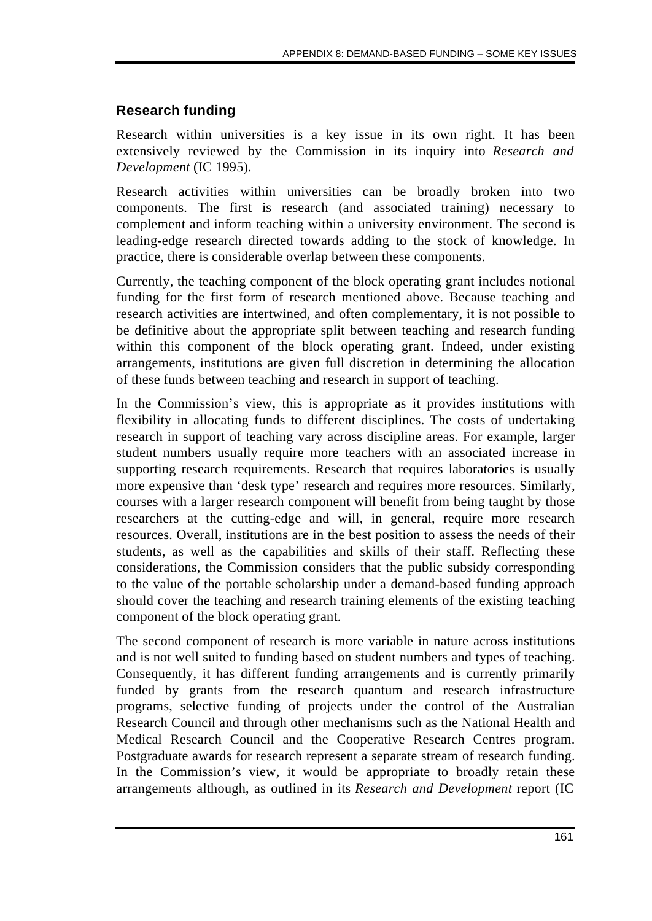### Research funding

Research within universities is a key issue in its own right. It has been extensively reviewed by the Commission in its inquiry into *Research and Development* (IC 1995).

Research activities within universities can be broadly broken into two components. The first is research (and associated training) necessary to complement and inform teaching within a university environment. The second is leading-edge research directed towards adding to the stock of knowledge. In practice, there is considerable overlap between these components.

Currently, the teaching component of the block operating grant includes notional funding for the first form of research mentioned above. Because teaching and research activities are intertwined, and often complementary, it is not possible to be definitive about the appropriate split between teaching and research funding within this component of the block operating grant. Indeed, under existing arrangements, institutions are given full discretion in determining the allocation of these funds between teaching and research in support of teaching.

In the Commission's view, this is appropriate as it provides institutions with flexibility in allocating funds to different disciplines. The costs of undertaking research in support of teaching vary across discipline areas. For example, larger student numbers usually require more teachers with an associated increase in supporting research requirements. Research that requires laboratories is usually more expensive than 'desk type' research and requires more resources. Similarly, courses with a larger research component will benefit from being taught by those researchers at the cutting-edge and will, in general, require more research resources. Overall, institutions are in the best position to assess the needs of their students, as well as the capabilities and skills of their staff. Reflecting these considerations, the Commission considers that the public subsidy corresponding to the value of the portable scholarship under a demand-based funding approach should cover the teaching and research training elements of the existing teaching component of the block operating grant.

The second component of research is more variable in nature across institutions and is not well suited to funding based on student numbers and types of teaching. Consequently, it has different funding arrangements and is currently primarily funded by grants from the research quantum and research infrastructure programs, selective funding of projects under the control of the Australian Research Council and through other mechanisms such as the National Health and Medical Research Council and the Cooperative Research Centres program. Postgraduate awards for research represent a separate stream of research funding. In the Commission's view, it would be appropriate to broadly retain these arrangements although, as outlined in its *Research and Development* report (IC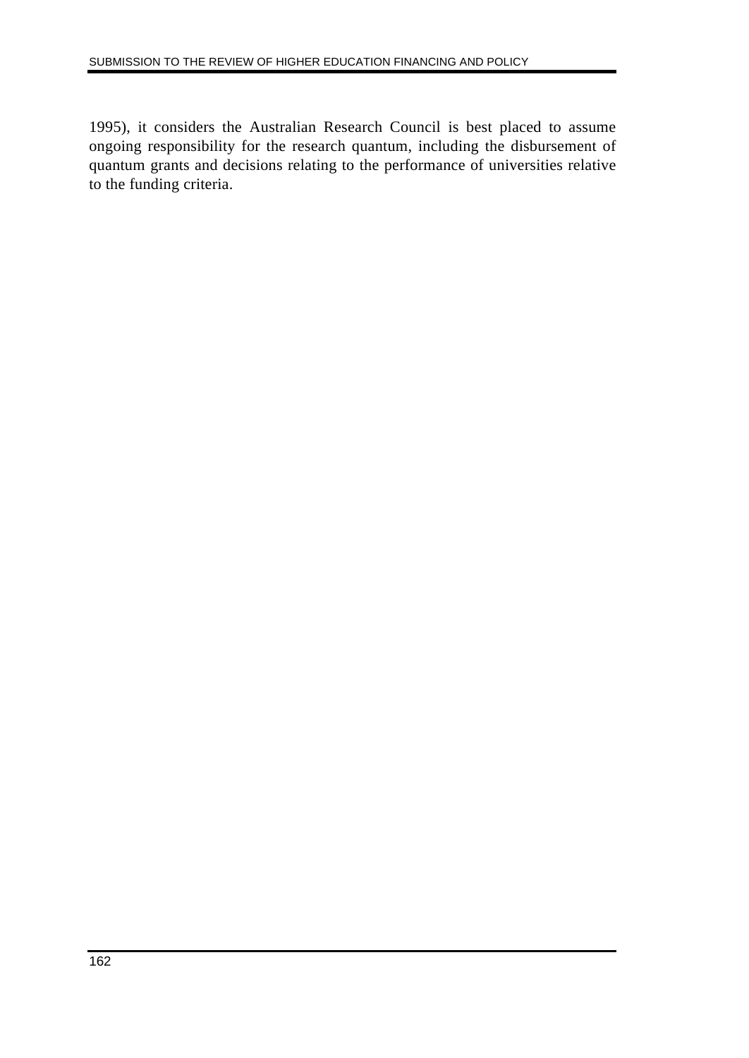1995), it considers the Australian Research Council is best placed to assume ongoing responsibility for the research quantum, including the disbursement of quantum grants and decisions relating to the performance of universities relative to the funding criteria.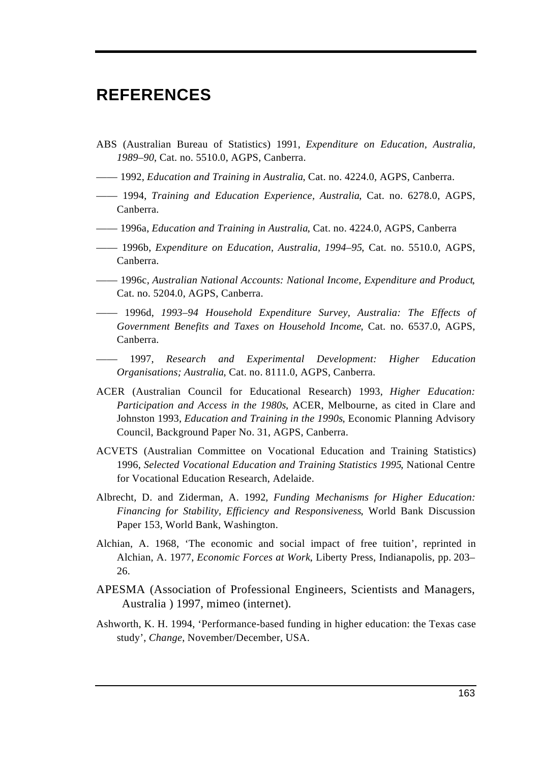# REFERENCES

ABS (Australian Bureau of Statistics) 1991, *Expenditure on Education, Australia, 1989–90*, Cat. no. 5510.0, AGPS, Canberra.

—— 1992, *Education and Training in Australia*, Cat. no. 4224.0, AGPS, Canberra.

—— 1994, *Training and Education Experience, Australia*, Cat. no. 6278.0, AGPS, Canberra.

—— 1996a, *Education and Training in Australia*, Cat. no. 4224.0, AGPS, Canberra

—— 1996b, *Expenditure on Education, Australia, 1994–95*, Cat. no. 5510.0, AGPS, Canberra.

—— 1996c, *Australian National Accounts: National Income, Expenditure and Product*, Cat. no. 5204.0, AGPS, Canberra.

—— 1996d, *1993–94 Household Expenditure Survey, Australia: The Effects of Government Benefits and Taxes on Household Income*, Cat. no. 6537.0, AGPS, Canberra.

—— 1997, *Research and Experimental Development: Higher Education Organisations; Australia*, Cat. no. 8111.0, AGPS, Canberra.

ACER (Australian Council for Educational Research) 1993, *Higher Education: Participation and Access in the 1980s*, ACER, Melbourne, as cited in Clare and Johnston 1993, *Education and Training in the 1990s*, Economic Planning Advisory Council, Background Paper No. 31, AGPS, Canberra.

ACVETS (Australian Committee on Vocational Education and Training Statistics) 1996, *Selected Vocational Education and Training Statistics 1995*, National Centre for Vocational Education Research, Adelaide.

Albrecht, D. and Ziderman, A. 1992, *Funding Mechanisms for Higher Education: Financing for Stability, Efficiency and Responsiveness*, World Bank Discussion Paper 153, World Bank, Washington.

Alchian, A. 1968, 'The economic and social impact of free tuition', reprinted in Alchian, A. 1977, *Economic Forces at Work*, Liberty Press, Indianapolis, pp. 203–26.

APESMA (Association of Professional Engineers, Scientists and Managers, Australia ) 1997, mimeo (internet).

Ashworth, K. H. 1994, 'Performance-based funding in higher education: the Texas case study', *Change*, November/December, USA.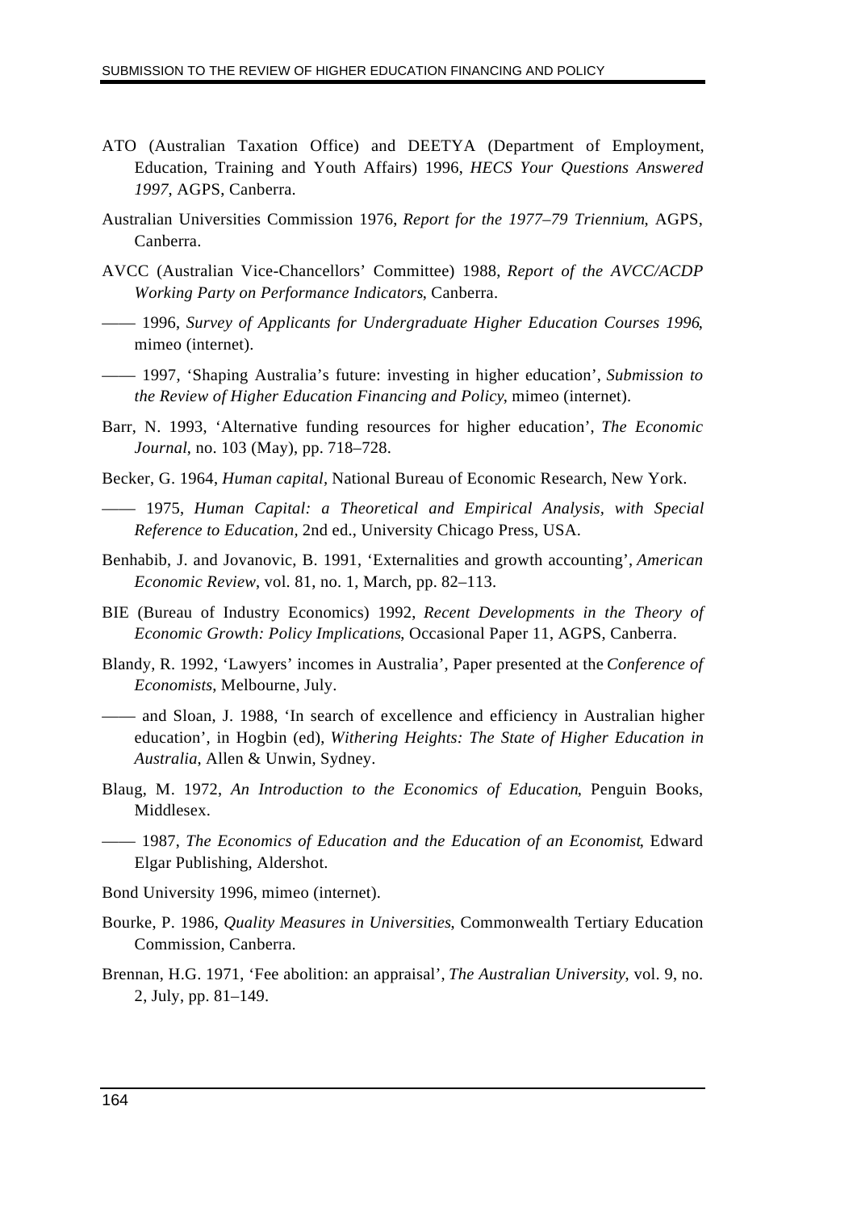ATO (Australian Taxation Office) and DEETYA (Department of Employment, Education, Training and Youth Affairs) 1996, *HECS Your Questions Answered 1997*, AGPS, Canberra.

Australian Universities Commission 1976, *Report for the 1977–79 Triennium*, AGPS, Canberra.

AVCC (Australian Vice-Chancellors' Committee) 1988, *Report of the AVCC/ACDP Working Party on Performance Indicators*, Canberra.

—— 1996, *Survey of Applicants for Undergraduate Higher Education Courses 1996*, mimeo (internet).

—— 1997, 'Shaping Australia's future: investing in higher education', *Submission to the Review of Higher Education Financing and Policy*, mimeo (internet).

Barr, N. 1993, 'Alternative funding resources for higher education', *The Economic Journal*, no. 103 (May), pp. 718–728.

Becker, G. 1964, *Human capital*, National Bureau of Economic Research, New York.

—— 1975, *Human Capital: a Theoretical and Empirical Analysis, with Special Reference to Education*, 2nd ed., University Chicago Press, USA.

Benhabib, J. and Jovanovic, B. 1991, 'Externalities and growth accounting', *American Economic Review*, vol. 81, no. 1, March, pp. 82–113.

BIE (Bureau of Industry Economics) 1992, *Recent Developments in the Theory of Economic Growth: Policy Implications*, Occasional Paper 11, AGPS, Canberra.

Blandy, R. 1992, 'Lawyers' incomes in Australia', Paper presented at the *Conference of Economists*, Melbourne, July.

—— and Sloan, J. 1988, 'In search of excellence and efficiency in Australian higher education', in Hogbin (ed), *Withering Heights: The State of Higher Education in Australia*, Allen & Unwin, Sydney.

Blaug, M. 1972, *An Introduction to the Economics of Education*, Penguin Books, Middlesex.

—— 1987, *The Economics of Education and the Education of an Economist*, Edward Elgar Publishing, Aldershot.

Bond University 1996, mimeo (internet).

Bourke, P. 1986, *Quality Measures in Universities*, Commonwealth Tertiary Education Commission, Canberra.

Brennan, H.G. 1971, 'Fee abolition: an appraisal', *The Australian University*, vol. 9, no. 2, July, pp. 81–149.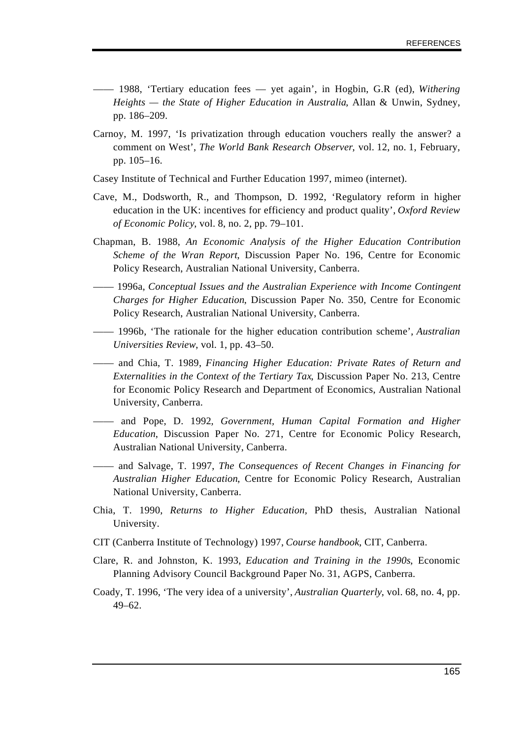—— 1988, 'Tertiary education fees — yet again', in Hogbin, G.R (ed), *Withering Heights — the State of Higher Education in Australia*, Allan & Unwin, Sydney, pp. 186–209.

Carnoy, M. 1997, 'Is privatization through education vouchers really the answer? a comment on West', *The World Bank Research Observer*, vol. 12, no. 1, February, pp. 105–16.

Casey Institute of Technical and Further Education 1997, mimeo (internet).

Cave, M., Dodsworth, R., and Thompson, D. 1992, 'Regulatory reform in higher education in the UK: incentives for efficiency and product quality', *Oxford Review of Economic Policy*, vol. 8, no. 2, pp. 79–101.

Chapman, B. 1988, *An Economic Analysis of the Higher Education Contribution Scheme of the Wran Report*, Discussion Paper No. 196, Centre for Economic Policy Research, Australian National University, Canberra.

—— 1996a, *Conceptual Issues and the Australian Experience with Income Contingent Charges for Higher Education*, Discussion Paper No. 350, Centre for Economic Policy Research, Australian National University, Canberra.

—— 1996b, 'The rationale for the higher education contribution scheme', *Australian Universities Review*, vol. 1, pp. 43–50.

—— and Chia, T. 1989, *Financing Higher Education: Private Rates of Return and Externalities in the Context of the Tertiary Tax*, Discussion Paper No. 213, Centre for Economic Policy Research and Department of Economics, Australian National University, Canberra.

—— and Pope, D. 1992, *Government, Human Capital Formation and Higher Education*, Discussion Paper No. 271, Centre for Economic Policy Research, Australian National University, Canberra.

—— and Salvage, T. 1997, *The Consequences of Recent Changes in Financing for Australian Higher Education*, Centre for Economic Policy Research, Australian National University, Canberra.

Chia, T. 1990, *Returns to Higher Education*, PhD thesis, Australian National University.

CIT (Canberra Institute of Technology) 1997, *Course handbook*, CIT, Canberra.

Clare, R. and Johnston, K. 1993, *Education and Training in the 1990s*, Economic Planning Advisory Council Background Paper No. 31, AGPS, Canberra.

Coady, T. 1996, 'The very idea of a university', *Australian Quarterly*, vol. 68, no. 4, pp. 49–62.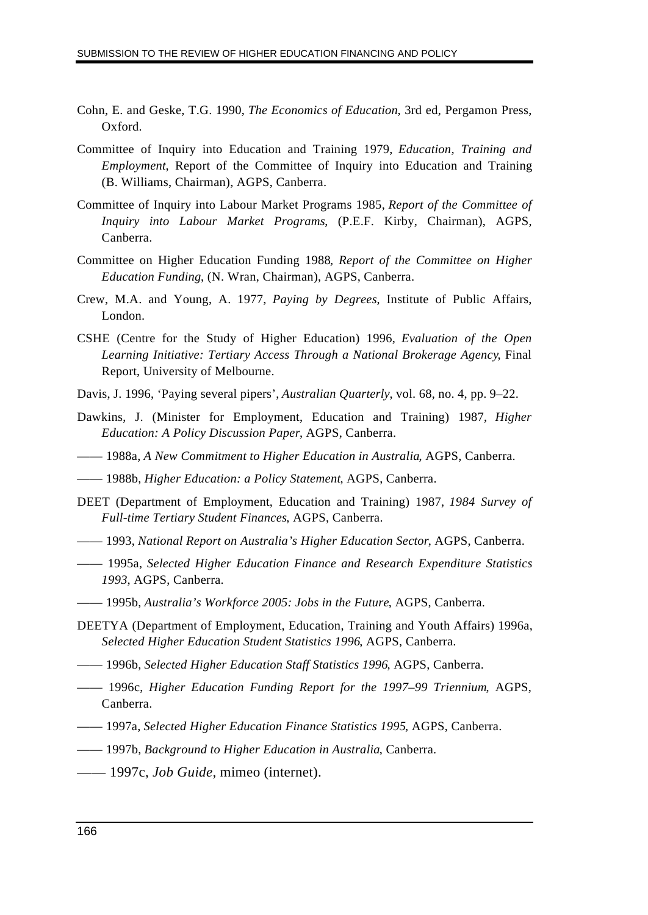Cohn, E. and Geske, T.G. 1990, *The Economics of Education*, 3rd ed, Pergamon Press, Oxford.

Committee of Inquiry into Education and Training 1979, *Education, Training and Employment*, Report of the Committee of Inquiry into Education and Training (B. Williams, Chairman), AGPS, Canberra.

Committee of Inquiry into Labour Market Programs 1985, *Report of the Committee of Inquiry into Labour Market Programs*, (P.E.F. Kirby, Chairman), AGPS, Canberra.

Committee on Higher Education Funding 1988, *Report of the Committee on Higher Education Funding*, (N. Wran, Chairman), AGPS, Canberra.

Crew, M.A. and Young, A. 1977, *Paying by Degrees*, Institute of Public Affairs, London.

CSHE (Centre for the Study of Higher Education) 1996, *Evaluation of the Open Learning Initiative: Tertiary Access Through a National Brokerage Agency*, Final Report, University of Melbourne.

Davis, J. 1996, 'Paying several pipers', *Australian Quarterly*, vol. 68, no. 4, pp. 9–22.

Dawkins, J. (Minister for Employment, Education and Training) 1987, *Higher Education: A Policy Discussion Paper*, AGPS, Canberra.

—— 1988a, *A New Commitment to Higher Education in Australia*, AGPS, Canberra.

—— 1988b, *Higher Education: a Policy Statement*, AGPS, Canberra.

DEET (Department of Employment, Education and Training) 1987, *1984 Survey of Full-time Tertiary Student Finances*, AGPS, Canberra.

—— 1993, *National Report on Australia's Higher Education Sector*, AGPS, Canberra.

—— 1995a, *Selected Higher Education Finance and Research Expenditure Statistics 1993*, AGPS, Canberra.

—— 1995b, *Australia's Workforce 2005: Jobs in the Future*, AGPS, Canberra.

DEETYA (Department of Employment, Education, Training and Youth Affairs) 1996a, *Selected Higher Education Student Statistics 1996*, AGPS, Canberra.

—— 1996b, *Selected Higher Education Staff Statistics 1996*, AGPS, Canberra.

—— 1996c, *Higher Education Funding Report for the 1997–99 Triennium*, AGPS, Canberra.

—— 1997a, *Selected Higher Education Finance Statistics 1995*, AGPS, Canberra.

—— 1997b, *Background to Higher Education in Australia*, Canberra.

—— 1997c, *Job Guide*, mimeo (internet).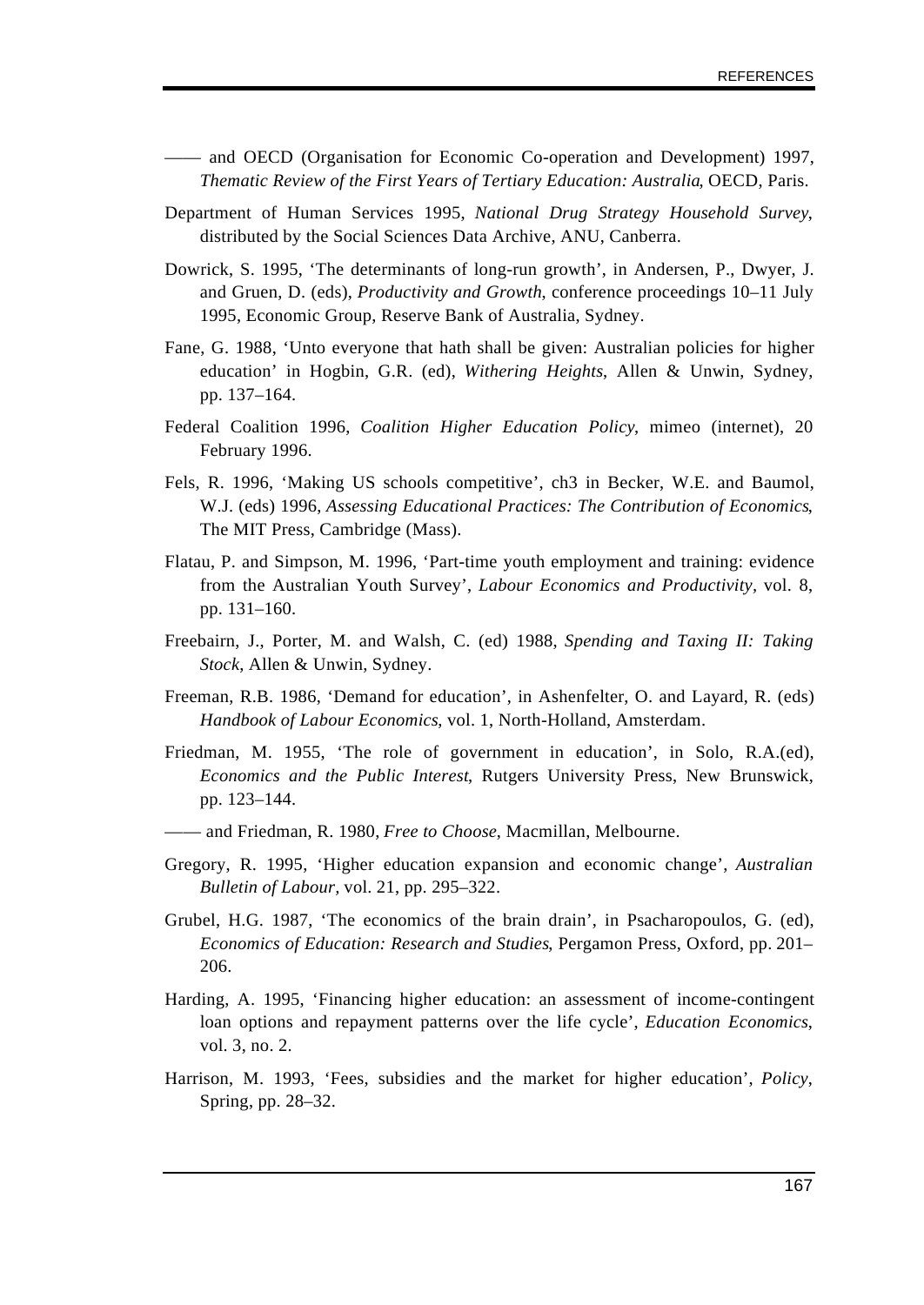—— and OECD (Organisation for Economic Co-operation and Development) 1997, *Thematic Review of the First Years of Tertiary Education: Australia*, OECD, Paris.

Department of Human Services 1995, *National Drug Strategy Household Survey*, distributed by the Social Sciences Data Archive, ANU, Canberra.

Dowrick, S. 1995, 'The determinants of long-run growth', in Andersen, P., Dwyer, J. and Gruen, D. (eds), *Productivity and Growth*, conference proceedings 10–11 July 1995, Economic Group, Reserve Bank of Australia, Sydney.

Fane, G. 1988, 'Unto everyone that hath shall be given: Australian policies for higher education' in Hogbin, G.R. (ed), *Withering Heights*, Allen & Unwin, Sydney, pp. 137–164.

Federal Coalition 1996, *Coalition Higher Education Policy*, mimeo (internet), 20 February 1996.

Fels, R. 1996, 'Making US schools competitive', ch3 in Becker, W.E. and Baumol, W.J. (eds) 1996, *Assessing Educational Practices: The Contribution of Economics*, The MIT Press, Cambridge (Mass).

Flatau, P. and Simpson, M. 1996, 'Part-time youth employment and training: evidence from the Australian Youth Survey', *Labour Economics and Productivity*, vol. 8, pp. 131–160.

Freebairn, J., Porter, M. and Walsh, C. (ed) 1988, *Spending and Taxing II: Taking Stock*, Allen & Unwin, Sydney.

Freeman, R.B. 1986, 'Demand for education', in Ashenfelter, O. and Layard, R. (eds) *Handbook of Labour Economics*, vol. 1, North-Holland, Amsterdam.

Friedman, M. 1955, 'The role of government in education', in Solo, R.A.(ed), *Economics and the Public Interest*, Rutgers University Press, New Brunswick, pp. 123–144.

—— and Friedman, R. 1980, *Free to Choose*, Macmillan, Melbourne.

Gregory, R. 1995, 'Higher education expansion and economic change', *Australian Bulletin of Labour,* vol. 21, pp. 295–322.

Grubel, H.G. 1987, 'The economics of the brain drain', in Psacharopoulos, G. (ed), *Economics of Education: Research and Studies*, Pergamon Press, Oxford, pp. 201–206.

Harding, A. 1995, 'Financing higher education: an assessment of income-contingent loan options and repayment patterns over the life cycle', *Education Economics*, vol. 3, no. 2.

Harrison, M. 1993, 'Fees, subsidies and the market for higher education', *Policy*, Spring, pp. 28–32.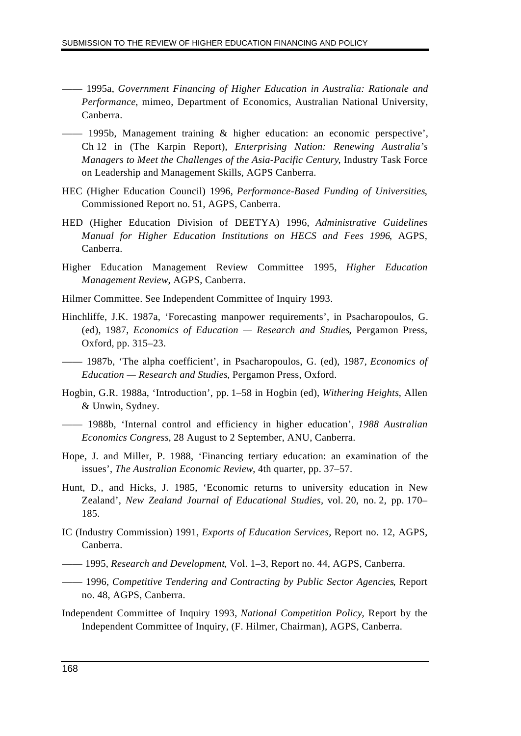—— 1995a, *Government Financing of Higher Education in Australia: Rationale and Performance*, mimeo, Department of Economics, Australian National University, Canberra.

—— 1995b, Management training & higher education: an economic perspective', Ch 12 in (The Karpin Report), *Enterprising Nation: Renewing Australia's Managers to Meet the Challenges of the Asia-Pacific Century*, Industry Task Force on Leadership and Management Skills, AGPS Canberra.

HEC (Higher Education Council) 1996, *Performance-Based Funding of Universities*, Commissioned Report no. 51, AGPS, Canberra.

HED (Higher Education Division of DEETYA) 1996, *Administrative Guidelines Manual for Higher Education Institutions on HECS and Fees 1996*, AGPS, Canberra.

Higher Education Management Review Committee 1995, *Higher Education Management Review*, AGPS, Canberra.

Hilmer Committee. See Independent Committee of Inquiry 1993.

Hinchliffe, J.K. 1987a, 'Forecasting manpower requirements', in Psacharopoulos, G. (ed), 1987, *Economics of Education — Research and Studies*, Pergamon Press, Oxford, pp. 315–23.

—— 1987b, 'The alpha coefficient', in Psacharopoulos, G. (ed), 1987, *Economics of Education — Research and Studies*, Pergamon Press, Oxford.

Hogbin, G.R. 1988a, 'Introduction', pp. 1–58 in Hogbin (ed), *Withering Heights*, Allen & Unwin, Sydney.

—— 1988b, 'Internal control and efficiency in higher education', *1988 Australian Economics Congress*, 28 August to 2 September, ANU, Canberra.

Hope, J. and Miller, P. 1988, 'Financing tertiary education: an examination of the issues', *The Australian Economic Review*, 4th quarter, pp. 37–57.

Hunt, D., and Hicks, J. 1985, 'Economic returns to university education in New Zealand', *New Zealand Journal of Educational Studies*, vol. 20, no. 2, pp. 170–185.

IC (Industry Commission) 1991, *Exports of Education Services*, Report no. 12, AGPS, Canberra.

—— 1995, *Research and Development*, Vol. 1–3, Report no. 44, AGPS, Canberra.

—— 1996, *Competitive Tendering and Contracting by Public Sector Agencies*, Report no. 48, AGPS, Canberra.

Independent Committee of Inquiry 1993, *National Competition Policy*, Report by the Independent Committee of Inquiry, (F. Hilmer, Chairman), AGPS, Canberra.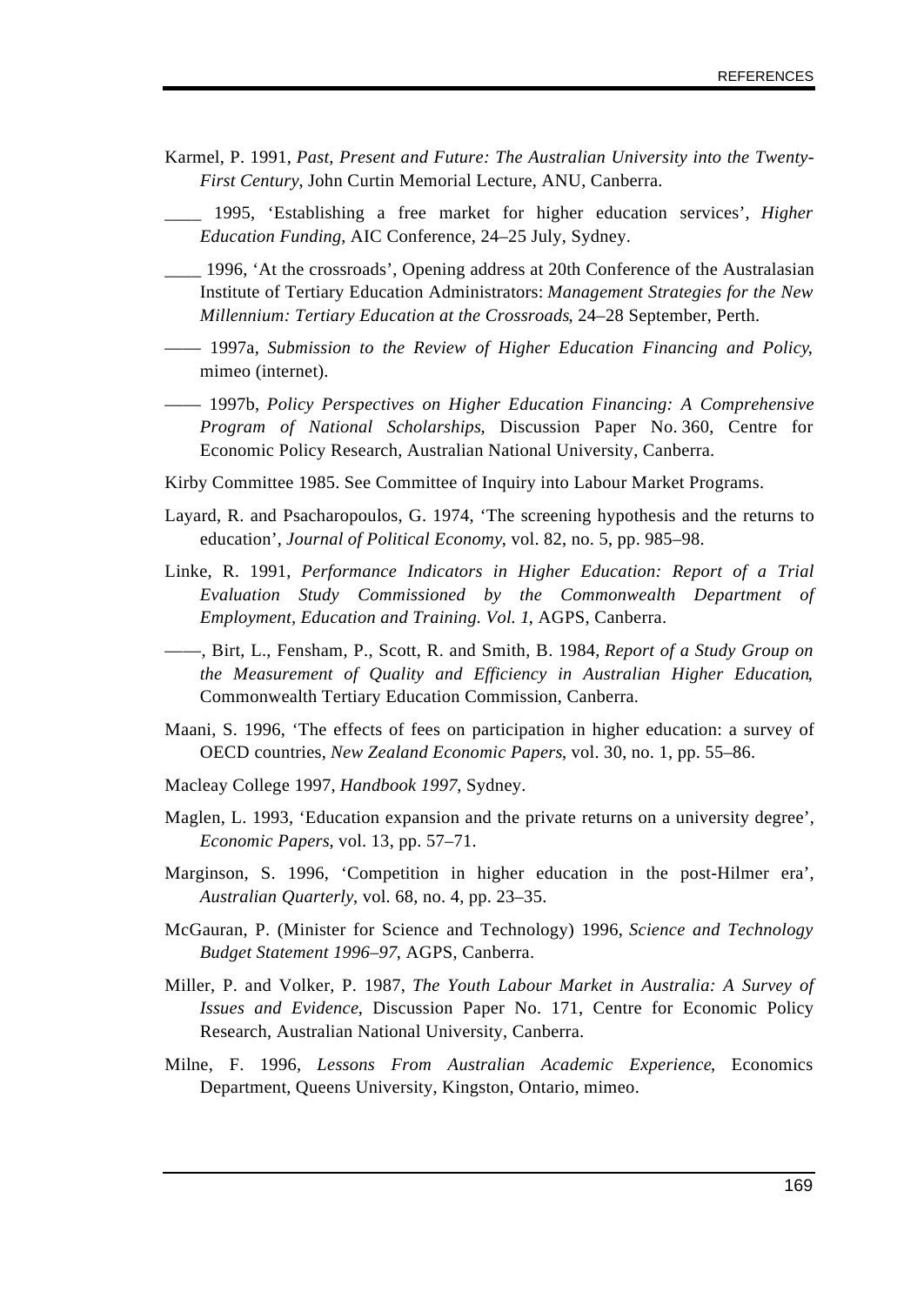Karmel, P. 1991, *Past, Present and Future: The Australian University into the Twenty-First Century*, John Curtin Memorial Lecture, ANU, Canberra.

____ 1995, 'Establishing a free market for higher education services', *Higher Education Funding*, AIC Conference, 24–25 July, Sydney.

____ 1996, 'At the crossroads', Opening address at 20th Conference of the Australasian Institute of Tertiary Education Administrators: *Management Strategies for the New Millennium: Tertiary Education at the Crossroads*, 24–28 September, Perth.

—— 1997a, *Submission to the Review of Higher Education Financing and Policy*, mimeo (internet).

—— 1997b, *Policy Perspectives on Higher Education Financing: A Comprehensive Program of National Scholarships*, Discussion Paper No. 360, Centre for Economic Policy Research, Australian National University, Canberra.

Kirby Committee 1985. See Committee of Inquiry into Labour Market Programs.

Layard, R. and Psacharopoulos, G. 1974, 'The screening hypothesis and the returns to education', *Journal of Political Economy*, vol. 82, no. 5, pp. 985–98.

Linke, R. 1991, *Performance Indicators in Higher Education: Report of a Trial Evaluation Study Commissioned by the Commonwealth Department of Employment, Education and Training. Vol. 1*, AGPS, Canberra.

——, Birt, L., Fensham, P., Scott, R. and Smith, B. 1984, *Report of a Study Group on the Measurement of Quality and Efficiency in Australian Higher Education*, Commonwealth Tertiary Education Commission, Canberra.

Maani, S. 1996, 'The effects of fees on participation in higher education: a survey of OECD countries, *New Zealand Economic Papers*, vol. 30, no. 1, pp. 55–86.

Macleay College 1997, *Handbook 1997*, Sydney.

Maglen, L. 1993, 'Education expansion and the private returns on a university degree', *Economic Papers*, vol. 13, pp. 57–71.

Marginson, S. 1996, 'Competition in higher education in the post-Hilmer era', *Australian Quarterly*, vol. 68, no. 4, pp. 23–35.

McGauran, P. (Minister for Science and Technology) 1996, *Science and Technology Budget Statement 1996–97*, AGPS, Canberra.

Miller, P. and Volker, P. 1987, *The Youth Labour Market in Australia: A Survey of Issues and Evidence*, Discussion Paper No. 171, Centre for Economic Policy Research, Australian National University, Canberra.

Milne, F. 1996, *Lessons From Australian Academic Experience*, Economics Department, Queens University, Kingston, Ontario, mimeo.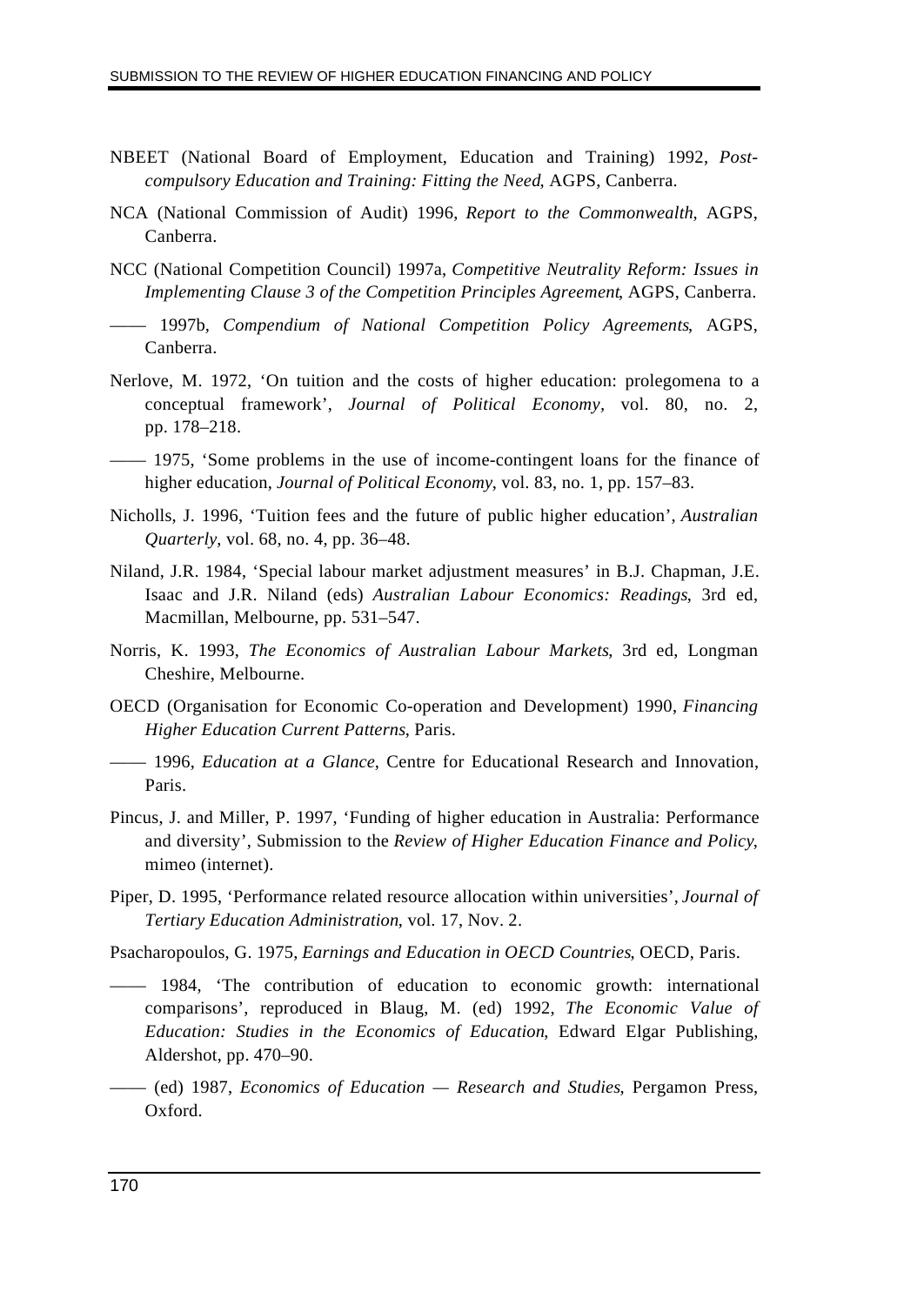NBEET (National Board of Employment, Education and Training) 1992, *Post-compulsory Education and Training: Fitting the Need*, AGPS, Canberra.

NCA (National Commission of Audit) 1996, *Report to the Commonwealth*, AGPS, Canberra.

NCC (National Competition Council) 1997a, *Competitive Neutrality Reform: Issues in Implementing Clause 3 of the Competition Principles Agreement*, AGPS, Canberra.

—— 1997b, *Compendium of National Competition Policy Agreements*, AGPS, Canberra.

Nerlove, M. 1972, 'On tuition and the costs of higher education: prolegomena to a conceptual framework', *Journal of Political Economy*, vol. 80, no. 2, pp. 178–218.

—— 1975, 'Some problems in the use of income-contingent loans for the finance of higher education, *Journal of Political Economy*, vol. 83, no. 1, pp. 157–83.

Nicholls, J. 1996, 'Tuition fees and the future of public higher education', *Australian Quarterly*, vol. 68, no. 4, pp. 36–48.

Niland, J.R. 1984, 'Special labour market adjustment measures' in B.J. Chapman, J.E. Isaac and J.R. Niland (eds) *Australian Labour Economics: Readings*, 3rd ed, Macmillan, Melbourne, pp. 531–547.

Norris, K. 1993, *The Economics of Australian Labour Markets*, 3rd ed, Longman Cheshire, Melbourne.

OECD (Organisation for Economic Co-operation and Development) 1990, *Financing Higher Education Current Patterns*, Paris.

—— 1996, *Education at a Glance*, Centre for Educational Research and Innovation, Paris.

Pincus, J. and Miller, P. 1997, 'Funding of higher education in Australia: Performance and diversity', Submission to the *Review of Higher Education Finance and Policy*, mimeo (internet).

Piper, D. 1995, 'Performance related resource allocation within universities', *Journal of Tertiary Education Administration*, vol. 17, Nov. 2.

Psacharopoulos, G. 1975, *Earnings and Education in OECD Countries*, OECD, Paris.

—— 1984, 'The contribution of education to economic growth: international comparisons', reproduced in Blaug, M. (ed) 1992, *The Economic Value of Education: Studies in the Economics of Education*, Edward Elgar Publishing, Aldershot, pp. 470–90.

—— (ed) 1987, *Economics of Education — Research and Studies*, Pergamon Press, Oxford.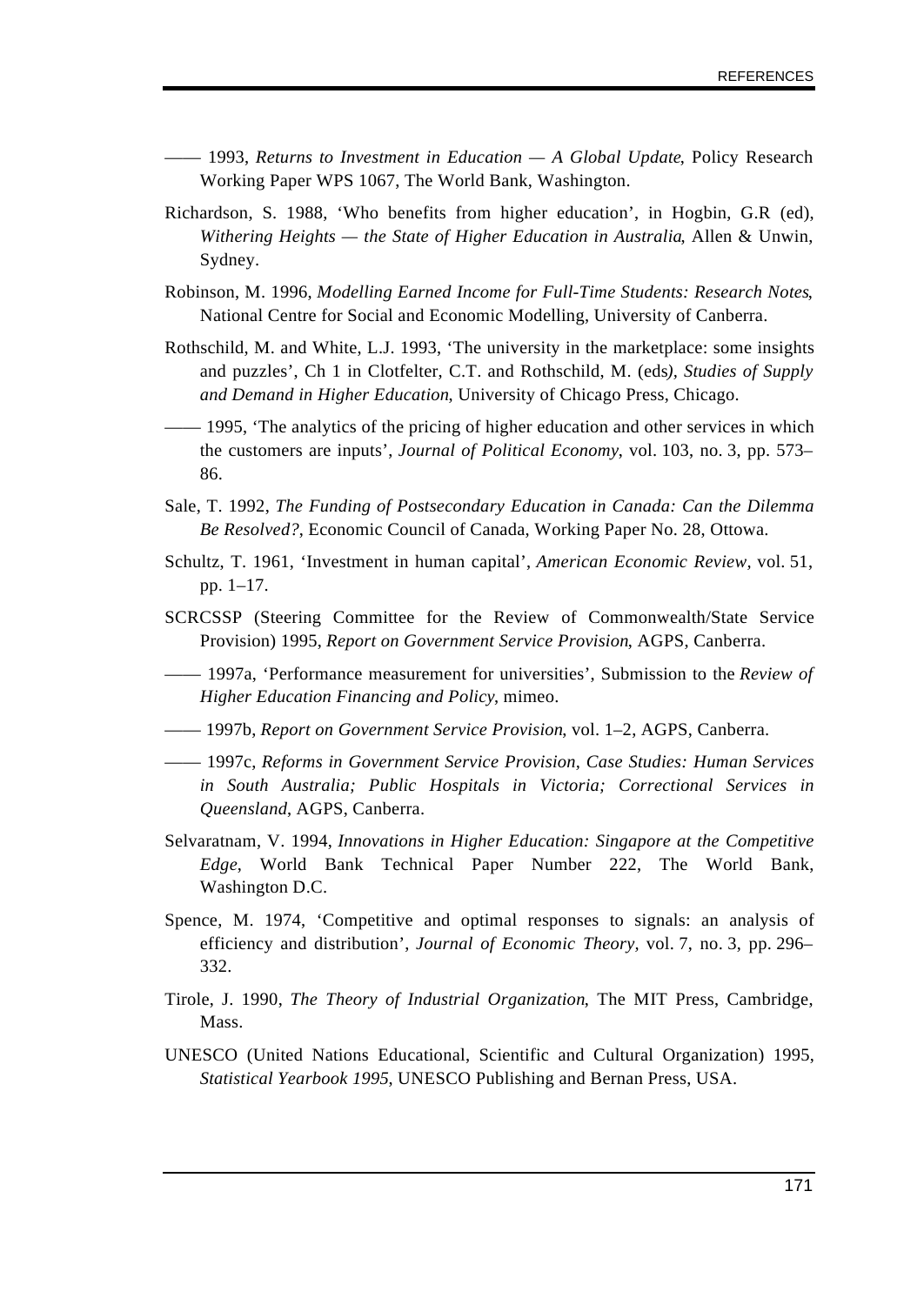—— 1993, *Returns to Investment in Education — A Global Update*, Policy Research Working Paper WPS 1067, The World Bank, Washington.

Richardson, S. 1988, 'Who benefits from higher education', in Hogbin, G.R (ed), *Withering Heights — the State of Higher Education in Australia*, Allen & Unwin, Sydney.

Robinson, M. 1996, *Modelling Earned Income for Full-Time Students: Research Notes*, National Centre for Social and Economic Modelling, University of Canberra.

Rothschild, M. and White, L.J. 1993, 'The university in the marketplace: some insights and puzzles', Ch 1 in Clotfelter, C.T. and Rothschild, M. (eds), *Studies of Supply and Demand in Higher Education*, University of Chicago Press, Chicago.

—— 1995, 'The analytics of the pricing of higher education and other services in which the customers are inputs', *Journal of Political Economy*, vol. 103, no. 3, pp. 573–86.

Sale, T. 1992, *The Funding of Postsecondary Education in Canada: Can the Dilemma Be Resolved?*, Economic Council of Canada, Working Paper No. 28, Ottowa.

Schultz, T. 1961, 'Investment in human capital', *American Economic Review*, vol. 51, pp. 1–17.

SCRCSSP (Steering Committee for the Review of Commonwealth/State Service Provision) 1995, *Report on Government Service Provision*, AGPS, Canberra.

—— 1997a, 'Performance measurement for universities', Submission to the *Review of Higher Education Financing and Policy*, mimeo.

—— 1997b, *Report on Government Service Provision*, vol. 1–2, AGPS, Canberra.

—— 1997c, *Reforms in Government Service Provision, Case Studies: Human Services in South Australia; Public Hospitals in Victoria; Correctional Services in Queensland*, AGPS, Canberra.

Selvaratnam, V. 1994, *Innovations in Higher Education: Singapore at the Competitive Edge*, World Bank Technical Paper Number 222, The World Bank, Washington D.C.

Spence, M. 1974, 'Competitive and optimal responses to signals: an analysis of efficiency and distribution', *Journal of Economic Theory*, vol. 7, no. 3, pp. 296–332.

Tirole, J. 1990, *The Theory of Industrial Organization*, The MIT Press, Cambridge, Mass.

UNESCO (United Nations Educational, Scientific and Cultural Organization) 1995, *Statistical Yearbook 1995*, UNESCO Publishing and Bernan Press, USA.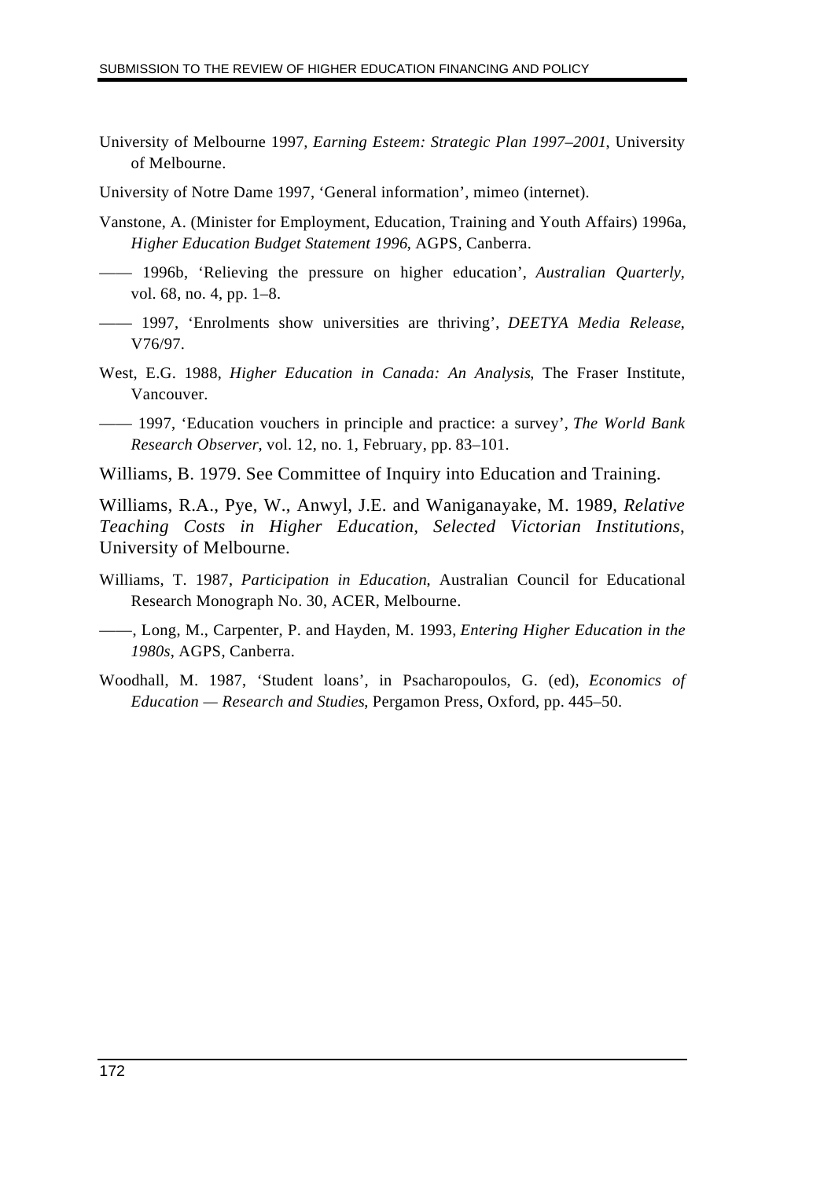University of Melbourne 1997, *Earning Esteem: Strategic Plan 1997–2001*, University of Melbourne.

University of Notre Dame 1997, 'General information', mimeo (internet).

Vanstone, A. (Minister for Employment, Education, Training and Youth Affairs) 1996a, *Higher Education Budget Statement 1996*, AGPS, Canberra.

—— 1996b, 'Relieving the pressure on higher education', *Australian Quarterly*, vol. 68, no. 4, pp. 1–8.

—— 1997, 'Enrolments show universities are thriving', *DEETYA Media Release*, V76/97.

West, E.G. 1988, *Higher Education in Canada: An Analysis*, The Fraser Institute, Vancouver.

—— 1997, 'Education vouchers in principle and practice: a survey', *The World Bank Research Observer*, vol. 12, no. 1, February, pp. 83–101.

Williams, B. 1979. See Committee of Inquiry into Education and Training.

Williams, R.A., Pye, W., Anwyl, J.E. and Waniganayake, M. 1989, *Relative Teaching Costs in Higher Education, Selected Victorian Institutions*, University of Melbourne.

Williams, T. 1987, *Participation in Education*, Australian Council for Educational Research Monograph No. 30, ACER, Melbourne.

——, Long, M., Carpenter, P. and Hayden, M. 1993, *Entering Higher Education in the 1980s*, AGPS, Canberra.

Woodhall, M. 1987, 'Student loans', in Psacharopoulos, G. (ed), *Economics of Education — Research and Studies*, Pergamon Press, Oxford, pp. 445–50.